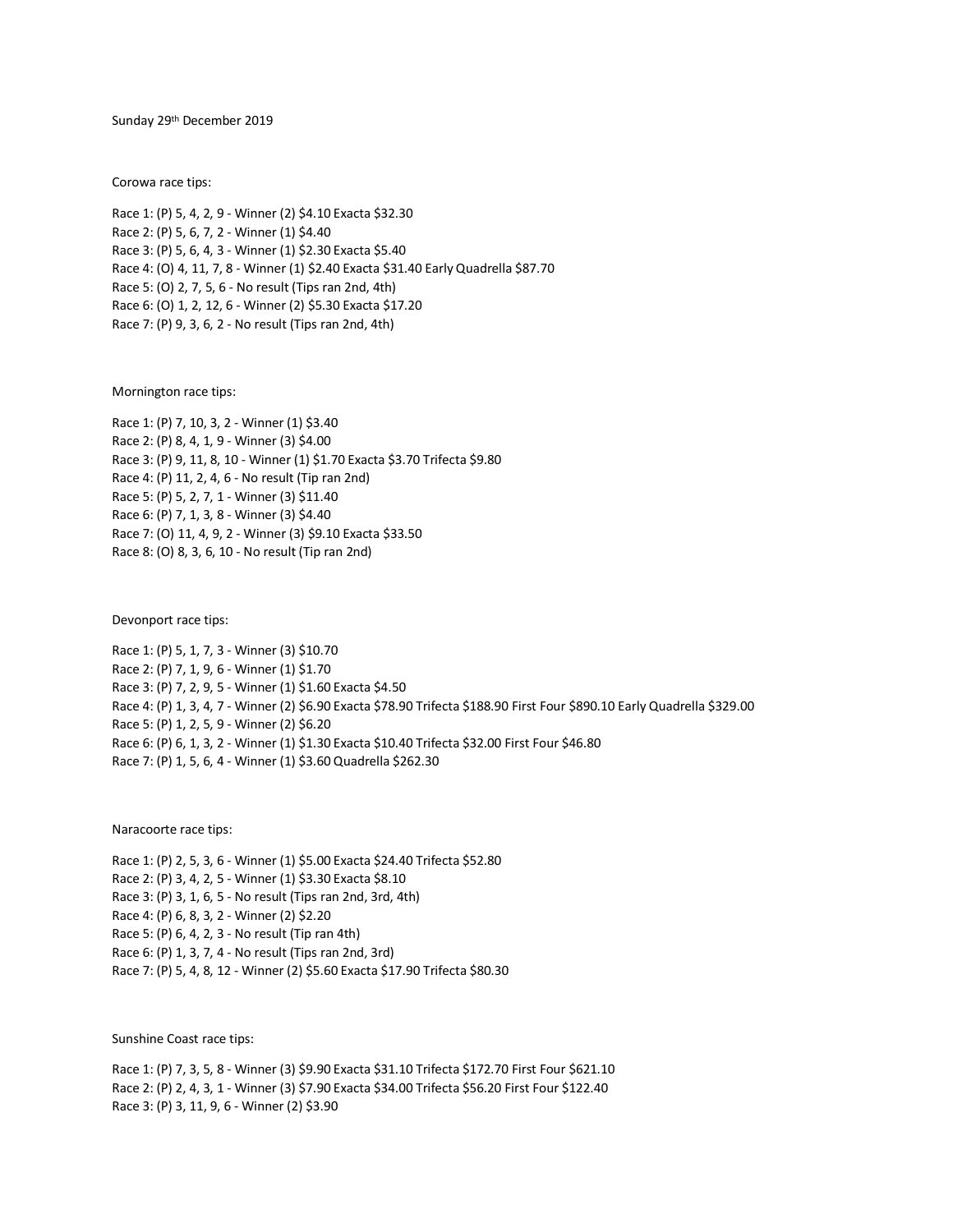Sunday 29th December 2019

Corowa race tips:

Race 1: (P) 5, 4, 2, 9 - Winner (2) $4.10 Exacta $32.30
Race 2: (P) 5, 6, 7, 2 - Winner (1) $4.40
Race 3: (P) 5, 6, 4, 3 - Winner (1) $2.30 Exacta $5.40
Race 4: (O) 4, 11, 7, 8 - Winner (1) $2.40 Exacta $31.40 Early Quadrella $87.70
Race 5: (O) 2, 7, 5, 6 - No result (Tips ran 2nd, 4th)
Race 6: (O) 1, 2, 12, 6 - Winner (2) $5.30 Exacta $17.20
Race 7: (P) 9, 3, 6, 2 - No result (Tips ran 2nd, 4th)

Mornington race tips:

Race 1: (P) 7, 10, 3, 2 - Winner (1) $3.40
Race 2: (P) 8, 4, 1, 9 - Winner (3) $4.00
Race 3: (P) 9, 11, 8, 10 - Winner (1) $1.70 Exacta $3.70 Trifecta $9.80
Race 4: (P) 11, 2, 4, 6 - No result (Tip ran 2nd)
Race 5: (P) 5, 2, 7, 1 - Winner (3) $11.40
Race 6: (P) 7, 1, 3, 8 - Winner (3) $4.40
Race 7: (O) 11, 4, 9, 2 - Winner (3) $9.10 Exacta $33.50
Race 8: (O) 8, 3, 6, 10 - No result (Tip ran 2nd)

Devonport race tips:

Race 1: (P) 5, 1, 7, 3 - Winner (3) $10.70
Race 2: (P) 7, 1, 9, 6 - Winner (1) $1.70
Race 3: (P) 7, 2, 9, 5 - Winner (1) $1.60 Exacta $4.50
Race 4: (P) 1, 3, 4, 7 - Winner (2) $6.90 Exacta $78.90 Trifecta $188.90 First Four $890.10 Early Quadrella $329.00
Race 5: (P) 1, 2, 5, 9 - Winner (2) $6.20
Race 6: (P) 6, 1, 3, 2 - Winner (1) $1.30 Exacta $10.40 Trifecta $32.00 First Four $46.80
Race 7: (P) 1, 5, 6, 4 - Winner (1) $3.60 Quadrella $262.30

Naracoorte race tips:

Race 1: (P) 2, 5, 3, 6 - Winner (1) $5.00 Exacta $24.40 Trifecta $52.80
Race 2: (P) 3, 4, 2, 5 - Winner (1) $3.30 Exacta $8.10
Race 3: (P) 3, 1, 6, 5 - No result (Tips ran 2nd, 3rd, 4th)
Race 4: (P) 6, 8, 3, 2 - Winner (2) $2.20
Race 5: (P) 6, 4, 2, 3 - No result (Tip ran 4th)
Race 6: (P) 1, 3, 7, 4 - No result (Tips ran 2nd, 3rd)
Race 7: (P) 5, 4, 8, 12 - Winner (2) $5.60 Exacta $17.90 Trifecta $80.30

Sunshine Coast race tips:

Race 1: (P) 7, 3, 5, 8 - Winner (3) $9.90 Exacta $31.10 Trifecta $172.70 First Four $621.10
Race 2: (P) 2, 4, 3, 1 - Winner (3) $7.90 Exacta $34.00 Trifecta $56.20 First Four $122.40
Race 3: (P) 3, 11, 9, 6 - Winner (2) $3.90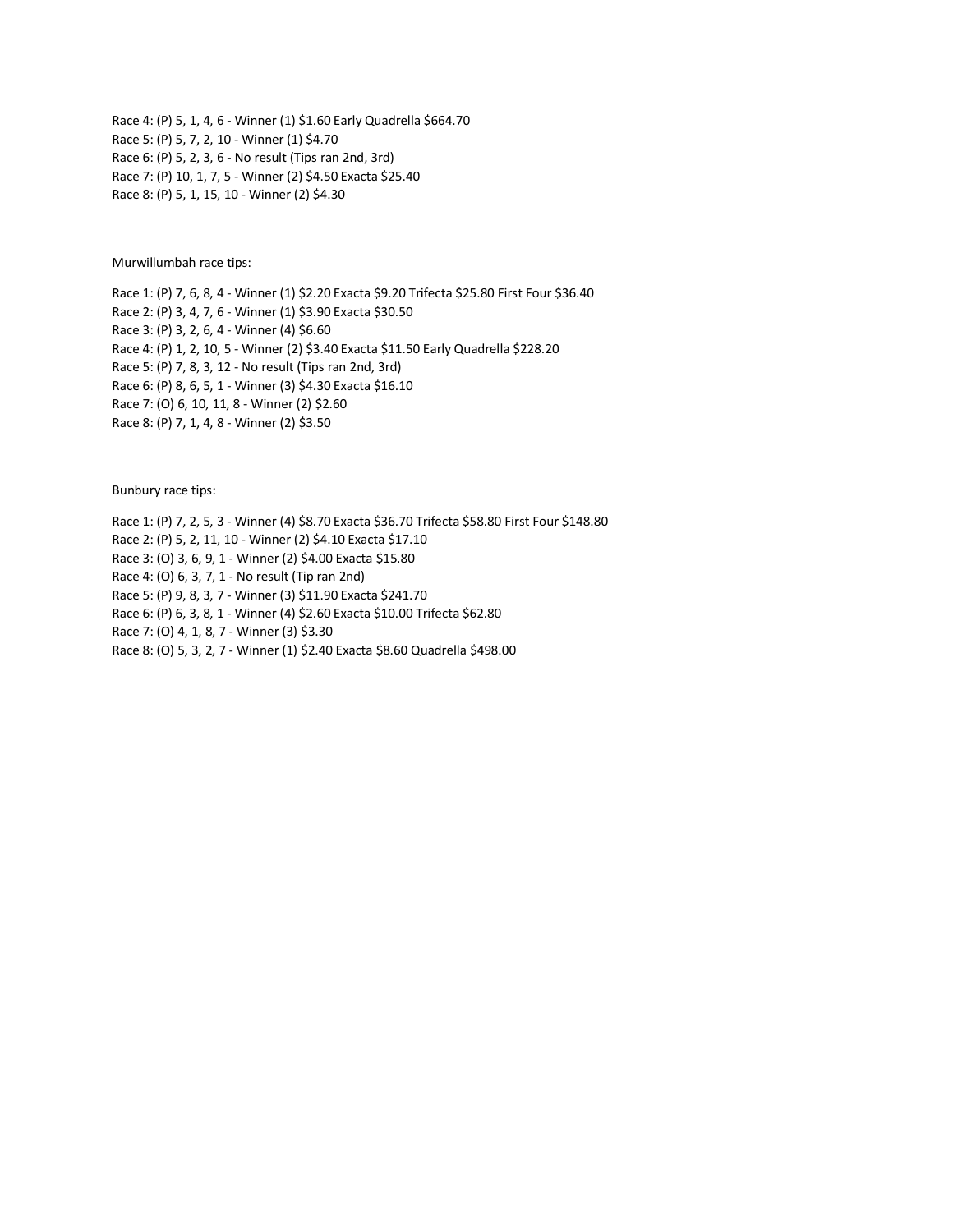Race 4: (P) 5, 1, 4, 6 - Winner (1) $1.60 Early Quadrella $664.70
Race 5: (P) 5, 7, 2, 10 - Winner (1) $4.70
Race 6: (P) 5, 2, 3, 6 - No result (Tips ran 2nd, 3rd)
Race 7: (P) 10, 1, 7, 5 - Winner (2) $4.50 Exacta $25.40
Race 8: (P) 5, 1, 15, 10 - Winner (2) $4.30

Murwillumbah race tips:

Race 1: (P) 7, 6, 8, 4 - Winner (1) $2.20 Exacta $9.20 Trifecta $25.80 First Four $36.40
Race 2: (P) 3, 4, 7, 6 - Winner (1) $3.90 Exacta $30.50
Race 3: (P) 3, 2, 6, 4 - Winner (4) $6.60
Race 4: (P) 1, 2, 10, 5 - Winner (2) $3.40 Exacta $11.50 Early Quadrella $228.20
Race 5: (P) 7, 8, 3, 12 - No result (Tips ran 2nd, 3rd)
Race 6: (P) 8, 6, 5, 1 - Winner (3) $4.30 Exacta $16.10
Race 7: (O) 6, 10, 11, 8 - Winner (2) $2.60
Race 8: (P) 7, 1, 4, 8 - Winner (2) $3.50

Bunbury race tips:

Race 1: (P) 7, 2, 5, 3 - Winner (4) $8.70 Exacta $36.70 Trifecta $58.80 First Four $148.80
Race 2: (P) 5, 2, 11, 10 - Winner (2) $4.10 Exacta $17.10
Race 3: (O) 3, 6, 9, 1 - Winner (2) $4.00 Exacta $15.80
Race 4: (O) 6, 3, 7, 1 - No result (Tip ran 2nd)
Race 5: (P) 9, 8, 3, 7 - Winner (3) $11.90 Exacta $241.70
Race 6: (P) 6, 3, 8, 1 - Winner (4) $2.60 Exacta $10.00 Trifecta $62.80
Race 7: (O) 4, 1, 8, 7 - Winner (3) $3.30
Race 8: (O) 5, 3, 2, 7 - Winner (1) $2.40 Exacta $8.60 Quadrella $498.00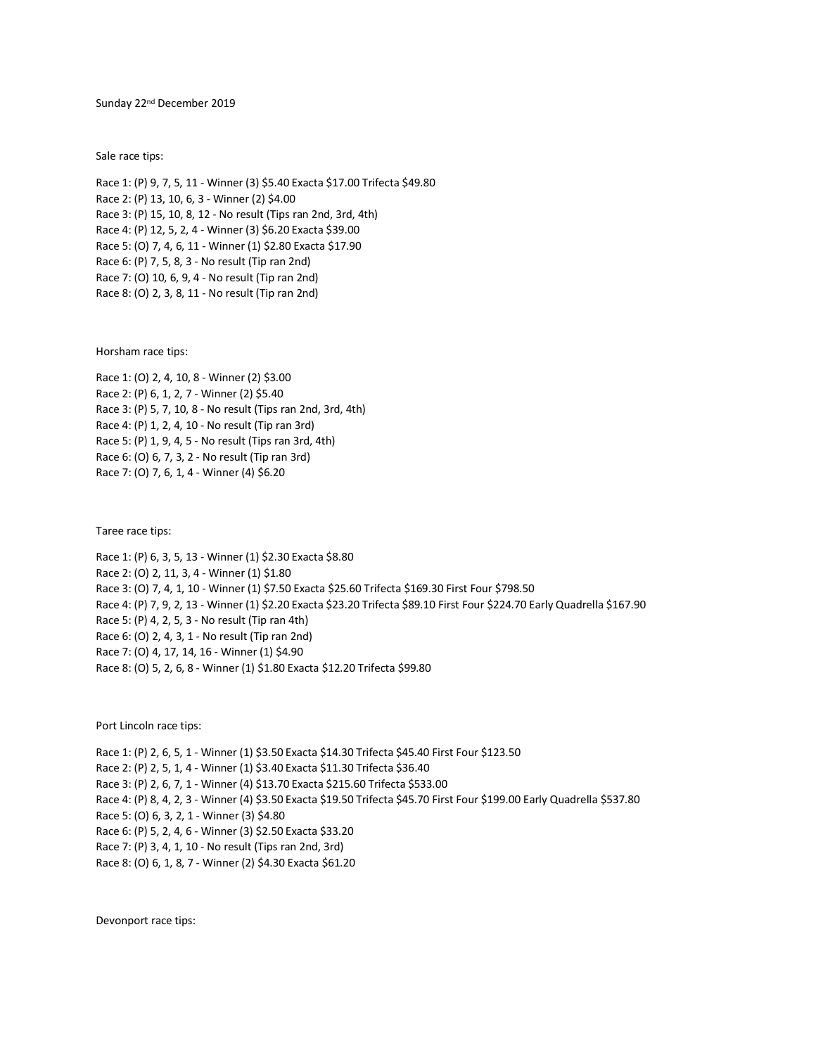Sunday 22nd December 2019

Sale race tips:

Race 1: (P) 9, 7, 5, 11 - Winner (3) $5.40 Exacta $17.00 Trifecta $49.80
Race 2: (P) 13, 10, 6, 3 - Winner (2) $4.00
Race 3: (P) 15, 10, 8, 12 - No result (Tips ran 2nd, 3rd, 4th)
Race 4: (P) 12, 5, 2, 4 - Winner (3) $6.20 Exacta $39.00
Race 5: (O) 7, 4, 6, 11 - Winner (1) $2.80 Exacta $17.90
Race 6: (P) 7, 5, 8, 3 - No result (Tip ran 2nd)
Race 7: (O) 10, 6, 9, 4 - No result (Tip ran 2nd)
Race 8: (O) 2, 3, 8, 11 - No result (Tip ran 2nd)

Horsham race tips:

Race 1: (O) 2, 4, 10, 8 - Winner (2) $3.00
Race 2: (P) 6, 1, 2, 7 - Winner (2) $5.40
Race 3: (P) 5, 7, 10, 8 - No result (Tips ran 2nd, 3rd, 4th)
Race 4: (P) 1, 2, 4, 10 - No result (Tip ran 3rd)
Race 5: (P) 1, 9, 4, 5 - No result (Tips ran 3rd, 4th)
Race 6: (O) 6, 7, 3, 2 - No result (Tip ran 3rd)
Race 7: (O) 7, 6, 1, 4 - Winner (4) $6.20

Taree race tips:

Race 1: (P) 6, 3, 5, 13 - Winner (1) $2.30 Exacta $8.80
Race 2: (O) 2, 11, 3, 4 - Winner (1) $1.80
Race 3: (O) 7, 4, 1, 10 - Winner (1) $7.50 Exacta $25.60 Trifecta $169.30 First Four $798.50
Race 4: (P) 7, 9, 2, 13 - Winner (1) $2.20 Exacta $23.20 Trifecta $89.10 First Four $224.70 Early Quadrella $167.90
Race 5: (P) 4, 2, 5, 3 - No result (Tip ran 4th)
Race 6: (O) 2, 4, 3, 1 - No result (Tip ran 2nd)
Race 7: (O) 4, 17, 14, 16 - Winner (1) $4.90
Race 8: (O) 5, 2, 6, 8 - Winner (1) $1.80 Exacta $12.20 Trifecta $99.80

Port Lincoln race tips:

Race 1: (P) 2, 6, 5, 1 - Winner (1) $3.50 Exacta $14.30 Trifecta $45.40 First Four $123.50
Race 2: (P) 2, 5, 1, 4 - Winner (1) $3.40 Exacta $11.30 Trifecta $36.40
Race 3: (P) 2, 6, 7, 1 - Winner (4) $13.70 Exacta $215.60 Trifecta $533.00
Race 4: (P) 8, 4, 2, 3 - Winner (4) $3.50 Exacta $19.50 Trifecta $45.70 First Four $199.00 Early Quadrella $537.80
Race 5: (O) 6, 3, 2, 1 - Winner (3) $4.80
Race 6: (P) 5, 2, 4, 6 - Winner (3) $2.50 Exacta $33.20
Race 7: (P) 3, 4, 1, 10 - No result (Tips ran 2nd, 3rd)
Race 8: (O) 6, 1, 8, 7 - Winner (2) $4.30 Exacta $61.20

Devonport race tips: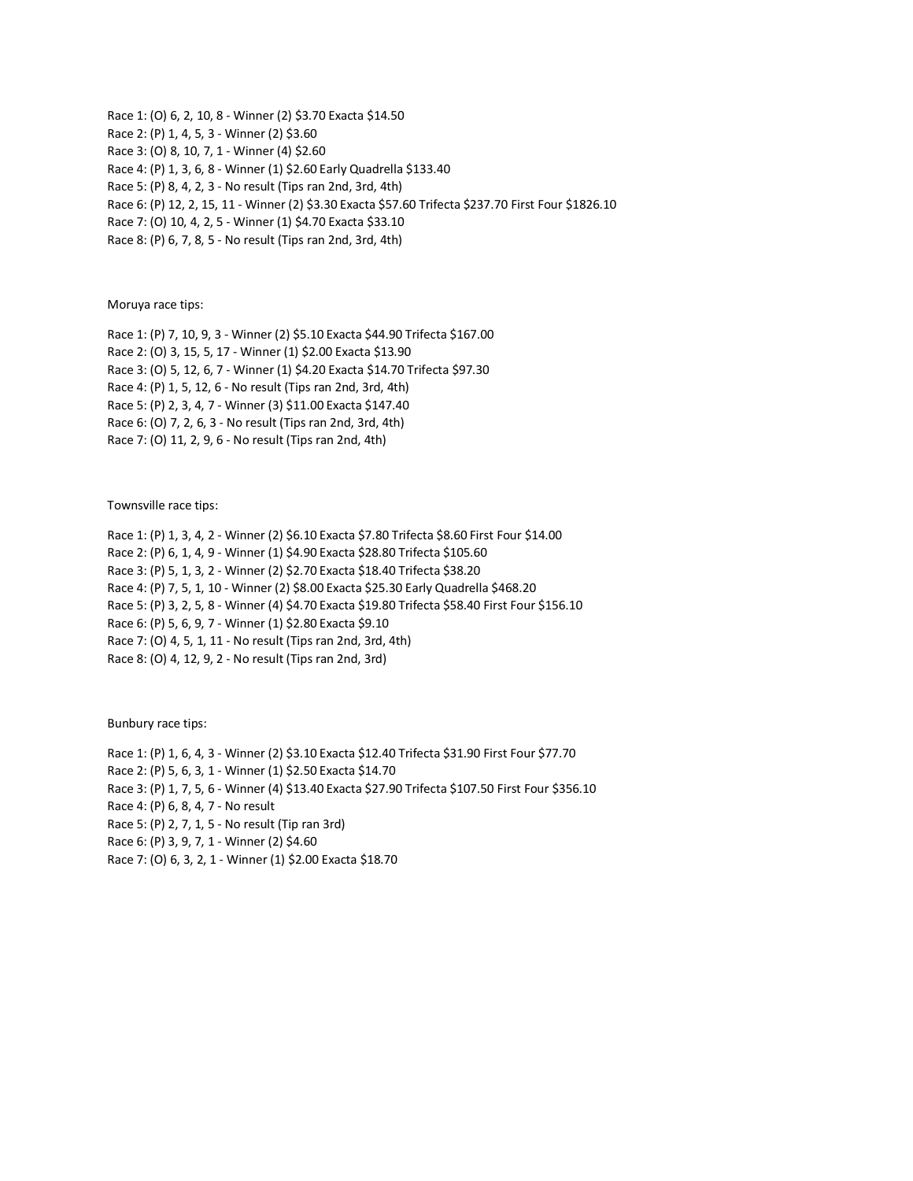Race 1: (O) 6, 2, 10, 8 - Winner (2) $3.70 Exacta $14.50

Race 2: (P) 1, 4, 5, 3 - Winner (2) $3.60

Race 3: (O) 8, 10, 7, 1 - Winner (4) $2.60

Race 4: (P) 1, 3, 6, 8 - Winner (1) $2.60 Early Quadrella $133.40

Race 5: (P) 8, 4, 2, 3 - No result (Tips ran 2nd, 3rd, 4th)

Race 6: (P) 12, 2, 15, 11 - Winner (2) $3.30 Exacta $57.60 Trifecta $237.70 First Four $1826.10

Race 7: (O) 10, 4, 2, 5 - Winner (1) $4.70 Exacta $33.10

Race 8: (P) 6, 7, 8, 5 - No result (Tips ran 2nd, 3rd, 4th)

Moruya race tips:

Race 1: (P) 7, 10, 9, 3 - Winner (2) $5.10 Exacta $44.90 Trifecta $167.00

Race 2: (O) 3, 15, 5, 17 - Winner (1) $2.00 Exacta $13.90

Race 3: (O) 5, 12, 6, 7 - Winner (1) $4.20 Exacta $14.70 Trifecta $97.30

Race 4: (P) 1, 5, 12, 6 - No result (Tips ran 2nd, 3rd, 4th)

Race 5: (P) 2, 3, 4, 7 - Winner (3) $11.00 Exacta $147.40

Race 6: (O) 7, 2, 6, 3 - No result (Tips ran 2nd, 3rd, 4th)

Race 7: (O) 11, 2, 9, 6 - No result (Tips ran 2nd, 4th)

Townsville race tips:

Race 1: (P) 1, 3, 4, 2 - Winner (2) $6.10 Exacta $7.80 Trifecta $8.60 First Four $14.00

Race 2: (P) 6, 1, 4, 9 - Winner (1) $4.90 Exacta $28.80 Trifecta $105.60

Race 3: (P) 5, 1, 3, 2 - Winner (2) $2.70 Exacta $18.40 Trifecta $38.20

Race 4: (P) 7, 5, 1, 10 - Winner (2) $8.00 Exacta $25.30 Early Quadrella $468.20

Race 5: (P) 3, 2, 5, 8 - Winner (4) $4.70 Exacta $19.80 Trifecta $58.40 First Four $156.10

Race 6: (P) 5, 6, 9, 7 - Winner (1) $2.80 Exacta $9.10

Race 7: (O) 4, 5, 1, 11 - No result (Tips ran 2nd, 3rd, 4th)

Race 8: (O) 4, 12, 9, 2 - No result (Tips ran 2nd, 3rd)

Bunbury race tips:

Race 1: (P) 1, 6, 4, 3 - Winner (2) $3.10 Exacta $12.40 Trifecta $31.90 First Four $77.70

Race 2: (P) 5, 6, 3, 1 - Winner (1) $2.50 Exacta $14.70

Race 3: (P) 1, 7, 5, 6 - Winner (4) $13.40 Exacta $27.90 Trifecta $107.50 First Four $356.10

Race 4: (P) 6, 8, 4, 7 - No result

Race 5: (P) 2, 7, 1, 5 - No result (Tip ran 3rd)

Race 6: (P) 3, 9, 7, 1 - Winner (2) $4.60

Race 7: (O) 6, 3, 2, 1 - Winner (1) $2.00 Exacta $18.70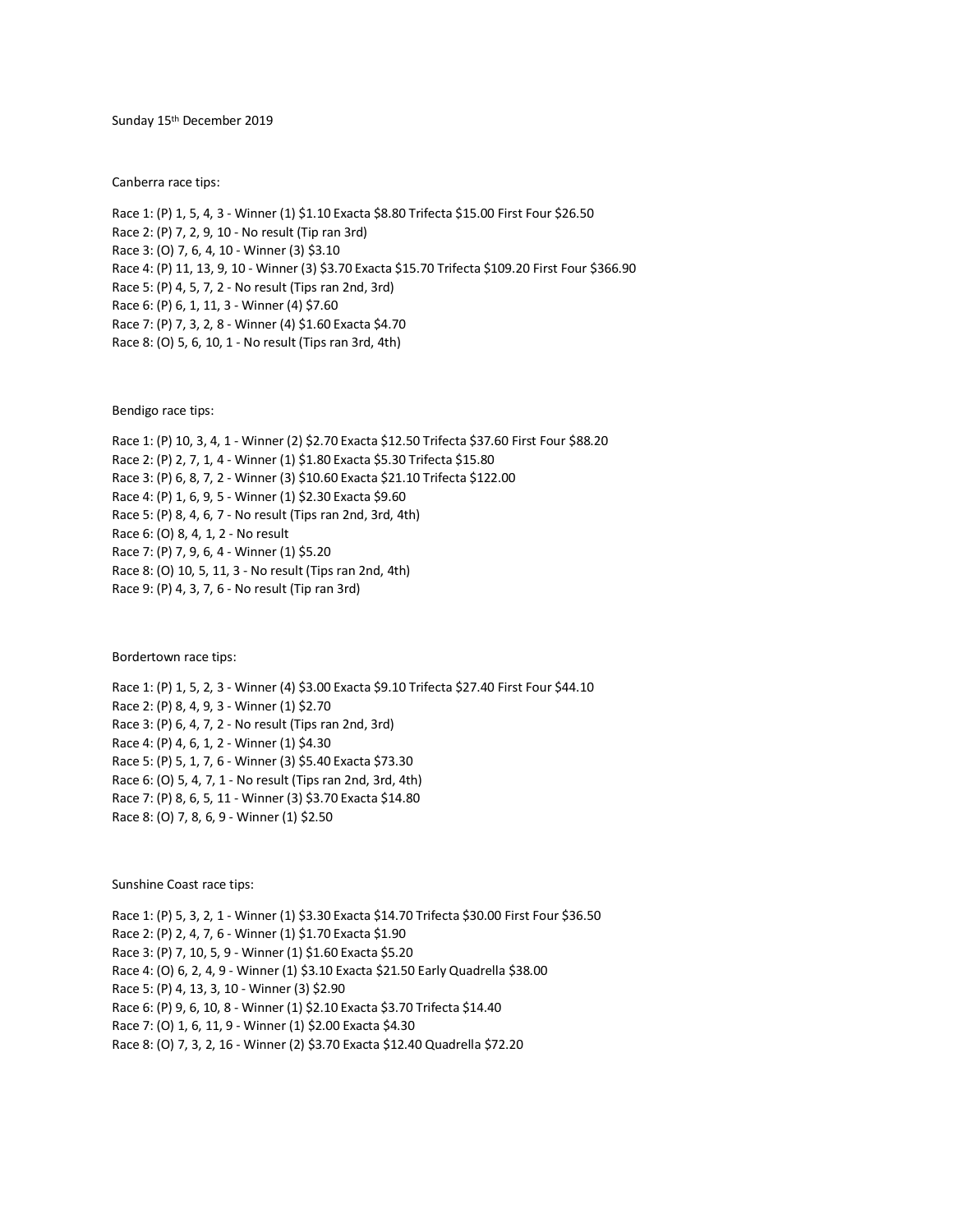Sunday 15th December 2019

Canberra race tips:

Race 1: (P) 1, 5, 4, 3 - Winner (1) $1.10 Exacta $8.80 Trifecta $15.00 First Four $26.50
Race 2: (P) 7, 2, 9, 10 - No result (Tip ran 3rd)
Race 3: (O) 7, 6, 4, 10 - Winner (3) $3.10
Race 4: (P) 11, 13, 9, 10 - Winner (3) $3.70 Exacta $15.70 Trifecta $109.20 First Four $366.90
Race 5: (P) 4, 5, 7, 2 - No result (Tips ran 2nd, 3rd)
Race 6: (P) 6, 1, 11, 3 - Winner (4) $7.60
Race 7: (P) 7, 3, 2, 8 - Winner (4) $1.60 Exacta $4.70
Race 8: (O) 5, 6, 10, 1 - No result (Tips ran 3rd, 4th)

Bendigo race tips:

Race 1: (P) 10, 3, 4, 1 - Winner (2) $2.70 Exacta $12.50 Trifecta $37.60 First Four $88.20
Race 2: (P) 2, 7, 1, 4 - Winner (1) $1.80 Exacta $5.30 Trifecta $15.80
Race 3: (P) 6, 8, 7, 2 - Winner (3) $10.60 Exacta $21.10 Trifecta $122.00
Race 4: (P) 1, 6, 9, 5 - Winner (1) $2.30 Exacta $9.60
Race 5: (P) 8, 4, 6, 7 - No result (Tips ran 2nd, 3rd, 4th)
Race 6: (O) 8, 4, 1, 2 - No result
Race 7: (P) 7, 9, 6, 4 - Winner (1) $5.20
Race 8: (O) 10, 5, 11, 3 - No result (Tips ran 2nd, 4th)
Race 9: (P) 4, 3, 7, 6 - No result (Tip ran 3rd)

Bordertown race tips:

Race 1: (P) 1, 5, 2, 3 - Winner (4) $3.00 Exacta $9.10 Trifecta $27.40 First Four $44.10
Race 2: (P) 8, 4, 9, 3 - Winner (1) $2.70
Race 3: (P) 6, 4, 7, 2 - No result (Tips ran 2nd, 3rd)
Race 4: (P) 4, 6, 1, 2 - Winner (1) $4.30
Race 5: (P) 5, 1, 7, 6 - Winner (3) $5.40 Exacta $73.30
Race 6: (O) 5, 4, 7, 1 - No result (Tips ran 2nd, 3rd, 4th)
Race 7: (P) 8, 6, 5, 11 - Winner (3) $3.70 Exacta $14.80
Race 8: (O) 7, 8, 6, 9 - Winner (1) $2.50

Sunshine Coast race tips:

Race 1: (P) 5, 3, 2, 1 - Winner (1) $3.30 Exacta $14.70 Trifecta $30.00 First Four $36.50
Race 2: (P) 2, 4, 7, 6 - Winner (1) $1.70 Exacta $1.90
Race 3: (P) 7, 10, 5, 9 - Winner (1) $1.60 Exacta $5.20
Race 4: (O) 6, 2, 4, 9 - Winner (1) $3.10 Exacta $21.50 Early Quadrella $38.00
Race 5: (P) 4, 13, 3, 10 - Winner (3) $2.90
Race 6: (P) 9, 6, 10, 8 - Winner (1) $2.10 Exacta $3.70 Trifecta $14.40
Race 7: (O) 1, 6, 11, 9 - Winner (1) $2.00 Exacta $4.30
Race 8: (O) 7, 3, 2, 16 - Winner (2) $3.70 Exacta $12.40 Quadrella $72.20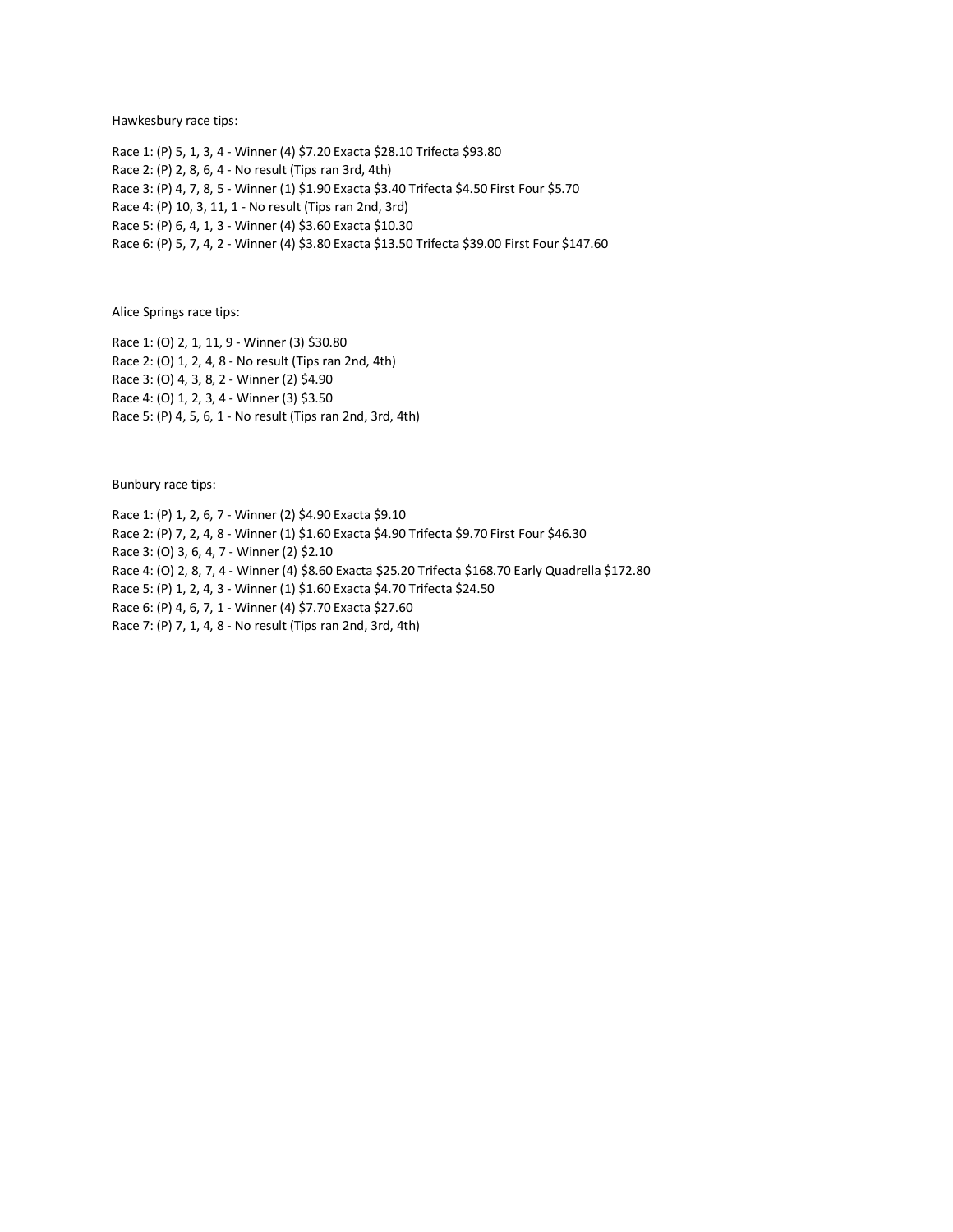Hawkesbury race tips:

Race 1: (P) 5, 1, 3, 4 - Winner (4) $7.20 Exacta $28.10 Trifecta $93.80
Race 2: (P) 2, 8, 6, 4 - No result (Tips ran 3rd, 4th)
Race 3: (P) 4, 7, 8, 5 - Winner (1) $1.90 Exacta $3.40 Trifecta $4.50 First Four $5.70
Race 4: (P) 10, 3, 11, 1 - No result (Tips ran 2nd, 3rd)
Race 5: (P) 6, 4, 1, 3 - Winner (4) $3.60 Exacta $10.30
Race 6: (P) 5, 7, 4, 2 - Winner (4) $3.80 Exacta $13.50 Trifecta $39.00 First Four $147.60

Alice Springs race tips:

Race 1: (O) 2, 1, 11, 9 - Winner (3) $30.80
Race 2: (O) 1, 2, 4, 8 - No result (Tips ran 2nd, 4th)
Race 3: (O) 4, 3, 8, 2 - Winner (2) $4.90
Race 4: (O) 1, 2, 3, 4 - Winner (3) $3.50
Race 5: (P) 4, 5, 6, 1 - No result (Tips ran 2nd, 3rd, 4th)

Bunbury race tips:

Race 1: (P) 1, 2, 6, 7 - Winner (2) $4.90 Exacta $9.10
Race 2: (P) 7, 2, 4, 8 - Winner (1) $1.60 Exacta $4.90 Trifecta $9.70 First Four $46.30
Race 3: (O) 3, 6, 4, 7 - Winner (2) $2.10
Race 4: (O) 2, 8, 7, 4 - Winner (4) $8.60 Exacta $25.20 Trifecta $168.70 Early Quadrella $172.80
Race 5: (P) 1, 2, 4, 3 - Winner (1) $1.60 Exacta $4.70 Trifecta $24.50
Race 6: (P) 4, 6, 7, 1 - Winner (4) $7.70 Exacta $27.60
Race 7: (P) 7, 1, 4, 8 - No result (Tips ran 2nd, 3rd, 4th)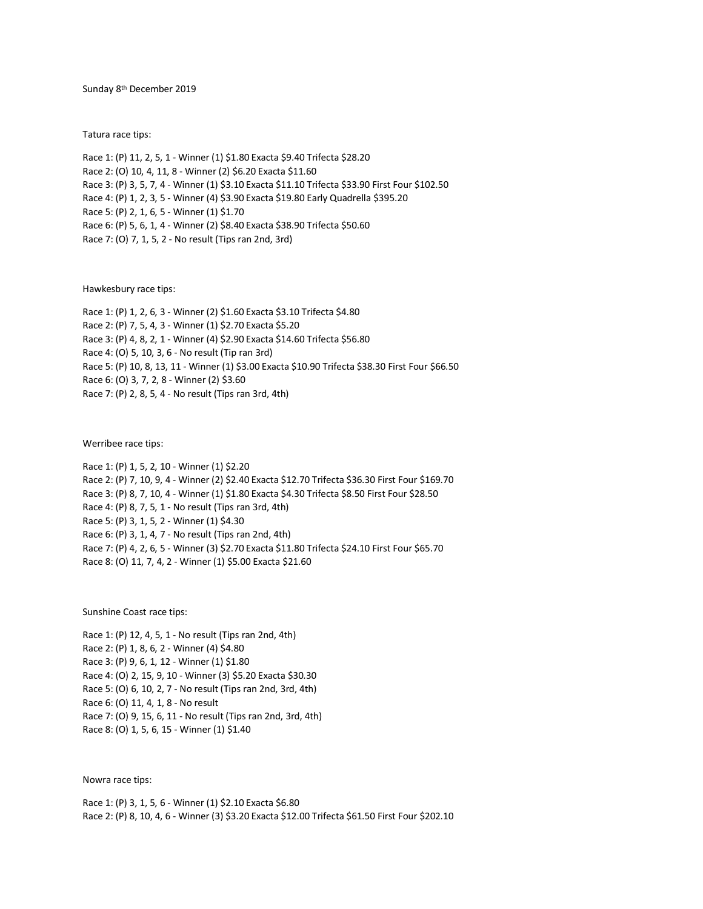Sunday 8th December 2019

Tatura race tips:

Race 1: (P) 11, 2, 5, 1 - Winner (1) $1.80 Exacta $9.40 Trifecta $28.20
Race 2: (O) 10, 4, 11, 8 - Winner (2) $6.20 Exacta $11.60
Race 3: (P) 3, 5, 7, 4 - Winner (1) $3.10 Exacta $11.10 Trifecta $33.90 First Four $102.50
Race 4: (P) 1, 2, 3, 5 - Winner (4) $3.90 Exacta $19.80 Early Quadrella $395.20
Race 5: (P) 2, 1, 6, 5 - Winner (1) $1.70
Race 6: (P) 5, 6, 1, 4 - Winner (2) $8.40 Exacta $38.90 Trifecta $50.60
Race 7: (O) 7, 1, 5, 2 - No result (Tips ran 2nd, 3rd)

Hawkesbury race tips:

Race 1: (P) 1, 2, 6, 3 - Winner (2) $1.60 Exacta $3.10 Trifecta $4.80
Race 2: (P) 7, 5, 4, 3 - Winner (1) $2.70 Exacta $5.20
Race 3: (P) 4, 8, 2, 1 - Winner (4) $2.90 Exacta $14.60 Trifecta $56.80
Race 4: (O) 5, 10, 3, 6 - No result (Tip ran 3rd)
Race 5: (P) 10, 8, 13, 11 - Winner (1) $3.00 Exacta $10.90 Trifecta $38.30 First Four $66.50
Race 6: (O) 3, 7, 2, 8 - Winner (2) $3.60
Race 7: (P) 2, 8, 5, 4 - No result (Tips ran 3rd, 4th)

Werribee race tips:

Race 1: (P) 1, 5, 2, 10 - Winner (1) $2.20
Race 2: (P) 7, 10, 9, 4 - Winner (2) $2.40 Exacta $12.70 Trifecta $36.30 First Four $169.70
Race 3: (P) 8, 7, 10, 4 - Winner (1) $1.80 Exacta $4.30 Trifecta $8.50 First Four $28.50
Race 4: (P) 8, 7, 5, 1 - No result (Tips ran 3rd, 4th)
Race 5: (P) 3, 1, 5, 2 - Winner (1) $4.30
Race 6: (P) 3, 1, 4, 7 - No result (Tips ran 2nd, 4th)
Race 7: (P) 4, 2, 6, 5 - Winner (3) $2.70 Exacta $11.80 Trifecta $24.10 First Four $65.70
Race 8: (O) 11, 7, 4, 2 - Winner (1) $5.00 Exacta $21.60

Sunshine Coast race tips:

Race 1: (P) 12, 4, 5, 1 - No result (Tips ran 2nd, 4th)
Race 2: (P) 1, 8, 6, 2 - Winner (4) $4.80
Race 3: (P) 9, 6, 1, 12 - Winner (1) $1.80
Race 4: (O) 2, 15, 9, 10 - Winner (3) $5.20 Exacta $30.30
Race 5: (O) 6, 10, 2, 7 - No result (Tips ran 2nd, 3rd, 4th)
Race 6: (O) 11, 4, 1, 8 - No result
Race 7: (O) 9, 15, 6, 11 - No result (Tips ran 2nd, 3rd, 4th)
Race 8: (O) 1, 5, 6, 15 - Winner (1) $1.40

Nowra race tips:

Race 1: (P) 3, 1, 5, 6 - Winner (1) $2.10 Exacta $6.80
Race 2: (P) 8, 10, 4, 6 - Winner (3) $3.20 Exacta $12.00 Trifecta $61.50 First Four $202.10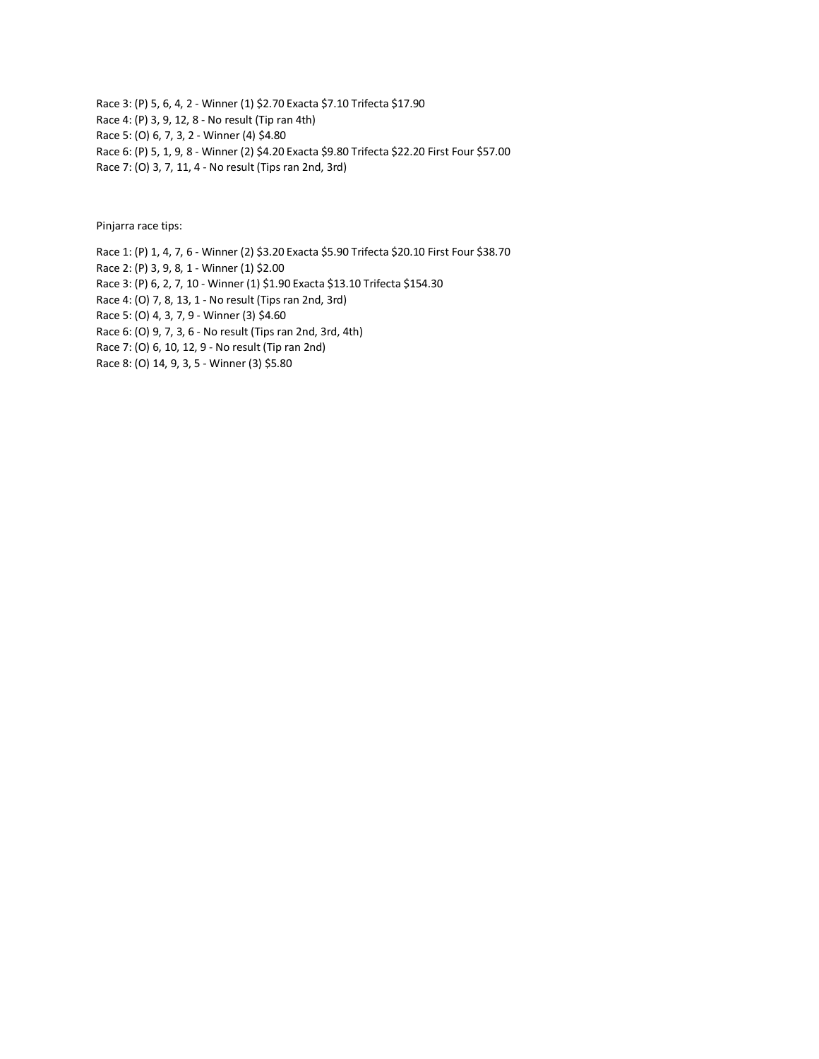Race 3: (P) 5, 6, 4, 2 - Winner (1) $2.70 Exacta $7.10 Trifecta $17.90
Race 4: (P) 3, 9, 12, 8 - No result (Tip ran 4th)
Race 5: (O) 6, 7, 3, 2 - Winner (4) $4.80
Race 6: (P) 5, 1, 9, 8 - Winner (2) $4.20 Exacta $9.80 Trifecta $22.20 First Four $57.00
Race 7: (O) 3, 7, 11, 4 - No result (Tips ran 2nd, 3rd)

Pinjarra race tips:

Race 1: (P) 1, 4, 7, 6 - Winner (2) $3.20 Exacta $5.90 Trifecta $20.10 First Four $38.70
Race 2: (P) 3, 9, 8, 1 - Winner (1) $2.00
Race 3: (P) 6, 2, 7, 10 - Winner (1) $1.90 Exacta $13.10 Trifecta $154.30
Race 4: (O) 7, 8, 13, 1 - No result (Tips ran 2nd, 3rd)
Race 5: (O) 4, 3, 7, 9 - Winner (3) $4.60
Race 6: (O) 9, 7, 3, 6 - No result (Tips ran 2nd, 3rd, 4th)
Race 7: (O) 6, 10, 12, 9 - No result (Tip ran 2nd)
Race 8: (O) 14, 9, 3, 5 - Winner (3) $5.80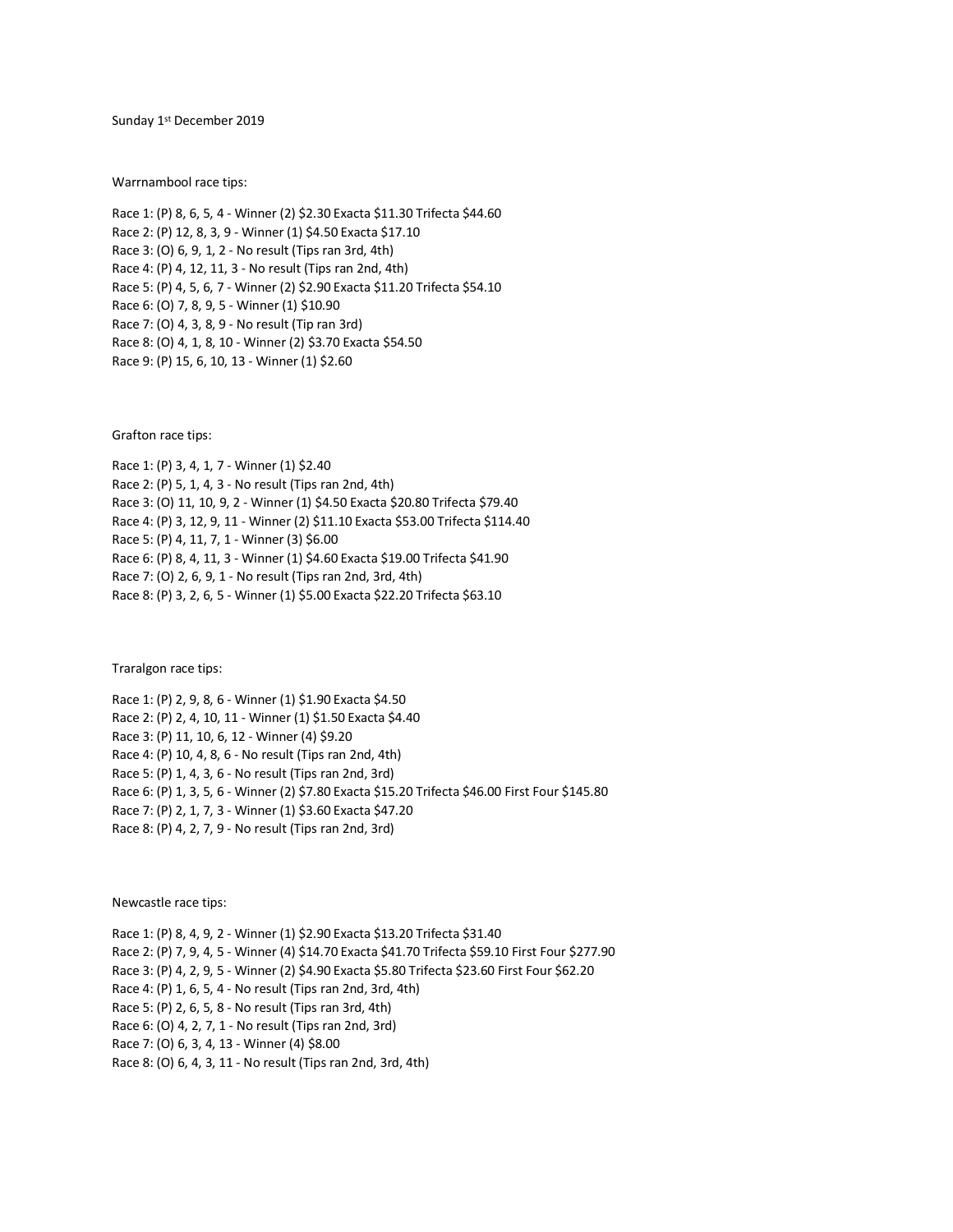Sunday 1st December 2019

Warrnambool race tips:

Race 1: (P) 8, 6, 5, 4 - Winner (2) $2.30 Exacta $11.30 Trifecta $44.60
Race 2: (P) 12, 8, 3, 9 - Winner (1) $4.50 Exacta $17.10
Race 3: (O) 6, 9, 1, 2 - No result (Tips ran 3rd, 4th)
Race 4: (P) 4, 12, 11, 3 - No result (Tips ran 2nd, 4th)
Race 5: (P) 4, 5, 6, 7 - Winner (2) $2.90 Exacta $11.20 Trifecta $54.10
Race 6: (O) 7, 8, 9, 5 - Winner (1) $10.90
Race 7: (O) 4, 3, 8, 9 - No result (Tip ran 3rd)
Race 8: (O) 4, 1, 8, 10 - Winner (2) $3.70 Exacta $54.50
Race 9: (P) 15, 6, 10, 13 - Winner (1) $2.60

Grafton race tips:

Race 1: (P) 3, 4, 1, 7 - Winner (1) $2.40
Race 2: (P) 5, 1, 4, 3 - No result (Tips ran 2nd, 4th)
Race 3: (O) 11, 10, 9, 2 - Winner (1) $4.50 Exacta $20.80 Trifecta $79.40
Race 4: (P) 3, 12, 9, 11 - Winner (2) $11.10 Exacta $53.00 Trifecta $114.40
Race 5: (P) 4, 11, 7, 1 - Winner (3) $6.00
Race 6: (P) 8, 4, 11, 3 - Winner (1) $4.60 Exacta $19.00 Trifecta $41.90
Race 7: (O) 2, 6, 9, 1 - No result (Tips ran 2nd, 3rd, 4th)
Race 8: (P) 3, 2, 6, 5 - Winner (1) $5.00 Exacta $22.20 Trifecta $63.10

Traralgon race tips:

Race 1: (P) 2, 9, 8, 6 - Winner (1) $1.90 Exacta $4.50
Race 2: (P) 2, 4, 10, 11 - Winner (1) $1.50 Exacta $4.40
Race 3: (P) 11, 10, 6, 12 - Winner (4) $9.20
Race 4: (P) 10, 4, 8, 6 - No result (Tips ran 2nd, 4th)
Race 5: (P) 1, 4, 3, 6 - No result (Tips ran 2nd, 3rd)
Race 6: (P) 1, 3, 5, 6 - Winner (2) $7.80 Exacta $15.20 Trifecta $46.00 First Four $145.80
Race 7: (P) 2, 1, 7, 3 - Winner (1) $3.60 Exacta $47.20
Race 8: (P) 4, 2, 7, 9 - No result (Tips ran 2nd, 3rd)

Newcastle race tips:

Race 1: (P) 8, 4, 9, 2 - Winner (1) $2.90 Exacta $13.20 Trifecta $31.40
Race 2: (P) 7, 9, 4, 5 - Winner (4) $14.70 Exacta $41.70 Trifecta $59.10 First Four $277.90
Race 3: (P) 4, 2, 9, 5 - Winner (2) $4.90 Exacta $5.80 Trifecta $23.60 First Four $62.20
Race 4: (P) 1, 6, 5, 4 - No result (Tips ran 2nd, 3rd, 4th)
Race 5: (P) 2, 6, 5, 8 - No result (Tips ran 3rd, 4th)
Race 6: (O) 4, 2, 7, 1 - No result (Tips ran 2nd, 3rd)
Race 7: (O) 6, 3, 4, 13 - Winner (4) $8.00
Race 8: (O) 6, 4, 3, 11 - No result (Tips ran 2nd, 3rd, 4th)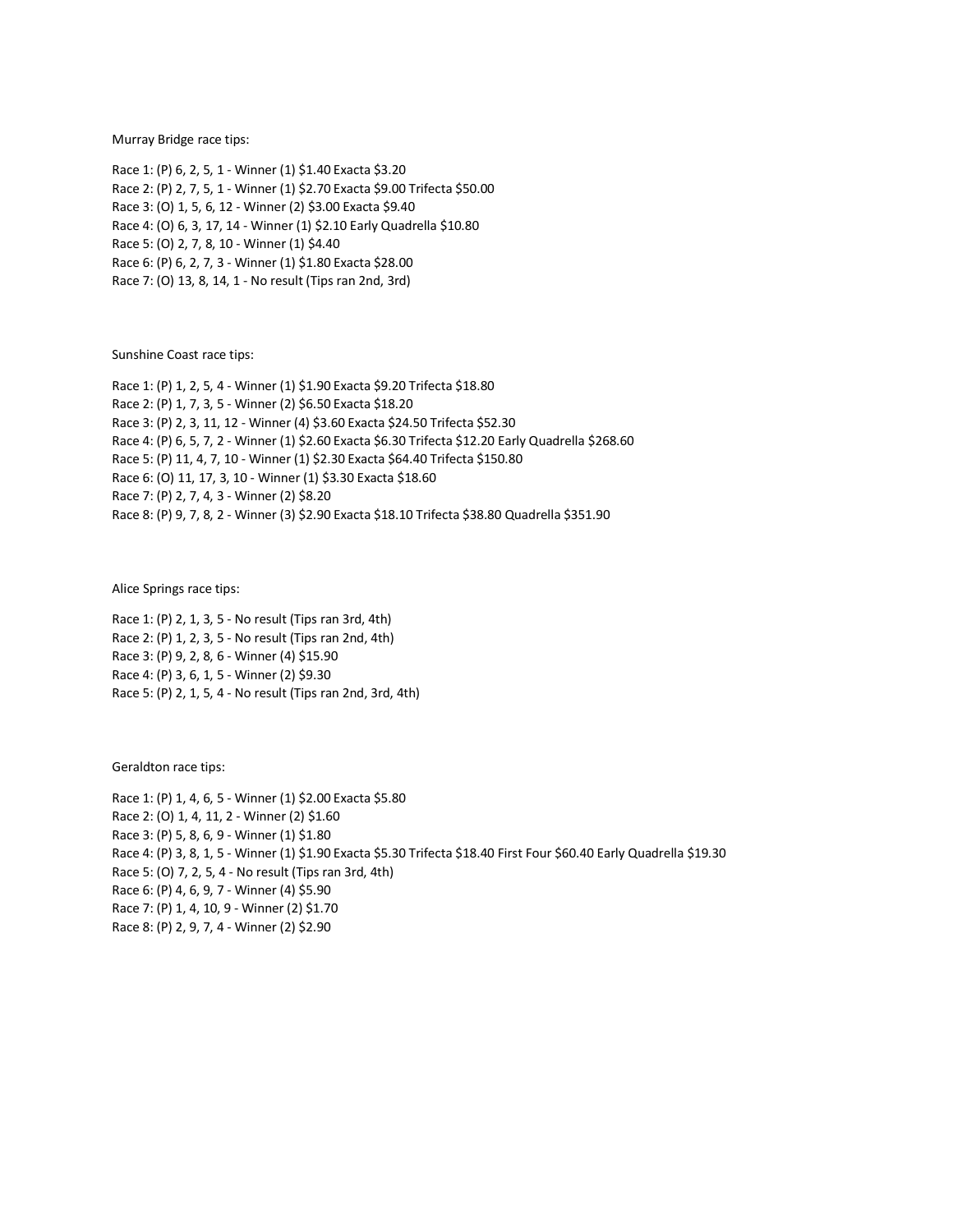Murray Bridge race tips:

Race 1: (P) 6, 2, 5, 1 - Winner (1) $1.40 Exacta $3.20
Race 2: (P) 2, 7, 5, 1 - Winner (1) $2.70 Exacta $9.00 Trifecta $50.00
Race 3: (O) 1, 5, 6, 12 - Winner (2) $3.00 Exacta $9.40
Race 4: (O) 6, 3, 17, 14 - Winner (1) $2.10 Early Quadrella $10.80
Race 5: (O) 2, 7, 8, 10 - Winner (1) $4.40
Race 6: (P) 6, 2, 7, 3 - Winner (1) $1.80 Exacta $28.00
Race 7: (O) 13, 8, 14, 1 - No result (Tips ran 2nd, 3rd)

Sunshine Coast race tips:

Race 1: (P) 1, 2, 5, 4 - Winner (1) $1.90 Exacta $9.20 Trifecta $18.80
Race 2: (P) 1, 7, 3, 5 - Winner (2) $6.50 Exacta $18.20
Race 3: (P) 2, 3, 11, 12 - Winner (4) $3.60 Exacta $24.50 Trifecta $52.30
Race 4: (P) 6, 5, 7, 2 - Winner (1) $2.60 Exacta $6.30 Trifecta $12.20 Early Quadrella $268.60
Race 5: (P) 11, 4, 7, 10 - Winner (1) $2.30 Exacta $64.40 Trifecta $150.80
Race 6: (O) 11, 17, 3, 10 - Winner (1) $3.30 Exacta $18.60
Race 7: (P) 2, 7, 4, 3 - Winner (2) $8.20
Race 8: (P) 9, 7, 8, 2 - Winner (3) $2.90 Exacta $18.10 Trifecta $38.80 Quadrella $351.90

Alice Springs race tips:

Race 1: (P) 2, 1, 3, 5 - No result (Tips ran 3rd, 4th)
Race 2: (P) 1, 2, 3, 5 - No result (Tips ran 2nd, 4th)
Race 3: (P) 9, 2, 8, 6 - Winner (4) $15.90
Race 4: (P) 3, 6, 1, 5 - Winner (2) $9.30
Race 5: (P) 2, 1, 5, 4 - No result (Tips ran 2nd, 3rd, 4th)

Geraldton race tips:

Race 1: (P) 1, 4, 6, 5 - Winner (1) $2.00 Exacta $5.80
Race 2: (O) 1, 4, 11, 2 - Winner (2) $1.60
Race 3: (P) 5, 8, 6, 9 - Winner (1) $1.80
Race 4: (P) 3, 8, 1, 5 - Winner (1) $1.90 Exacta $5.30 Trifecta $18.40 First Four $60.40 Early Quadrella $19.30
Race 5: (O) 7, 2, 5, 4 - No result (Tips ran 3rd, 4th)
Race 6: (P) 4, 6, 9, 7 - Winner (4) $5.90
Race 7: (P) 1, 4, 10, 9 - Winner (2) $1.70
Race 8: (P) 2, 9, 7, 4 - Winner (2) $2.90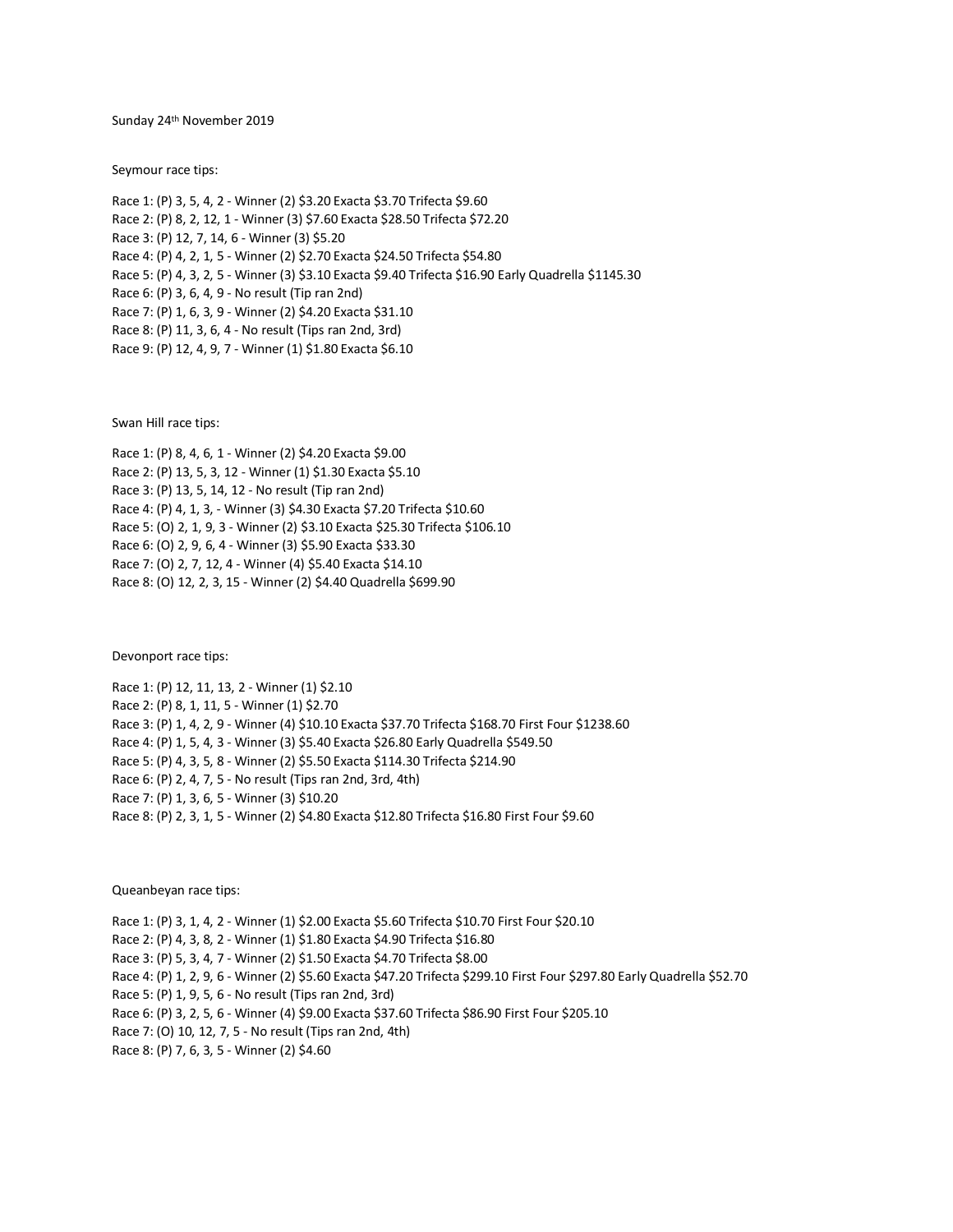Sunday 24th November 2019

Seymour race tips:

Race 1: (P) 3, 5, 4, 2 - Winner (2) $3.20 Exacta $3.70 Trifecta $9.60
Race 2: (P) 8, 2, 12, 1 - Winner (3) $7.60 Exacta $28.50 Trifecta $72.20
Race 3: (P) 12, 7, 14, 6 - Winner (3) $5.20
Race 4: (P) 4, 2, 1, 5 - Winner (2) $2.70 Exacta $24.50 Trifecta $54.80
Race 5: (P) 4, 3, 2, 5 - Winner (3) $3.10 Exacta $9.40 Trifecta $16.90 Early Quadrella $1145.30
Race 6: (P) 3, 6, 4, 9 - No result (Tip ran 2nd)
Race 7: (P) 1, 6, 3, 9 - Winner (2) $4.20 Exacta $31.10
Race 8: (P) 11, 3, 6, 4 - No result (Tips ran 2nd, 3rd)
Race 9: (P) 12, 4, 9, 7 - Winner (1) $1.80 Exacta $6.10

Swan Hill race tips:

Race 1: (P) 8, 4, 6, 1 - Winner (2) $4.20 Exacta $9.00
Race 2: (P) 13, 5, 3, 12 - Winner (1) $1.30 Exacta $5.10
Race 3: (P) 13, 5, 14, 12 - No result (Tip ran 2nd)
Race 4: (P) 4, 1, 3, - Winner (3) $4.30 Exacta $7.20 Trifecta $10.60
Race 5: (O) 2, 1, 9, 3 - Winner (2) $3.10 Exacta $25.30 Trifecta $106.10
Race 6: (O) 2, 9, 6, 4 - Winner (3) $5.90 Exacta $33.30
Race 7: (O) 2, 7, 12, 4 - Winner (4) $5.40 Exacta $14.10
Race 8: (O) 12, 2, 3, 15 - Winner (2) $4.40 Quadrella $699.90

Devonport race tips:

Race 1: (P) 12, 11, 13, 2 - Winner (1) $2.10
Race 2: (P) 8, 1, 11, 5 - Winner (1) $2.70
Race 3: (P) 1, 4, 2, 9 - Winner (4) $10.10 Exacta $37.70 Trifecta $168.70 First Four $1238.60
Race 4: (P) 1, 5, 4, 3 - Winner (3) $5.40 Exacta $26.80 Early Quadrella $549.50
Race 5: (P) 4, 3, 5, 8 - Winner (2) $5.50 Exacta $114.30 Trifecta $214.90
Race 6: (P) 2, 4, 7, 5 - No result (Tips ran 2nd, 3rd, 4th)
Race 7: (P) 1, 3, 6, 5 - Winner (3) $10.20
Race 8: (P) 2, 3, 1, 5 - Winner (2) $4.80 Exacta $12.80 Trifecta $16.80 First Four $9.60

Queanbeyan race tips:

Race 1: (P) 3, 1, 4, 2 - Winner (1) $2.00 Exacta $5.60 Trifecta $10.70 First Four $20.10
Race 2: (P) 4, 3, 8, 2 - Winner (1) $1.80 Exacta $4.90 Trifecta $16.80
Race 3: (P) 5, 3, 4, 7 - Winner (2) $1.50 Exacta $4.70 Trifecta $8.00
Race 4: (P) 1, 2, 9, 6 - Winner (2) $5.60 Exacta $47.20 Trifecta $299.10 First Four $297.80 Early Quadrella $52.70
Race 5: (P) 1, 9, 5, 6 - No result (Tips ran 2nd, 3rd)
Race 6: (P) 3, 2, 5, 6 - Winner (4) $9.00 Exacta $37.60 Trifecta $86.90 First Four $205.10
Race 7: (O) 10, 12, 7, 5 - No result (Tips ran 2nd, 4th)
Race 8: (P) 7, 6, 3, 5 - Winner (2) $4.60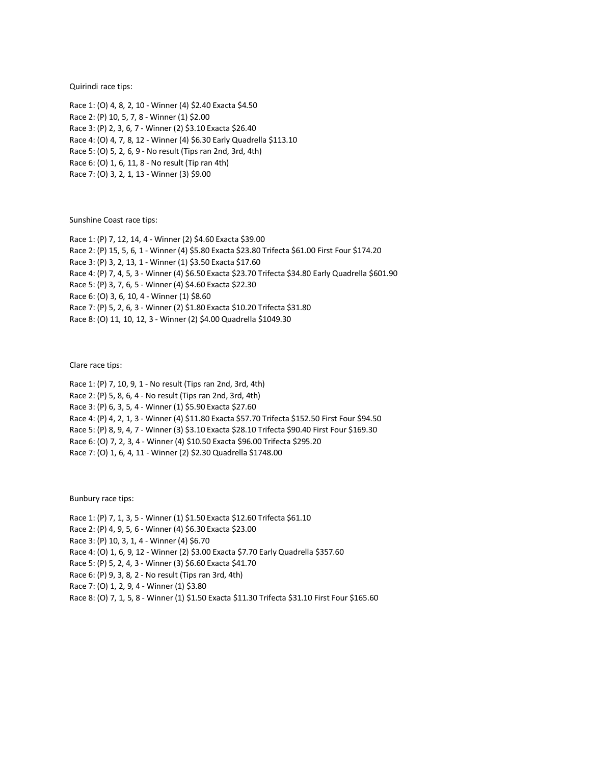Quirindi race tips:

Race 1: (O) 4, 8, 2, 10 - Winner (4) $2.40 Exacta $4.50
Race 2: (P) 10, 5, 7, 8 - Winner (1) $2.00
Race 3: (P) 2, 3, 6, 7 - Winner (2) $3.10 Exacta $26.40
Race 4: (O) 4, 7, 8, 12 - Winner (4) $6.30 Early Quadrella $113.10
Race 5: (O) 5, 2, 6, 9 - No result (Tips ran 2nd, 3rd, 4th)
Race 6: (O) 1, 6, 11, 8 - No result (Tip ran 4th)
Race 7: (O) 3, 2, 1, 13 - Winner (3) $9.00

Sunshine Coast race tips:

Race 1: (P) 7, 12, 14, 4 - Winner (2) $4.60 Exacta $39.00
Race 2: (P) 15, 5, 6, 1 - Winner (4) $5.80 Exacta $23.80 Trifecta $61.00 First Four $174.20
Race 3: (P) 3, 2, 13, 1 - Winner (1) $3.50 Exacta $17.60
Race 4: (P) 7, 4, 5, 3 - Winner (4) $6.50 Exacta $23.70 Trifecta $34.80 Early Quadrella $601.90
Race 5: (P) 3, 7, 6, 5 - Winner (4) $4.60 Exacta $22.30
Race 6: (O) 3, 6, 10, 4 - Winner (1) $8.60
Race 7: (P) 5, 2, 6, 3 - Winner (2) $1.80 Exacta $10.20 Trifecta $31.80
Race 8: (O) 11, 10, 12, 3 - Winner (2) $4.00 Quadrella $1049.30

Clare race tips:

Race 1: (P) 7, 10, 9, 1 - No result (Tips ran 2nd, 3rd, 4th)
Race 2: (P) 5, 8, 6, 4 - No result (Tips ran 2nd, 3rd, 4th)
Race 3: (P) 6, 3, 5, 4 - Winner (1) $5.90 Exacta $27.60
Race 4: (P) 4, 2, 1, 3 - Winner (4) $11.80 Exacta $57.70 Trifecta $152.50 First Four $94.50
Race 5: (P) 8, 9, 4, 7 - Winner (3) $3.10 Exacta $28.10 Trifecta $90.40 First Four $169.30
Race 6: (O) 7, 2, 3, 4 - Winner (4) $10.50 Exacta $96.00 Trifecta $295.20
Race 7: (O) 1, 6, 4, 11 - Winner (2) $2.30 Quadrella $1748.00

Bunbury race tips:

Race 1: (P) 7, 1, 3, 5 - Winner (1) $1.50 Exacta $12.60 Trifecta $61.10
Race 2: (P) 4, 9, 5, 6 - Winner (4) $6.30 Exacta $23.00
Race 3: (P) 10, 3, 1, 4 - Winner (4) $6.70
Race 4: (O) 1, 6, 9, 12 - Winner (2) $3.00 Exacta $7.70 Early Quadrella $357.60
Race 5: (P) 5, 2, 4, 3 - Winner (3) $6.60 Exacta $41.70
Race 6: (P) 9, 3, 8, 2 - No result (Tips ran 3rd, 4th)
Race 7: (O) 1, 2, 9, 4 - Winner (1) $3.80
Race 8: (O) 7, 1, 5, 8 - Winner (1) $1.50 Exacta $11.30 Trifecta $31.10 First Four $165.60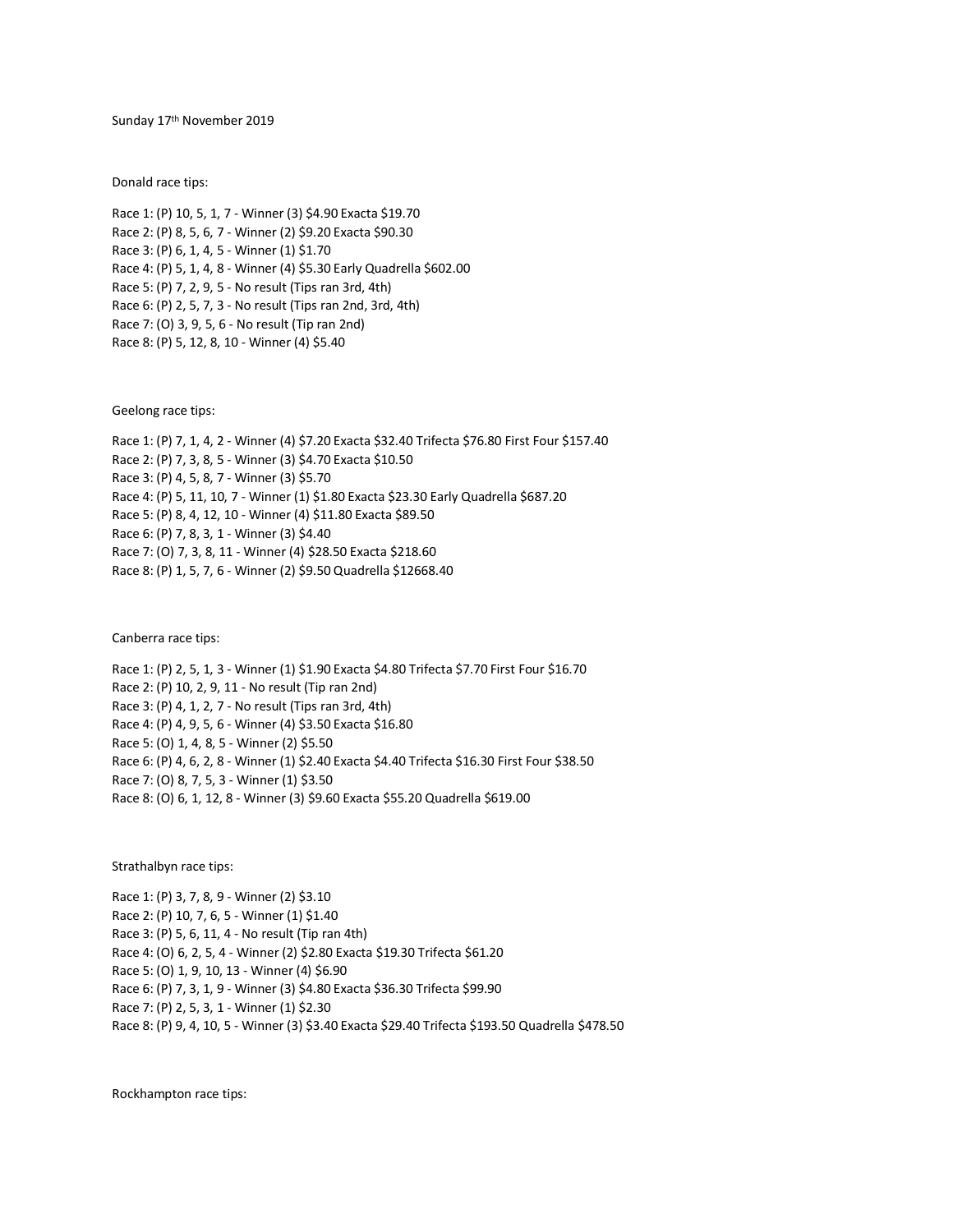Sunday 17th November 2019

Donald race tips:

Race 1: (P) 10, 5, 1, 7 - Winner (3) $4.90 Exacta $19.70
Race 2: (P) 8, 5, 6, 7 - Winner (2) $9.20 Exacta $90.30
Race 3: (P) 6, 1, 4, 5 - Winner (1) $1.70
Race 4: (P) 5, 1, 4, 8 - Winner (4) $5.30 Early Quadrella $602.00
Race 5: (P) 7, 2, 9, 5 - No result (Tips ran 3rd, 4th)
Race 6: (P) 2, 5, 7, 3 - No result (Tips ran 2nd, 3rd, 4th)
Race 7: (O) 3, 9, 5, 6 - No result (Tip ran 2nd)
Race 8: (P) 5, 12, 8, 10 - Winner (4) $5.40

Geelong race tips:

Race 1: (P) 7, 1, 4, 2 - Winner (4) $7.20 Exacta $32.40 Trifecta $76.80 First Four $157.40
Race 2: (P) 7, 3, 8, 5 - Winner (3) $4.70 Exacta $10.50
Race 3: (P) 4, 5, 8, 7 - Winner (3) $5.70
Race 4: (P) 5, 11, 10, 7 - Winner (1) $1.80 Exacta $23.30 Early Quadrella $687.20
Race 5: (P) 8, 4, 12, 10 - Winner (4) $11.80 Exacta $89.50
Race 6: (P) 7, 8, 3, 1 - Winner (3) $4.40
Race 7: (O) 7, 3, 8, 11 - Winner (4) $28.50 Exacta $218.60
Race 8: (P) 1, 5, 7, 6 - Winner (2) $9.50 Quadrella $12668.40

Canberra race tips:

Race 1: (P) 2, 5, 1, 3 - Winner (1) $1.90 Exacta $4.80 Trifecta $7.70 First Four $16.70
Race 2: (P) 10, 2, 9, 11 - No result (Tip ran 2nd)
Race 3: (P) 4, 1, 2, 7 - No result (Tips ran 3rd, 4th)
Race 4: (P) 4, 9, 5, 6 - Winner (4) $3.50 Exacta $16.80
Race 5: (O) 1, 4, 8, 5 - Winner (2) $5.50
Race 6: (P) 4, 6, 2, 8 - Winner (1) $2.40 Exacta $4.40 Trifecta $16.30 First Four $38.50
Race 7: (O) 8, 7, 5, 3 - Winner (1) $3.50
Race 8: (O) 6, 1, 12, 8 - Winner (3) $9.60 Exacta $55.20 Quadrella $619.00

Strathalbyn race tips:

Race 1: (P) 3, 7, 8, 9 - Winner (2) $3.10
Race 2: (P) 10, 7, 6, 5 - Winner (1) $1.40
Race 3: (P) 5, 6, 11, 4 - No result (Tip ran 4th)
Race 4: (O) 6, 2, 5, 4 - Winner (2) $2.80 Exacta $19.30 Trifecta $61.20
Race 5: (O) 1, 9, 10, 13 - Winner (4) $6.90
Race 6: (P) 7, 3, 1, 9 - Winner (3) $4.80 Exacta $36.30 Trifecta $99.90
Race 7: (P) 2, 5, 3, 1 - Winner (1) $2.30
Race 8: (P) 9, 4, 10, 5 - Winner (3) $3.40 Exacta $29.40 Trifecta $193.50 Quadrella $478.50

Rockhampton race tips: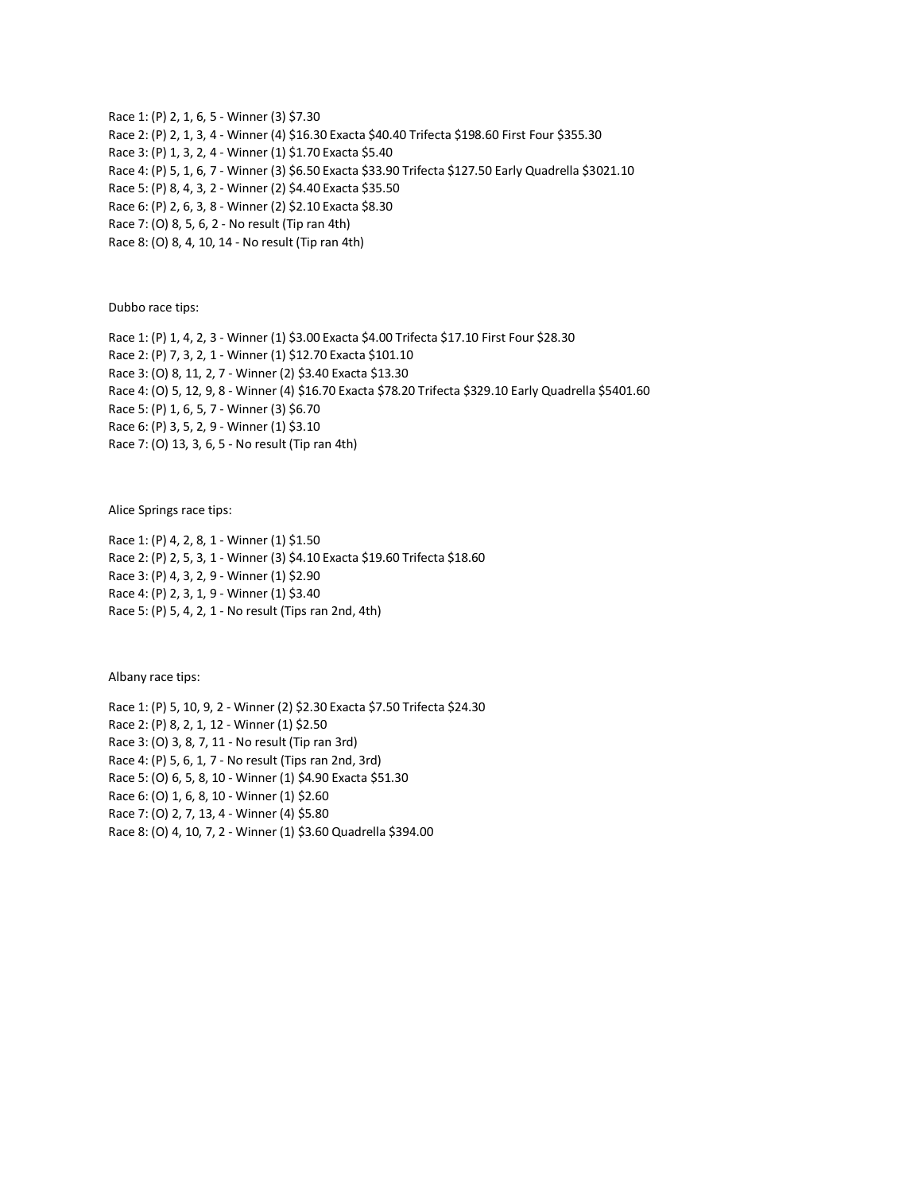Race 1: (P) 2, 1, 6, 5 - Winner (3) $7.30

Race 2: (P) 2, 1, 3, 4 - Winner (4) $16.30 Exacta $40.40 Trifecta $198.60 First Four $355.30

Race 3: (P) 1, 3, 2, 4 - Winner (1) $1.70 Exacta $5.40

Race 4: (P) 5, 1, 6, 7 - Winner (3) $6.50 Exacta $33.90 Trifecta $127.50 Early Quadrella $3021.10

Race 5: (P) 8, 4, 3, 2 - Winner (2) $4.40 Exacta $35.50

Race 6: (P) 2, 6, 3, 8 - Winner (2) $2.10 Exacta $8.30

Race 7: (O) 8, 5, 6, 2 - No result (Tip ran 4th)

Race 8: (O) 8, 4, 10, 14 - No result (Tip ran 4th)

Dubbo race tips:

Race 1: (P) 1, 4, 2, 3 - Winner (1) $3.00 Exacta $4.00 Trifecta $17.10 First Four $28.30

Race 2: (P) 7, 3, 2, 1 - Winner (1) $12.70 Exacta $101.10

Race 3: (O) 8, 11, 2, 7 - Winner (2) $3.40 Exacta $13.30

Race 4: (O) 5, 12, 9, 8 - Winner (4) $16.70 Exacta $78.20 Trifecta $329.10 Early Quadrella $5401.60

Race 5: (P) 1, 6, 5, 7 - Winner (3) $6.70

Race 6: (P) 3, 5, 2, 9 - Winner (1) $3.10

Race 7: (O) 13, 3, 6, 5 - No result (Tip ran 4th)

Alice Springs race tips:

Race 1: (P) 4, 2, 8, 1 - Winner (1) $1.50

Race 2: (P) 2, 5, 3, 1 - Winner (3) $4.10 Exacta $19.60 Trifecta $18.60

Race 3: (P) 4, 3, 2, 9 - Winner (1) $2.90

Race 4: (P) 2, 3, 1, 9 - Winner (1) $3.40

Race 5: (P) 5, 4, 2, 1 - No result (Tips ran 2nd, 4th)

Albany race tips:

Race 1: (P) 5, 10, 9, 2 - Winner (2) $2.30 Exacta $7.50 Trifecta $24.30

Race 2: (P) 8, 2, 1, 12 - Winner (1) $2.50

Race 3: (O) 3, 8, 7, 11 - No result (Tip ran 3rd)

Race 4: (P) 5, 6, 1, 7 - No result (Tips ran 2nd, 3rd)

Race 5: (O) 6, 5, 8, 10 - Winner (1) $4.90 Exacta $51.30

Race 6: (O) 1, 6, 8, 10 - Winner (1) $2.60

Race 7: (O) 2, 7, 13, 4 - Winner (4) $5.80

Race 8: (O) 4, 10, 7, 2 - Winner (1) $3.60 Quadrella $394.00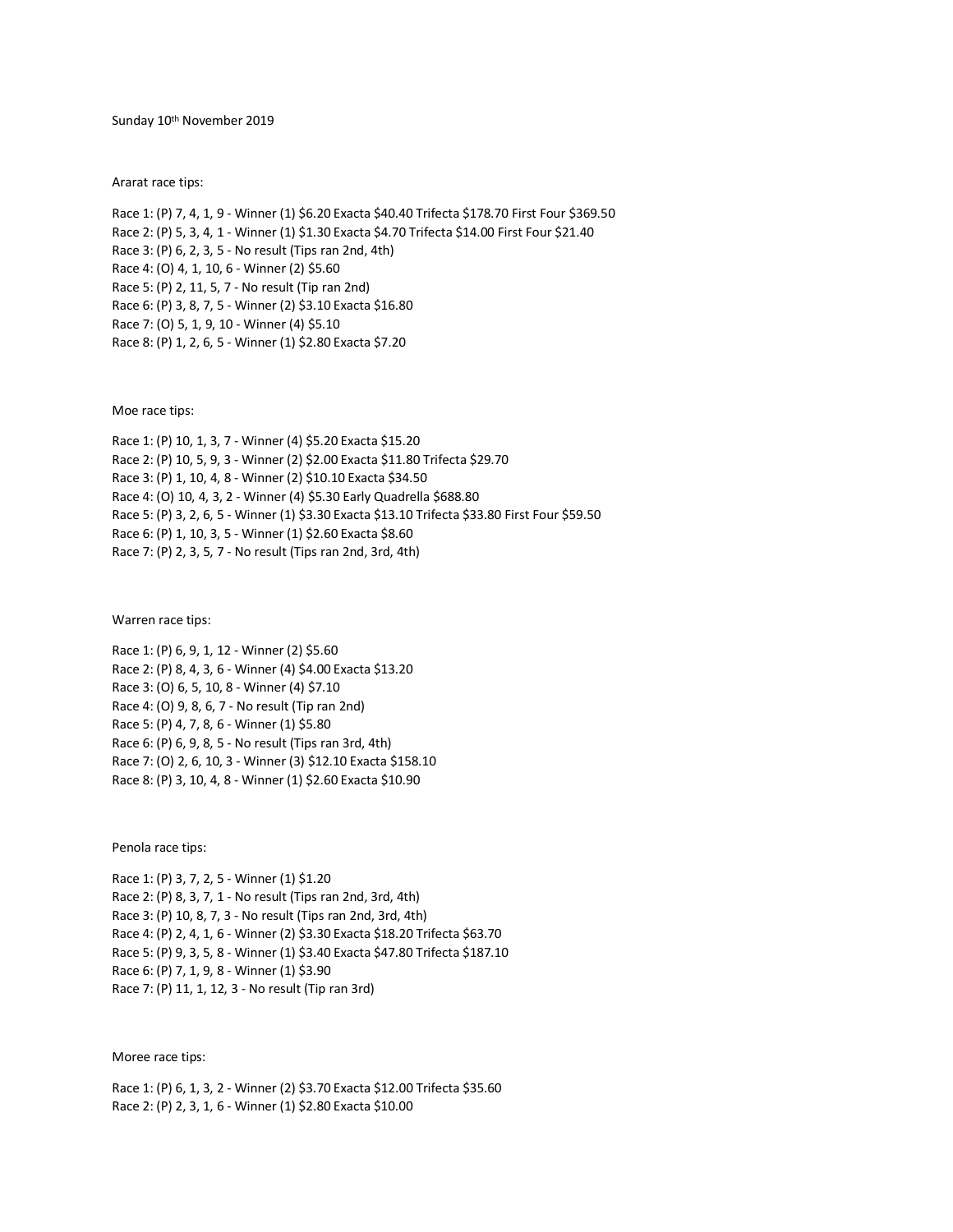Sunday 10th November 2019

Ararat race tips:

Race 1: (P) 7, 4, 1, 9 - Winner (1) $6.20 Exacta $40.40 Trifecta $178.70 First Four $369.50
Race 2: (P) 5, 3, 4, 1 - Winner (1) $1.30 Exacta $4.70 Trifecta $14.00 First Four $21.40
Race 3: (P) 6, 2, 3, 5 - No result (Tips ran 2nd, 4th)
Race 4: (O) 4, 1, 10, 6 - Winner (2) $5.60
Race 5: (P) 2, 11, 5, 7 - No result (Tip ran 2nd)
Race 6: (P) 3, 8, 7, 5 - Winner (2) $3.10 Exacta $16.80
Race 7: (O) 5, 1, 9, 10 - Winner (4) $5.10
Race 8: (P) 1, 2, 6, 5 - Winner (1) $2.80 Exacta $7.20

Moe race tips:

Race 1: (P) 10, 1, 3, 7 - Winner (4) $5.20 Exacta $15.20
Race 2: (P) 10, 5, 9, 3 - Winner (2) $2.00 Exacta $11.80 Trifecta $29.70
Race 3: (P) 1, 10, 4, 8 - Winner (2) $10.10 Exacta $34.50
Race 4: (O) 10, 4, 3, 2 - Winner (4) $5.30 Early Quadrella $688.80
Race 5: (P) 3, 2, 6, 5 - Winner (1) $3.30 Exacta $13.10 Trifecta $33.80 First Four $59.50
Race 6: (P) 1, 10, 3, 5 - Winner (1) $2.60 Exacta $8.60
Race 7: (P) 2, 3, 5, 7 - No result (Tips ran 2nd, 3rd, 4th)

Warren race tips:

Race 1: (P) 6, 9, 1, 12 - Winner (2) $5.60
Race 2: (P) 8, 4, 3, 6 - Winner (4) $4.00 Exacta $13.20
Race 3: (O) 6, 5, 10, 8 - Winner (4) $7.10
Race 4: (O) 9, 8, 6, 7 - No result (Tip ran 2nd)
Race 5: (P) 4, 7, 8, 6 - Winner (1) $5.80
Race 6: (P) 6, 9, 8, 5 - No result (Tips ran 3rd, 4th)
Race 7: (O) 2, 6, 10, 3 - Winner (3) $12.10 Exacta $158.10
Race 8: (P) 3, 10, 4, 8 - Winner (1) $2.60 Exacta $10.90

Penola race tips:

Race 1: (P) 3, 7, 2, 5 - Winner (1) $1.20
Race 2: (P) 8, 3, 7, 1 - No result (Tips ran 2nd, 3rd, 4th)
Race 3: (P) 10, 8, 7, 3 - No result (Tips ran 2nd, 3rd, 4th)
Race 4: (P) 2, 4, 1, 6 - Winner (2) $3.30 Exacta $18.20 Trifecta $63.70
Race 5: (P) 9, 3, 5, 8 - Winner (1) $3.40 Exacta $47.80 Trifecta $187.10
Race 6: (P) 7, 1, 9, 8 - Winner (1) $3.90
Race 7: (P) 11, 1, 12, 3 - No result (Tip ran 3rd)

Moree race tips:

Race 1: (P) 6, 1, 3, 2 - Winner (2) $3.70 Exacta $12.00 Trifecta $35.60
Race 2: (P) 2, 3, 1, 6 - Winner (1) $2.80 Exacta $10.00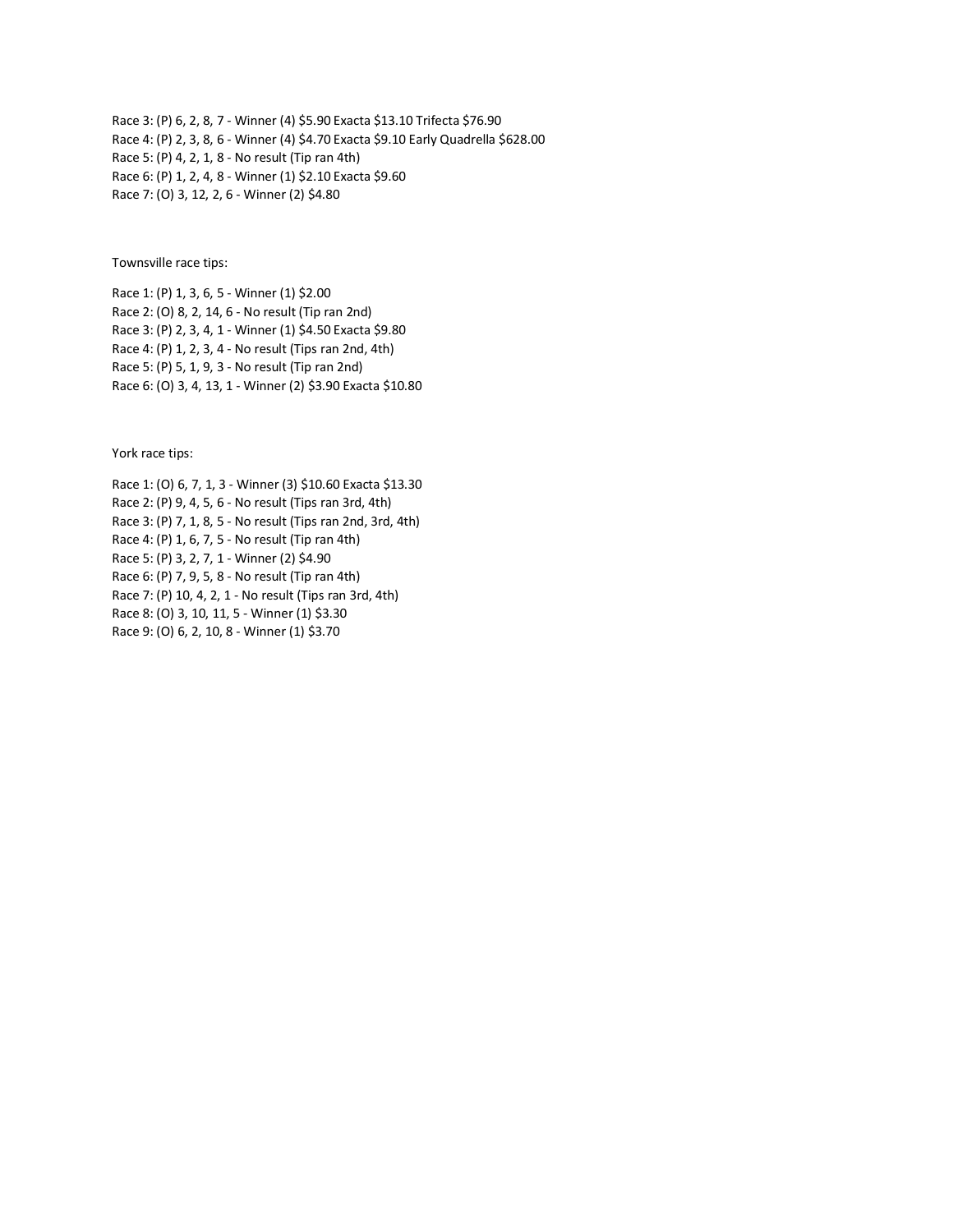Race 3: (P) 6, 2, 8, 7 - Winner (4) $5.90 Exacta $13.10 Trifecta $76.90
Race 4: (P) 2, 3, 8, 6 - Winner (4) $4.70 Exacta $9.10 Early Quadrella $628.00
Race 5: (P) 4, 2, 1, 8 - No result (Tip ran 4th)
Race 6: (P) 1, 2, 4, 8 - Winner (1) $2.10 Exacta $9.60
Race 7: (O) 3, 12, 2, 6 - Winner (2) $4.80

Townsville race tips:

Race 1: (P) 1, 3, 6, 5 - Winner (1) $2.00
Race 2: (O) 8, 2, 14, 6 - No result (Tip ran 2nd)
Race 3: (P) 2, 3, 4, 1 - Winner (1) $4.50 Exacta $9.80
Race 4: (P) 1, 2, 3, 4 - No result (Tips ran 2nd, 4th)
Race 5: (P) 5, 1, 9, 3 - No result (Tip ran 2nd)
Race 6: (O) 3, 4, 13, 1 - Winner (2) $3.90 Exacta $10.80

York race tips:

Race 1: (O) 6, 7, 1, 3 - Winner (3) $10.60 Exacta $13.30
Race 2: (P) 9, 4, 5, 6 - No result (Tips ran 3rd, 4th)
Race 3: (P) 7, 1, 8, 5 - No result (Tips ran 2nd, 3rd, 4th)
Race 4: (P) 1, 6, 7, 5 - No result (Tip ran 4th)
Race 5: (P) 3, 2, 7, 1 - Winner (2) $4.90
Race 6: (P) 7, 9, 5, 8 - No result (Tip ran 4th)
Race 7: (P) 10, 4, 2, 1 - No result (Tips ran 3rd, 4th)
Race 8: (O) 3, 10, 11, 5 - Winner (1) $3.30
Race 9: (O) 6, 2, 10, 8 - Winner (1) $3.70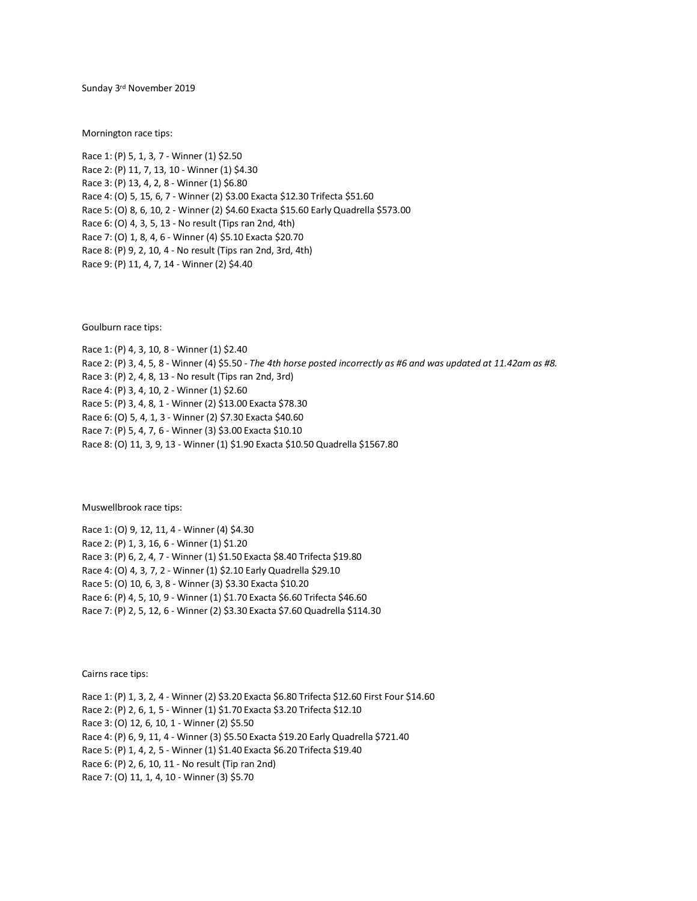Sunday 3rd November 2019

Mornington race tips:

Race 1: (P) 5, 1, 3, 7 - Winner (1) $2.50
Race 2: (P) 11, 7, 13, 10 - Winner (1) $4.30
Race 3: (P) 13, 4, 2, 8 - Winner (1) $6.80
Race 4: (O) 5, 15, 6, 7 - Winner (2) $3.00 Exacta $12.30 Trifecta $51.60
Race 5: (O) 8, 6, 10, 2 - Winner (2) $4.60 Exacta $15.60 Early Quadrella $573.00
Race 6: (O) 4, 3, 5, 13 - No result (Tips ran 2nd, 4th)
Race 7: (O) 1, 8, 4, 6 - Winner (4) $5.10 Exacta $20.70
Race 8: (P) 9, 2, 10, 4 - No result (Tips ran 2nd, 3rd, 4th)
Race 9: (P) 11, 4, 7, 14 - Winner (2) $4.40

Goulburn race tips:

Race 1: (P) 4, 3, 10, 8 - Winner (1) $2.40
Race 2: (P) 3, 4, 5, 8 - Winner (4) $5.50 - *The 4th horse posted incorrectly as #6 and was updated at 11.42am as #8.*
Race 3: (P) 2, 4, 8, 13 - No result (Tips ran 2nd, 3rd)
Race 4: (P) 3, 4, 10, 2 - Winner (1) $2.60
Race 5: (P) 3, 4, 8, 1 - Winner (2) $13.00 Exacta $78.30
Race 6: (O) 5, 4, 1, 3 - Winner (2) $7.30 Exacta $40.60
Race 7: (P) 5, 4, 7, 6 - Winner (3) $3.00 Exacta $10.10
Race 8: (O) 11, 3, 9, 13 - Winner (1) $1.90 Exacta $10.50 Quadrella $1567.80

Muswellbrook race tips:

Race 1: (O) 9, 12, 11, 4 - Winner (4) $4.30
Race 2: (P) 1, 3, 16, 6 - Winner (1) $1.20
Race 3: (P) 6, 2, 4, 7 - Winner (1) $1.50 Exacta $8.40 Trifecta $19.80
Race 4: (O) 4, 3, 7, 2 - Winner (1) $2.10 Early Quadrella $29.10
Race 5: (O) 10, 6, 3, 8 - Winner (3) $3.30 Exacta $10.20
Race 6: (P) 4, 5, 10, 9 - Winner (1) $1.70 Exacta $6.60 Trifecta $46.60
Race 7: (P) 2, 5, 12, 6 - Winner (2) $3.30 Exacta $7.60 Quadrella $114.30

Cairns race tips:

Race 1: (P) 1, 3, 2, 4 - Winner (2) $3.20 Exacta $6.80 Trifecta $12.60 First Four $14.60
Race 2: (P) 2, 6, 1, 5 - Winner (1) $1.70 Exacta $3.20 Trifecta $12.10
Race 3: (O) 12, 6, 10, 1 - Winner (2) $5.50
Race 4: (P) 6, 9, 11, 4 - Winner (3) $5.50 Exacta $19.20 Early Quadrella $721.40
Race 5: (P) 1, 4, 2, 5 - Winner (1) $1.40 Exacta $6.20 Trifecta $19.40
Race 6: (P) 2, 6, 10, 11 - No result (Tip ran 2nd)
Race 7: (O) 11, 1, 4, 10 - Winner (3) $5.70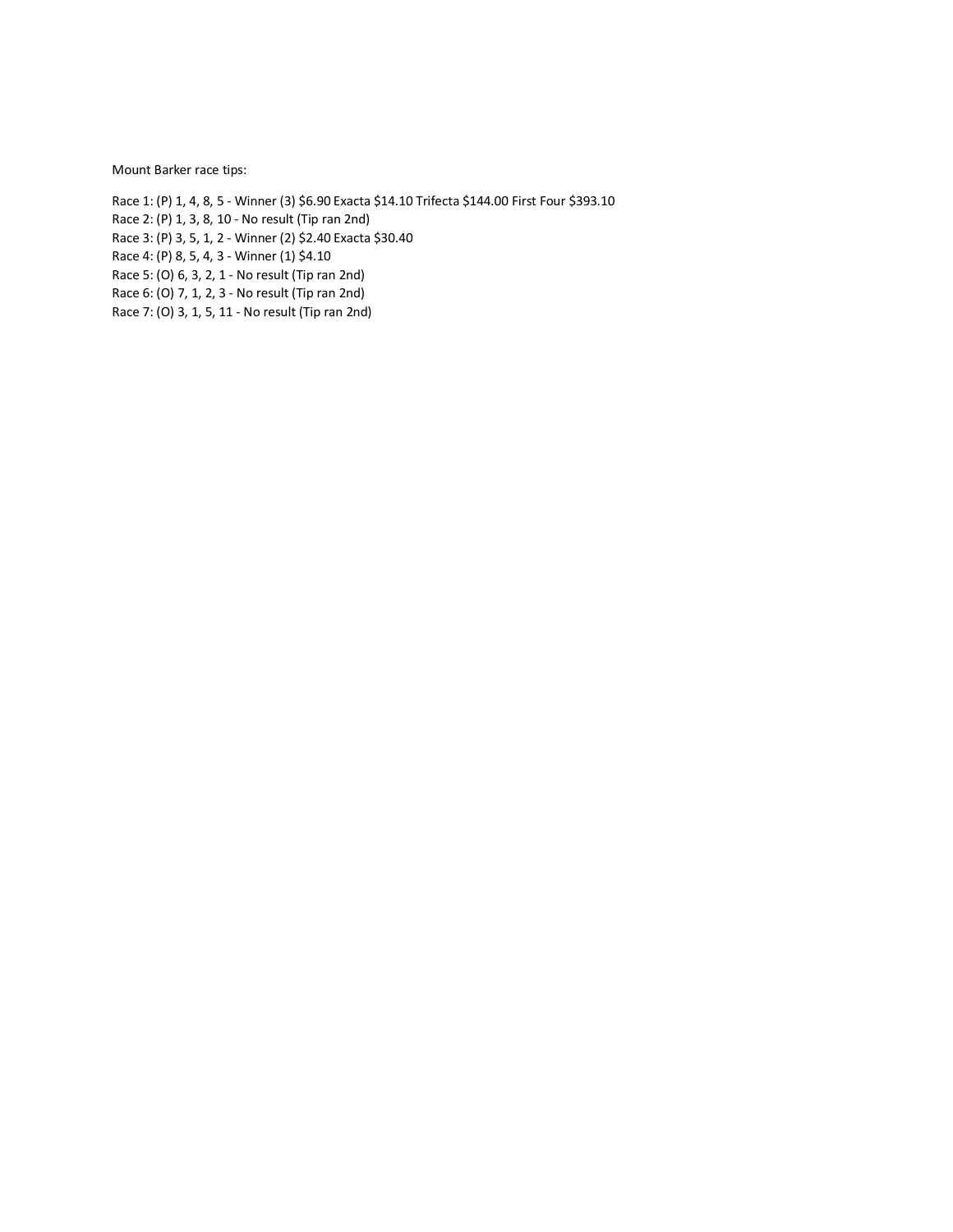Mount Barker race tips:

Race 1: (P) 1, 4, 8, 5 - Winner (3) $6.90 Exacta $14.10 Trifecta $144.00 First Four $393.10
Race 2: (P) 1, 3, 8, 10 - No result (Tip ran 2nd)
Race 3: (P) 3, 5, 1, 2 - Winner (2) $2.40 Exacta $30.40
Race 4: (P) 8, 5, 4, 3 - Winner (1) $4.10
Race 5: (O) 6, 3, 2, 1 - No result (Tip ran 2nd)
Race 6: (O) 7, 1, 2, 3 - No result (Tip ran 2nd)
Race 7: (O) 3, 1, 5, 11 - No result (Tip ran 2nd)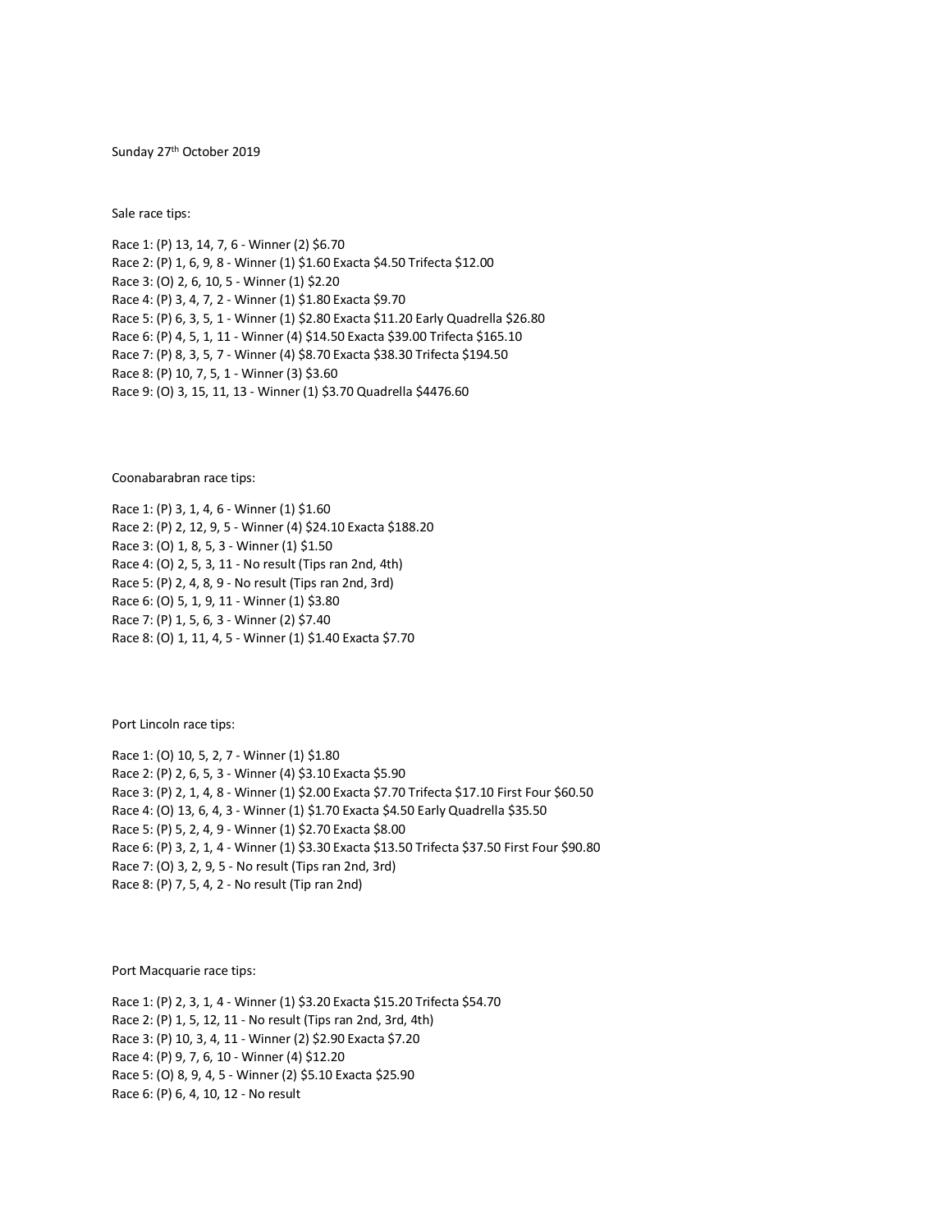Sunday 27th October 2019

Sale race tips:

Race 1: (P) 13, 14, 7, 6 - Winner (2) $6.70
Race 2: (P) 1, 6, 9, 8 - Winner (1) $1.60 Exacta $4.50 Trifecta $12.00
Race 3: (O) 2, 6, 10, 5 - Winner (1) $2.20
Race 4: (P) 3, 4, 7, 2 - Winner (1) $1.80 Exacta $9.70
Race 5: (P) 6, 3, 5, 1 - Winner (1) $2.80 Exacta $11.20 Early Quadrella $26.80
Race 6: (P) 4, 5, 1, 11 - Winner (4) $14.50 Exacta $39.00 Trifecta $165.10
Race 7: (P) 8, 3, 5, 7 - Winner (4) $8.70 Exacta $38.30 Trifecta $194.50
Race 8: (P) 10, 7, 5, 1 - Winner (3) $3.60
Race 9: (O) 3, 15, 11, 13 - Winner (1) $3.70 Quadrella $4476.60

Coonabarabran race tips:

Race 1: (P) 3, 1, 4, 6 - Winner (1) $1.60
Race 2: (P) 2, 12, 9, 5 - Winner (4) $24.10 Exacta $188.20
Race 3: (O) 1, 8, 5, 3 - Winner (1) $1.50
Race 4: (O) 2, 5, 3, 11 - No result (Tips ran 2nd, 4th)
Race 5: (P) 2, 4, 8, 9 - No result (Tips ran 2nd, 3rd)
Race 6: (O) 5, 1, 9, 11 - Winner (1) $3.80
Race 7: (P) 1, 5, 6, 3 - Winner (2) $7.40
Race 8: (O) 1, 11, 4, 5 - Winner (1) $1.40 Exacta $7.70

Port Lincoln race tips:

Race 1: (O) 10, 5, 2, 7 - Winner (1) $1.80
Race 2: (P) 2, 6, 5, 3 - Winner (4) $3.10 Exacta $5.90
Race 3: (P) 2, 1, 4, 8 - Winner (1) $2.00 Exacta $7.70 Trifecta $17.10 First Four $60.50
Race 4: (O) 13, 6, 4, 3 - Winner (1) $1.70 Exacta $4.50 Early Quadrella $35.50
Race 5: (P) 5, 2, 4, 9 - Winner (1) $2.70 Exacta $8.00
Race 6: (P) 3, 2, 1, 4 - Winner (1) $3.30 Exacta $13.50 Trifecta $37.50 First Four $90.80
Race 7: (O) 3, 2, 9, 5 - No result (Tips ran 2nd, 3rd)
Race 8: (P) 7, 5, 4, 2 - No result (Tip ran 2nd)

Port Macquarie race tips:

Race 1: (P) 2, 3, 1, 4 - Winner (1) $3.20 Exacta $15.20 Trifecta $54.70
Race 2: (P) 1, 5, 12, 11 - No result (Tips ran 2nd, 3rd, 4th)
Race 3: (P) 10, 3, 4, 11 - Winner (2) $2.90 Exacta $7.20
Race 4: (P) 9, 7, 6, 10 - Winner (4) $12.20
Race 5: (O) 8, 9, 4, 5 - Winner (2) $5.10 Exacta $25.90
Race 6: (P) 6, 4, 10, 12 - No result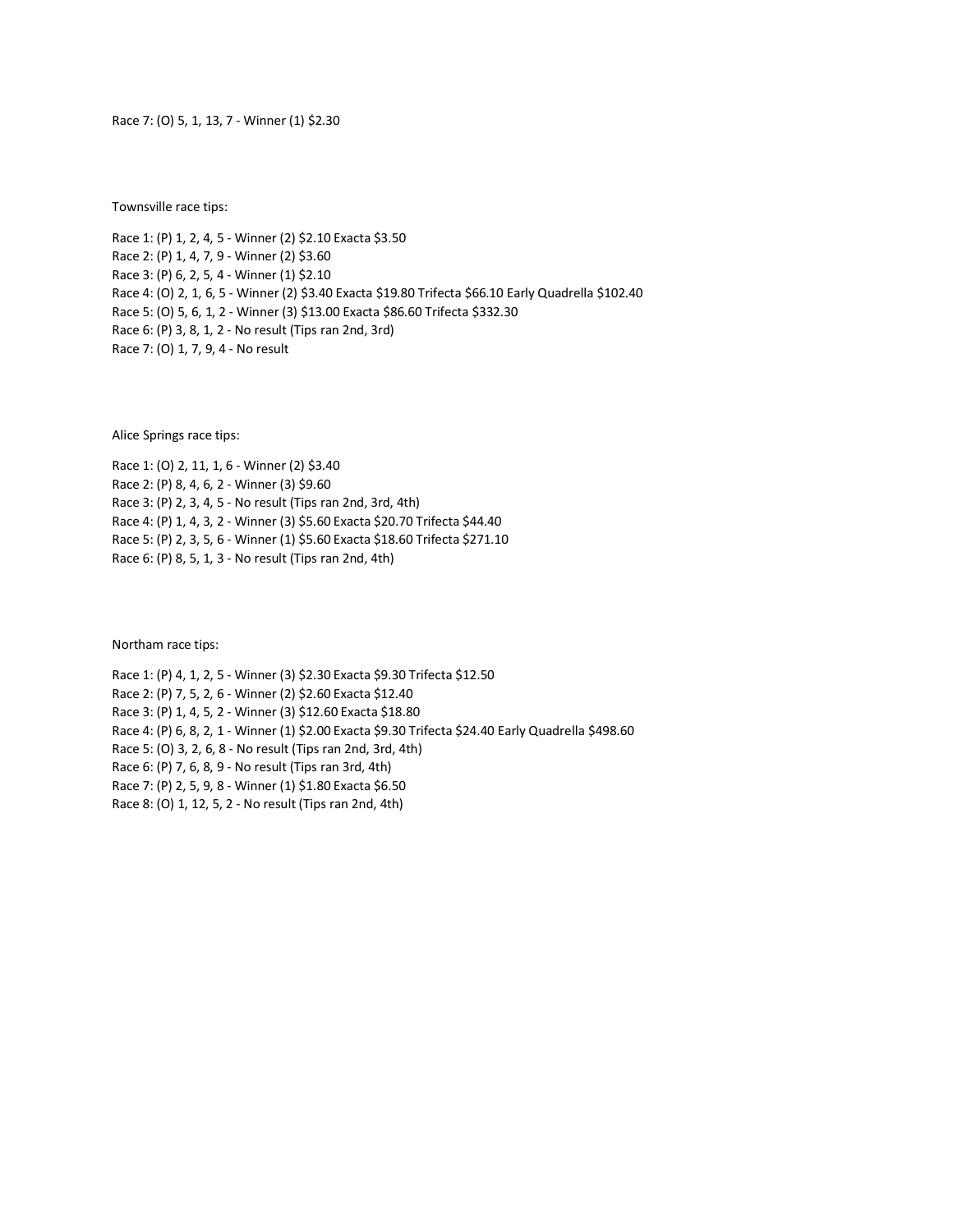Race 7: (O) 5, 1, 13, 7 - Winner (1) $2.30

Townsville race tips:

Race 1: (P) 1, 2, 4, 5 - Winner (2) $2.10 Exacta $3.50
Race 2: (P) 1, 4, 7, 9 - Winner (2) $3.60
Race 3: (P) 6, 2, 5, 4 - Winner (1) $2.10
Race 4: (O) 2, 1, 6, 5 - Winner (2) $3.40 Exacta $19.80 Trifecta $66.10 Early Quadrella $102.40
Race 5: (O) 5, 6, 1, 2 - Winner (3) $13.00 Exacta $86.60 Trifecta $332.30
Race 6: (P) 3, 8, 1, 2 - No result (Tips ran 2nd, 3rd)
Race 7: (O) 1, 7, 9, 4 - No result

Alice Springs race tips:

Race 1: (O) 2, 11, 1, 6 - Winner (2) $3.40
Race 2: (P) 8, 4, 6, 2 - Winner (3) $9.60
Race 3: (P) 2, 3, 4, 5 - No result (Tips ran 2nd, 3rd, 4th)
Race 4: (P) 1, 4, 3, 2 - Winner (3) $5.60 Exacta $20.70 Trifecta $44.40
Race 5: (P) 2, 3, 5, 6 - Winner (1) $5.60 Exacta $18.60 Trifecta $271.10
Race 6: (P) 8, 5, 1, 3 - No result (Tips ran 2nd, 4th)

Northam race tips:

Race 1: (P) 4, 1, 2, 5 - Winner (3) $2.30 Exacta $9.30 Trifecta $12.50
Race 2: (P) 7, 5, 2, 6 - Winner (2) $2.60 Exacta $12.40
Race 3: (P) 1, 4, 5, 2 - Winner (3) $12.60 Exacta $18.80
Race 4: (P) 6, 8, 2, 1 - Winner (1) $2.00 Exacta $9.30 Trifecta $24.40 Early Quadrella $498.60
Race 5: (O) 3, 2, 6, 8 - No result (Tips ran 2nd, 3rd, 4th)
Race 6: (P) 7, 6, 8, 9 - No result (Tips ran 3rd, 4th)
Race 7: (P) 2, 5, 9, 8 - Winner (1) $1.80 Exacta $6.50
Race 8: (O) 1, 12, 5, 2 - No result (Tips ran 2nd, 4th)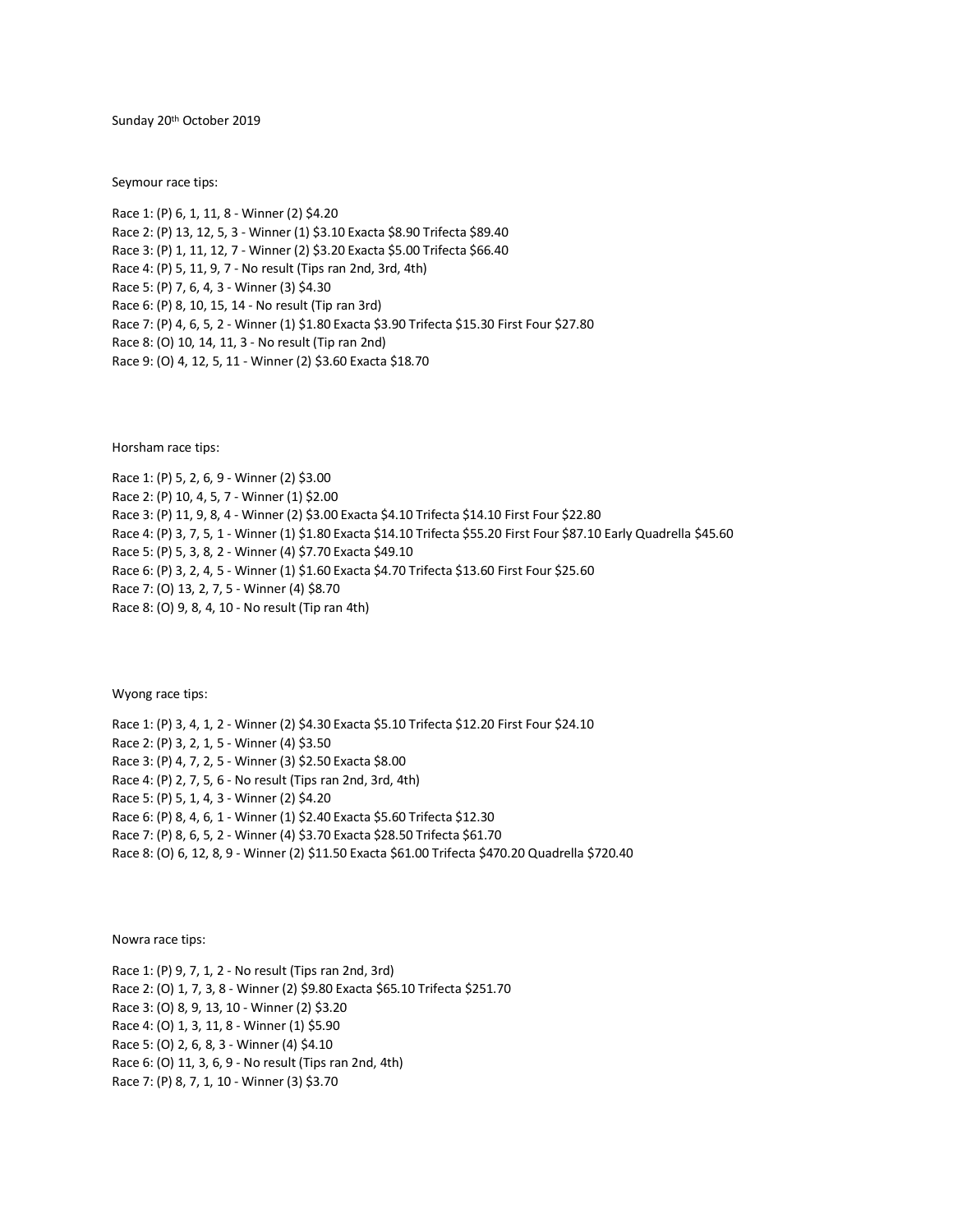Sunday 20th October 2019

Seymour race tips:

Race 1: (P) 6, 1, 11, 8 - Winner (2) $4.20
Race 2: (P) 13, 12, 5, 3 - Winner (1) $3.10 Exacta $8.90 Trifecta $89.40
Race 3: (P) 1, 11, 12, 7 - Winner (2) $3.20 Exacta $5.00 Trifecta $66.40
Race 4: (P) 5, 11, 9, 7 - No result (Tips ran 2nd, 3rd, 4th)
Race 5: (P) 7, 6, 4, 3 - Winner (3) $4.30
Race 6: (P) 8, 10, 15, 14 - No result (Tip ran 3rd)
Race 7: (P) 4, 6, 5, 2 - Winner (1) $1.80 Exacta $3.90 Trifecta $15.30 First Four $27.80
Race 8: (O) 10, 14, 11, 3 - No result (Tip ran 2nd)
Race 9: (O) 4, 12, 5, 11 - Winner (2) $3.60 Exacta $18.70

Horsham race tips:

Race 1: (P) 5, 2, 6, 9 - Winner (2) $3.00
Race 2: (P) 10, 4, 5, 7 - Winner (1) $2.00
Race 3: (P) 11, 9, 8, 4 - Winner (2) $3.00 Exacta $4.10 Trifecta $14.10 First Four $22.80
Race 4: (P) 3, 7, 5, 1 - Winner (1) $1.80 Exacta $14.10 Trifecta $55.20 First Four $87.10 Early Quadrella $45.60
Race 5: (P) 5, 3, 8, 2 - Winner (4) $7.70 Exacta $49.10
Race 6: (P) 3, 2, 4, 5 - Winner (1) $1.60 Exacta $4.70 Trifecta $13.60 First Four $25.60
Race 7: (O) 13, 2, 7, 5 - Winner (4) $8.70
Race 8: (O) 9, 8, 4, 10 - No result (Tip ran 4th)

Wyong race tips:

Race 1: (P) 3, 4, 1, 2 - Winner (2) $4.30 Exacta $5.10 Trifecta $12.20 First Four $24.10
Race 2: (P) 3, 2, 1, 5 - Winner (4) $3.50
Race 3: (P) 4, 7, 2, 5 - Winner (3) $2.50 Exacta $8.00
Race 4: (P) 2, 7, 5, 6 - No result (Tips ran 2nd, 3rd, 4th)
Race 5: (P) 5, 1, 4, 3 - Winner (2) $4.20
Race 6: (P) 8, 4, 6, 1 - Winner (1) $2.40 Exacta $5.60 Trifecta $12.30
Race 7: (P) 8, 6, 5, 2 - Winner (4) $3.70 Exacta $28.50 Trifecta $61.70
Race 8: (O) 6, 12, 8, 9 - Winner (2) $11.50 Exacta $61.00 Trifecta $470.20 Quadrella $720.40

Nowra race tips:

Race 1: (P) 9, 7, 1, 2 - No result (Tips ran 2nd, 3rd)
Race 2: (O) 1, 7, 3, 8 - Winner (2) $9.80 Exacta $65.10 Trifecta $251.70
Race 3: (O) 8, 9, 13, 10 - Winner (2) $3.20
Race 4: (O) 1, 3, 11, 8 - Winner (1) $5.90
Race 5: (O) 2, 6, 8, 3 - Winner (4) $4.10
Race 6: (O) 11, 3, 6, 9 - No result (Tips ran 2nd, 4th)
Race 7: (P) 8, 7, 1, 10 - Winner (3) $3.70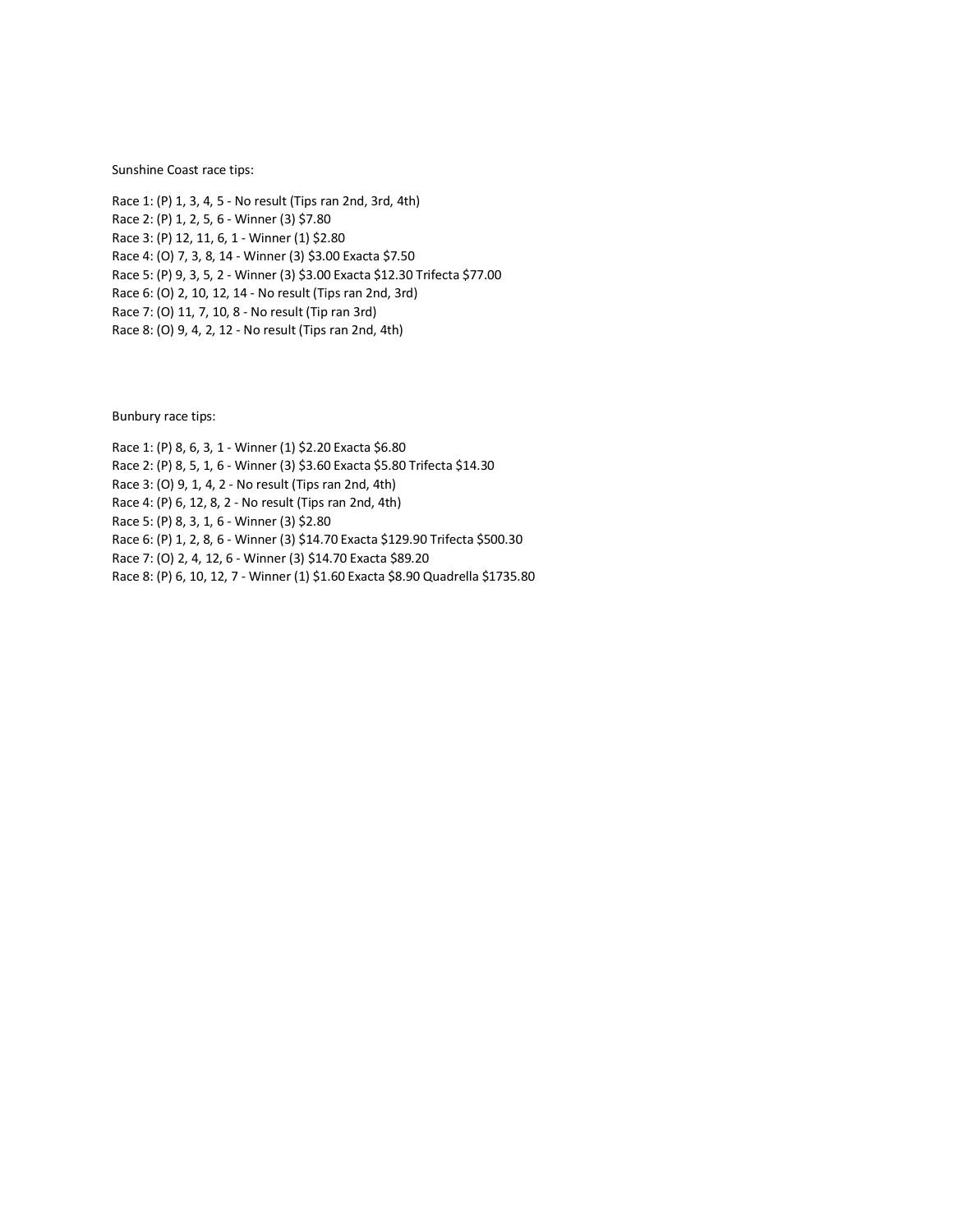Sunshine Coast race tips:

Race 1: (P) 1, 3, 4, 5 - No result (Tips ran 2nd, 3rd, 4th)
Race 2: (P) 1, 2, 5, 6 - Winner (3) $7.80
Race 3: (P) 12, 11, 6, 1 - Winner (1) $2.80
Race 4: (O) 7, 3, 8, 14 - Winner (3) $3.00 Exacta $7.50
Race 5: (P) 9, 3, 5, 2 - Winner (3) $3.00 Exacta $12.30 Trifecta $77.00
Race 6: (O) 2, 10, 12, 14 - No result (Tips ran 2nd, 3rd)
Race 7: (O) 11, 7, 10, 8 - No result (Tip ran 3rd)
Race 8: (O) 9, 4, 2, 12 - No result (Tips ran 2nd, 4th)

Bunbury race tips:

Race 1: (P) 8, 6, 3, 1 - Winner (1) $2.20 Exacta $6.80
Race 2: (P) 8, 5, 1, 6 - Winner (3) $3.60 Exacta $5.80 Trifecta $14.30
Race 3: (O) 9, 1, 4, 2 - No result (Tips ran 2nd, 4th)
Race 4: (P) 6, 12, 8, 2 - No result (Tips ran 2nd, 4th)
Race 5: (P) 8, 3, 1, 6 - Winner (3) $2.80
Race 6: (P) 1, 2, 8, 6 - Winner (3) $14.70 Exacta $129.90 Trifecta $500.30
Race 7: (O) 2, 4, 12, 6 - Winner (3) $14.70 Exacta $89.20
Race 8: (P) 6, 10, 12, 7 - Winner (1) $1.60 Exacta $8.90 Quadrella $1735.80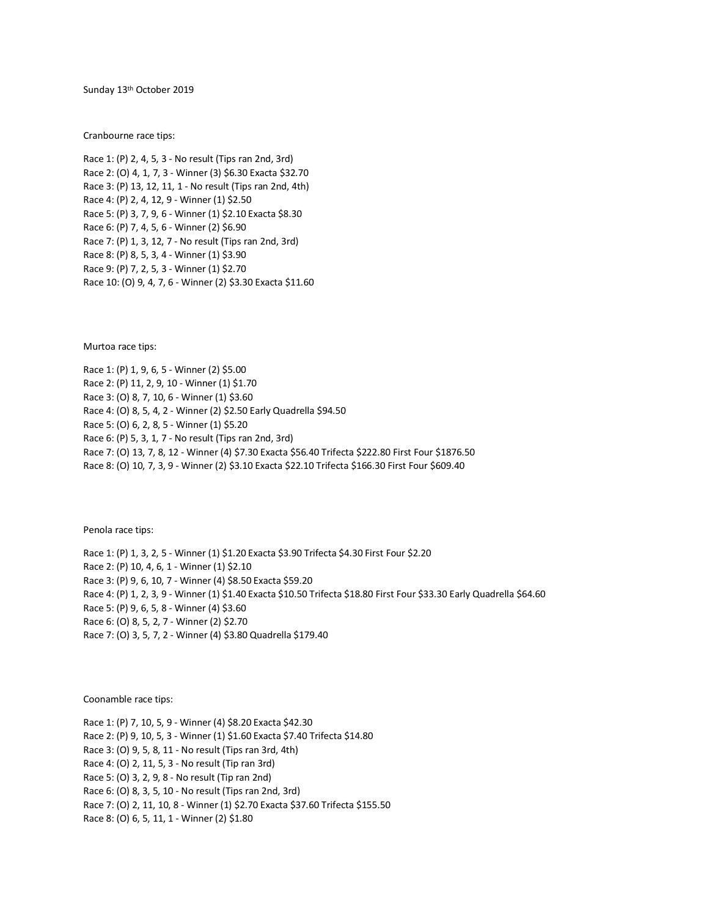Sunday 13th October 2019

Cranbourne race tips:

Race 1: (P) 2, 4, 5, 3 - No result (Tips ran 2nd, 3rd)
Race 2: (O) 4, 1, 7, 3 - Winner (3) $6.30 Exacta $32.70
Race 3: (P) 13, 12, 11, 1 - No result (Tips ran 2nd, 4th)
Race 4: (P) 2, 4, 12, 9 - Winner (1) $2.50
Race 5: (P) 3, 7, 9, 6 - Winner (1) $2.10 Exacta $8.30
Race 6: (P) 7, 4, 5, 6 - Winner (2) $6.90
Race 7: (P) 1, 3, 12, 7 - No result (Tips ran 2nd, 3rd)
Race 8: (P) 8, 5, 3, 4 - Winner (1) $3.90
Race 9: (P) 7, 2, 5, 3 - Winner (1) $2.70
Race 10: (O) 9, 4, 7, 6 - Winner (2) $3.30 Exacta $11.60

Murtoa race tips:

Race 1: (P) 1, 9, 6, 5 - Winner (2) $5.00
Race 2: (P) 11, 2, 9, 10 - Winner (1) $1.70
Race 3: (O) 8, 7, 10, 6 - Winner (1) $3.60
Race 4: (O) 8, 5, 4, 2 - Winner (2) $2.50 Early Quadrella $94.50
Race 5: (O) 6, 2, 8, 5 - Winner (1) $5.20
Race 6: (P) 5, 3, 1, 7 - No result (Tips ran 2nd, 3rd)
Race 7: (O) 13, 7, 8, 12 - Winner (4) $7.30 Exacta $56.40 Trifecta $222.80 First Four $1876.50
Race 8: (O) 10, 7, 3, 9 - Winner (2) $3.10 Exacta $22.10 Trifecta $166.30 First Four $609.40

Penola race tips:

Race 1: (P) 1, 3, 2, 5 - Winner (1) $1.20 Exacta $3.90 Trifecta $4.30 First Four $2.20
Race 2: (P) 10, 4, 6, 1 - Winner (1) $2.10
Race 3: (P) 9, 6, 10, 7 - Winner (4) $8.50 Exacta $59.20
Race 4: (P) 1, 2, 3, 9 - Winner (1) $1.40 Exacta $10.50 Trifecta $18.80 First Four $33.30 Early Quadrella $64.60
Race 5: (P) 9, 6, 5, 8 - Winner (4) $3.60
Race 6: (O) 8, 5, 2, 7 - Winner (2) $2.70
Race 7: (O) 3, 5, 7, 2 - Winner (4) $3.80 Quadrella $179.40

Coonamble race tips:

Race 1: (P) 7, 10, 5, 9 - Winner (4) $8.20 Exacta $42.30
Race 2: (P) 9, 10, 5, 3 - Winner (1) $1.60 Exacta $7.40 Trifecta $14.80
Race 3: (O) 9, 5, 8, 11 - No result (Tips ran 3rd, 4th)
Race 4: (O) 2, 11, 5, 3 - No result (Tip ran 3rd)
Race 5: (O) 3, 2, 9, 8 - No result (Tip ran 2nd)
Race 6: (O) 8, 3, 5, 10 - No result (Tips ran 2nd, 3rd)
Race 7: (O) 2, 11, 10, 8 - Winner (1) $2.70 Exacta $37.60 Trifecta $155.50
Race 8: (O) 6, 5, 11, 1 - Winner (2) $1.80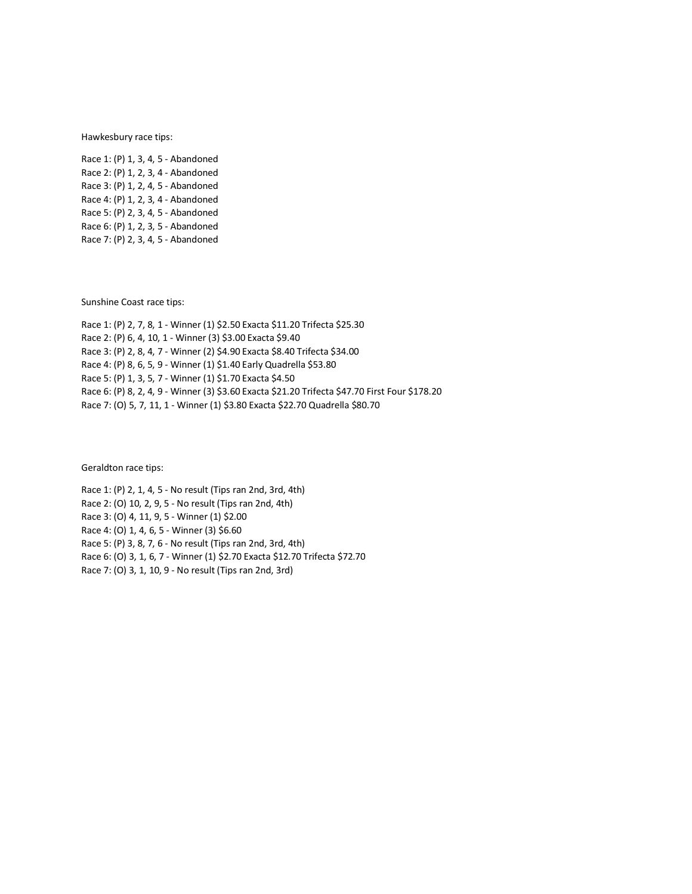Hawkesbury race tips:

Race 1: (P) 1, 3, 4, 5 - Abandoned
Race 2: (P) 1, 2, 3, 4 - Abandoned
Race 3: (P) 1, 2, 4, 5 - Abandoned
Race 4: (P) 1, 2, 3, 4 - Abandoned
Race 5: (P) 2, 3, 4, 5 - Abandoned
Race 6: (P) 1, 2, 3, 5 - Abandoned
Race 7: (P) 2, 3, 4, 5 - Abandoned

Sunshine Coast race tips:

Race 1: (P) 2, 7, 8, 1 - Winner (1) $2.50 Exacta $11.20 Trifecta $25.30
Race 2: (P) 6, 4, 10, 1 - Winner (3) $3.00 Exacta $9.40
Race 3: (P) 2, 8, 4, 7 - Winner (2) $4.90 Exacta $8.40 Trifecta $34.00
Race 4: (P) 8, 6, 5, 9 - Winner (1) $1.40 Early Quadrella $53.80
Race 5: (P) 1, 3, 5, 7 - Winner (1) $1.70 Exacta $4.50
Race 6: (P) 8, 2, 4, 9 - Winner (3) $3.60 Exacta $21.20 Trifecta $47.70 First Four $178.20
Race 7: (O) 5, 7, 11, 1 - Winner (1) $3.80 Exacta $22.70 Quadrella $80.70

Geraldton race tips:

Race 1: (P) 2, 1, 4, 5 - No result (Tips ran 2nd, 3rd, 4th)
Race 2: (O) 10, 2, 9, 5 - No result (Tips ran 2nd, 4th)
Race 3: (O) 4, 11, 9, 5 - Winner (1) $2.00
Race 4: (O) 1, 4, 6, 5 - Winner (3) $6.60
Race 5: (P) 3, 8, 7, 6 - No result (Tips ran 2nd, 3rd, 4th)
Race 6: (O) 3, 1, 6, 7 - Winner (1) $2.70 Exacta $12.70 Trifecta $72.70
Race 7: (O) 3, 1, 10, 9 - No result (Tips ran 2nd, 3rd)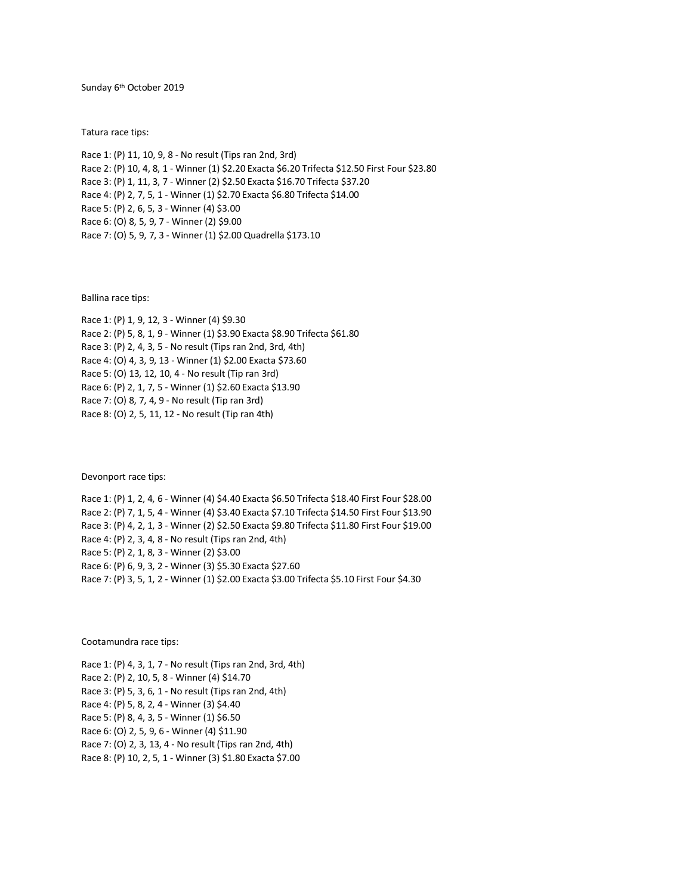Sunday 6th October 2019

Tatura race tips:

Race 1: (P) 11, 10, 9, 8 - No result (Tips ran 2nd, 3rd)
Race 2: (P) 10, 4, 8, 1 - Winner (1) $2.20 Exacta $6.20 Trifecta $12.50 First Four $23.80
Race 3: (P) 1, 11, 3, 7 - Winner (2) $2.50 Exacta $16.70 Trifecta $37.20
Race 4: (P) 2, 7, 5, 1 - Winner (1) $2.70 Exacta $6.80 Trifecta $14.00
Race 5: (P) 2, 6, 5, 3 - Winner (4) $3.00
Race 6: (O) 8, 5, 9, 7 - Winner (2) $9.00
Race 7: (O) 5, 9, 7, 3 - Winner (1) $2.00 Quadrella $173.10

Ballina race tips:

Race 1: (P) 1, 9, 12, 3 - Winner (4) $9.30
Race 2: (P) 5, 8, 1, 9 - Winner (1) $3.90 Exacta $8.90 Trifecta $61.80
Race 3: (P) 2, 4, 3, 5 - No result (Tips ran 2nd, 3rd, 4th)
Race 4: (O) 4, 3, 9, 13 - Winner (1) $2.00 Exacta $73.60
Race 5: (O) 13, 12, 10, 4 - No result (Tip ran 3rd)
Race 6: (P) 2, 1, 7, 5 - Winner (1) $2.60 Exacta $13.90
Race 7: (O) 8, 7, 4, 9 - No result (Tip ran 3rd)
Race 8: (O) 2, 5, 11, 12 - No result (Tip ran 4th)

Devonport race tips:

Race 1: (P) 1, 2, 4, 6 - Winner (4) $4.40 Exacta $6.50 Trifecta $18.40 First Four $28.00
Race 2: (P) 7, 1, 5, 4 - Winner (4) $3.40 Exacta $7.10 Trifecta $14.50 First Four $13.90
Race 3: (P) 4, 2, 1, 3 - Winner (2) $2.50 Exacta $9.80 Trifecta $11.80 First Four $19.00
Race 4: (P) 2, 3, 4, 8 - No result (Tips ran 2nd, 4th)
Race 5: (P) 2, 1, 8, 3 - Winner (2) $3.00
Race 6: (P) 6, 9, 3, 2 - Winner (3) $5.30 Exacta $27.60
Race 7: (P) 3, 5, 1, 2 - Winner (1) $2.00 Exacta $3.00 Trifecta $5.10 First Four $4.30

Cootamundra race tips:

Race 1: (P) 4, 3, 1, 7 - No result (Tips ran 2nd, 3rd, 4th)
Race 2: (P) 2, 10, 5, 8 - Winner (4) $14.70
Race 3: (P) 5, 3, 6, 1 - No result (Tips ran 2nd, 4th)
Race 4: (P) 5, 8, 2, 4 - Winner (3) $4.40
Race 5: (P) 8, 4, 3, 5 - Winner (1) $6.50
Race 6: (O) 2, 5, 9, 6 - Winner (4) $11.90
Race 7: (O) 2, 3, 13, 4 - No result (Tips ran 2nd, 4th)
Race 8: (P) 10, 2, 5, 1 - Winner (3) $1.80 Exacta $7.00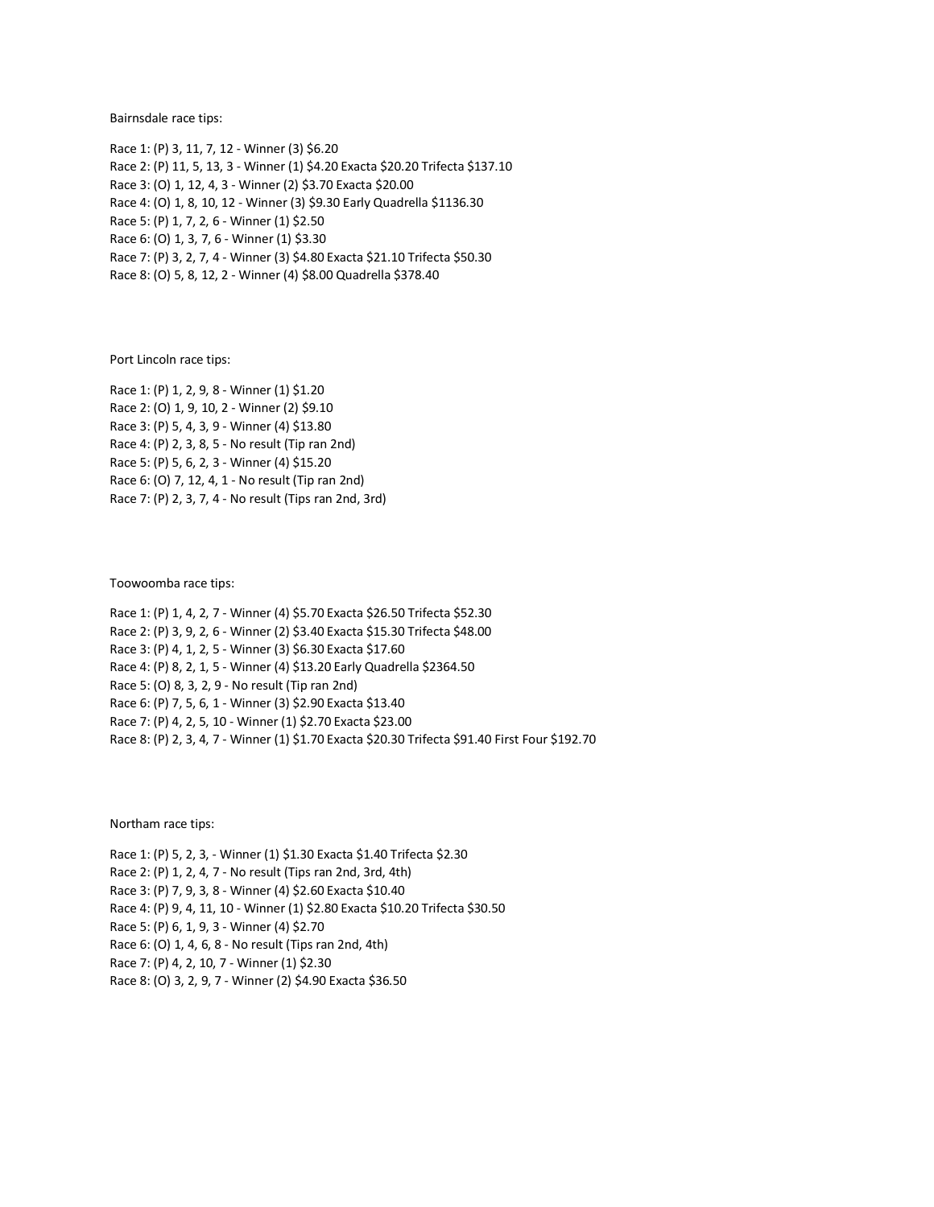Bairnsdale race tips:

Race 1: (P) 3, 11, 7, 12 - Winner (3) $6.20
Race 2: (P) 11, 5, 13, 3 - Winner (1) $4.20 Exacta $20.20 Trifecta $137.10
Race 3: (O) 1, 12, 4, 3 - Winner (2) $3.70 Exacta $20.00
Race 4: (O) 1, 8, 10, 12 - Winner (3) $9.30 Early Quadrella $1136.30
Race 5: (P) 1, 7, 2, 6 - Winner (1) $2.50
Race 6: (O) 1, 3, 7, 6 - Winner (1) $3.30
Race 7: (P) 3, 2, 7, 4 - Winner (3) $4.80 Exacta $21.10 Trifecta $50.30
Race 8: (O) 5, 8, 12, 2 - Winner (4) $8.00 Quadrella $378.40

Port Lincoln race tips:

Race 1: (P) 1, 2, 9, 8 - Winner (1) $1.20
Race 2: (O) 1, 9, 10, 2 - Winner (2) $9.10
Race 3: (P) 5, 4, 3, 9 - Winner (4) $13.80
Race 4: (P) 2, 3, 8, 5 - No result (Tip ran 2nd)
Race 5: (P) 5, 6, 2, 3 - Winner (4) $15.20
Race 6: (O) 7, 12, 4, 1 - No result (Tip ran 2nd)
Race 7: (P) 2, 3, 7, 4 - No result (Tips ran 2nd, 3rd)

Toowoomba race tips:

Race 1: (P) 1, 4, 2, 7 - Winner (4) $5.70 Exacta $26.50 Trifecta $52.30
Race 2: (P) 3, 9, 2, 6 - Winner (2) $3.40 Exacta $15.30 Trifecta $48.00
Race 3: (P) 4, 1, 2, 5 - Winner (3) $6.30 Exacta $17.60
Race 4: (P) 8, 2, 1, 5 - Winner (4) $13.20 Early Quadrella $2364.50
Race 5: (O) 8, 3, 2, 9 - No result (Tip ran 2nd)
Race 6: (P) 7, 5, 6, 1 - Winner (3) $2.90 Exacta $13.40
Race 7: (P) 4, 2, 5, 10 - Winner (1) $2.70 Exacta $23.00
Race 8: (P) 2, 3, 4, 7 - Winner (1) $1.70 Exacta $20.30 Trifecta $91.40 First Four $192.70

Northam race tips:

Race 1: (P) 5, 2, 3, - Winner (1) $1.30 Exacta $1.40 Trifecta $2.30
Race 2: (P) 1, 2, 4, 7 - No result (Tips ran 2nd, 3rd, 4th)
Race 3: (P) 7, 9, 3, 8 - Winner (4) $2.60 Exacta $10.40
Race 4: (P) 9, 4, 11, 10 - Winner (1) $2.80 Exacta $10.20 Trifecta $30.50
Race 5: (P) 6, 1, 9, 3 - Winner (4) $2.70
Race 6: (O) 1, 4, 6, 8 - No result (Tips ran 2nd, 4th)
Race 7: (P) 4, 2, 10, 7 - Winner (1) $2.30
Race 8: (O) 3, 2, 9, 7 - Winner (2) $4.90 Exacta $36.50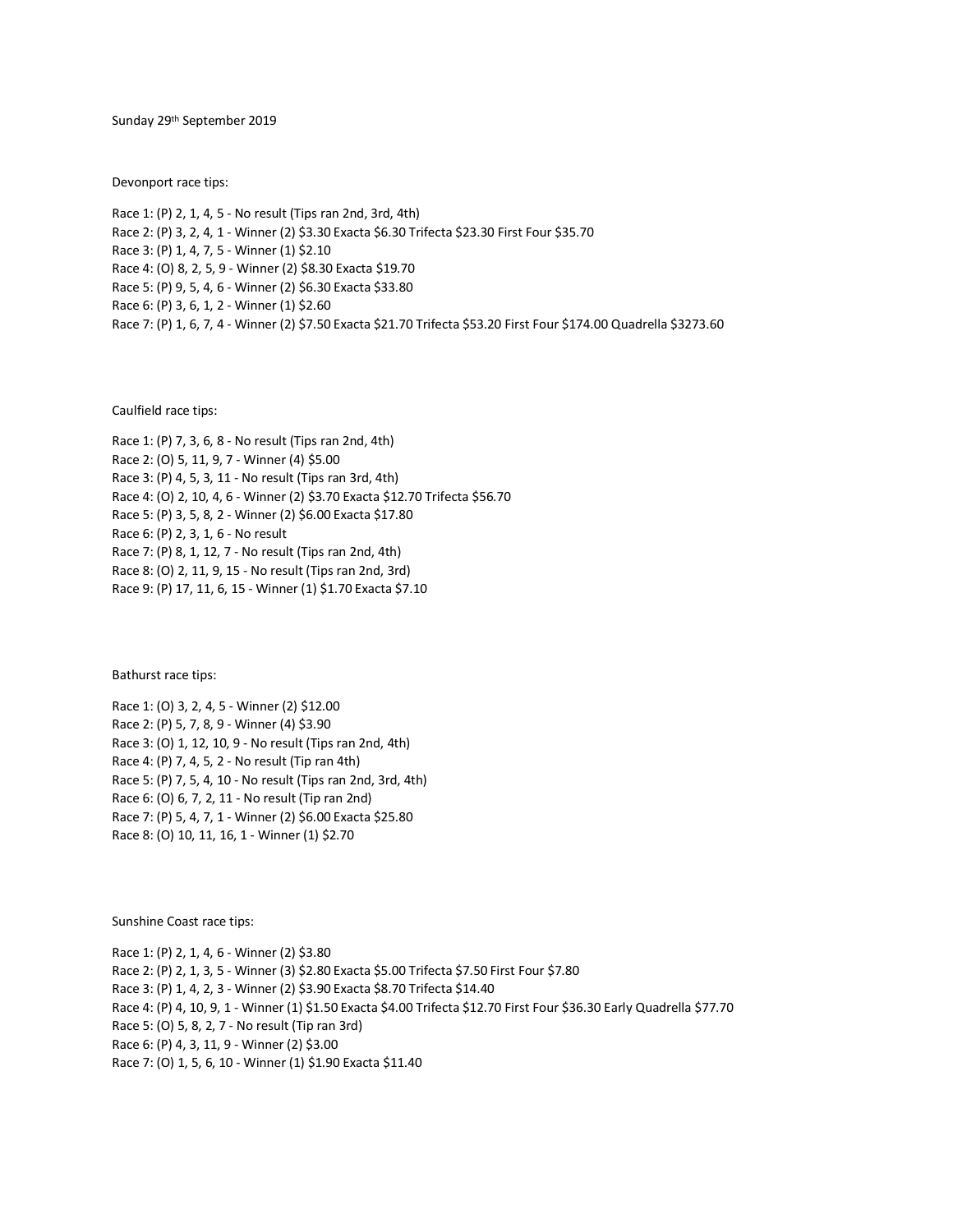Sunday 29th September 2019

Devonport race tips:

Race 1: (P) 2, 1, 4, 5 - No result (Tips ran 2nd, 3rd, 4th)
Race 2: (P) 3, 2, 4, 1 - Winner (2) $3.30 Exacta $6.30 Trifecta $23.30 First Four $35.70
Race 3: (P) 1, 4, 7, 5 - Winner (1) $2.10
Race 4: (O) 8, 2, 5, 9 - Winner (2) $8.30 Exacta $19.70
Race 5: (P) 9, 5, 4, 6 - Winner (2) $6.30 Exacta $33.80
Race 6: (P) 3, 6, 1, 2 - Winner (1) $2.60
Race 7: (P) 1, 6, 7, 4 - Winner (2) $7.50 Exacta $21.70 Trifecta $53.20 First Four $174.00 Quadrella $3273.60

Caulfield race tips:

Race 1: (P) 7, 3, 6, 8 - No result (Tips ran 2nd, 4th)
Race 2: (O) 5, 11, 9, 7 - Winner (4) $5.00
Race 3: (P) 4, 5, 3, 11 - No result (Tips ran 3rd, 4th)
Race 4: (O) 2, 10, 4, 6 - Winner (2) $3.70 Exacta $12.70 Trifecta $56.70
Race 5: (P) 3, 5, 8, 2 - Winner (2) $6.00 Exacta $17.80
Race 6: (P) 2, 3, 1, 6 - No result
Race 7: (P) 8, 1, 12, 7 - No result (Tips ran 2nd, 4th)
Race 8: (O) 2, 11, 9, 15 - No result (Tips ran 2nd, 3rd)
Race 9: (P) 17, 11, 6, 15 - Winner (1) $1.70 Exacta $7.10

Bathurst race tips:

Race 1: (O) 3, 2, 4, 5 - Winner (2) $12.00
Race 2: (P) 5, 7, 8, 9 - Winner (4) $3.90
Race 3: (O) 1, 12, 10, 9 - No result (Tips ran 2nd, 4th)
Race 4: (P) 7, 4, 5, 2 - No result (Tip ran 4th)
Race 5: (P) 7, 5, 4, 10 - No result (Tips ran 2nd, 3rd, 4th)
Race 6: (O) 6, 7, 2, 11 - No result (Tip ran 2nd)
Race 7: (P) 5, 4, 7, 1 - Winner (2) $6.00 Exacta $25.80
Race 8: (O) 10, 11, 16, 1 - Winner (1) $2.70

Sunshine Coast race tips:

Race 1: (P) 2, 1, 4, 6 - Winner (2) $3.80
Race 2: (P) 2, 1, 3, 5 - Winner (3) $2.80 Exacta $5.00 Trifecta $7.50 First Four $7.80
Race 3: (P) 1, 4, 2, 3 - Winner (2) $3.90 Exacta $8.70 Trifecta $14.40
Race 4: (P) 4, 10, 9, 1 - Winner (1) $1.50 Exacta $4.00 Trifecta $12.70 First Four $36.30 Early Quadrella $77.70
Race 5: (O) 5, 8, 2, 7 - No result (Tip ran 3rd)
Race 6: (P) 4, 3, 11, 9 - Winner (2) $3.00
Race 7: (O) 1, 5, 6, 10 - Winner (1) $1.90 Exacta $11.40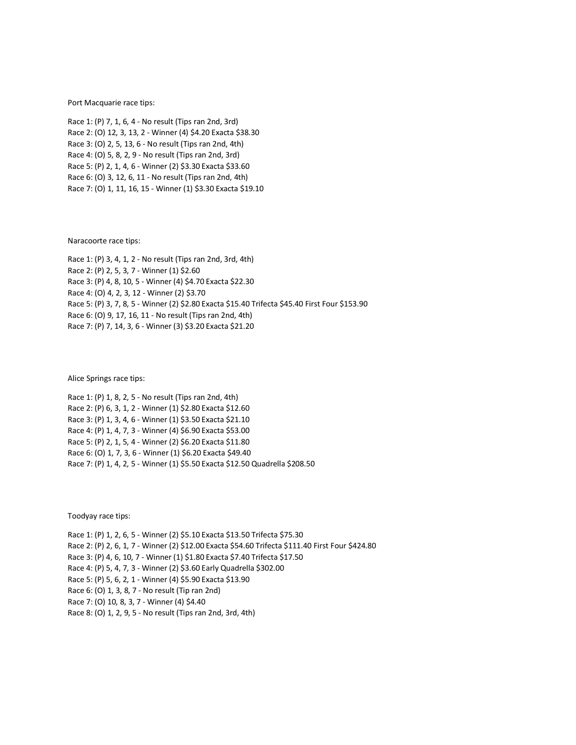Port Macquarie race tips:

Race 1: (P) 7, 1, 6, 4 - No result (Tips ran 2nd, 3rd)
Race 2: (O) 12, 3, 13, 2 - Winner (4) $4.20 Exacta $38.30
Race 3: (O) 2, 5, 13, 6 - No result (Tips ran 2nd, 4th)
Race 4: (O) 5, 8, 2, 9 - No result (Tips ran 2nd, 3rd)
Race 5: (P) 2, 1, 4, 6 - Winner (2) $3.30 Exacta $33.60
Race 6: (O) 3, 12, 6, 11 - No result (Tips ran 2nd, 4th)
Race 7: (O) 1, 11, 16, 15 - Winner (1) $3.30 Exacta $19.10

Naracoorte race tips:

Race 1: (P) 3, 4, 1, 2 - No result (Tips ran 2nd, 3rd, 4th)
Race 2: (P) 2, 5, 3, 7 - Winner (1) $2.60
Race 3: (P) 4, 8, 10, 5 - Winner (4) $4.70 Exacta $22.30
Race 4: (O) 4, 2, 3, 12 - Winner (2) $3.70
Race 5: (P) 3, 7, 8, 5 - Winner (2) $2.80 Exacta $15.40 Trifecta $45.40 First Four $153.90
Race 6: (O) 9, 17, 16, 11 - No result (Tips ran 2nd, 4th)
Race 7: (P) 7, 14, 3, 6 - Winner (3) $3.20 Exacta $21.20

Alice Springs race tips:

Race 1: (P) 1, 8, 2, 5 - No result (Tips ran 2nd, 4th)
Race 2: (P) 6, 3, 1, 2 - Winner (1) $2.80 Exacta $12.60
Race 3: (P) 1, 3, 4, 6 - Winner (1) $3.50 Exacta $21.10
Race 4: (P) 1, 4, 7, 3 - Winner (4) $6.90 Exacta $53.00
Race 5: (P) 2, 1, 5, 4 - Winner (2) $6.20 Exacta $11.80
Race 6: (O) 1, 7, 3, 6 - Winner (1) $6.20 Exacta $49.40
Race 7: (P) 1, 4, 2, 5 - Winner (1) $5.50 Exacta $12.50 Quadrella $208.50

Toodyay race tips:

Race 1: (P) 1, 2, 6, 5 - Winner (2) $5.10 Exacta $13.50 Trifecta $75.30
Race 2: (P) 2, 6, 1, 7 - Winner (2) $12.00 Exacta $54.60 Trifecta $111.40 First Four $424.80
Race 3: (P) 4, 6, 10, 7 - Winner (1) $1.80 Exacta $7.40 Trifecta $17.50
Race 4: (P) 5, 4, 7, 3 - Winner (2) $3.60 Early Quadrella $302.00
Race 5: (P) 5, 6, 2, 1 - Winner (4) $5.90 Exacta $13.90
Race 6: (O) 1, 3, 8, 7 - No result (Tip ran 2nd)
Race 7: (O) 10, 8, 3, 7 - Winner (4) $4.40
Race 8: (O) 1, 2, 9, 5 - No result (Tips ran 2nd, 3rd, 4th)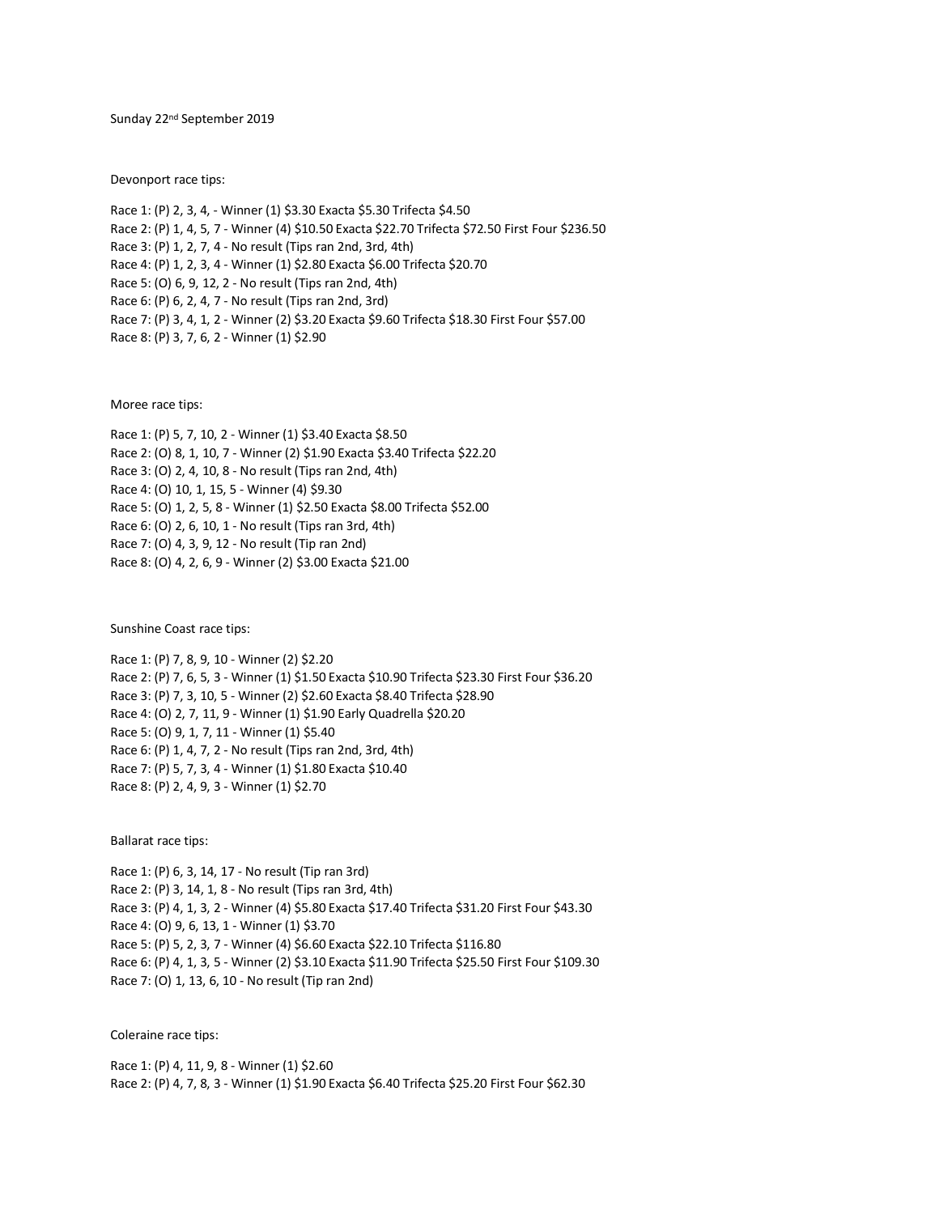Sunday 22nd September 2019

Devonport race tips:

Race 1: (P) 2, 3, 4, - Winner (1) $3.30 Exacta $5.30 Trifecta $4.50
Race 2: (P) 1, 4, 5, 7 - Winner (4) $10.50 Exacta $22.70 Trifecta $72.50 First Four $236.50
Race 3: (P) 1, 2, 7, 4 - No result (Tips ran 2nd, 3rd, 4th)
Race 4: (P) 1, 2, 3, 4 - Winner (1) $2.80 Exacta $6.00 Trifecta $20.70
Race 5: (O) 6, 9, 12, 2 - No result (Tips ran 2nd, 4th)
Race 6: (P) 6, 2, 4, 7 - No result (Tips ran 2nd, 3rd)
Race 7: (P) 3, 4, 1, 2 - Winner (2) $3.20 Exacta $9.60 Trifecta $18.30 First Four $57.00
Race 8: (P) 3, 7, 6, 2 - Winner (1) $2.90

Moree race tips:

Race 1: (P) 5, 7, 10, 2 - Winner (1) $3.40 Exacta $8.50
Race 2: (O) 8, 1, 10, 7 - Winner (2) $1.90 Exacta $3.40 Trifecta $22.20
Race 3: (O) 2, 4, 10, 8 - No result (Tips ran 2nd, 4th)
Race 4: (O) 10, 1, 15, 5 - Winner (4) $9.30
Race 5: (O) 1, 2, 5, 8 - Winner (1) $2.50 Exacta $8.00 Trifecta $52.00
Race 6: (O) 2, 6, 10, 1 - No result (Tips ran 3rd, 4th)
Race 7: (O) 4, 3, 9, 12 - No result (Tip ran 2nd)
Race 8: (O) 4, 2, 6, 9 - Winner (2) $3.00 Exacta $21.00

Sunshine Coast race tips:

Race 1: (P) 7, 8, 9, 10 - Winner (2) $2.20
Race 2: (P) 7, 6, 5, 3 - Winner (1) $1.50 Exacta $10.90 Trifecta $23.30 First Four $36.20
Race 3: (P) 7, 3, 10, 5 - Winner (2) $2.60 Exacta $8.40 Trifecta $28.90
Race 4: (O) 2, 7, 11, 9 - Winner (1) $1.90 Early Quadrella $20.20
Race 5: (O) 9, 1, 7, 11 - Winner (1) $5.40
Race 6: (P) 1, 4, 7, 2 - No result (Tips ran 2nd, 3rd, 4th)
Race 7: (P) 5, 7, 3, 4 - Winner (1) $1.80 Exacta $10.40
Race 8: (P) 2, 4, 9, 3 - Winner (1) $2.70

Ballarat race tips:

Race 1: (P) 6, 3, 14, 17 - No result (Tip ran 3rd)
Race 2: (P) 3, 14, 1, 8 - No result (Tips ran 3rd, 4th)
Race 3: (P) 4, 1, 3, 2 - Winner (4) $5.80 Exacta $17.40 Trifecta $31.20 First Four $43.30
Race 4: (O) 9, 6, 13, 1 - Winner (1) $3.70
Race 5: (P) 5, 2, 3, 7 - Winner (4) $6.60 Exacta $22.10 Trifecta $116.80
Race 6: (P) 4, 1, 3, 5 - Winner (2) $3.10 Exacta $11.90 Trifecta $25.50 First Four $109.30
Race 7: (O) 1, 13, 6, 10 - No result (Tip ran 2nd)

Coleraine race tips:

Race 1: (P) 4, 11, 9, 8 - Winner (1) $2.60
Race 2: (P) 4, 7, 8, 3 - Winner (1) $1.90 Exacta $6.40 Trifecta $25.20 First Four $62.30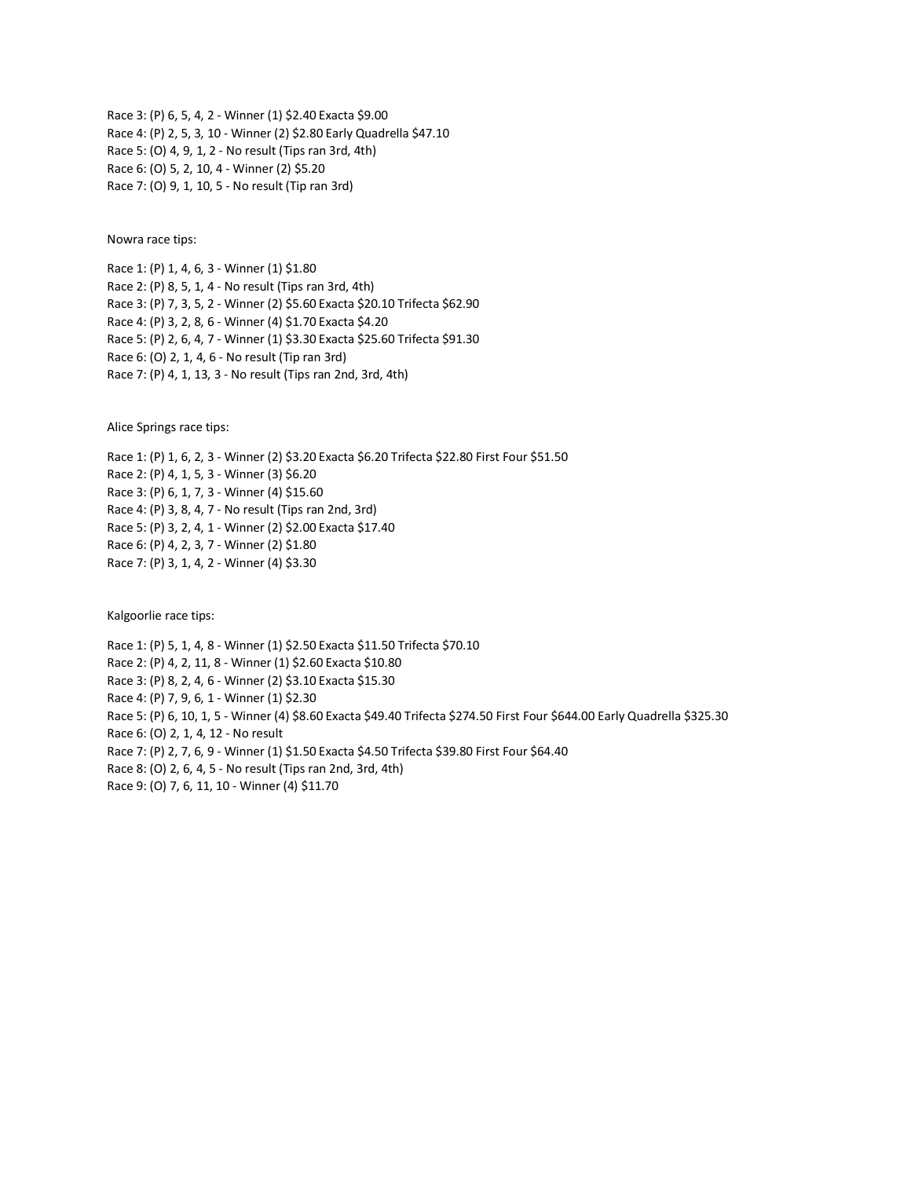Race 3: (P) 6, 5, 4, 2 - Winner (1) $2.40 Exacta $9.00
Race 4: (P) 2, 5, 3, 10 - Winner (2) $2.80 Early Quadrella $47.10
Race 5: (O) 4, 9, 1, 2 - No result (Tips ran 3rd, 4th)
Race 6: (O) 5, 2, 10, 4 - Winner (2) $5.20
Race 7: (O) 9, 1, 10, 5 - No result (Tip ran 3rd)

Nowra race tips:

Race 1: (P) 1, 4, 6, 3 - Winner (1) $1.80
Race 2: (P) 8, 5, 1, 4 - No result (Tips ran 3rd, 4th)
Race 3: (P) 7, 3, 5, 2 - Winner (2) $5.60 Exacta $20.10 Trifecta $62.90
Race 4: (P) 3, 2, 8, 6 - Winner (4) $1.70 Exacta $4.20
Race 5: (P) 2, 6, 4, 7 - Winner (1) $3.30 Exacta $25.60 Trifecta $91.30
Race 6: (O) 2, 1, 4, 6 - No result (Tip ran 3rd)
Race 7: (P) 4, 1, 13, 3 - No result (Tips ran 2nd, 3rd, 4th)

Alice Springs race tips:

Race 1: (P) 1, 6, 2, 3 - Winner (2) $3.20 Exacta $6.20 Trifecta $22.80 First Four $51.50
Race 2: (P) 4, 1, 5, 3 - Winner (3) $6.20
Race 3: (P) 6, 1, 7, 3 - Winner (4) $15.60
Race 4: (P) 3, 8, 4, 7 - No result (Tips ran 2nd, 3rd)
Race 5: (P) 3, 2, 4, 1 - Winner (2) $2.00 Exacta $17.40
Race 6: (P) 4, 2, 3, 7 - Winner (2) $1.80
Race 7: (P) 3, 1, 4, 2 - Winner (4) $3.30

Kalgoorlie race tips:

Race 1: (P) 5, 1, 4, 8 - Winner (1) $2.50 Exacta $11.50 Trifecta $70.10
Race 2: (P) 4, 2, 11, 8 - Winner (1) $2.60 Exacta $10.80
Race 3: (P) 8, 2, 4, 6 - Winner (2) $3.10 Exacta $15.30
Race 4: (P) 7, 9, 6, 1 - Winner (1) $2.30
Race 5: (P) 6, 10, 1, 5 - Winner (4) $8.60 Exacta $49.40 Trifecta $274.50 First Four $644.00 Early Quadrella $325.30
Race 6: (O) 2, 1, 4, 12 - No result
Race 7: (P) 2, 7, 6, 9 - Winner (1) $1.50 Exacta $4.50 Trifecta $39.80 First Four $64.40
Race 8: (O) 2, 6, 4, 5 - No result (Tips ran 2nd, 3rd, 4th)
Race 9: (O) 7, 6, 11, 10 - Winner (4) $11.70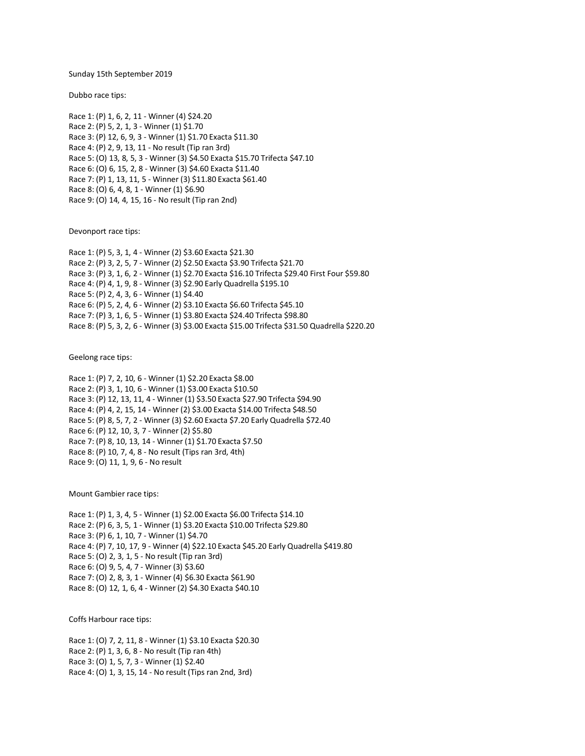Sunday 15th September 2019

Dubbo race tips:

Race 1: (P) 1, 6, 2, 11 - Winner (4) $24.20
Race 2: (P) 5, 2, 1, 3 - Winner (1) $1.70
Race 3: (P) 12, 6, 9, 3 - Winner (1) $1.70 Exacta $11.30
Race 4: (P) 2, 9, 13, 11 - No result (Tip ran 3rd)
Race 5: (O) 13, 8, 5, 3 - Winner (3) $4.50 Exacta $15.70 Trifecta $47.10
Race 6: (O) 6, 15, 2, 8 - Winner (3) $4.60 Exacta $11.40
Race 7: (P) 1, 13, 11, 5 - Winner (3) $11.80 Exacta $61.40
Race 8: (O) 6, 4, 8, 1 - Winner (1) $6.90
Race 9: (O) 14, 4, 15, 16 - No result (Tip ran 2nd)

Devonport race tips:

Race 1: (P) 5, 3, 1, 4 - Winner (2) $3.60 Exacta $21.30
Race 2: (P) 3, 2, 5, 7 - Winner (2) $2.50 Exacta $3.90 Trifecta $21.70
Race 3: (P) 3, 1, 6, 2 - Winner (1) $2.70 Exacta $16.10 Trifecta $29.40 First Four $59.80
Race 4: (P) 4, 1, 9, 8 - Winner (3) $2.90 Early Quadrella $195.10
Race 5: (P) 2, 4, 3, 6 - Winner (1) $4.40
Race 6: (P) 5, 2, 4, 6 - Winner (2) $3.10 Exacta $6.60 Trifecta $45.10
Race 7: (P) 3, 1, 6, 5 - Winner (1) $3.80 Exacta $24.40 Trifecta $98.80
Race 8: (P) 5, 3, 2, 6 - Winner (3) $3.00 Exacta $15.00 Trifecta $31.50 Quadrella $220.20

Geelong race tips:

Race 1: (P) 7, 2, 10, 6 - Winner (1) $2.20 Exacta $8.00
Race 2: (P) 3, 1, 10, 6 - Winner (1) $3.00 Exacta $10.50
Race 3: (P) 12, 13, 11, 4 - Winner (1) $3.50 Exacta $27.90 Trifecta $94.90
Race 4: (P) 4, 2, 15, 14 - Winner (2) $3.00 Exacta $14.00 Trifecta $48.50
Race 5: (P) 8, 5, 7, 2 - Winner (3) $2.60 Exacta $7.20 Early Quadrella $72.40
Race 6: (P) 12, 10, 3, 7 - Winner (2) $5.80
Race 7: (P) 8, 10, 13, 14 - Winner (1) $1.70 Exacta $7.50
Race 8: (P) 10, 7, 4, 8 - No result (Tips ran 3rd, 4th)
Race 9: (O) 11, 1, 9, 6 - No result

Mount Gambier race tips:

Race 1: (P) 1, 3, 4, 5 - Winner (1) $2.00 Exacta $6.00 Trifecta $14.10
Race 2: (P) 6, 3, 5, 1 - Winner (1) $3.20 Exacta $10.00 Trifecta $29.80
Race 3: (P) 6, 1, 10, 7 - Winner (1) $4.70
Race 4: (P) 7, 10, 17, 9 - Winner (4) $22.10 Exacta $45.20 Early Quadrella $419.80
Race 5: (O) 2, 3, 1, 5 - No result (Tip ran 3rd)
Race 6: (O) 9, 5, 4, 7 - Winner (3) $3.60
Race 7: (O) 2, 8, 3, 1 - Winner (4) $6.30 Exacta $61.90
Race 8: (O) 12, 1, 6, 4 - Winner (2) $4.30 Exacta $40.10

Coffs Harbour race tips:

Race 1: (O) 7, 2, 11, 8 - Winner (1) $3.10 Exacta $20.30
Race 2: (P) 1, 3, 6, 8 - No result (Tip ran 4th)
Race 3: (O) 1, 5, 7, 3 - Winner (1) $2.40
Race 4: (O) 1, 3, 15, 14 - No result (Tips ran 2nd, 3rd)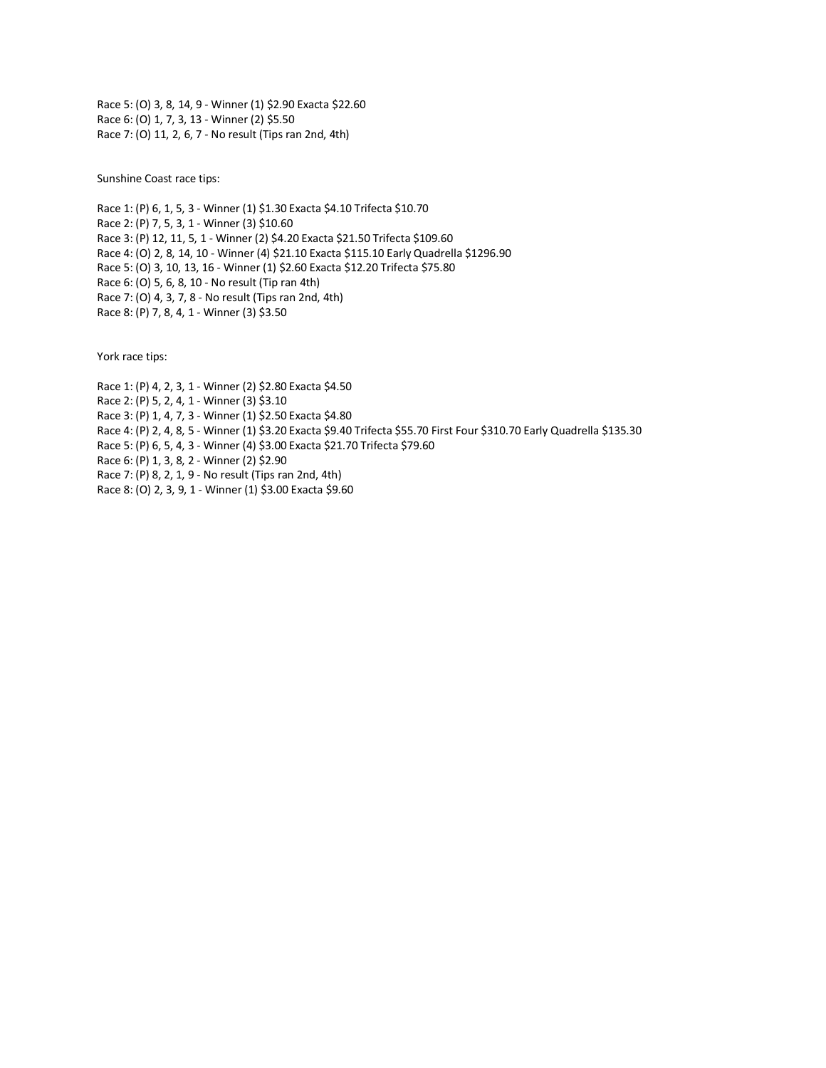Race 5: (O) 3, 8, 14, 9 - Winner (1) $2.90 Exacta $22.60
Race 6: (O) 1, 7, 3, 13 - Winner (2) $5.50
Race 7: (O) 11, 2, 6, 7 - No result (Tips ran 2nd, 4th)

Sunshine Coast race tips:

Race 1: (P) 6, 1, 5, 3 - Winner (1) $1.30 Exacta $4.10 Trifecta $10.70
Race 2: (P) 7, 5, 3, 1 - Winner (3) $10.60
Race 3: (P) 12, 11, 5, 1 - Winner (2) $4.20 Exacta $21.50 Trifecta $109.60
Race 4: (O) 2, 8, 14, 10 - Winner (4) $21.10 Exacta $115.10 Early Quadrella $1296.90
Race 5: (O) 3, 10, 13, 16 - Winner (1) $2.60 Exacta $12.20 Trifecta $75.80
Race 6: (O) 5, 6, 8, 10 - No result (Tip ran 4th)
Race 7: (O) 4, 3, 7, 8 - No result (Tips ran 2nd, 4th)
Race 8: (P) 7, 8, 4, 1 - Winner (3) $3.50

York race tips:

Race 1: (P) 4, 2, 3, 1 - Winner (2) $2.80 Exacta $4.50
Race 2: (P) 5, 2, 4, 1 - Winner (3) $3.10
Race 3: (P) 1, 4, 7, 3 - Winner (1) $2.50 Exacta $4.80
Race 4: (P) 2, 4, 8, 5 - Winner (1) $3.20 Exacta $9.40 Trifecta $55.70 First Four $310.70 Early Quadrella $135.30
Race 5: (P) 6, 5, 4, 3 - Winner (4) $3.00 Exacta $21.70 Trifecta $79.60
Race 6: (P) 1, 3, 8, 2 - Winner (2) $2.90
Race 7: (P) 8, 2, 1, 9 - No result (Tips ran 2nd, 4th)
Race 8: (O) 2, 3, 9, 1 - Winner (1) $3.00 Exacta $9.60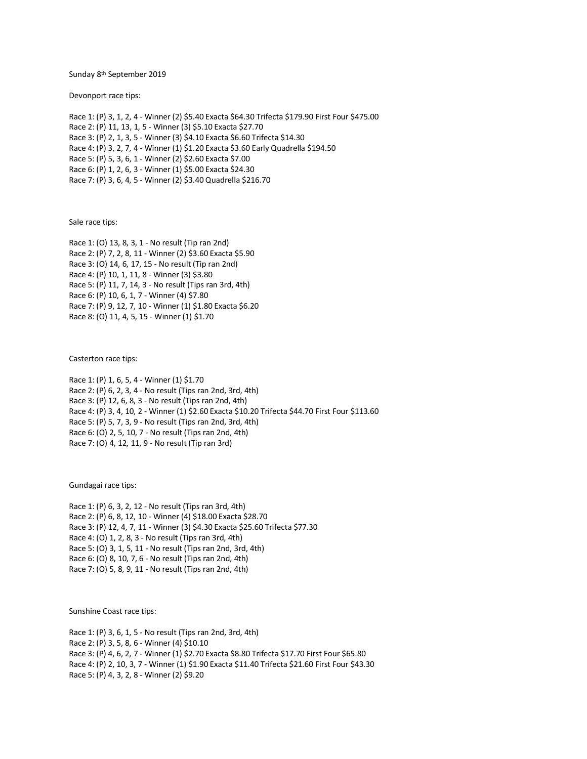Sunday 8th September 2019

Devonport race tips:

Race 1: (P) 3, 1, 2, 4 - Winner (2) $5.40 Exacta $64.30 Trifecta $179.90 First Four $475.00
Race 2: (P) 11, 13, 1, 5 - Winner (3) $5.10 Exacta $27.70
Race 3: (P) 2, 1, 3, 5 - Winner (3) $4.10 Exacta $6.60 Trifecta $14.30
Race 4: (P) 3, 2, 7, 4 - Winner (1) $1.20 Exacta $3.60 Early Quadrella $194.50
Race 5: (P) 5, 3, 6, 1 - Winner (2) $2.60 Exacta $7.00
Race 6: (P) 1, 2, 6, 3 - Winner (1) $5.00 Exacta $24.30
Race 7: (P) 3, 6, 4, 5 - Winner (2) $3.40 Quadrella $216.70

Sale race tips:

Race 1: (O) 13, 8, 3, 1 - No result (Tip ran 2nd)
Race 2: (P) 7, 2, 8, 11 - Winner (2) $3.60 Exacta $5.90
Race 3: (O) 14, 6, 17, 15 - No result (Tip ran 2nd)
Race 4: (P) 10, 1, 11, 8 - Winner (3) $3.80
Race 5: (P) 11, 7, 14, 3 - No result (Tips ran 3rd, 4th)
Race 6: (P) 10, 6, 1, 7 - Winner (4) $7.80
Race 7: (P) 9, 12, 7, 10 - Winner (1) $1.80 Exacta $6.20
Race 8: (O) 11, 4, 5, 15 - Winner (1) $1.70

Casterton race tips:

Race 1: (P) 1, 6, 5, 4 - Winner (1) $1.70
Race 2: (P) 6, 2, 3, 4 - No result (Tips ran 2nd, 3rd, 4th)
Race 3: (P) 12, 6, 8, 3 - No result (Tips ran 2nd, 4th)
Race 4: (P) 3, 4, 10, 2 - Winner (1) $2.60 Exacta $10.20 Trifecta $44.70 First Four $113.60
Race 5: (P) 5, 7, 3, 9 - No result (Tips ran 2nd, 3rd, 4th)
Race 6: (O) 2, 5, 10, 7 - No result (Tips ran 2nd, 4th)
Race 7: (O) 4, 12, 11, 9 - No result (Tip ran 3rd)

Gundagai race tips:

Race 1: (P) 6, 3, 2, 12 - No result (Tips ran 3rd, 4th)
Race 2: (P) 6, 8, 12, 10 - Winner (4) $18.00 Exacta $28.70
Race 3: (P) 12, 4, 7, 11 - Winner (3) $4.30 Exacta $25.60 Trifecta $77.30
Race 4: (O) 1, 2, 8, 3 - No result (Tips ran 3rd, 4th)
Race 5: (O) 3, 1, 5, 11 - No result (Tips ran 2nd, 3rd, 4th)
Race 6: (O) 8, 10, 7, 6 - No result (Tips ran 2nd, 4th)
Race 7: (O) 5, 8, 9, 11 - No result (Tips ran 2nd, 4th)

Sunshine Coast race tips:

Race 1: (P) 3, 6, 1, 5 - No result (Tips ran 2nd, 3rd, 4th)
Race 2: (P) 3, 5, 8, 6 - Winner (4) $10.10
Race 3: (P) 4, 6, 2, 7 - Winner (1) $2.70 Exacta $8.80 Trifecta $17.70 First Four $65.80
Race 4: (P) 2, 10, 3, 7 - Winner (1) $1.90 Exacta $11.40 Trifecta $21.60 First Four $43.30
Race 5: (P) 4, 3, 2, 8 - Winner (2) $9.20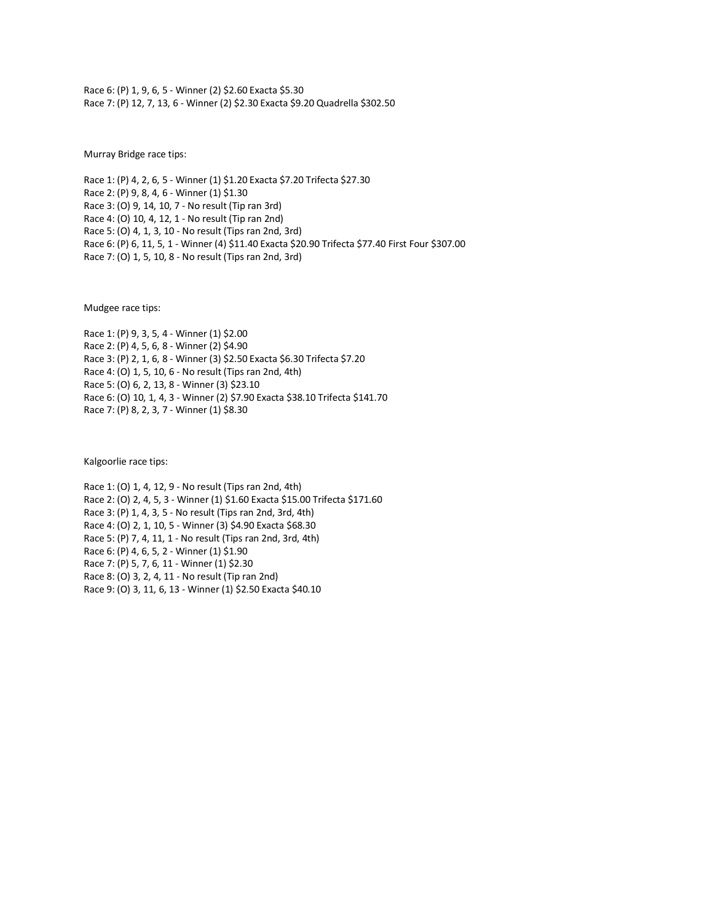Race 6: (P) 1, 9, 6, 5 - Winner (2) $2.60 Exacta $5.30
Race 7: (P) 12, 7, 13, 6 - Winner (2) $2.30 Exacta $9.20 Quadrella $302.50

Murray Bridge race tips:

Race 1: (P) 4, 2, 6, 5 - Winner (1) $1.20 Exacta $7.20 Trifecta $27.30
Race 2: (P) 9, 8, 4, 6 - Winner (1) $1.30
Race 3: (O) 9, 14, 10, 7 - No result (Tip ran 3rd)
Race 4: (O) 10, 4, 12, 1 - No result (Tip ran 2nd)
Race 5: (O) 4, 1, 3, 10 - No result (Tips ran 2nd, 3rd)
Race 6: (P) 6, 11, 5, 1 - Winner (4) $11.40 Exacta $20.90 Trifecta $77.40 First Four $307.00
Race 7: (O) 1, 5, 10, 8 - No result (Tips ran 2nd, 3rd)

Mudgee race tips:

Race 1: (P) 9, 3, 5, 4 - Winner (1) $2.00
Race 2: (P) 4, 5, 6, 8 - Winner (2) $4.90
Race 3: (P) 2, 1, 6, 8 - Winner (3) $2.50 Exacta $6.30 Trifecta $7.20
Race 4: (O) 1, 5, 10, 6 - No result (Tips ran 2nd, 4th)
Race 5: (O) 6, 2, 13, 8 - Winner (3) $23.10
Race 6: (O) 10, 1, 4, 3 - Winner (2) $7.90 Exacta $38.10 Trifecta $141.70
Race 7: (P) 8, 2, 3, 7 - Winner (1) $8.30

Kalgoorlie race tips:

Race 1: (O) 1, 4, 12, 9 - No result (Tips ran 2nd, 4th)
Race 2: (O) 2, 4, 5, 3 - Winner (1) $1.60 Exacta $15.00 Trifecta $171.60
Race 3: (P) 1, 4, 3, 5 - No result (Tips ran 2nd, 3rd, 4th)
Race 4: (O) 2, 1, 10, 5 - Winner (3) $4.90 Exacta $68.30
Race 5: (P) 7, 4, 11, 1 - No result (Tips ran 2nd, 3rd, 4th)
Race 6: (P) 4, 6, 5, 2 - Winner (1) $1.90
Race 7: (P) 5, 7, 6, 11 - Winner (1) $2.30
Race 8: (O) 3, 2, 4, 11 - No result (Tip ran 2nd)
Race 9: (O) 3, 11, 6, 13 - Winner (1) $2.50 Exacta $40.10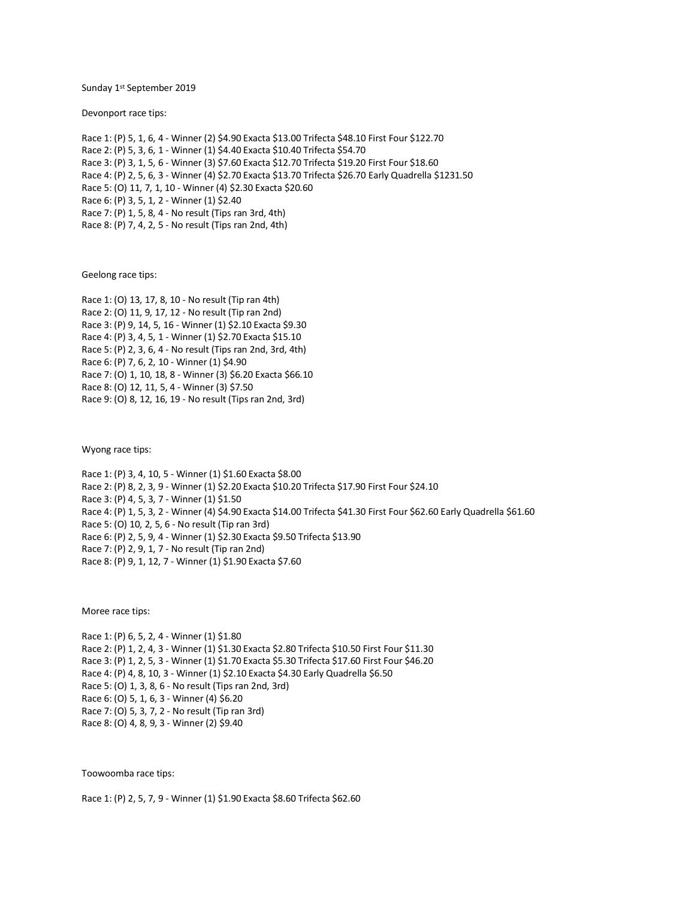Sunday 1st September 2019

Devonport race tips:

Race 1: (P) 5, 1, 6, 4 - Winner (2) $4.90 Exacta $13.00 Trifecta $48.10 First Four $122.70
Race 2: (P) 5, 3, 6, 1 - Winner (1) $4.40 Exacta $10.40 Trifecta $54.70
Race 3: (P) 3, 1, 5, 6 - Winner (3) $7.60 Exacta $12.70 Trifecta $19.20 First Four $18.60
Race 4: (P) 2, 5, 6, 3 - Winner (4) $2.70 Exacta $13.70 Trifecta $26.70 Early Quadrella $1231.50
Race 5: (O) 11, 7, 1, 10 - Winner (4) $2.30 Exacta $20.60
Race 6: (P) 3, 5, 1, 2 - Winner (1) $2.40
Race 7: (P) 1, 5, 8, 4 - No result (Tips ran 3rd, 4th)
Race 8: (P) 7, 4, 2, 5 - No result (Tips ran 2nd, 4th)

Geelong race tips:

Race 1: (O) 13, 17, 8, 10 - No result (Tip ran 4th)
Race 2: (O) 11, 9, 17, 12 - No result (Tip ran 2nd)
Race 3: (P) 9, 14, 5, 16 - Winner (1) $2.10 Exacta $9.30
Race 4: (P) 3, 4, 5, 1 - Winner (1) $2.70 Exacta $15.10
Race 5: (P) 2, 3, 6, 4 - No result (Tips ran 2nd, 3rd, 4th)
Race 6: (P) 7, 6, 2, 10 - Winner (1) $4.90
Race 7: (O) 1, 10, 18, 8 - Winner (3) $6.20 Exacta $66.10
Race 8: (O) 12, 11, 5, 4 - Winner (3) $7.50
Race 9: (O) 8, 12, 16, 19 - No result (Tips ran 2nd, 3rd)

Wyong race tips:

Race 1: (P) 3, 4, 10, 5 - Winner (1) $1.60 Exacta $8.00
Race 2: (P) 8, 2, 3, 9 - Winner (1) $2.20 Exacta $10.20 Trifecta $17.90 First Four $24.10
Race 3: (P) 4, 5, 3, 7 - Winner (1) $1.50
Race 4: (P) 1, 5, 3, 2 - Winner (4) $4.90 Exacta $14.00 Trifecta $41.30 First Four $62.60 Early Quadrella $61.60
Race 5: (O) 10, 2, 5, 6 - No result (Tip ran 3rd)
Race 6: (P) 2, 5, 9, 4 - Winner (1) $2.30 Exacta $9.50 Trifecta $13.90
Race 7: (P) 2, 9, 1, 7 - No result (Tip ran 2nd)
Race 8: (P) 9, 1, 12, 7 - Winner (1) $1.90 Exacta $7.60

Moree race tips:

Race 1: (P) 6, 5, 2, 4 - Winner (1) $1.80
Race 2: (P) 1, 2, 4, 3 - Winner (1) $1.30 Exacta $2.80 Trifecta $10.50 First Four $11.30
Race 3: (P) 1, 2, 5, 3 - Winner (1) $1.70 Exacta $5.30 Trifecta $17.60 First Four $46.20
Race 4: (P) 4, 8, 10, 3 - Winner (1) $2.10 Exacta $4.30 Early Quadrella $6.50
Race 5: (O) 1, 3, 8, 6 - No result (Tips ran 2nd, 3rd)
Race 6: (O) 5, 1, 6, 3 - Winner (4) $6.20
Race 7: (O) 5, 3, 7, 2 - No result (Tip ran 3rd)
Race 8: (O) 4, 8, 9, 3 - Winner (2) $9.40

Toowoomba race tips:

Race 1: (P) 2, 5, 7, 9 - Winner (1) $1.90 Exacta $8.60 Trifecta $62.60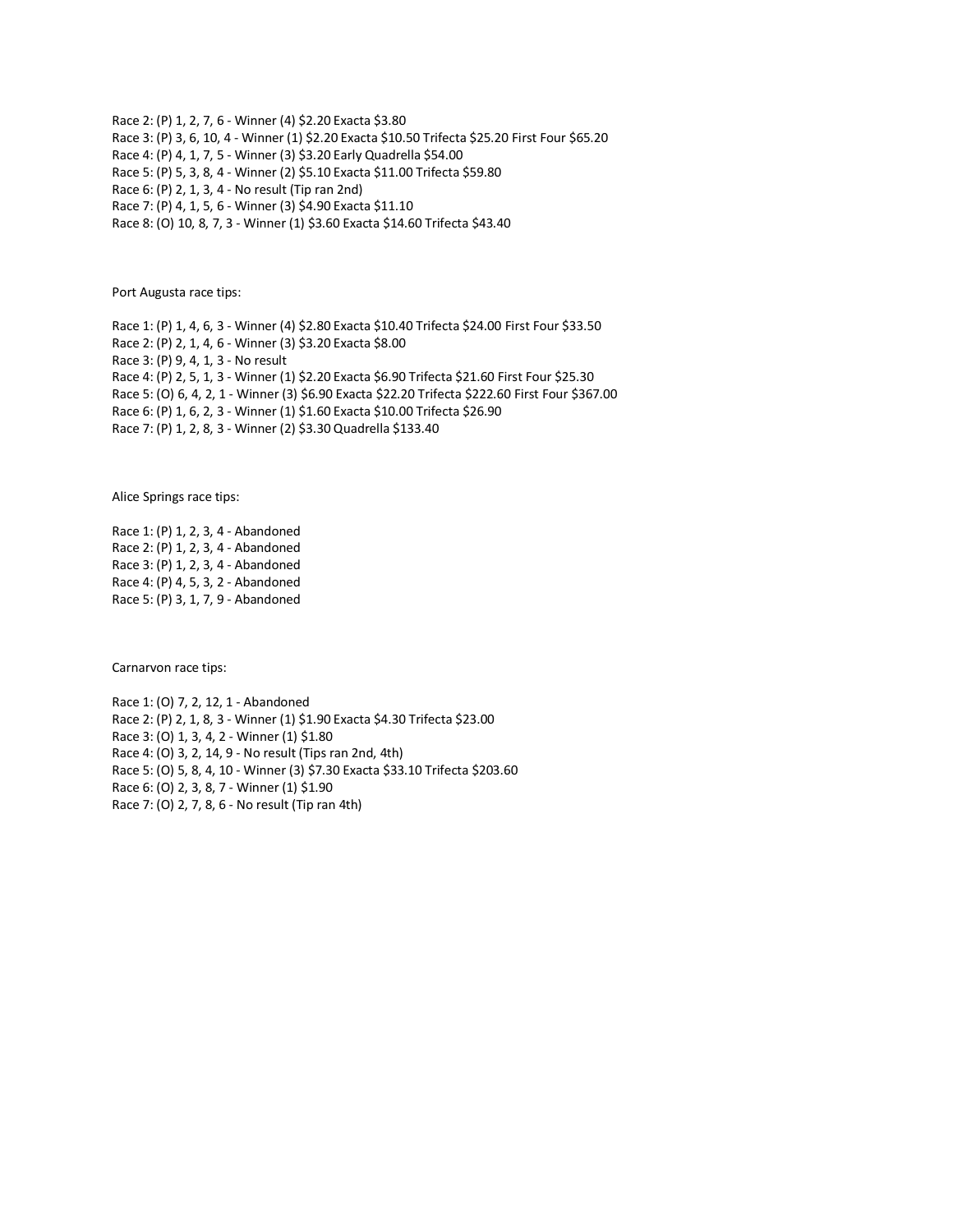Race 2: (P) 1, 2, 7, 6 - Winner (4) $2.20 Exacta $3.80
Race 3: (P) 3, 6, 10, 4 - Winner (1) $2.20 Exacta $10.50 Trifecta $25.20 First Four $65.20
Race 4: (P) 4, 1, 7, 5 - Winner (3) $3.20 Early Quadrella $54.00
Race 5: (P) 5, 3, 8, 4 - Winner (2) $5.10 Exacta $11.00 Trifecta $59.80
Race 6: (P) 2, 1, 3, 4 - No result (Tip ran 2nd)
Race 7: (P) 4, 1, 5, 6 - Winner (3) $4.90 Exacta $11.10
Race 8: (O) 10, 8, 7, 3 - Winner (1) $3.60 Exacta $14.60 Trifecta $43.40

Port Augusta race tips:

Race 1: (P) 1, 4, 6, 3 - Winner (4) $2.80 Exacta $10.40 Trifecta $24.00 First Four $33.50
Race 2: (P) 2, 1, 4, 6 - Winner (3) $3.20 Exacta $8.00
Race 3: (P) 9, 4, 1, 3 - No result
Race 4: (P) 2, 5, 1, 3 - Winner (1) $2.20 Exacta $6.90 Trifecta $21.60 First Four $25.30
Race 5: (O) 6, 4, 2, 1 - Winner (3) $6.90 Exacta $22.20 Trifecta $222.60 First Four $367.00
Race 6: (P) 1, 6, 2, 3 - Winner (1) $1.60 Exacta $10.00 Trifecta $26.90
Race 7: (P) 1, 2, 8, 3 - Winner (2) $3.30 Quadrella $133.40

Alice Springs race tips:

Race 1: (P) 1, 2, 3, 4 - Abandoned
Race 2: (P) 1, 2, 3, 4 - Abandoned
Race 3: (P) 1, 2, 3, 4 - Abandoned
Race 4: (P) 4, 5, 3, 2 - Abandoned
Race 5: (P) 3, 1, 7, 9 - Abandoned

Carnarvon race tips:

Race 1: (O) 7, 2, 12, 1 - Abandoned
Race 2: (P) 2, 1, 8, 3 - Winner (1) $1.90 Exacta $4.30 Trifecta $23.00
Race 3: (O) 1, 3, 4, 2 - Winner (1) $1.80
Race 4: (O) 3, 2, 14, 9 - No result (Tips ran 2nd, 4th)
Race 5: (O) 5, 8, 4, 10 - Winner (3) $7.30 Exacta $33.10 Trifecta $203.60
Race 6: (O) 2, 3, 8, 7 - Winner (1) $1.90
Race 7: (O) 2, 7, 8, 6 - No result (Tip ran 4th)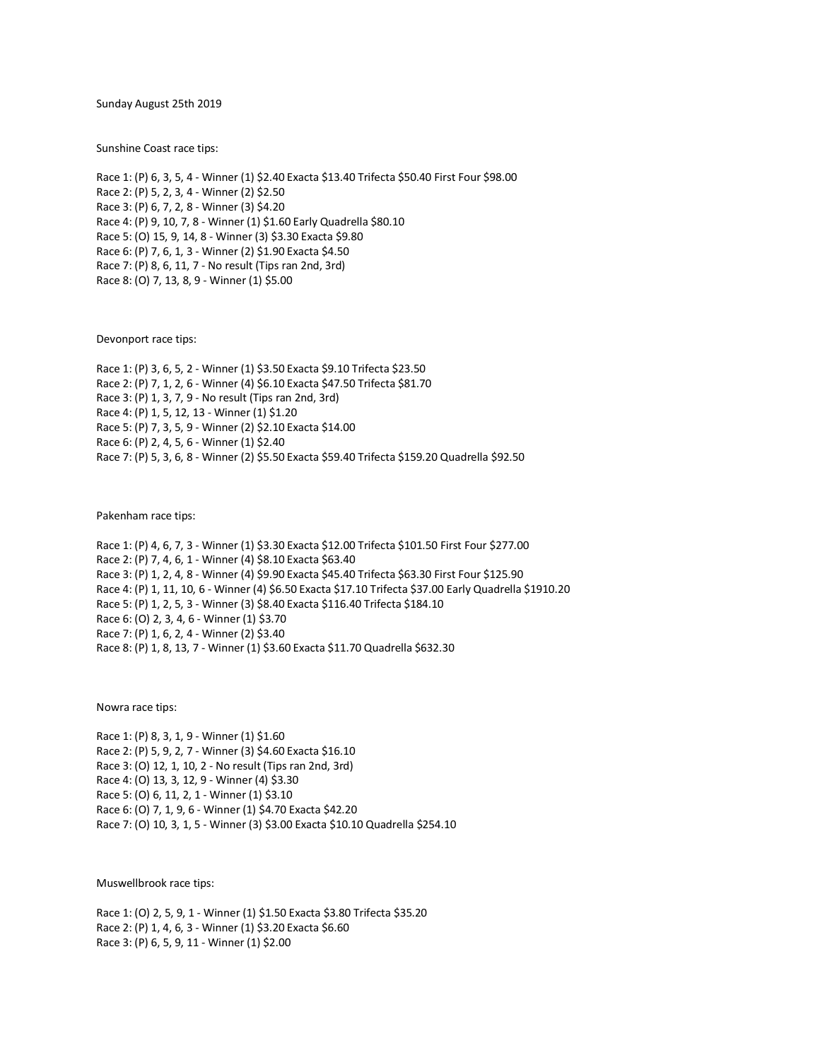Sunday August 25th 2019

Sunshine Coast race tips:

Race 1: (P) 6, 3, 5, 4 - Winner (1) $2.40 Exacta $13.40 Trifecta $50.40 First Four $98.00
Race 2: (P) 5, 2, 3, 4 - Winner (2) $2.50
Race 3: (P) 6, 7, 2, 8 - Winner (3) $4.20
Race 4: (P) 9, 10, 7, 8 - Winner (1) $1.60 Early Quadrella $80.10
Race 5: (O) 15, 9, 14, 8 - Winner (3) $3.30 Exacta $9.80
Race 6: (P) 7, 6, 1, 3 - Winner (2) $1.90 Exacta $4.50
Race 7: (P) 8, 6, 11, 7 - No result (Tips ran 2nd, 3rd)
Race 8: (O) 7, 13, 8, 9 - Winner (1) $5.00

Devonport race tips:

Race 1: (P) 3, 6, 5, 2 - Winner (1) $3.50 Exacta $9.10 Trifecta $23.50
Race 2: (P) 7, 1, 2, 6 - Winner (4) $6.10 Exacta $47.50 Trifecta $81.70
Race 3: (P) 1, 3, 7, 9 - No result (Tips ran 2nd, 3rd)
Race 4: (P) 1, 5, 12, 13 - Winner (1) $1.20
Race 5: (P) 7, 3, 5, 9 - Winner (2) $2.10 Exacta $14.00
Race 6: (P) 2, 4, 5, 6 - Winner (1) $2.40
Race 7: (P) 5, 3, 6, 8 - Winner (2) $5.50 Exacta $59.40 Trifecta $159.20 Quadrella $92.50

Pakenham race tips:

Race 1: (P) 4, 6, 7, 3 - Winner (1) $3.30 Exacta $12.00 Trifecta $101.50 First Four $277.00
Race 2: (P) 7, 4, 6, 1 - Winner (4) $8.10 Exacta $63.40
Race 3: (P) 1, 2, 4, 8 - Winner (4) $9.90 Exacta $45.40 Trifecta $63.30 First Four $125.90
Race 4: (P) 1, 11, 10, 6 - Winner (4) $6.50 Exacta $17.10 Trifecta $37.00 Early Quadrella $1910.20
Race 5: (P) 1, 2, 5, 3 - Winner (3) $8.40 Exacta $116.40 Trifecta $184.10
Race 6: (O) 2, 3, 4, 6 - Winner (1) $3.70
Race 7: (P) 1, 6, 2, 4 - Winner (2) $3.40
Race 8: (P) 1, 8, 13, 7 - Winner (1) $3.60 Exacta $11.70 Quadrella $632.30

Nowra race tips:

Race 1: (P) 8, 3, 1, 9 - Winner (1) $1.60
Race 2: (P) 5, 9, 2, 7 - Winner (3) $4.60 Exacta $16.10
Race 3: (O) 12, 1, 10, 2 - No result (Tips ran 2nd, 3rd)
Race 4: (O) 13, 3, 12, 9 - Winner (4) $3.30
Race 5: (O) 6, 11, 2, 1 - Winner (1) $3.10
Race 6: (O) 7, 1, 9, 6 - Winner (1) $4.70 Exacta $42.20
Race 7: (O) 10, 3, 1, 5 - Winner (3) $3.00 Exacta $10.10 Quadrella $254.10

Muswellbrook race tips:

Race 1: (O) 2, 5, 9, 1 - Winner (1) $1.50 Exacta $3.80 Trifecta $35.20
Race 2: (P) 1, 4, 6, 3 - Winner (1) $3.20 Exacta $6.60
Race 3: (P) 6, 5, 9, 11 - Winner (1) $2.00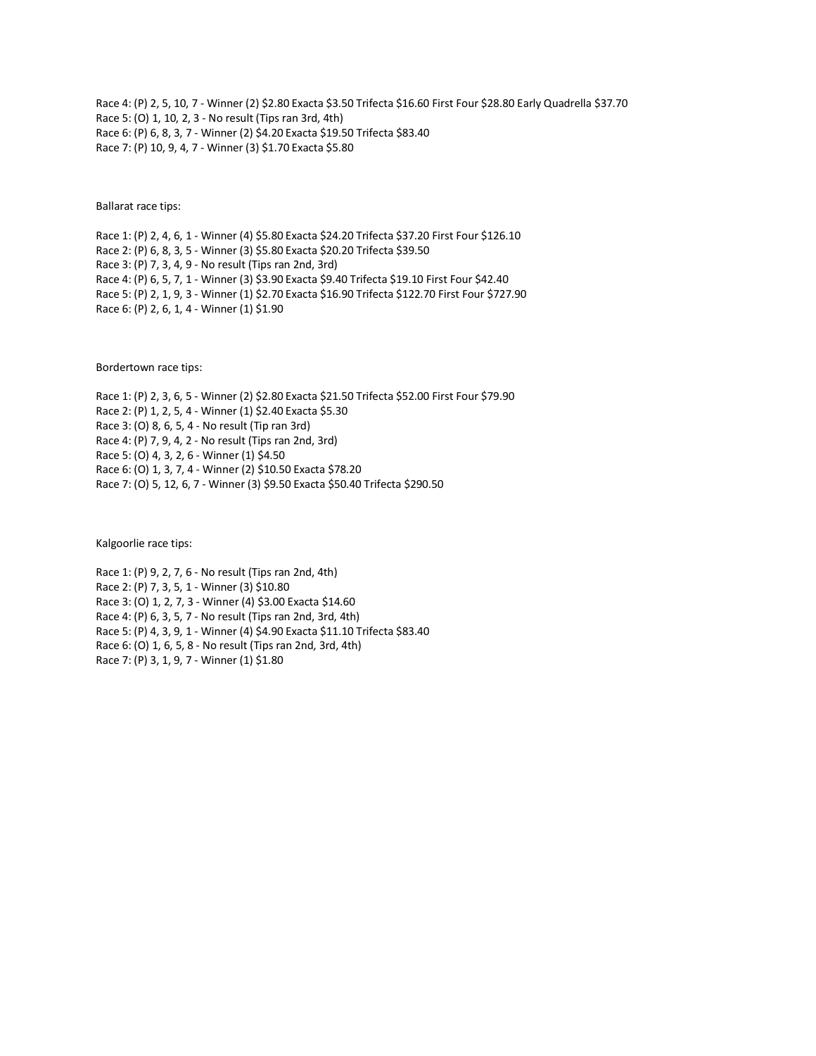Race 4: (P) 2, 5, 10, 7 - Winner (2) $2.80 Exacta $3.50 Trifecta $16.60 First Four $28.80 Early Quadrella $37.70
Race 5: (O) 1, 10, 2, 3 - No result (Tips ran 3rd, 4th)
Race 6: (P) 6, 8, 3, 7 - Winner (2) $4.20 Exacta $19.50 Trifecta $83.40
Race 7: (P) 10, 9, 4, 7 - Winner (3) $1.70 Exacta $5.80

Ballarat race tips:

Race 1: (P) 2, 4, 6, 1 - Winner (4) $5.80 Exacta $24.20 Trifecta $37.20 First Four $126.10
Race 2: (P) 6, 8, 3, 5 - Winner (3) $5.80 Exacta $20.20 Trifecta $39.50
Race 3: (P) 7, 3, 4, 9 - No result (Tips ran 2nd, 3rd)
Race 4: (P) 6, 5, 7, 1 - Winner (3) $3.90 Exacta $9.40 Trifecta $19.10 First Four $42.40
Race 5: (P) 2, 1, 9, 3 - Winner (1) $2.70 Exacta $16.90 Trifecta $122.70 First Four $727.90
Race 6: (P) 2, 6, 1, 4 - Winner (1) $1.90

Bordertown race tips:

Race 1: (P) 2, 3, 6, 5 - Winner (2) $2.80 Exacta $21.50 Trifecta $52.00 First Four $79.90
Race 2: (P) 1, 2, 5, 4 - Winner (1) $2.40 Exacta $5.30
Race 3: (O) 8, 6, 5, 4 - No result (Tip ran 3rd)
Race 4: (P) 7, 9, 4, 2 - No result (Tips ran 2nd, 3rd)
Race 5: (O) 4, 3, 2, 6 - Winner (1) $4.50
Race 6: (O) 1, 3, 7, 4 - Winner (2) $10.50 Exacta $78.20
Race 7: (O) 5, 12, 6, 7 - Winner (3) $9.50 Exacta $50.40 Trifecta $290.50

Kalgoorlie race tips:

Race 1: (P) 9, 2, 7, 6 - No result (Tips ran 2nd, 4th)
Race 2: (P) 7, 3, 5, 1 - Winner (3) $10.80
Race 3: (O) 1, 2, 7, 3 - Winner (4) $3.00 Exacta $14.60
Race 4: (P) 6, 3, 5, 7 - No result (Tips ran 2nd, 3rd, 4th)
Race 5: (P) 4, 3, 9, 1 - Winner (4) $4.90 Exacta $11.10 Trifecta $83.40
Race 6: (O) 1, 6, 5, 8 - No result (Tips ran 2nd, 3rd, 4th)
Race 7: (P) 3, 1, 9, 7 - Winner (1) $1.80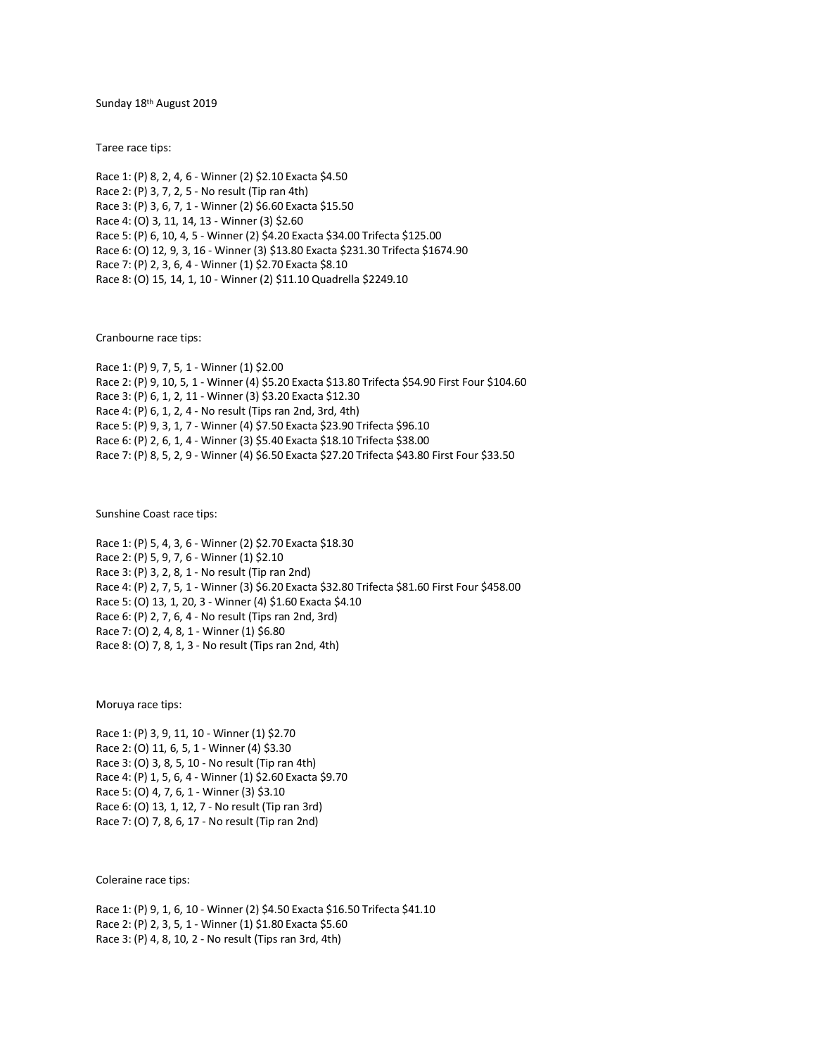Sunday 18th August 2019

Taree race tips:

Race 1: (P) 8, 2, 4, 6 - Winner (2) $2.10 Exacta $4.50
Race 2: (P) 3, 7, 2, 5 - No result (Tip ran 4th)
Race 3: (P) 3, 6, 7, 1 - Winner (2) $6.60 Exacta $15.50
Race 4: (O) 3, 11, 14, 13 - Winner (3) $2.60
Race 5: (P) 6, 10, 4, 5 - Winner (2) $4.20 Exacta $34.00 Trifecta $125.00
Race 6: (O) 12, 9, 3, 16 - Winner (3) $13.80 Exacta $231.30 Trifecta $1674.90
Race 7: (P) 2, 3, 6, 4 - Winner (1) $2.70 Exacta $8.10
Race 8: (O) 15, 14, 1, 10 - Winner (2) $11.10 Quadrella $2249.10

Cranbourne race tips:

Race 1: (P) 9, 7, 5, 1 - Winner (1) $2.00
Race 2: (P) 9, 10, 5, 1 - Winner (4) $5.20 Exacta $13.80 Trifecta $54.90 First Four $104.60
Race 3: (P) 6, 1, 2, 11 - Winner (3) $3.20 Exacta $12.30
Race 4: (P) 6, 1, 2, 4 - No result (Tips ran 2nd, 3rd, 4th)
Race 5: (P) 9, 3, 1, 7 - Winner (4) $7.50 Exacta $23.90 Trifecta $96.10
Race 6: (P) 2, 6, 1, 4 - Winner (3) $5.40 Exacta $18.10 Trifecta $38.00
Race 7: (P) 8, 5, 2, 9 - Winner (4) $6.50 Exacta $27.20 Trifecta $43.80 First Four $33.50

Sunshine Coast race tips:

Race 1: (P) 5, 4, 3, 6 - Winner (2) $2.70 Exacta $18.30
Race 2: (P) 5, 9, 7, 6 - Winner (1) $2.10
Race 3: (P) 3, 2, 8, 1 - No result (Tip ran 2nd)
Race 4: (P) 2, 7, 5, 1 - Winner (3) $6.20 Exacta $32.80 Trifecta $81.60 First Four $458.00
Race 5: (O) 13, 1, 20, 3 - Winner (4) $1.60 Exacta $4.10
Race 6: (P) 2, 7, 6, 4 - No result (Tips ran 2nd, 3rd)
Race 7: (O) 2, 4, 8, 1 - Winner (1) $6.80
Race 8: (O) 7, 8, 1, 3 - No result (Tips ran 2nd, 4th)

Moruya race tips:

Race 1: (P) 3, 9, 11, 10 - Winner (1) $2.70
Race 2: (O) 11, 6, 5, 1 - Winner (4) $3.30
Race 3: (O) 3, 8, 5, 10 - No result (Tip ran 4th)
Race 4: (P) 1, 5, 6, 4 - Winner (1) $2.60 Exacta $9.70
Race 5: (O) 4, 7, 6, 1 - Winner (3) $3.10
Race 6: (O) 13, 1, 12, 7 - No result (Tip ran 3rd)
Race 7: (O) 7, 8, 6, 17 - No result (Tip ran 2nd)

Coleraine race tips:

Race 1: (P) 9, 1, 6, 10 - Winner (2) $4.50 Exacta $16.50 Trifecta $41.10
Race 2: (P) 2, 3, 5, 1 - Winner (1) $1.80 Exacta $5.60
Race 3: (P) 4, 8, 10, 2 - No result (Tips ran 3rd, 4th)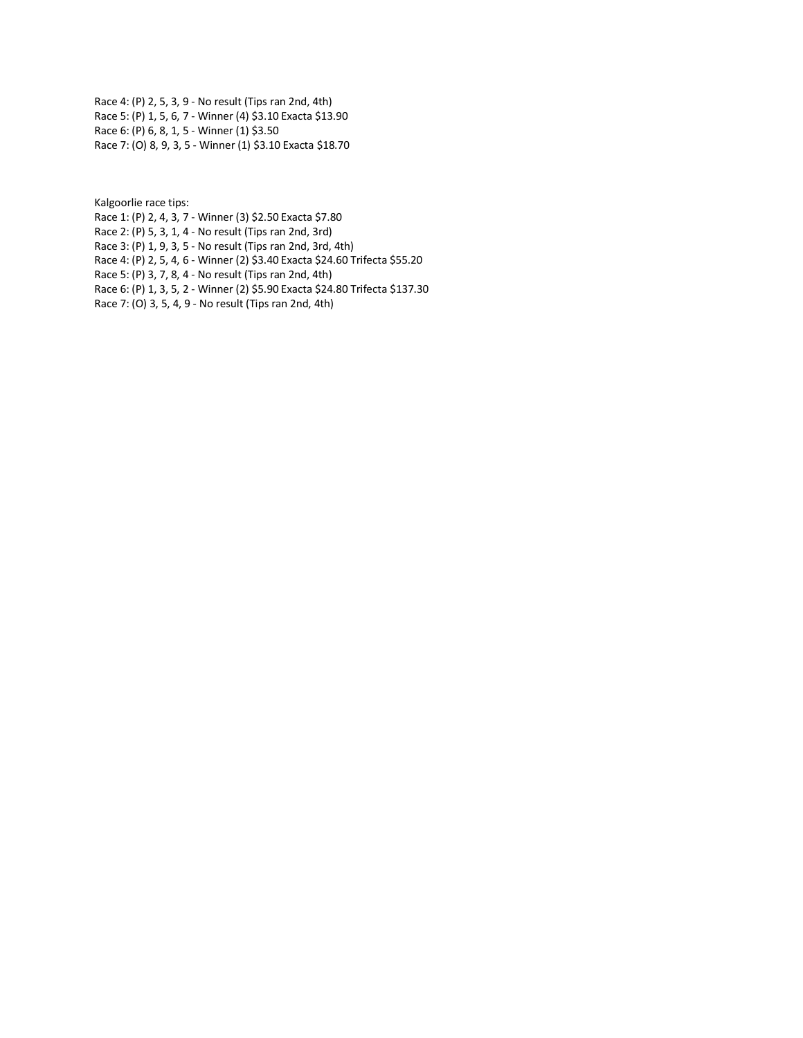Race 4: (P) 2, 5, 3, 9 - No result (Tips ran 2nd, 4th)
Race 5: (P) 1, 5, 6, 7 - Winner (4) $3.10 Exacta $13.90
Race 6: (P) 6, 8, 1, 5 - Winner (1) $3.50
Race 7: (O) 8, 9, 3, 5 - Winner (1) $3.10 Exacta $18.70

Kalgoorlie race tips:
Race 1: (P) 2, 4, 3, 7 - Winner (3) $2.50 Exacta $7.80
Race 2: (P) 5, 3, 1, 4 - No result (Tips ran 2nd, 3rd)
Race 3: (P) 1, 9, 3, 5 - No result (Tips ran 2nd, 3rd, 4th)
Race 4: (P) 2, 5, 4, 6 - Winner (2) $3.40 Exacta $24.60 Trifecta $55.20
Race 5: (P) 3, 7, 8, 4 - No result (Tips ran 2nd, 4th)
Race 6: (P) 1, 3, 5, 2 - Winner (2) $5.90 Exacta $24.80 Trifecta $137.30
Race 7: (O) 3, 5, 4, 9 - No result (Tips ran 2nd, 4th)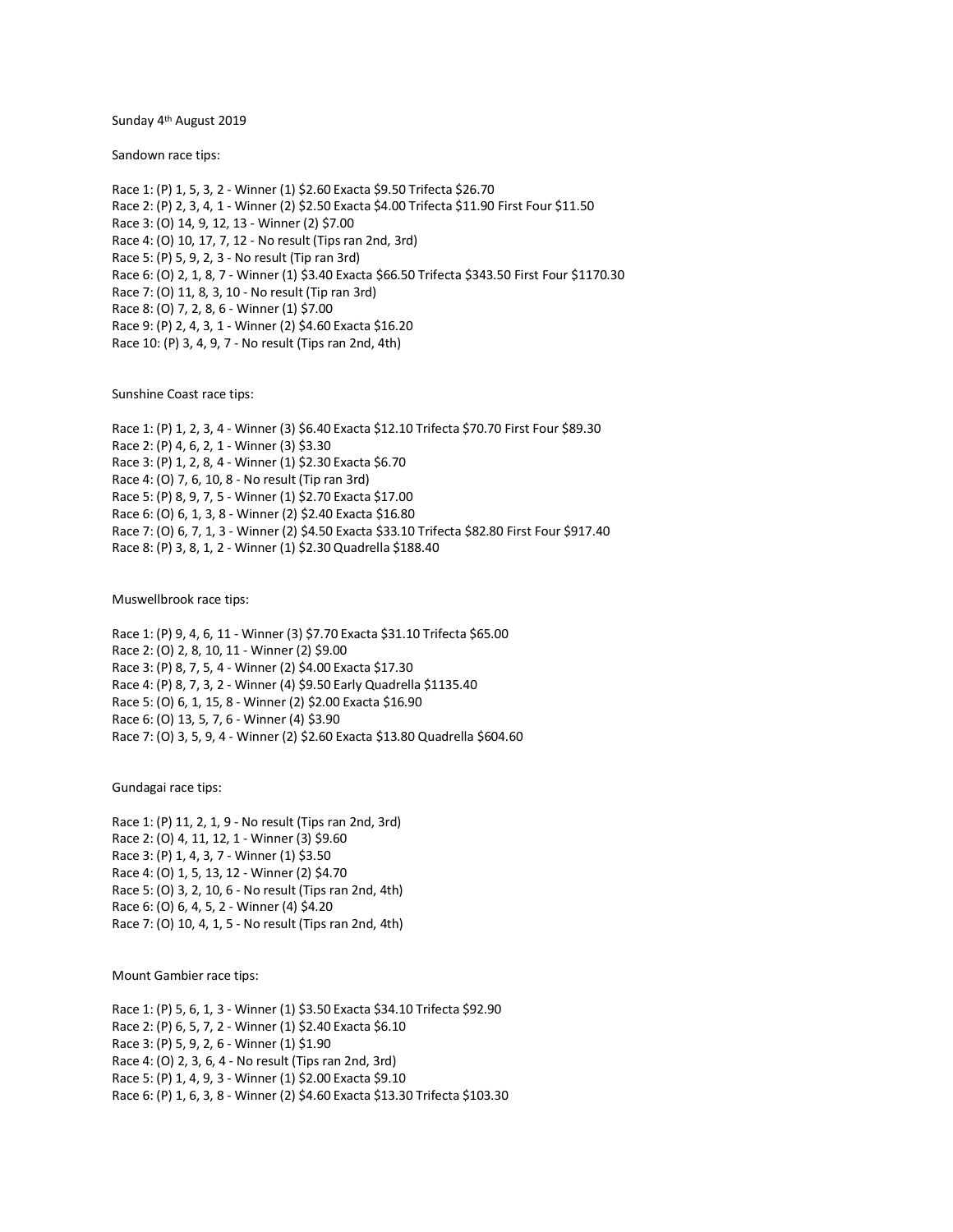Sunday 4th August 2019

Sandown race tips:

Race 1: (P) 1, 5, 3, 2 - Winner (1) $2.60 Exacta $9.50 Trifecta $26.70
Race 2: (P) 2, 3, 4, 1 - Winner (2) $2.50 Exacta $4.00 Trifecta $11.90 First Four $11.50
Race 3: (O) 14, 9, 12, 13 - Winner (2) $7.00
Race 4: (O) 10, 17, 7, 12 - No result (Tips ran 2nd, 3rd)
Race 5: (P) 5, 9, 2, 3 - No result (Tip ran 3rd)
Race 6: (O) 2, 1, 8, 7 - Winner (1) $3.40 Exacta $66.50 Trifecta $343.50 First Four $1170.30
Race 7: (O) 11, 8, 3, 10 - No result (Tip ran 3rd)
Race 8: (O) 7, 2, 8, 6 - Winner (1) $7.00
Race 9: (P) 2, 4, 3, 1 - Winner (2) $4.60 Exacta $16.20
Race 10: (P) 3, 4, 9, 7 - No result (Tips ran 2nd, 4th)

Sunshine Coast race tips:

Race 1: (P) 1, 2, 3, 4 - Winner (3) $6.40 Exacta $12.10 Trifecta $70.70 First Four $89.30
Race 2: (P) 4, 6, 2, 1 - Winner (3) $3.30
Race 3: (P) 1, 2, 8, 4 - Winner (1) $2.30 Exacta $6.70
Race 4: (O) 7, 6, 10, 8 - No result (Tip ran 3rd)
Race 5: (P) 8, 9, 7, 5 - Winner (1) $2.70 Exacta $17.00
Race 6: (O) 6, 1, 3, 8 - Winner (2) $2.40 Exacta $16.80
Race 7: (O) 6, 7, 1, 3 - Winner (2) $4.50 Exacta $33.10 Trifecta $82.80 First Four $917.40
Race 8: (P) 3, 8, 1, 2 - Winner (1) $2.30 Quadrella $188.40

Muswellbrook race tips:

Race 1: (P) 9, 4, 6, 11 - Winner (3) $7.70 Exacta $31.10 Trifecta $65.00
Race 2: (O) 2, 8, 10, 11 - Winner (2) $9.00
Race 3: (P) 8, 7, 5, 4 - Winner (2) $4.00 Exacta $17.30
Race 4: (P) 8, 7, 3, 2 - Winner (4) $9.50 Early Quadrella $1135.40
Race 5: (O) 6, 1, 15, 8 - Winner (2) $2.00 Exacta $16.90
Race 6: (O) 13, 5, 7, 6 - Winner (4) $3.90
Race 7: (O) 3, 5, 9, 4 - Winner (2) $2.60 Exacta $13.80 Quadrella $604.60

Gundagai race tips:

Race 1: (P) 11, 2, 1, 9 - No result (Tips ran 2nd, 3rd)
Race 2: (O) 4, 11, 12, 1 - Winner (3) $9.60
Race 3: (P) 1, 4, 3, 7 - Winner (1) $3.50
Race 4: (O) 1, 5, 13, 12 - Winner (2) $4.70
Race 5: (O) 3, 2, 10, 6 - No result (Tips ran 2nd, 4th)
Race 6: (O) 6, 4, 5, 2 - Winner (4) $4.20
Race 7: (O) 10, 4, 1, 5 - No result (Tips ran 2nd, 4th)

Mount Gambier race tips:

Race 1: (P) 5, 6, 1, 3 - Winner (1) $3.50 Exacta $34.10 Trifecta $92.90
Race 2: (P) 6, 5, 7, 2 - Winner (1) $2.40 Exacta $6.10
Race 3: (P) 5, 9, 2, 6 - Winner (1) $1.90
Race 4: (O) 2, 3, 6, 4 - No result (Tips ran 2nd, 3rd)
Race 5: (P) 1, 4, 9, 3 - Winner (1) $2.00 Exacta $9.10
Race 6: (P) 1, 6, 3, 8 - Winner (2) $4.60 Exacta $13.30 Trifecta $103.30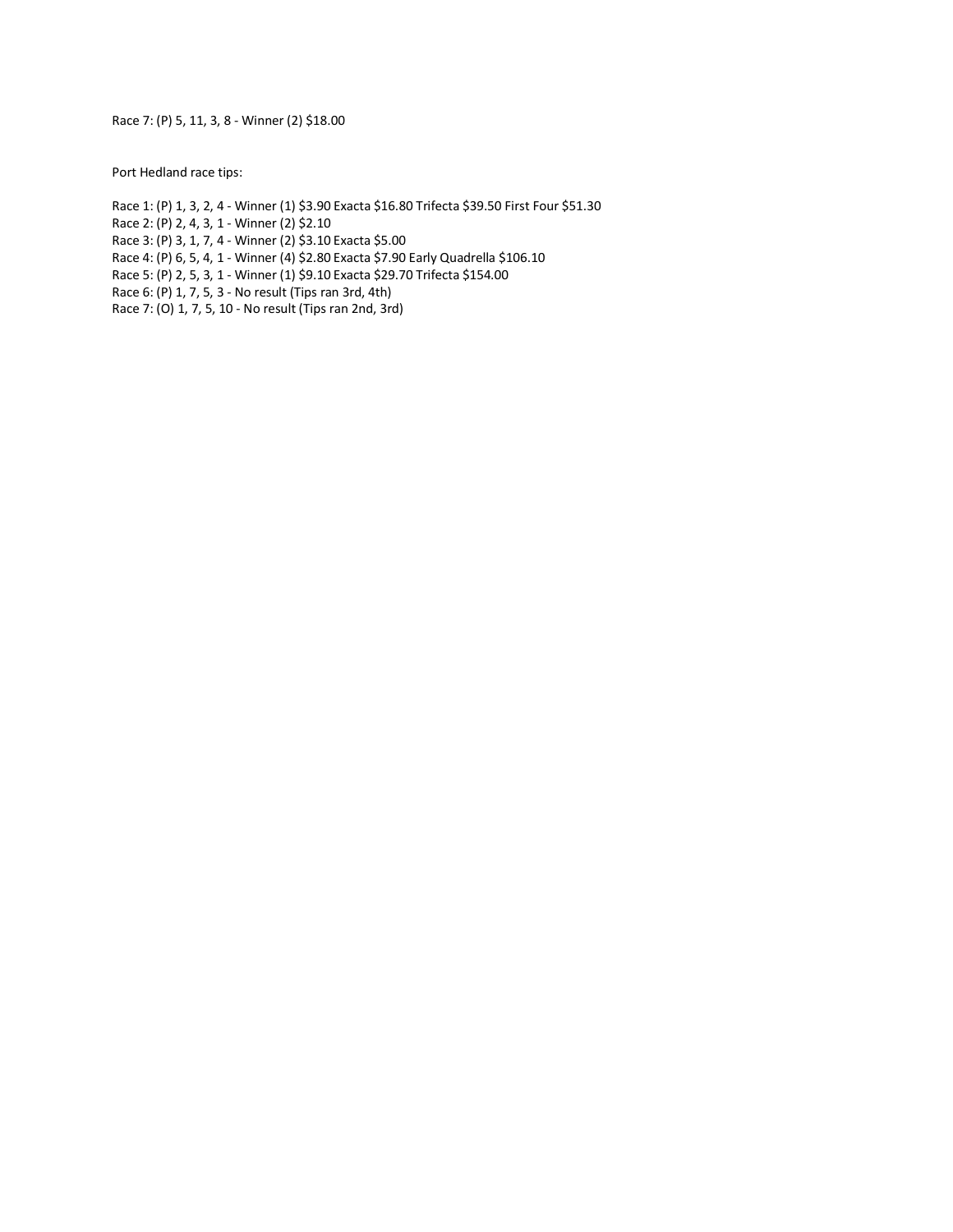Race 7: (P) 5, 11, 3, 8 - Winner (2) $18.00

Port Hedland race tips:

Race 1: (P) 1, 3, 2, 4 - Winner (1) $3.90 Exacta $16.80 Trifecta $39.50 First Four $51.30
Race 2: (P) 2, 4, 3, 1 - Winner (2) $2.10
Race 3: (P) 3, 1, 7, 4 - Winner (2) $3.10 Exacta $5.00
Race 4: (P) 6, 5, 4, 1 - Winner (4) $2.80 Exacta $7.90 Early Quadrella $106.10
Race 5: (P) 2, 5, 3, 1 - Winner (1) $9.10 Exacta $29.70 Trifecta $154.00
Race 6: (P) 1, 7, 5, 3 - No result (Tips ran 3rd, 4th)
Race 7: (O) 1, 7, 5, 10 - No result (Tips ran 2nd, 3rd)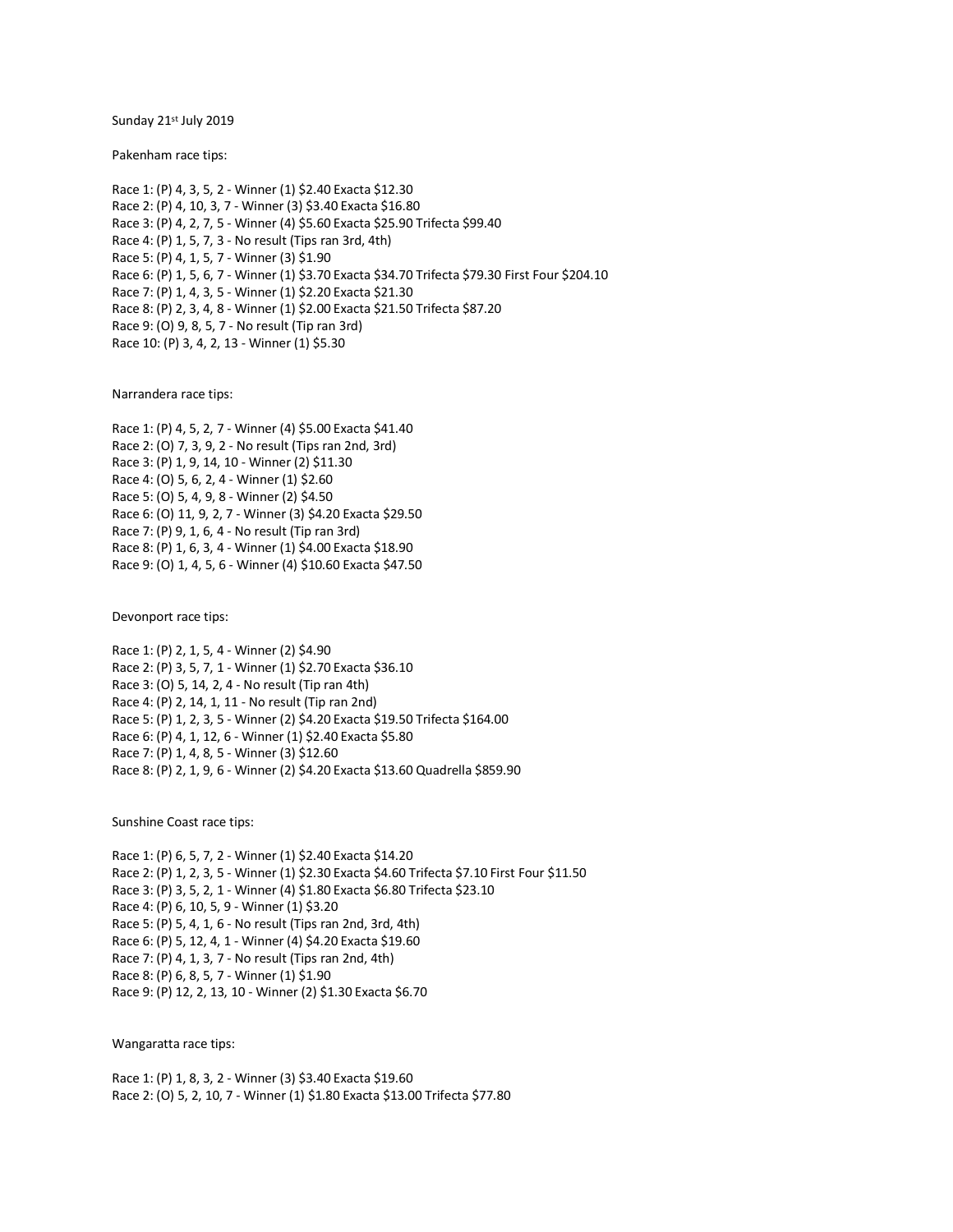Sunday 21st July 2019

Pakenham race tips:

Race 1: (P) 4, 3, 5, 2 - Winner (1) $2.40 Exacta $12.30
Race 2: (P) 4, 10, 3, 7 - Winner (3) $3.40 Exacta $16.80
Race 3: (P) 4, 2, 7, 5 - Winner (4) $5.60 Exacta $25.90 Trifecta $99.40
Race 4: (P) 1, 5, 7, 3 - No result (Tips ran 3rd, 4th)
Race 5: (P) 4, 1, 5, 7 - Winner (3) $1.90
Race 6: (P) 1, 5, 6, 7 - Winner (1) $3.70 Exacta $34.70 Trifecta $79.30 First Four $204.10
Race 7: (P) 1, 4, 3, 5 - Winner (1) $2.20 Exacta $21.30
Race 8: (P) 2, 3, 4, 8 - Winner (1) $2.00 Exacta $21.50 Trifecta $87.20
Race 9: (O) 9, 8, 5, 7 - No result (Tip ran 3rd)
Race 10: (P) 3, 4, 2, 13 - Winner (1) $5.30

Narrandera race tips:

Race 1: (P) 4, 5, 2, 7 - Winner (4) $5.00 Exacta $41.40
Race 2: (O) 7, 3, 9, 2 - No result (Tips ran 2nd, 3rd)
Race 3: (P) 1, 9, 14, 10 - Winner (2) $11.30
Race 4: (O) 5, 6, 2, 4 - Winner (1) $2.60
Race 5: (O) 5, 4, 9, 8 - Winner (2) $4.50
Race 6: (O) 11, 9, 2, 7 - Winner (3) $4.20 Exacta $29.50
Race 7: (P) 9, 1, 6, 4 - No result (Tip ran 3rd)
Race 8: (P) 1, 6, 3, 4 - Winner (1) $4.00 Exacta $18.90
Race 9: (O) 1, 4, 5, 6 - Winner (4) $10.60 Exacta $47.50

Devonport race tips:

Race 1: (P) 2, 1, 5, 4 - Winner (2) $4.90
Race 2: (P) 3, 5, 7, 1 - Winner (1) $2.70 Exacta $36.10
Race 3: (O) 5, 14, 2, 4 - No result (Tip ran 4th)
Race 4: (P) 2, 14, 1, 11 - No result (Tip ran 2nd)
Race 5: (P) 1, 2, 3, 5 - Winner (2) $4.20 Exacta $19.50 Trifecta $164.00
Race 6: (P) 4, 1, 12, 6 - Winner (1) $2.40 Exacta $5.80
Race 7: (P) 1, 4, 8, 5 - Winner (3) $12.60
Race 8: (P) 2, 1, 9, 6 - Winner (2) $4.20 Exacta $13.60 Quadrella $859.90

Sunshine Coast race tips:

Race 1: (P) 6, 5, 7, 2 - Winner (1) $2.40 Exacta $14.20
Race 2: (P) 1, 2, 3, 5 - Winner (1) $2.30 Exacta $4.60 Trifecta $7.10 First Four $11.50
Race 3: (P) 3, 5, 2, 1 - Winner (4) $1.80 Exacta $6.80 Trifecta $23.10
Race 4: (P) 6, 10, 5, 9 - Winner (1) $3.20
Race 5: (P) 5, 4, 1, 6 - No result (Tips ran 2nd, 3rd, 4th)
Race 6: (P) 5, 12, 4, 1 - Winner (4) $4.20 Exacta $19.60
Race 7: (P) 4, 1, 3, 7 - No result (Tips ran 2nd, 4th)
Race 8: (P) 6, 8, 5, 7 - Winner (1) $1.90
Race 9: (P) 12, 2, 13, 10 - Winner (2) $1.30 Exacta $6.70

Wangaratta race tips:

Race 1: (P) 1, 8, 3, 2 - Winner (3) $3.40 Exacta $19.60
Race 2: (O) 5, 2, 10, 7 - Winner (1) $1.80 Exacta $13.00 Trifecta $77.80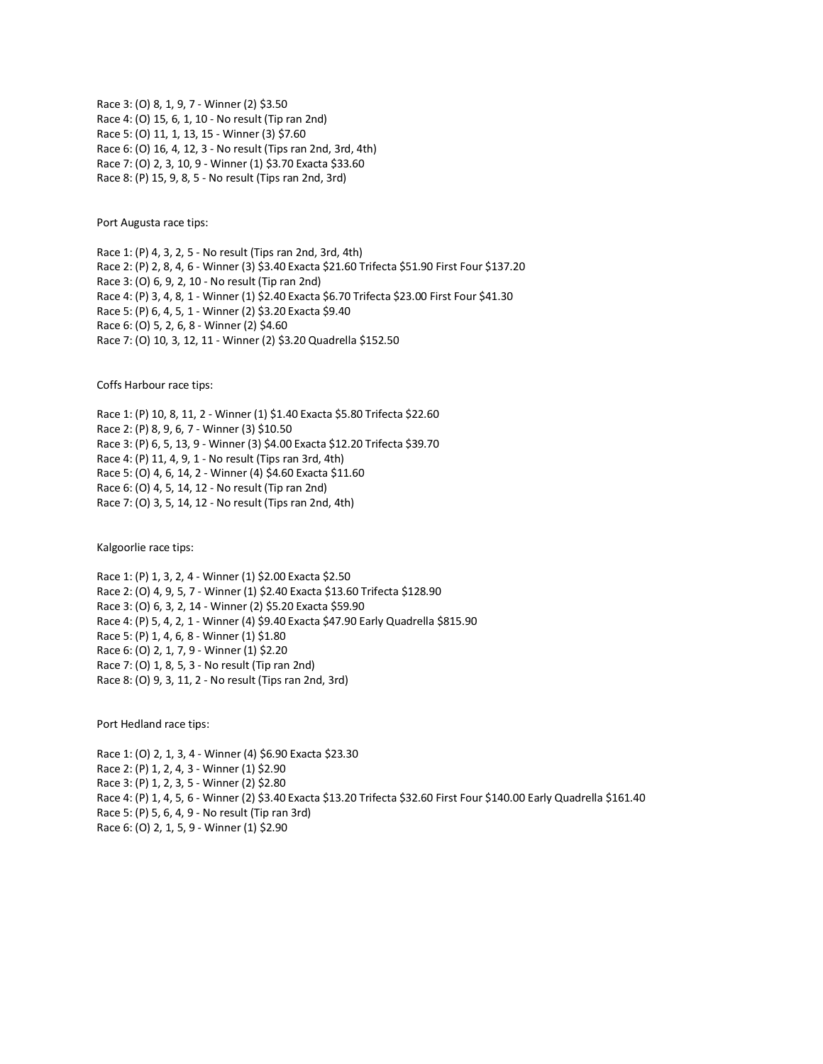Race 3: (O) 8, 1, 9, 7 - Winner (2) $3.50
Race 4: (O) 15, 6, 1, 10 - No result (Tip ran 2nd)
Race 5: (O) 11, 1, 13, 15 - Winner (3) $7.60
Race 6: (O) 16, 4, 12, 3 - No result (Tips ran 2nd, 3rd, 4th)
Race 7: (O) 2, 3, 10, 9 - Winner (1) $3.70 Exacta $33.60
Race 8: (P) 15, 9, 8, 5 - No result (Tips ran 2nd, 3rd)

Port Augusta race tips:

Race 1: (P) 4, 3, 2, 5 - No result (Tips ran 2nd, 3rd, 4th)
Race 2: (P) 2, 8, 4, 6 - Winner (3) $3.40 Exacta $21.60 Trifecta $51.90 First Four $137.20
Race 3: (O) 6, 9, 2, 10 - No result (Tip ran 2nd)
Race 4: (P) 3, 4, 8, 1 - Winner (1) $2.40 Exacta $6.70 Trifecta $23.00 First Four $41.30
Race 5: (P) 6, 4, 5, 1 - Winner (2) $3.20 Exacta $9.40
Race 6: (O) 5, 2, 6, 8 - Winner (2) $4.60
Race 7: (O) 10, 3, 12, 11 - Winner (2) $3.20 Quadrella $152.50

Coffs Harbour race tips:

Race 1: (P) 10, 8, 11, 2 - Winner (1) $1.40 Exacta $5.80 Trifecta $22.60
Race 2: (P) 8, 9, 6, 7 - Winner (3) $10.50
Race 3: (P) 6, 5, 13, 9 - Winner (3) $4.00 Exacta $12.20 Trifecta $39.70
Race 4: (P) 11, 4, 9, 1 - No result (Tips ran 3rd, 4th)
Race 5: (O) 4, 6, 14, 2 - Winner (4) $4.60 Exacta $11.60
Race 6: (O) 4, 5, 14, 12 - No result (Tip ran 2nd)
Race 7: (O) 3, 5, 14, 12 - No result (Tips ran 2nd, 4th)

Kalgoorlie race tips:

Race 1: (P) 1, 3, 2, 4 - Winner (1) $2.00 Exacta $2.50
Race 2: (O) 4, 9, 5, 7 - Winner (1) $2.40 Exacta $13.60 Trifecta $128.90
Race 3: (O) 6, 3, 2, 14 - Winner (2) $5.20 Exacta $59.90
Race 4: (P) 5, 4, 2, 1 - Winner (4) $9.40 Exacta $47.90 Early Quadrella $815.90
Race 5: (P) 1, 4, 6, 8 - Winner (1) $1.80
Race 6: (O) 2, 1, 7, 9 - Winner (1) $2.20
Race 7: (O) 1, 8, 5, 3 - No result (Tip ran 2nd)
Race 8: (O) 9, 3, 11, 2 - No result (Tips ran 2nd, 3rd)

Port Hedland race tips:

Race 1: (O) 2, 1, 3, 4 - Winner (4) $6.90 Exacta $23.30
Race 2: (P) 1, 2, 4, 3 - Winner (1) $2.90
Race 3: (P) 1, 2, 3, 5 - Winner (2) $2.80
Race 4: (P) 1, 4, 5, 6 - Winner (2) $3.40 Exacta $13.20 Trifecta $32.60 First Four $140.00 Early Quadrella $161.40
Race 5: (P) 5, 6, 4, 9 - No result (Tip ran 3rd)
Race 6: (O) 2, 1, 5, 9 - Winner (1) $2.90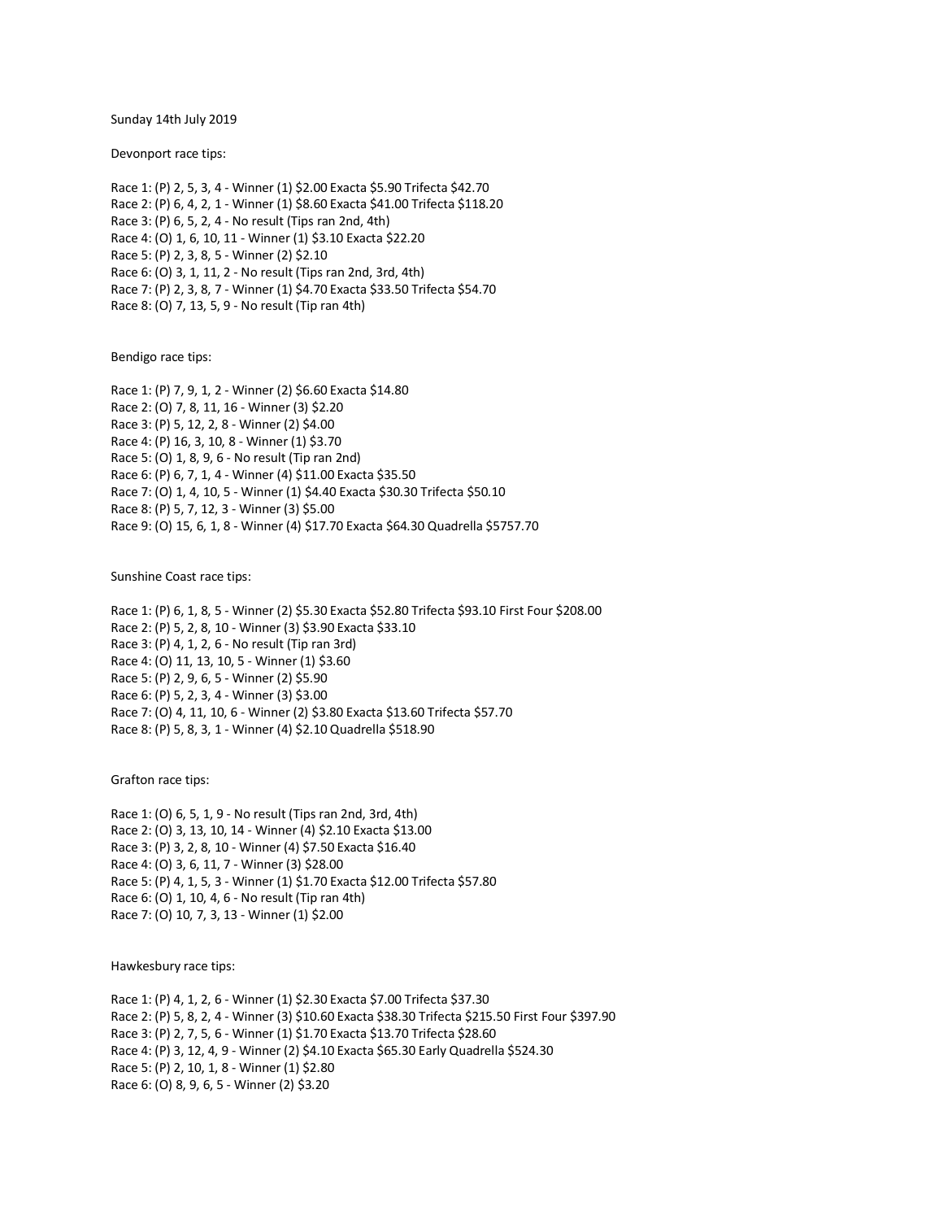Sunday 14th July 2019

Devonport race tips:

Race 1: (P) 2, 5, 3, 4 - Winner (1) $2.00 Exacta $5.90 Trifecta $42.70
Race 2: (P) 6, 4, 2, 1 - Winner (1) $8.60 Exacta $41.00 Trifecta $118.20
Race 3: (P) 6, 5, 2, 4 - No result (Tips ran 2nd, 4th)
Race 4: (O) 1, 6, 10, 11 - Winner (1) $3.10 Exacta $22.20
Race 5: (P) 2, 3, 8, 5 - Winner (2) $2.10
Race 6: (O) 3, 1, 11, 2 - No result (Tips ran 2nd, 3rd, 4th)
Race 7: (P) 2, 3, 8, 7 - Winner (1) $4.70 Exacta $33.50 Trifecta $54.70
Race 8: (O) 7, 13, 5, 9 - No result (Tip ran 4th)

Bendigo race tips:

Race 1: (P) 7, 9, 1, 2 - Winner (2) $6.60 Exacta $14.80
Race 2: (O) 7, 8, 11, 16 - Winner (3) $2.20
Race 3: (P) 5, 12, 2, 8 - Winner (2) $4.00
Race 4: (P) 16, 3, 10, 8 - Winner (1) $3.70
Race 5: (O) 1, 8, 9, 6 - No result (Tip ran 2nd)
Race 6: (P) 6, 7, 1, 4 - Winner (4) $11.00 Exacta $35.50
Race 7: (O) 1, 4, 10, 5 - Winner (1) $4.40 Exacta $30.30 Trifecta $50.10
Race 8: (P) 5, 7, 12, 3 - Winner (3) $5.00
Race 9: (O) 15, 6, 1, 8 - Winner (4) $17.70 Exacta $64.30 Quadrella $5757.70

Sunshine Coast race tips:

Race 1: (P) 6, 1, 8, 5 - Winner (2) $5.30 Exacta $52.80 Trifecta $93.10 First Four $208.00
Race 2: (P) 5, 2, 8, 10 - Winner (3) $3.90 Exacta $33.10
Race 3: (P) 4, 1, 2, 6 - No result (Tip ran 3rd)
Race 4: (O) 11, 13, 10, 5 - Winner (1) $3.60
Race 5: (P) 2, 9, 6, 5 - Winner (2) $5.90
Race 6: (P) 5, 2, 3, 4 - Winner (3) $3.00
Race 7: (O) 4, 11, 10, 6 - Winner (2) $3.80 Exacta $13.60 Trifecta $57.70
Race 8: (P) 5, 8, 3, 1 - Winner (4) $2.10 Quadrella $518.90

Grafton race tips:

Race 1: (O) 6, 5, 1, 9 - No result (Tips ran 2nd, 3rd, 4th)
Race 2: (O) 3, 13, 10, 14 - Winner (4) $2.10 Exacta $13.00
Race 3: (P) 3, 2, 8, 10 - Winner (4) $7.50 Exacta $16.40
Race 4: (O) 3, 6, 11, 7 - Winner (3) $28.00
Race 5: (P) 4, 1, 5, 3 - Winner (1) $1.70 Exacta $12.00 Trifecta $57.80
Race 6: (O) 1, 10, 4, 6 - No result (Tip ran 4th)
Race 7: (O) 10, 7, 3, 13 - Winner (1) $2.00

Hawkesbury race tips:

Race 1: (P) 4, 1, 2, 6 - Winner (1) $2.30 Exacta $7.00 Trifecta $37.30
Race 2: (P) 5, 8, 2, 4 - Winner (3) $10.60 Exacta $38.30 Trifecta $215.50 First Four $397.90
Race 3: (P) 2, 7, 5, 6 - Winner (1) $1.70 Exacta $13.70 Trifecta $28.60
Race 4: (P) 3, 12, 4, 9 - Winner (2) $4.10 Exacta $65.30 Early Quadrella $524.30
Race 5: (P) 2, 10, 1, 8 - Winner (1) $2.80
Race 6: (O) 8, 9, 6, 5 - Winner (2) $3.20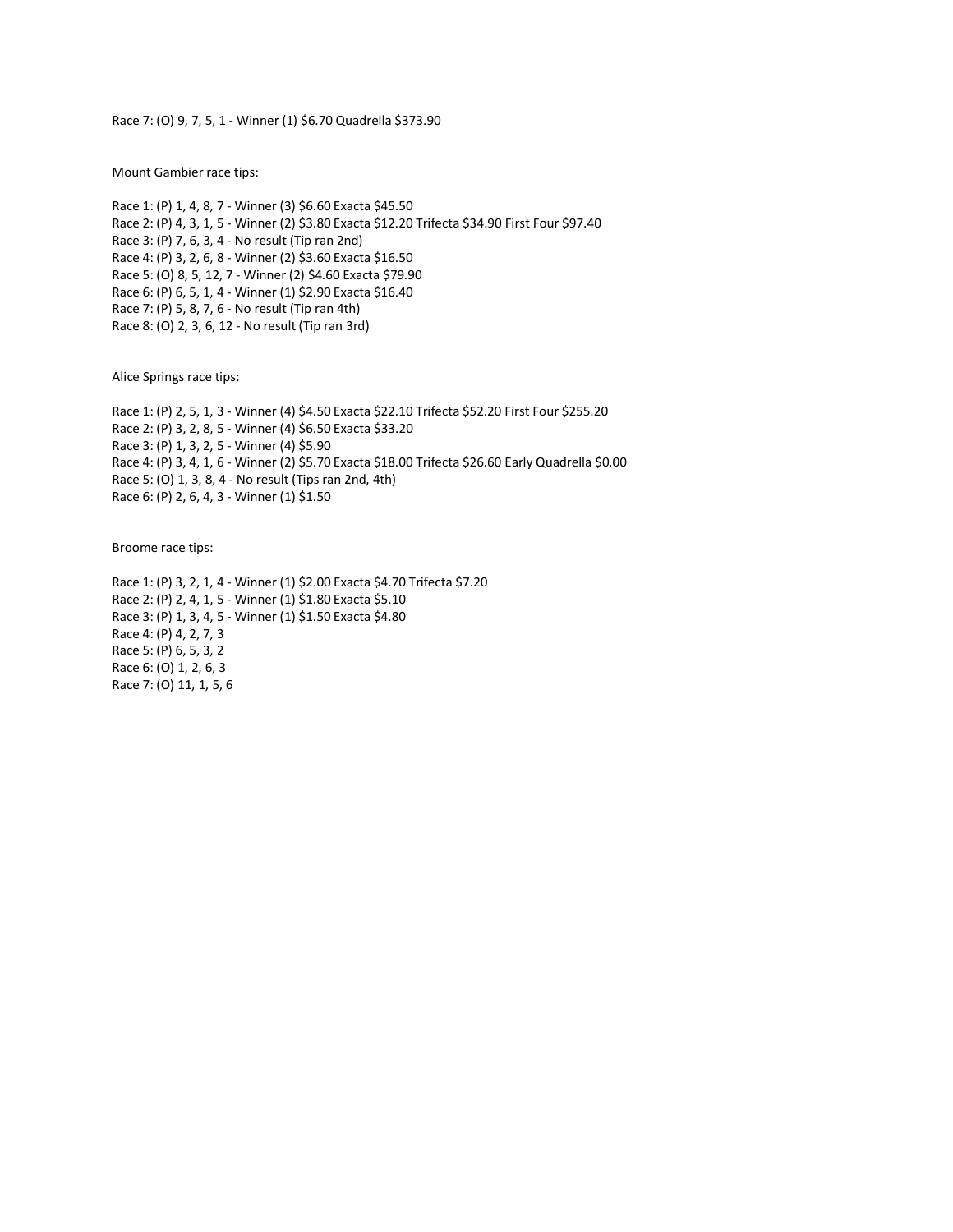Race 7: (O) 9, 7, 5, 1 - Winner (1) $6.70 Quadrella $373.90

Mount Gambier race tips:

Race 1: (P) 1, 4, 8, 7 - Winner (3) $6.60 Exacta $45.50
Race 2: (P) 4, 3, 1, 5 - Winner (2) $3.80 Exacta $12.20 Trifecta $34.90 First Four $97.40
Race 3: (P) 7, 6, 3, 4 - No result (Tip ran 2nd)
Race 4: (P) 3, 2, 6, 8 - Winner (2) $3.60 Exacta $16.50
Race 5: (O) 8, 5, 12, 7 - Winner (2) $4.60 Exacta $79.90
Race 6: (P) 6, 5, 1, 4 - Winner (1) $2.90 Exacta $16.40
Race 7: (P) 5, 8, 7, 6 - No result (Tip ran 4th)
Race 8: (O) 2, 3, 6, 12 - No result (Tip ran 3rd)

Alice Springs race tips:

Race 1: (P) 2, 5, 1, 3 - Winner (4) $4.50 Exacta $22.10 Trifecta $52.20 First Four $255.20
Race 2: (P) 3, 2, 8, 5 - Winner (4) $6.50 Exacta $33.20
Race 3: (P) 1, 3, 2, 5 - Winner (4) $5.90
Race 4: (P) 3, 4, 1, 6 - Winner (2) $5.70 Exacta $18.00 Trifecta $26.60 Early Quadrella $0.00
Race 5: (O) 1, 3, 8, 4 - No result (Tips ran 2nd, 4th)
Race 6: (P) 2, 6, 4, 3 - Winner (1) $1.50

Broome race tips:

Race 1: (P) 3, 2, 1, 4 - Winner (1) $2.00 Exacta $4.70 Trifecta $7.20
Race 2: (P) 2, 4, 1, 5 - Winner (1) $1.80 Exacta $5.10
Race 3: (P) 1, 3, 4, 5 - Winner (1) $1.50 Exacta $4.80
Race 4: (P) 4, 2, 7, 3
Race 5: (P) 6, 5, 3, 2
Race 6: (O) 1, 2, 6, 3
Race 7: (O) 11, 1, 5, 6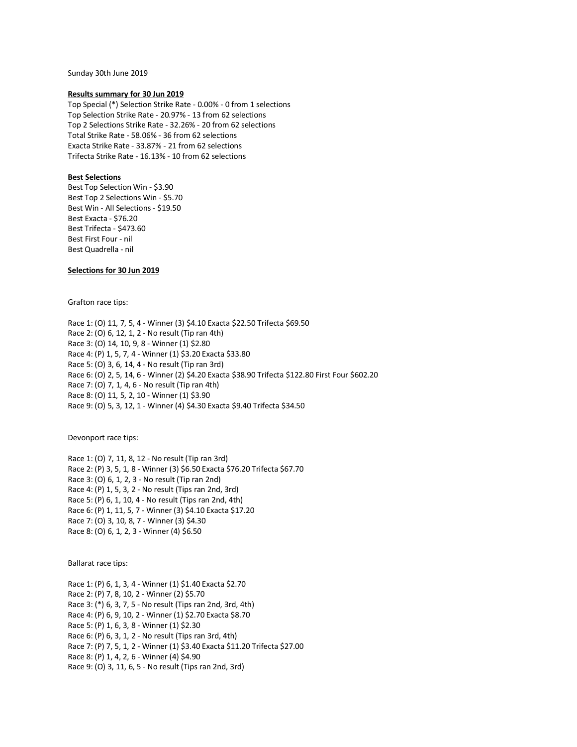Sunday 30th June 2019

**Results summary for 30 Jun 2019**

Top Special (*) Selection Strike Rate - 0.00% - 0 from 1 selections
Top Selection Strike Rate - 20.97% - 13 from 62 selections
Top 2 Selections Strike Rate - 32.26% - 20 from 62 selections
Total Strike Rate - 58.06% - 36 from 62 selections
Exacta Strike Rate - 33.87% - 21 from 62 selections
Trifecta Strike Rate - 16.13% - 10 from 62 selections

**Best Selections**

Best Top Selection Win - $3.90
Best Top 2 Selections Win - $5.70
Best Win - All Selections - $19.50
Best Exacta - $76.20
Best Trifecta - $473.60
Best First Four - nil
Best Quadrella - nil

**Selections for 30 Jun 2019**

Grafton race tips:

Race 1: (O) 11, 7, 5, 4 - Winner (3) $4.10 Exacta $22.50 Trifecta $69.50
Race 2: (O) 6, 12, 1, 2 - No result (Tip ran 4th)
Race 3: (O) 14, 10, 9, 8 - Winner (1) $2.80
Race 4: (P) 1, 5, 7, 4 - Winner (1) $3.20 Exacta $33.80
Race 5: (O) 3, 6, 14, 4 - No result (Tip ran 3rd)
Race 6: (O) 2, 5, 14, 6 - Winner (2) $4.20 Exacta $38.90 Trifecta $122.80 First Four $602.20
Race 7: (O) 7, 1, 4, 6 - No result (Tip ran 4th)
Race 8: (O) 11, 5, 2, 10 - Winner (1) $3.90
Race 9: (O) 5, 3, 12, 1 - Winner (4) $4.30 Exacta $9.40 Trifecta $34.50

Devonport race tips:

Race 1: (O) 7, 11, 8, 12 - No result (Tip ran 3rd)
Race 2: (P) 3, 5, 1, 8 - Winner (3) $6.50 Exacta $76.20 Trifecta $67.70
Race 3: (O) 6, 1, 2, 3 - No result (Tip ran 2nd)
Race 4: (P) 1, 5, 3, 2 - No result (Tips ran 2nd, 3rd)
Race 5: (P) 6, 1, 10, 4 - No result (Tips ran 2nd, 4th)
Race 6: (P) 1, 11, 5, 7 - Winner (3) $4.10 Exacta $17.20
Race 7: (O) 3, 10, 8, 7 - Winner (3) $4.30
Race 8: (O) 6, 1, 2, 3 - Winner (4) $6.50

Ballarat race tips:

Race 1: (P) 6, 1, 3, 4 - Winner (1) $1.40 Exacta $2.70
Race 2: (P) 7, 8, 10, 2 - Winner (2) $5.70
Race 3: (*) 6, 3, 7, 5 - No result (Tips ran 2nd, 3rd, 4th)
Race 4: (P) 6, 9, 10, 2 - Winner (1) $2.70 Exacta $8.70
Race 5: (P) 1, 6, 3, 8 - Winner (1) $2.30
Race 6: (P) 6, 3, 1, 2 - No result (Tips ran 3rd, 4th)
Race 7: (P) 7, 5, 1, 2 - Winner (1) $3.40 Exacta $11.20 Trifecta $27.00
Race 8: (P) 1, 4, 2, 6 - Winner (4) $4.90
Race 9: (O) 3, 11, 6, 5 - No result (Tips ran 2nd, 3rd)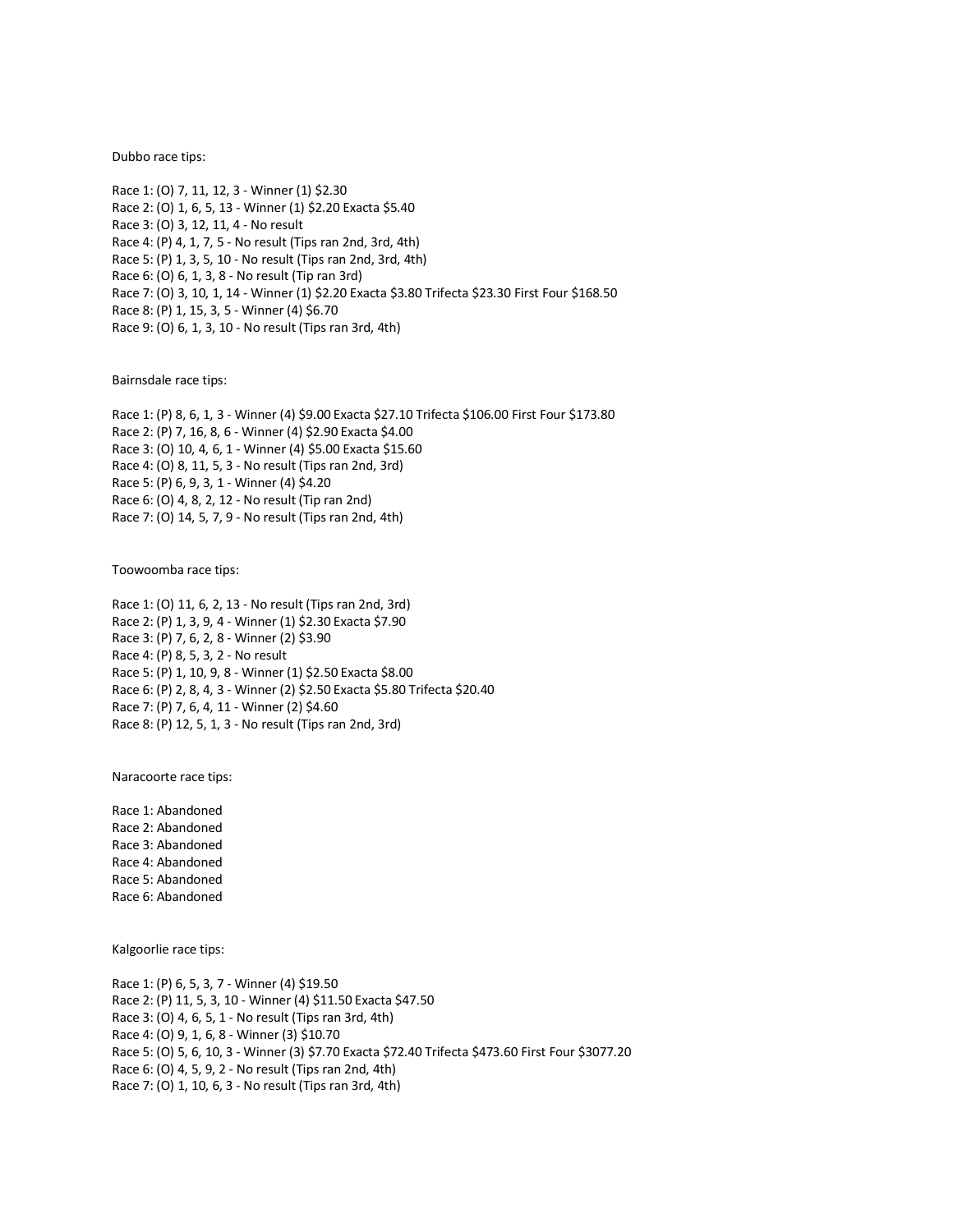Dubbo race tips:

Race 1: (O) 7, 11, 12, 3 - Winner (1) $2.30
Race 2: (O) 1, 6, 5, 13 - Winner (1) $2.20 Exacta $5.40
Race 3: (O) 3, 12, 11, 4 - No result
Race 4: (P) 4, 1, 7, 5 - No result (Tips ran 2nd, 3rd, 4th)
Race 5: (P) 1, 3, 5, 10 - No result (Tips ran 2nd, 3rd, 4th)
Race 6: (O) 6, 1, 3, 8 - No result (Tip ran 3rd)
Race 7: (O) 3, 10, 1, 14 - Winner (1) $2.20 Exacta $3.80 Trifecta $23.30 First Four $168.50
Race 8: (P) 1, 15, 3, 5 - Winner (4) $6.70
Race 9: (O) 6, 1, 3, 10 - No result (Tips ran 3rd, 4th)

Bairnsdale race tips:

Race 1: (P) 8, 6, 1, 3 - Winner (4) $9.00 Exacta $27.10 Trifecta $106.00 First Four $173.80
Race 2: (P) 7, 16, 8, 6 - Winner (4) $2.90 Exacta $4.00
Race 3: (O) 10, 4, 6, 1 - Winner (4) $5.00 Exacta $15.60
Race 4: (O) 8, 11, 5, 3 - No result (Tips ran 2nd, 3rd)
Race 5: (P) 6, 9, 3, 1 - Winner (4) $4.20
Race 6: (O) 4, 8, 2, 12 - No result (Tip ran 2nd)
Race 7: (O) 14, 5, 7, 9 - No result (Tips ran 2nd, 4th)

Toowoomba race tips:

Race 1: (O) 11, 6, 2, 13 - No result (Tips ran 2nd, 3rd)
Race 2: (P) 1, 3, 9, 4 - Winner (1) $2.30 Exacta $7.90
Race 3: (P) 7, 6, 2, 8 - Winner (2) $3.90
Race 4: (P) 8, 5, 3, 2 - No result
Race 5: (P) 1, 10, 9, 8 - Winner (1) $2.50 Exacta $8.00
Race 6: (P) 2, 8, 4, 3 - Winner (2) $2.50 Exacta $5.80 Trifecta $20.40
Race 7: (P) 7, 6, 4, 11 - Winner (2) $4.60
Race 8: (P) 12, 5, 1, 3 - No result (Tips ran 2nd, 3rd)

Naracoorte race tips:

Race 1: Abandoned
Race 2: Abandoned
Race 3: Abandoned
Race 4: Abandoned
Race 5: Abandoned
Race 6: Abandoned

Kalgoorlie race tips:

Race 1: (P) 6, 5, 3, 7 - Winner (4) $19.50
Race 2: (P) 11, 5, 3, 10 - Winner (4) $11.50 Exacta $47.50
Race 3: (O) 4, 6, 5, 1 - No result (Tips ran 3rd, 4th)
Race 4: (O) 9, 1, 6, 8 - Winner (3) $10.70
Race 5: (O) 5, 6, 10, 3 - Winner (3) $7.70 Exacta $72.40 Trifecta $473.60 First Four $3077.20
Race 6: (O) 4, 5, 9, 2 - No result (Tips ran 2nd, 4th)
Race 7: (O) 1, 10, 6, 3 - No result (Tips ran 3rd, 4th)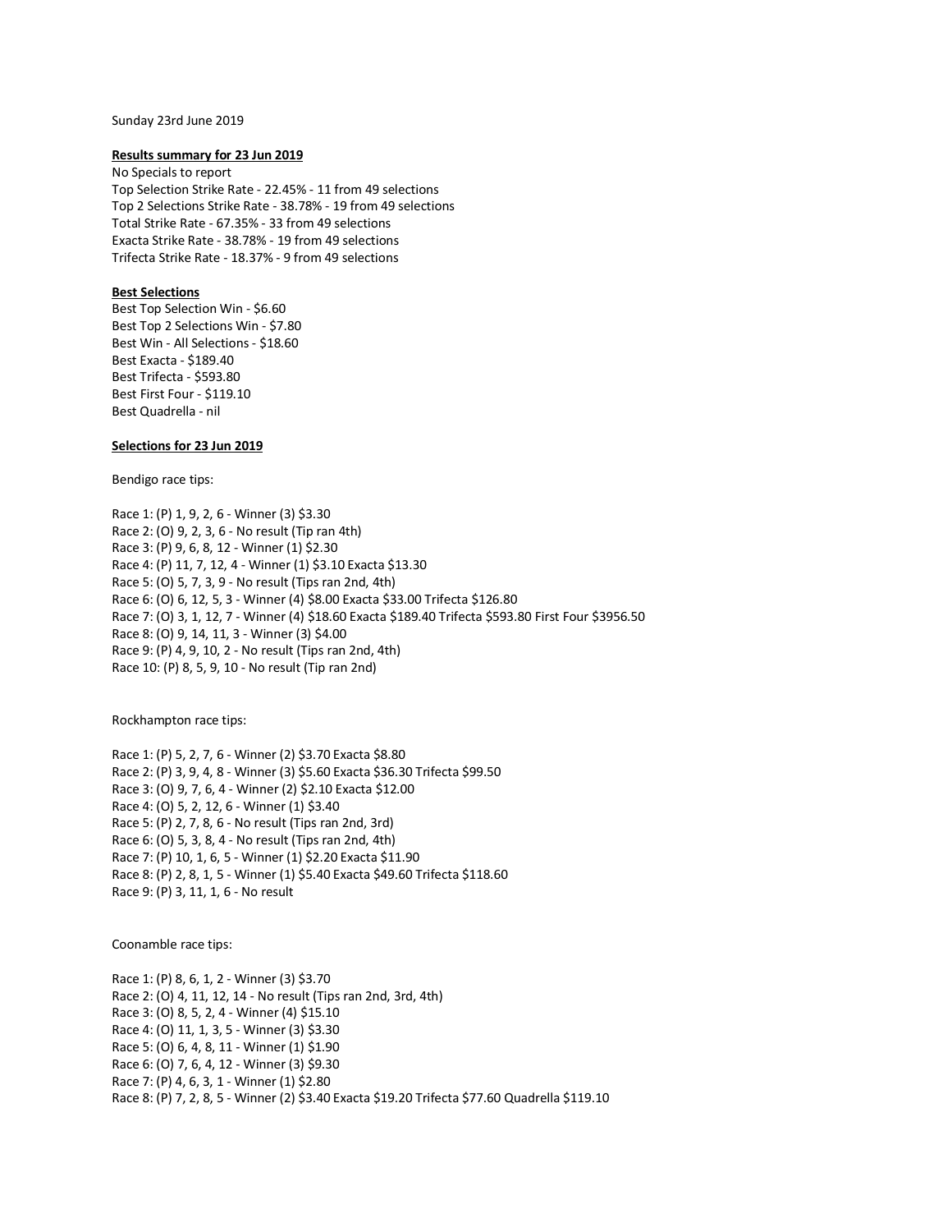Sunday 23rd June 2019

**Results summary for 23 Jun 2019**

No Specials to report
Top Selection Strike Rate - 22.45% - 11 from 49 selections
Top 2 Selections Strike Rate - 38.78% - 19 from 49 selections
Total Strike Rate - 67.35% - 33 from 49 selections
Exacta Strike Rate - 38.78% - 19 from 49 selections
Trifecta Strike Rate - 18.37% - 9 from 49 selections

**Best Selections**

Best Top Selection Win - $6.60
Best Top 2 Selections Win - $7.80
Best Win - All Selections - $18.60
Best Exacta - $189.40
Best Trifecta - $593.80
Best First Four - $119.10
Best Quadrella - nil

**Selections for 23 Jun 2019**

Bendigo race tips:

Race 1: (P) 1, 9, 2, 6 - Winner (3) $3.30
Race 2: (O) 9, 2, 3, 6 - No result (Tip ran 4th)
Race 3: (P) 9, 6, 8, 12 - Winner (1) $2.30
Race 4: (P) 11, 7, 12, 4 - Winner (1) $3.10 Exacta $13.30
Race 5: (O) 5, 7, 3, 9 - No result (Tips ran 2nd, 4th)
Race 6: (O) 6, 12, 5, 3 - Winner (4) $8.00 Exacta $33.00 Trifecta $126.80
Race 7: (O) 3, 1, 12, 7 - Winner (4) $18.60 Exacta $189.40 Trifecta $593.80 First Four $3956.50
Race 8: (O) 9, 14, 11, 3 - Winner (3) $4.00
Race 9: (P) 4, 9, 10, 2 - No result (Tips ran 2nd, 4th)
Race 10: (P) 8, 5, 9, 10 - No result (Tip ran 2nd)

Rockhampton race tips:

Race 1: (P) 5, 2, 7, 6 - Winner (2) $3.70 Exacta $8.80
Race 2: (P) 3, 9, 4, 8 - Winner (3) $5.60 Exacta $36.30 Trifecta $99.50
Race 3: (O) 9, 7, 6, 4 - Winner (2) $2.10 Exacta $12.00
Race 4: (O) 5, 2, 12, 6 - Winner (1) $3.40
Race 5: (P) 2, 7, 8, 6 - No result (Tips ran 2nd, 3rd)
Race 6: (O) 5, 3, 8, 4 - No result (Tips ran 2nd, 4th)
Race 7: (P) 10, 1, 6, 5 - Winner (1) $2.20 Exacta $11.90
Race 8: (P) 2, 8, 1, 5 - Winner (1) $5.40 Exacta $49.60 Trifecta $118.60
Race 9: (P) 3, 11, 1, 6 - No result

Coonamble race tips:

Race 1: (P) 8, 6, 1, 2 - Winner (3) $3.70
Race 2: (O) 4, 11, 12, 14 - No result (Tips ran 2nd, 3rd, 4th)
Race 3: (O) 8, 5, 2, 4 - Winner (4) $15.10
Race 4: (O) 11, 1, 3, 5 - Winner (3) $3.30
Race 5: (O) 6, 4, 8, 11 - Winner (1) $1.90
Race 6: (O) 7, 6, 4, 12 - Winner (3) $9.30
Race 7: (P) 4, 6, 3, 1 - Winner (1) $2.80
Race 8: (P) 7, 2, 8, 5 - Winner (2) $3.40 Exacta $19.20 Trifecta $77.60 Quadrella $119.10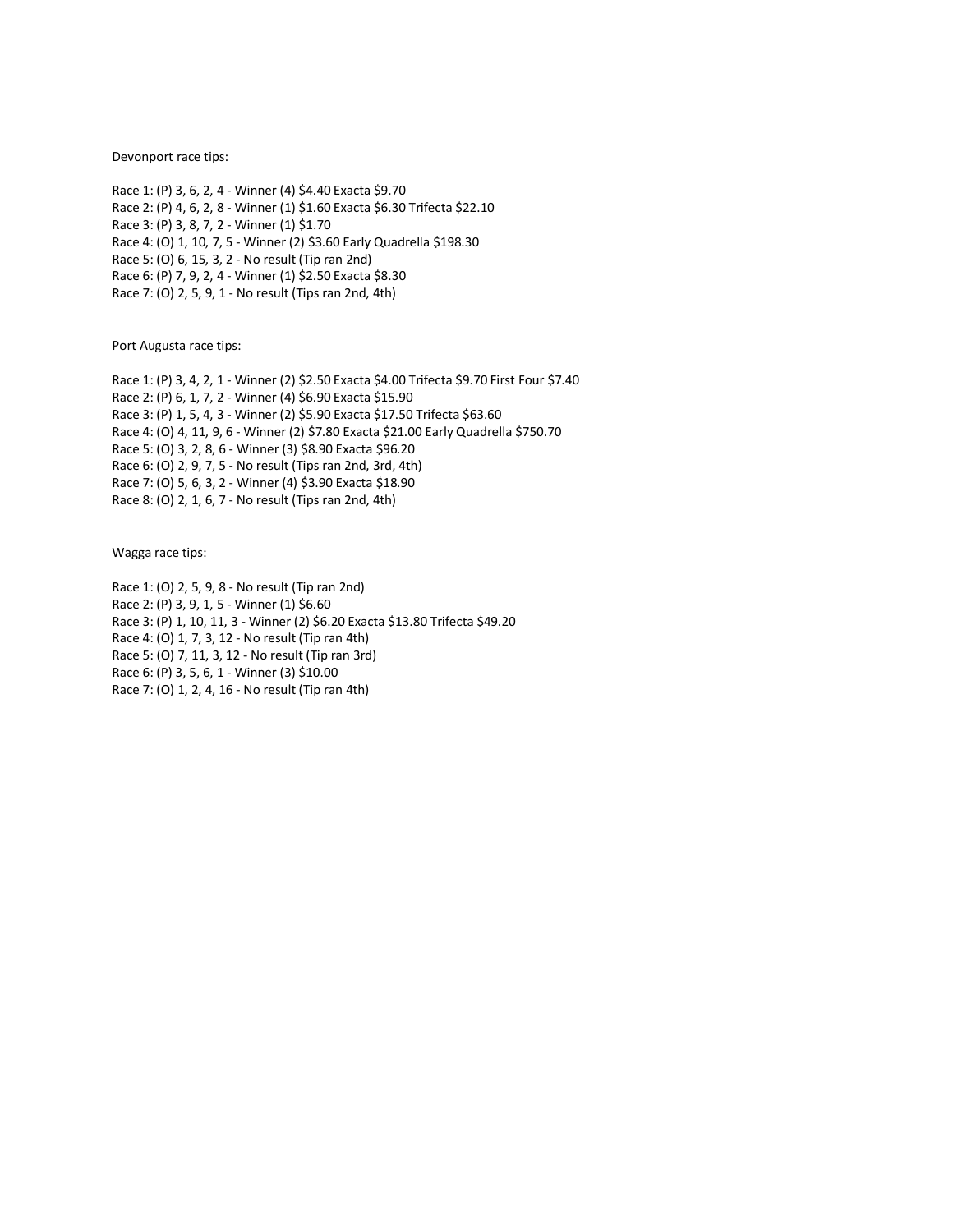Devonport race tips:

Race 1: (P) 3, 6, 2, 4 - Winner (4) $4.40 Exacta $9.70
Race 2: (P) 4, 6, 2, 8 - Winner (1) $1.60 Exacta $6.30 Trifecta $22.10
Race 3: (P) 3, 8, 7, 2 - Winner (1) $1.70
Race 4: (O) 1, 10, 7, 5 - Winner (2) $3.60 Early Quadrella $198.30
Race 5: (O) 6, 15, 3, 2 - No result (Tip ran 2nd)
Race 6: (P) 7, 9, 2, 4 - Winner (1) $2.50 Exacta $8.30
Race 7: (O) 2, 5, 9, 1 - No result (Tips ran 2nd, 4th)

Port Augusta race tips:

Race 1: (P) 3, 4, 2, 1 - Winner (2) $2.50 Exacta $4.00 Trifecta $9.70 First Four $7.40
Race 2: (P) 6, 1, 7, 2 - Winner (4) $6.90 Exacta $15.90
Race 3: (P) 1, 5, 4, 3 - Winner (2) $5.90 Exacta $17.50 Trifecta $63.60
Race 4: (O) 4, 11, 9, 6 - Winner (2) $7.80 Exacta $21.00 Early Quadrella $750.70
Race 5: (O) 3, 2, 8, 6 - Winner (3) $8.90 Exacta $96.20
Race 6: (O) 2, 9, 7, 5 - No result (Tips ran 2nd, 3rd, 4th)
Race 7: (O) 5, 6, 3, 2 - Winner (4) $3.90 Exacta $18.90
Race 8: (O) 2, 1, 6, 7 - No result (Tips ran 2nd, 4th)

Wagga race tips:

Race 1: (O) 2, 5, 9, 8 - No result (Tip ran 2nd)
Race 2: (P) 3, 9, 1, 5 - Winner (1) $6.60
Race 3: (P) 1, 10, 11, 3 - Winner (2) $6.20 Exacta $13.80 Trifecta $49.20
Race 4: (O) 1, 7, 3, 12 - No result (Tip ran 4th)
Race 5: (O) 7, 11, 3, 12 - No result (Tip ran 3rd)
Race 6: (P) 3, 5, 6, 1 - Winner (3) $10.00
Race 7: (O) 1, 2, 4, 16 - No result (Tip ran 4th)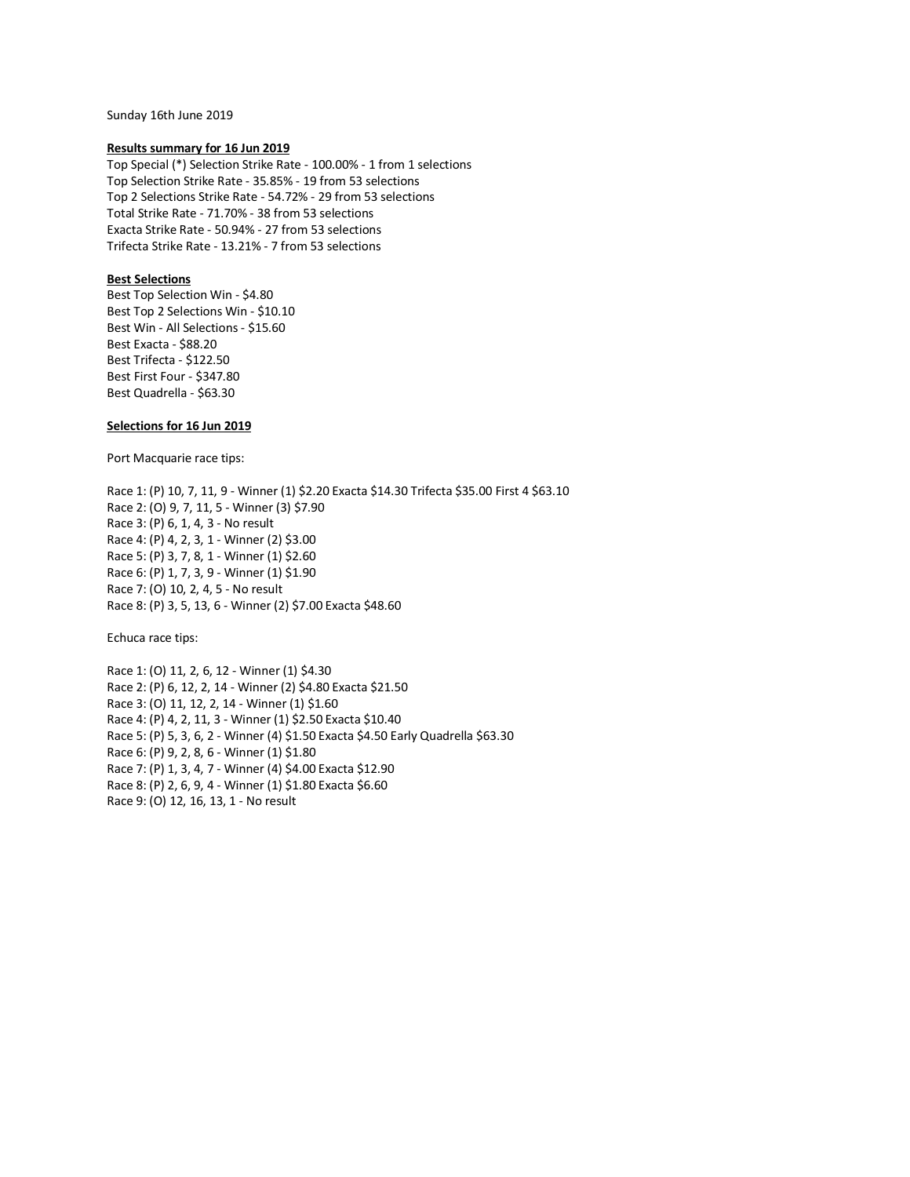Sunday 16th June 2019

**Results summary for 16 Jun 2019**

Top Special (*) Selection Strike Rate - 100.00% - 1 from 1 selections
Top Selection Strike Rate - 35.85% - 19 from 53 selections
Top 2 Selections Strike Rate - 54.72% - 29 from 53 selections
Total Strike Rate - 71.70% - 38 from 53 selections
Exacta Strike Rate - 50.94% - 27 from 53 selections
Trifecta Strike Rate - 13.21% - 7 from 53 selections

**Best Selections**

Best Top Selection Win - $4.80
Best Top 2 Selections Win - $10.10
Best Win - All Selections - $15.60
Best Exacta - $88.20
Best Trifecta - $122.50
Best First Four - $347.80
Best Quadrella - $63.30

**Selections for 16 Jun 2019**

Port Macquarie race tips:

Race 1: (P) 10, 7, 11, 9 - Winner (1) $2.20 Exacta $14.30 Trifecta $35.00 First 4 $63.10
Race 2: (O) 9, 7, 11, 5 - Winner (3) $7.90
Race 3: (P) 6, 1, 4, 3 - No result
Race 4: (P) 4, 2, 3, 1 - Winner (2) $3.00
Race 5: (P) 3, 7, 8, 1 - Winner (1) $2.60
Race 6: (P) 1, 7, 3, 9 - Winner (1) $1.90
Race 7: (O) 10, 2, 4, 5 - No result
Race 8: (P) 3, 5, 13, 6 - Winner (2) $7.00 Exacta $48.60

Echuca race tips:

Race 1: (O) 11, 2, 6, 12 - Winner (1) $4.30
Race 2: (P) 6, 12, 2, 14 - Winner (2) $4.80 Exacta $21.50
Race 3: (O) 11, 12, 2, 14 - Winner (1) $1.60
Race 4: (P) 4, 2, 11, 3 - Winner (1) $2.50 Exacta $10.40
Race 5: (P) 5, 3, 6, 2 - Winner (4) $1.50 Exacta $4.50 Early Quadrella $63.30
Race 6: (P) 9, 2, 8, 6 - Winner (1) $1.80
Race 7: (P) 1, 3, 4, 7 - Winner (4) $4.00 Exacta $12.90
Race 8: (P) 2, 6, 9, 4 - Winner (1) $1.80 Exacta $6.60
Race 9: (O) 12, 16, 13, 1 - No result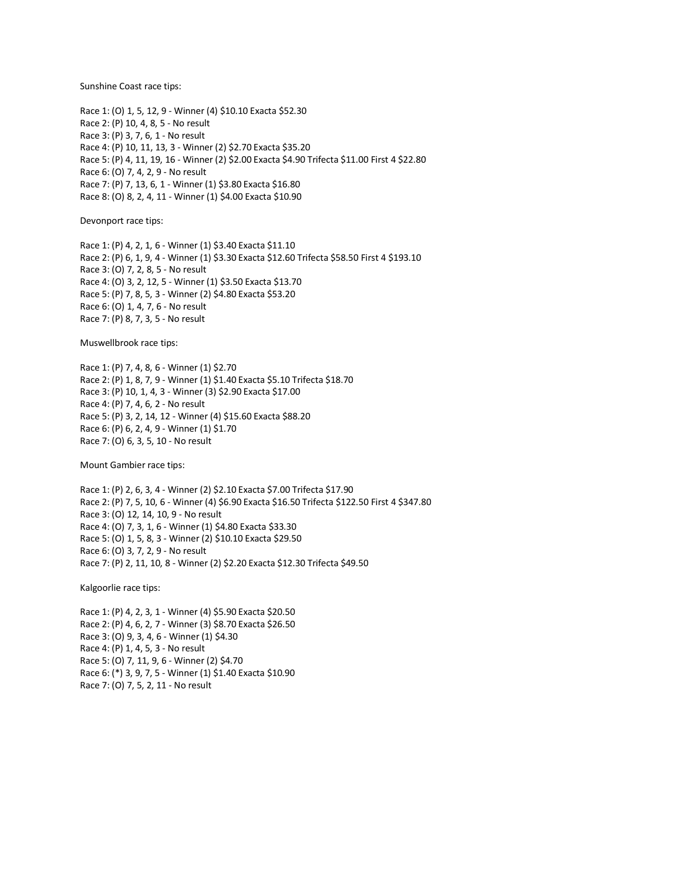Sunshine Coast race tips:

Race 1: (O) 1, 5, 12, 9 - Winner (4) $10.10 Exacta $52.30
Race 2: (P) 10, 4, 8, 5 - No result
Race 3: (P) 3, 7, 6, 1 - No result
Race 4: (P) 10, 11, 13, 3 - Winner (2) $2.70 Exacta $35.20
Race 5: (P) 4, 11, 19, 16 - Winner (2) $2.00 Exacta $4.90 Trifecta $11.00 First 4 $22.80
Race 6: (O) 7, 4, 2, 9 - No result
Race 7: (P) 7, 13, 6, 1 - Winner (1) $3.80 Exacta $16.80
Race 8: (O) 8, 2, 4, 11 - Winner (1) $4.00 Exacta $10.90

Devonport race tips:

Race 1: (P) 4, 2, 1, 6 - Winner (1) $3.40 Exacta $11.10
Race 2: (P) 6, 1, 9, 4 - Winner (1) $3.30 Exacta $12.60 Trifecta $58.50 First 4 $193.10
Race 3: (O) 7, 2, 8, 5 - No result
Race 4: (O) 3, 2, 12, 5 - Winner (1) $3.50 Exacta $13.70
Race 5: (P) 7, 8, 5, 3 - Winner (2) $4.80 Exacta $53.20
Race 6: (O) 1, 4, 7, 6 - No result
Race 7: (P) 8, 7, 3, 5 - No result

Muswellbrook race tips:

Race 1: (P) 7, 4, 8, 6 - Winner (1) $2.70
Race 2: (P) 1, 8, 7, 9 - Winner (1) $1.40 Exacta $5.10 Trifecta $18.70
Race 3: (P) 10, 1, 4, 3 - Winner (3) $2.90 Exacta $17.00
Race 4: (P) 7, 4, 6, 2 - No result
Race 5: (P) 3, 2, 14, 12 - Winner (4) $15.60 Exacta $88.20
Race 6: (P) 6, 2, 4, 9 - Winner (1) $1.70
Race 7: (O) 6, 3, 5, 10 - No result

Mount Gambier race tips:

Race 1: (P) 2, 6, 3, 4 - Winner (2) $2.10 Exacta $7.00 Trifecta $17.90
Race 2: (P) 7, 5, 10, 6 - Winner (4) $6.90 Exacta $16.50 Trifecta $122.50 First 4 $347.80
Race 3: (O) 12, 14, 10, 9 - No result
Race 4: (O) 7, 3, 1, 6 - Winner (1) $4.80 Exacta $33.30
Race 5: (O) 1, 5, 8, 3 - Winner (2) $10.10 Exacta $29.50
Race 6: (O) 3, 7, 2, 9 - No result
Race 7: (P) 2, 11, 10, 8 - Winner (2) $2.20 Exacta $12.30 Trifecta $49.50

Kalgoorlie race tips:

Race 1: (P) 4, 2, 3, 1 - Winner (4) $5.90 Exacta $20.50
Race 2: (P) 4, 6, 2, 7 - Winner (3) $8.70 Exacta $26.50
Race 3: (O) 9, 3, 4, 6 - Winner (1) $4.30
Race 4: (P) 1, 4, 5, 3 - No result
Race 5: (O) 7, 11, 9, 6 - Winner (2) $4.70
Race 6: (*) 3, 9, 7, 5 - Winner (1) $1.40 Exacta $10.90
Race 7: (O) 7, 5, 2, 11 - No result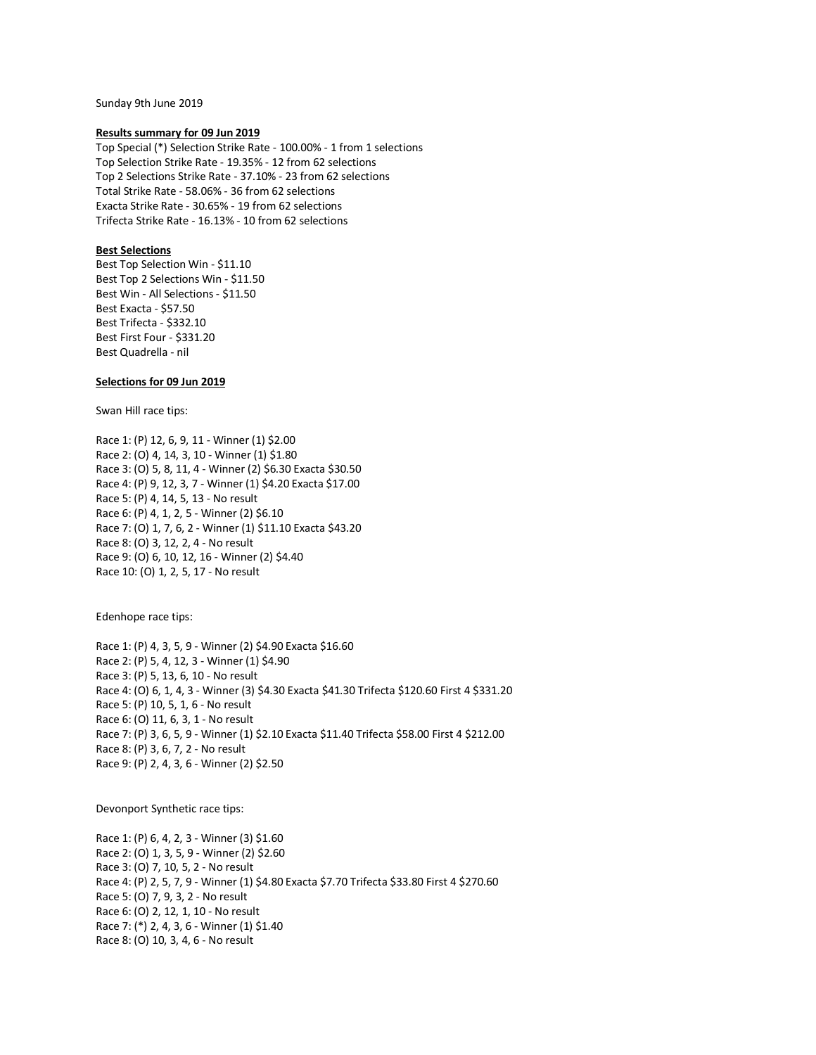Sunday 9th June 2019

**Results summary for 09 Jun 2019**

Top Special (*) Selection Strike Rate - 100.00% - 1 from 1 selections
Top Selection Strike Rate - 19.35% - 12 from 62 selections
Top 2 Selections Strike Rate - 37.10% - 23 from 62 selections
Total Strike Rate - 58.06% - 36 from 62 selections
Exacta Strike Rate - 30.65% - 19 from 62 selections
Trifecta Strike Rate - 16.13% - 10 from 62 selections

**Best Selections**

Best Top Selection Win - $11.10
Best Top 2 Selections Win - $11.50
Best Win - All Selections - $11.50
Best Exacta - $57.50
Best Trifecta - $332.10
Best First Four - $331.20
Best Quadrella - nil

**Selections for 09 Jun 2019**

Swan Hill race tips:

Race 1: (P) 12, 6, 9, 11 - Winner (1) $2.00
Race 2: (O) 4, 14, 3, 10 - Winner (1) $1.80
Race 3: (O) 5, 8, 11, 4 - Winner (2) $6.30 Exacta $30.50
Race 4: (P) 9, 12, 3, 7 - Winner (1) $4.20 Exacta $17.00
Race 5: (P) 4, 14, 5, 13 - No result
Race 6: (P) 4, 1, 2, 5 - Winner (2) $6.10
Race 7: (O) 1, 7, 6, 2 - Winner (1) $11.10 Exacta $43.20
Race 8: (O) 3, 12, 2, 4 - No result
Race 9: (O) 6, 10, 12, 16 - Winner (2) $4.40
Race 10: (O) 1, 2, 5, 17 - No result

Edenhope race tips:

Race 1: (P) 4, 3, 5, 9 - Winner (2) $4.90 Exacta $16.60
Race 2: (P) 5, 4, 12, 3 - Winner (1) $4.90
Race 3: (P) 5, 13, 6, 10 - No result
Race 4: (O) 6, 1, 4, 3 - Winner (3) $4.30 Exacta $41.30 Trifecta $120.60 First 4 $331.20
Race 5: (P) 10, 5, 1, 6 - No result
Race 6: (O) 11, 6, 3, 1 - No result
Race 7: (P) 3, 6, 5, 9 - Winner (1) $2.10 Exacta $11.40 Trifecta $58.00 First 4 $212.00
Race 8: (P) 3, 6, 7, 2 - No result
Race 9: (P) 2, 4, 3, 6 - Winner (2) $2.50

Devonport Synthetic race tips:

Race 1: (P) 6, 4, 2, 3 - Winner (3) $1.60
Race 2: (O) 1, 3, 5, 9 - Winner (2) $2.60
Race 3: (O) 7, 10, 5, 2 - No result
Race 4: (P) 2, 5, 7, 9 - Winner (1) $4.80 Exacta $7.70 Trifecta $33.80 First 4 $270.60
Race 5: (O) 7, 9, 3, 2 - No result
Race 6: (O) 2, 12, 1, 10 - No result
Race 7: (*) 2, 4, 3, 6 - Winner (1) $1.40
Race 8: (O) 10, 3, 4, 6 - No result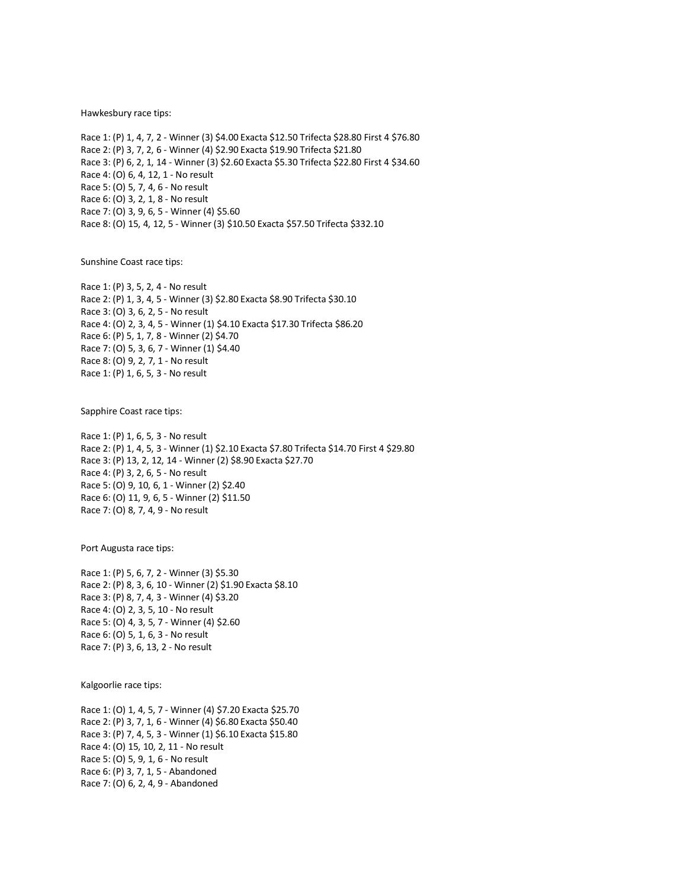Hawkesbury race tips:

Race 1: (P) 1, 4, 7, 2 - Winner (3) $4.00 Exacta $12.50 Trifecta $28.80 First 4 $76.80
Race 2: (P) 3, 7, 2, 6 - Winner (4) $2.90 Exacta $19.90 Trifecta $21.80
Race 3: (P) 6, 2, 1, 14 - Winner (3) $2.60 Exacta $5.30 Trifecta $22.80 First 4 $34.60
Race 4: (O) 6, 4, 12, 1 - No result
Race 5: (O) 5, 7, 4, 6 - No result
Race 6: (O) 3, 2, 1, 8 - No result
Race 7: (O) 3, 9, 6, 5 - Winner (4) $5.60
Race 8: (O) 15, 4, 12, 5 - Winner (3) $10.50 Exacta $57.50 Trifecta $332.10

Sunshine Coast race tips:

Race 1: (P) 3, 5, 2, 4 - No result
Race 2: (P) 1, 3, 4, 5 - Winner (3) $2.80 Exacta $8.90 Trifecta $30.10
Race 3: (O) 3, 6, 2, 5 - No result
Race 4: (O) 2, 3, 4, 5 - Winner (1) $4.10 Exacta $17.30 Trifecta $86.20
Race 6: (P) 5, 1, 7, 8 - Winner (2) $4.70
Race 7: (O) 5, 3, 6, 7 - Winner (1) $4.40
Race 8: (O) 9, 2, 7, 1 - No result
Race 1: (P) 1, 6, 5, 3 - No result

Sapphire Coast race tips:

Race 1: (P) 1, 6, 5, 3 - No result
Race 2: (P) 1, 4, 5, 3 - Winner (1) $2.10 Exacta $7.80 Trifecta $14.70 First 4 $29.80
Race 3: (P) 13, 2, 12, 14 - Winner (2) $8.90 Exacta $27.70
Race 4: (P) 3, 2, 6, 5 - No result
Race 5: (O) 9, 10, 6, 1 - Winner (2) $2.40
Race 6: (O) 11, 9, 6, 5 - Winner (2) $11.50
Race 7: (O) 8, 7, 4, 9 - No result

Port Augusta race tips:

Race 1: (P) 5, 6, 7, 2 - Winner (3) $5.30
Race 2: (P) 8, 3, 6, 10 - Winner (2) $1.90 Exacta $8.10
Race 3: (P) 8, 7, 4, 3 - Winner (4) $3.20
Race 4: (O) 2, 3, 5, 10 - No result
Race 5: (O) 4, 3, 5, 7 - Winner (4) $2.60
Race 6: (O) 5, 1, 6, 3 - No result
Race 7: (P) 3, 6, 13, 2 - No result

Kalgoorlie race tips:

Race 1: (O) 1, 4, 5, 7 - Winner (4) $7.20 Exacta $25.70
Race 2: (P) 3, 7, 1, 6 - Winner (4) $6.80 Exacta $50.40
Race 3: (P) 7, 4, 5, 3 - Winner (1) $6.10 Exacta $15.80
Race 4: (O) 15, 10, 2, 11 - No result
Race 5: (O) 5, 9, 1, 6 - No result
Race 6: (P) 3, 7, 1, 5 - Abandoned
Race 7: (O) 6, 2, 4, 9 - Abandoned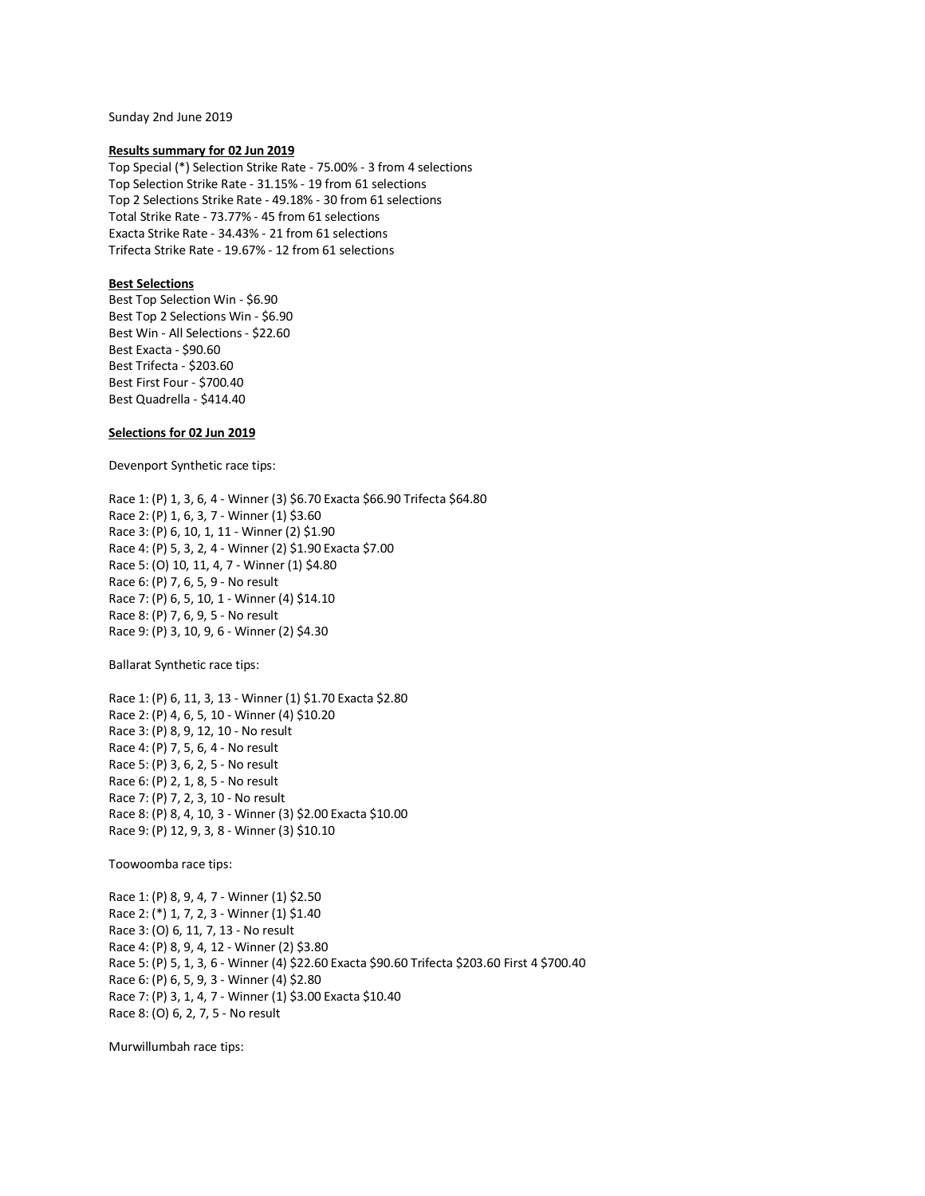Sunday 2nd June 2019

**Results summary for 02 Jun 2019**

Top Special (*) Selection Strike Rate - 75.00% - 3 from 4 selections
Top Selection Strike Rate - 31.15% - 19 from 61 selections
Top 2 Selections Strike Rate - 49.18% - 30 from 61 selections
Total Strike Rate - 73.77% - 45 from 61 selections
Exacta Strike Rate - 34.43% - 21 from 61 selections
Trifecta Strike Rate - 19.67% - 12 from 61 selections

**Best Selections**

Best Top Selection Win - $6.90
Best Top 2 Selections Win - $6.90
Best Win - All Selections - $22.60
Best Exacta - $90.60
Best Trifecta - $203.60
Best First Four - $700.40
Best Quadrella - $414.40

**Selections for 02 Jun 2019**

Devenport Synthetic race tips:

Race 1: (P) 1, 3, 6, 4 - Winner (3) $6.70 Exacta $66.90 Trifecta $64.80
Race 2: (P) 1, 6, 3, 7 - Winner (1) $3.60
Race 3: (P) 6, 10, 1, 11 - Winner (2) $1.90
Race 4: (P) 5, 3, 2, 4 - Winner (2) $1.90 Exacta $7.00
Race 5: (O) 10, 11, 4, 7 - Winner (1) $4.80
Race 6: (P) 7, 6, 5, 9 - No result
Race 7: (P) 6, 5, 10, 1 - Winner (4) $14.10
Race 8: (P) 7, 6, 9, 5 - No result
Race 9: (P) 3, 10, 9, 6 - Winner (2) $4.30

Ballarat Synthetic race tips:

Race 1: (P) 6, 11, 3, 13 - Winner (1) $1.70 Exacta $2.80
Race 2: (P) 4, 6, 5, 10 - Winner (4) $10.20
Race 3: (P) 8, 9, 12, 10 - No result
Race 4: (P) 7, 5, 6, 4 - No result
Race 5: (P) 3, 6, 2, 5 - No result
Race 6: (P) 2, 1, 8, 5 - No result
Race 7: (P) 7, 2, 3, 10 - No result
Race 8: (P) 8, 4, 10, 3 - Winner (3) $2.00 Exacta $10.00
Race 9: (P) 12, 9, 3, 8 - Winner (3) $10.10

Toowoomba race tips:

Race 1: (P) 8, 9, 4, 7 - Winner (1) $2.50
Race 2: (*) 1, 7, 2, 3 - Winner (1) $1.40
Race 3: (O) 6, 11, 7, 13 - No result
Race 4: (P) 8, 9, 4, 12 - Winner (2) $3.80
Race 5: (P) 5, 1, 3, 6 - Winner (4) $22.60 Exacta $90.60 Trifecta $203.60 First 4 $700.40
Race 6: (P) 6, 5, 9, 3 - Winner (4) $2.80
Race 7: (P) 3, 1, 4, 7 - Winner (1) $3.00 Exacta $10.40
Race 8: (O) 6, 2, 7, 5 - No result

Murwillumbah race tips: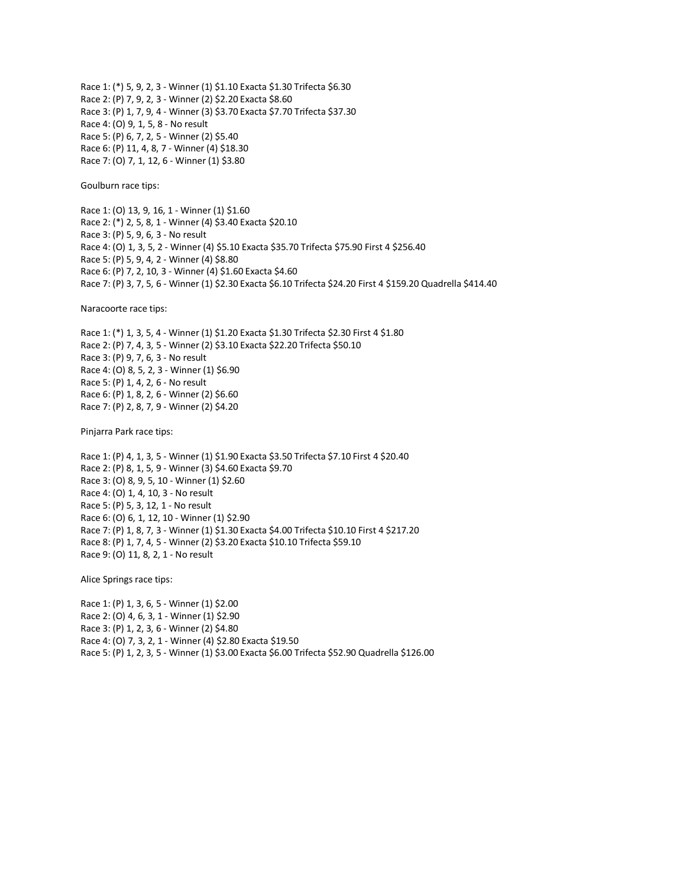Race 1: (*) 5, 9, 2, 3 - Winner (1) $1.10 Exacta $1.30 Trifecta $6.30
Race 2: (P) 7, 9, 2, 3 - Winner (2) $2.20 Exacta $8.60
Race 3: (P) 1, 7, 9, 4 - Winner (3) $3.70 Exacta $7.70 Trifecta $37.30
Race 4: (O) 9, 1, 5, 8 - No result
Race 5: (P) 6, 7, 2, 5 - Winner (2) $5.40
Race 6: (P) 11, 4, 8, 7 - Winner (4) $18.30
Race 7: (O) 7, 1, 12, 6 - Winner (1) $3.80

Goulburn race tips:

Race 1: (O) 13, 9, 16, 1 - Winner (1) $1.60
Race 2: (*) 2, 5, 8, 1 - Winner (4) $3.40 Exacta $20.10
Race 3: (P) 5, 9, 6, 3 - No result
Race 4: (O) 1, 3, 5, 2 - Winner (4) $5.10 Exacta $35.70 Trifecta $75.90 First 4 $256.40
Race 5: (P) 5, 9, 4, 2 - Winner (4) $8.80
Race 6: (P) 7, 2, 10, 3 - Winner (4) $1.60 Exacta $4.60
Race 7: (P) 3, 7, 5, 6 - Winner (1) $2.30 Exacta $6.10 Trifecta $24.20 First 4 $159.20 Quadrella $414.40

Naracoorte race tips:

Race 1: (*) 1, 3, 5, 4 - Winner (1) $1.20 Exacta $1.30 Trifecta $2.30 First 4 $1.80
Race 2: (P) 7, 4, 3, 5 - Winner (2) $3.10 Exacta $22.20 Trifecta $50.10
Race 3: (P) 9, 7, 6, 3 - No result
Race 4: (O) 8, 5, 2, 3 - Winner (1) $6.90
Race 5: (P) 1, 4, 2, 6 - No result
Race 6: (P) 1, 8, 2, 6 - Winner (2) $6.60
Race 7: (P) 2, 8, 7, 9 - Winner (2) $4.20

Pinjarra Park race tips:

Race 1: (P) 4, 1, 3, 5 - Winner (1) $1.90 Exacta $3.50 Trifecta $7.10 First 4 $20.40
Race 2: (P) 8, 1, 5, 9 - Winner (3) $4.60 Exacta $9.70
Race 3: (O) 8, 9, 5, 10 - Winner (1) $2.60
Race 4: (O) 1, 4, 10, 3 - No result
Race 5: (P) 5, 3, 12, 1 - No result
Race 6: (O) 6, 1, 12, 10 - Winner (1) $2.90
Race 7: (P) 1, 8, 7, 3 - Winner (1) $1.30 Exacta $4.00 Trifecta $10.10 First 4 $217.20
Race 8: (P) 1, 7, 4, 5 - Winner (2) $3.20 Exacta $10.10 Trifecta $59.10
Race 9: (O) 11, 8, 2, 1 - No result

Alice Springs race tips:

Race 1: (P) 1, 3, 6, 5 - Winner (1) $2.00
Race 2: (O) 4, 6, 3, 1 - Winner (1) $2.90
Race 3: (P) 1, 2, 3, 6 - Winner (2) $4.80
Race 4: (O) 7, 3, 2, 1 - Winner (4) $2.80 Exacta $19.50
Race 5: (P) 1, 2, 3, 5 - Winner (1) $3.00 Exacta $6.00 Trifecta $52.90 Quadrella $126.00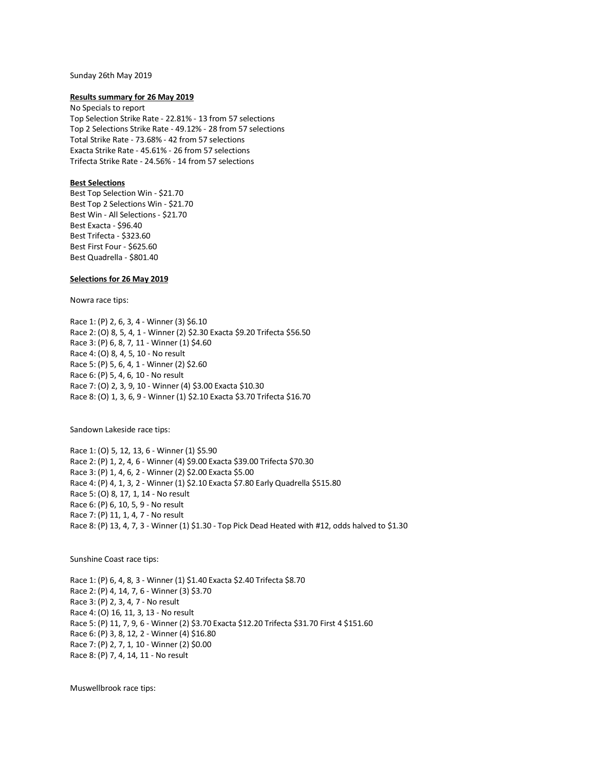Sunday 26th May 2019

**Results summary for 26 May 2019**

No Specials to report
Top Selection Strike Rate - 22.81% - 13 from 57 selections
Top 2 Selections Strike Rate - 49.12% - 28 from 57 selections
Total Strike Rate - 73.68% - 42 from 57 selections
Exacta Strike Rate - 45.61% - 26 from 57 selections
Trifecta Strike Rate - 24.56% - 14 from 57 selections

**Best Selections**

Best Top Selection Win - $21.70
Best Top 2 Selections Win - $21.70
Best Win - All Selections - $21.70
Best Exacta - $96.40
Best Trifecta - $323.60
Best First Four - $625.60
Best Quadrella - $801.40

**Selections for 26 May 2019**

Nowra race tips:

Race 1: (P) 2, 6, 3, 4 - Winner (3) $6.10
Race 2: (O) 8, 5, 4, 1 - Winner (2) $2.30 Exacta $9.20 Trifecta $56.50
Race 3: (P) 6, 8, 7, 11 - Winner (1) $4.60
Race 4: (O) 8, 4, 5, 10 - No result
Race 5: (P) 5, 6, 4, 1 - Winner (2) $2.60
Race 6: (P) 5, 4, 6, 10 - No result
Race 7: (O) 2, 3, 9, 10 - Winner (4) $3.00 Exacta $10.30
Race 8: (O) 1, 3, 6, 9 - Winner (1) $2.10 Exacta $3.70 Trifecta $16.70

Sandown Lakeside race tips:

Race 1: (O) 5, 12, 13, 6 - Winner (1) $5.90
Race 2: (P) 1, 2, 4, 6 - Winner (4) $9.00 Exacta $39.00 Trifecta $70.30
Race 3: (P) 1, 4, 6, 2 - Winner (2) $2.00 Exacta $5.00
Race 4: (P) 4, 1, 3, 2 - Winner (1) $2.10 Exacta $7.80 Early Quadrella $515.80
Race 5: (O) 8, 17, 1, 14 - No result
Race 6: (P) 6, 10, 5, 9 - No result
Race 7: (P) 11, 1, 4, 7 - No result
Race 8: (P) 13, 4, 7, 3 - Winner (1) $1.30 - Top Pick Dead Heated with #12, odds halved to $1.30

Sunshine Coast race tips:

Race 1: (P) 6, 4, 8, 3 - Winner (1) $1.40 Exacta $2.40 Trifecta $8.70
Race 2: (P) 4, 14, 7, 6 - Winner (3) $3.70
Race 3: (P) 2, 3, 4, 7 - No result
Race 4: (O) 16, 11, 3, 13 - No result
Race 5: (P) 11, 7, 9, 6 - Winner (2) $3.70 Exacta $12.20 Trifecta $31.70 First 4 $151.60
Race 6: (P) 3, 8, 12, 2 - Winner (4) $16.80
Race 7: (P) 2, 7, 1, 10 - Winner (2) $0.00
Race 8: (P) 7, 4, 14, 11 - No result

Muswellbrook race tips: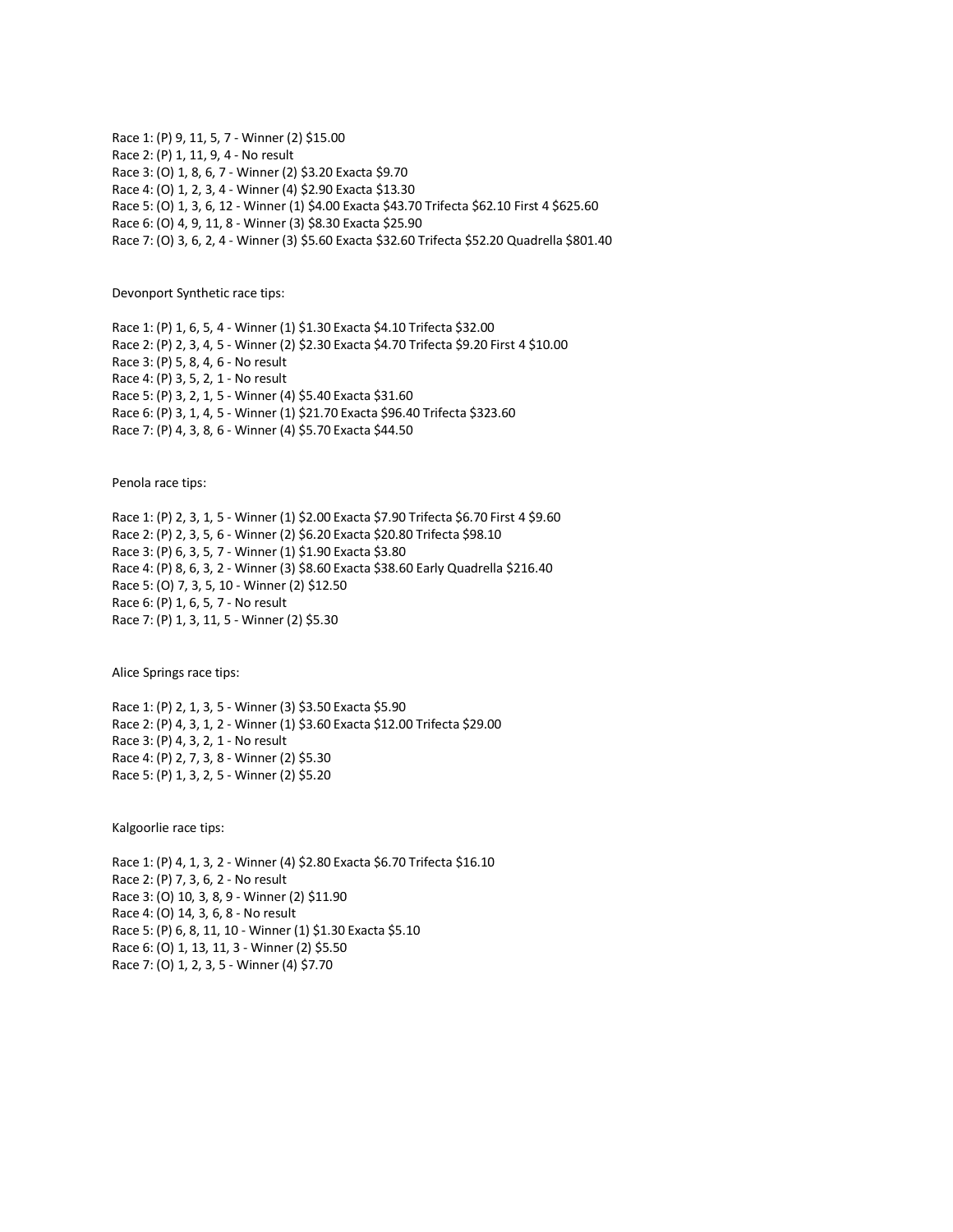Race 1: (P) 9, 11, 5, 7 - Winner (2) $15.00
Race 2: (P) 1, 11, 9, 4 - No result
Race 3: (O) 1, 8, 6, 7 - Winner (2) $3.20 Exacta $9.70
Race 4: (O) 1, 2, 3, 4 - Winner (4) $2.90 Exacta $13.30
Race 5: (O) 1, 3, 6, 12 - Winner (1) $4.00 Exacta $43.70 Trifecta $62.10 First 4 $625.60
Race 6: (O) 4, 9, 11, 8 - Winner (3) $8.30 Exacta $25.90
Race 7: (O) 3, 6, 2, 4 - Winner (3) $5.60 Exacta $32.60 Trifecta $52.20 Quadrella $801.40

Devonport Synthetic race tips:

Race 1: (P) 1, 6, 5, 4 - Winner (1) $1.30 Exacta $4.10 Trifecta $32.00
Race 2: (P) 2, 3, 4, 5 - Winner (2) $2.30 Exacta $4.70 Trifecta $9.20 First 4 $10.00
Race 3: (P) 5, 8, 4, 6 - No result
Race 4: (P) 3, 5, 2, 1 - No result
Race 5: (P) 3, 2, 1, 5 - Winner (4) $5.40 Exacta $31.60
Race 6: (P) 3, 1, 4, 5 - Winner (1) $21.70 Exacta $96.40 Trifecta $323.60
Race 7: (P) 4, 3, 8, 6 - Winner (4) $5.70 Exacta $44.50

Penola race tips:

Race 1: (P) 2, 3, 1, 5 - Winner (1) $2.00 Exacta $7.90 Trifecta $6.70 First 4 $9.60
Race 2: (P) 2, 3, 5, 6 - Winner (2) $6.20 Exacta $20.80 Trifecta $98.10
Race 3: (P) 6, 3, 5, 7 - Winner (1) $1.90 Exacta $3.80
Race 4: (P) 8, 6, 3, 2 - Winner (3) $8.60 Exacta $38.60 Early Quadrella $216.40
Race 5: (O) 7, 3, 5, 10 - Winner (2) $12.50
Race 6: (P) 1, 6, 5, 7 - No result
Race 7: (P) 1, 3, 11, 5 - Winner (2) $5.30

Alice Springs race tips:

Race 1: (P) 2, 1, 3, 5 - Winner (3) $3.50 Exacta $5.90
Race 2: (P) 4, 3, 1, 2 - Winner (1) $3.60 Exacta $12.00 Trifecta $29.00
Race 3: (P) 4, 3, 2, 1 - No result
Race 4: (P) 2, 7, 3, 8 - Winner (2) $5.30
Race 5: (P) 1, 3, 2, 5 - Winner (2) $5.20

Kalgoorlie race tips:

Race 1: (P) 4, 1, 3, 2 - Winner (4) $2.80 Exacta $6.70 Trifecta $16.10
Race 2: (P) 7, 3, 6, 2 - No result
Race 3: (O) 10, 3, 8, 9 - Winner (2) $11.90
Race 4: (O) 14, 3, 6, 8 - No result
Race 5: (P) 6, 8, 11, 10 - Winner (1) $1.30 Exacta $5.10
Race 6: (O) 1, 13, 11, 3 - Winner (2) $5.50
Race 7: (O) 1, 2, 3, 5 - Winner (4) $7.70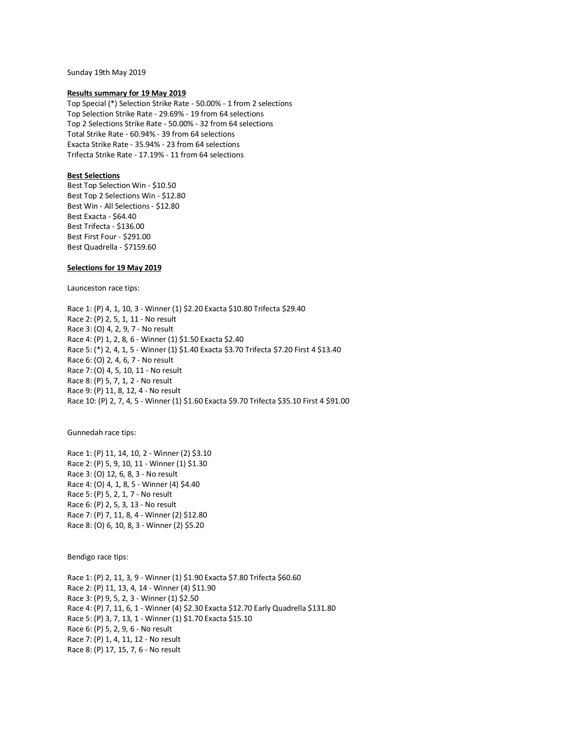Sunday 19th May 2019

**Results summary for 19 May 2019**

Top Special (*) Selection Strike Rate - 50.00% - 1 from 2 selections
Top Selection Strike Rate - 29.69% - 19 from 64 selections
Top 2 Selections Strike Rate - 50.00% - 32 from 64 selections
Total Strike Rate - 60.94% - 39 from 64 selections
Exacta Strike Rate - 35.94% - 23 from 64 selections
Trifecta Strike Rate - 17.19% - 11 from 64 selections

**Best Selections**

Best Top Selection Win - $10.50
Best Top 2 Selections Win - $12.80
Best Win - All Selections - $12.80
Best Exacta - $64.40
Best Trifecta - $136.00
Best First Four - $291.00
Best Quadrella - $7159.60

**Selections for 19 May 2019**

Launceston race tips:

Race 1: (P) 4, 1, 10, 3 - Winner (1) $2.20 Exacta $10.80 Trifecta $29.40
Race 2: (P) 2, 5, 1, 11 - No result
Race 3: (O) 4, 2, 9, 7 - No result
Race 4: (P) 1, 2, 8, 6 - Winner (1) $1.50 Exacta $2.40
Race 5: (*) 2, 4, 1, 5 - Winner (1) $1.40 Exacta $3.70 Trifecta $7.20 First 4 $13.40
Race 6: (O) 2, 4, 6, 7 - No result
Race 7: (O) 4, 5, 10, 11 - No result
Race 8: (P) 5, 7, 1, 2 - No result
Race 9: (P) 11, 8, 12, 4 - No result
Race 10: (P) 2, 7, 4, 5 - Winner (1) $1.60 Exacta $9.70 Trifecta $35.10 First 4 $91.00

Gunnedah race tips:

Race 1: (P) 11, 14, 10, 2 - Winner (2) $3.10
Race 2: (P) 5, 9, 10, 11 - Winner (1) $1.30
Race 3: (O) 12, 6, 8, 3 - No result
Race 4: (O) 4, 1, 8, 5 - Winner (4) $4.40
Race 5: (P) 5, 2, 1, 7 - No result
Race 6: (P) 2, 5, 3, 13 - No result
Race 7: (P) 7, 11, 8, 4 - Winner (2) $12.80
Race 8: (O) 6, 10, 8, 3 - Winner (2) $5.20

Bendigo race tips:

Race 1: (P) 2, 11, 3, 9 - Winner (1) $1.90 Exacta $7.80 Trifecta $60.60
Race 2: (P) 11, 13, 4, 14 - Winner (4) $11.90
Race 3: (P) 9, 5, 2, 3 - Winner (1) $2.50
Race 4: (P) 7, 11, 6, 1 - Winner (4) $2.30 Exacta $12.70 Early Quadrella $131.80
Race 5: (P) 3, 7, 13, 1 - Winner (1) $1.70 Exacta $15.10
Race 6: (P) 5, 2, 9, 6 - No result
Race 7: (P) 1, 4, 11, 12 - No result
Race 8: (P) 17, 15, 7, 6 - No result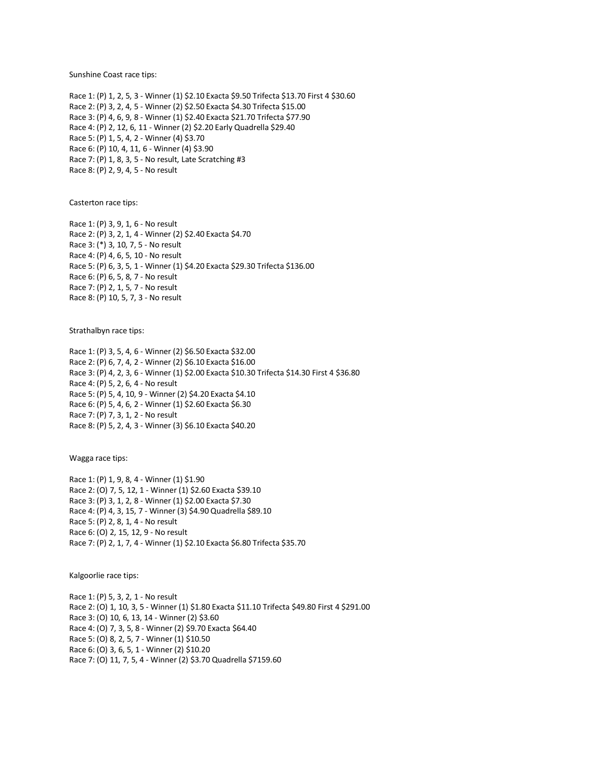Sunshine Coast race tips:

Race 1: (P) 1, 2, 5, 3 - Winner (1) $2.10 Exacta $9.50 Trifecta $13.70 First 4 $30.60
Race 2: (P) 3, 2, 4, 5 - Winner (2) $2.50 Exacta $4.30 Trifecta $15.00
Race 3: (P) 4, 6, 9, 8 - Winner (1) $2.40 Exacta $21.70 Trifecta $77.90
Race 4: (P) 2, 12, 6, 11 - Winner (2) $2.20 Early Quadrella $29.40
Race 5: (P) 1, 5, 4, 2 - Winner (4) $3.70
Race 6: (P) 10, 4, 11, 6 - Winner (4) $3.90
Race 7: (P) 1, 8, 3, 5 - No result, Late Scratching #3
Race 8: (P) 2, 9, 4, 5 - No result

Casterton race tips:

Race 1: (P) 3, 9, 1, 6 - No result
Race 2: (P) 3, 2, 1, 4 - Winner (2) $2.40 Exacta $4.70
Race 3: (*) 3, 10, 7, 5 - No result
Race 4: (P) 4, 6, 5, 10 - No result
Race 5: (P) 6, 3, 5, 1 - Winner (1) $4.20 Exacta $29.30 Trifecta $136.00
Race 6: (P) 6, 5, 8, 7 - No result
Race 7: (P) 2, 1, 5, 7 - No result
Race 8: (P) 10, 5, 7, 3 - No result

Strathalbyn race tips:

Race 1: (P) 3, 5, 4, 6 - Winner (2) $6.50 Exacta $32.00
Race 2: (P) 6, 7, 4, 2 - Winner (2) $6.10 Exacta $16.00
Race 3: (P) 4, 2, 3, 6 - Winner (1) $2.00 Exacta $10.30 Trifecta $14.30 First 4 $36.80
Race 4: (P) 5, 2, 6, 4 - No result
Race 5: (P) 5, 4, 10, 9 - Winner (2) $4.20 Exacta $4.10
Race 6: (P) 5, 4, 6, 2 - Winner (1) $2.60 Exacta $6.30
Race 7: (P) 7, 3, 1, 2 - No result
Race 8: (P) 5, 2, 4, 3 - Winner (3) $6.10 Exacta $40.20

Wagga race tips:

Race 1: (P) 1, 9, 8, 4 - Winner (1) $1.90
Race 2: (O) 7, 5, 12, 1 - Winner (1) $2.60 Exacta $39.10
Race 3: (P) 3, 1, 2, 8 - Winner (1) $2.00 Exacta $7.30
Race 4: (P) 4, 3, 15, 7 - Winner (3) $4.90 Quadrella $89.10
Race 5: (P) 2, 8, 1, 4 - No result
Race 6: (O) 2, 15, 12, 9 - No result
Race 7: (P) 2, 1, 7, 4 - Winner (1) $2.10 Exacta $6.80 Trifecta $35.70

Kalgoorlie race tips:

Race 1: (P) 5, 3, 2, 1 - No result
Race 2: (O) 1, 10, 3, 5 - Winner (1) $1.80 Exacta $11.10 Trifecta $49.80 First 4 $291.00
Race 3: (O) 10, 6, 13, 14 - Winner (2) $3.60
Race 4: (O) 7, 3, 5, 8 - Winner (2) $9.70 Exacta $64.40
Race 5: (O) 8, 2, 5, 7 - Winner (1) $10.50
Race 6: (O) 3, 6, 5, 1 - Winner (2) $10.20
Race 7: (O) 11, 7, 5, 4 - Winner (2) $3.70 Quadrella $7159.60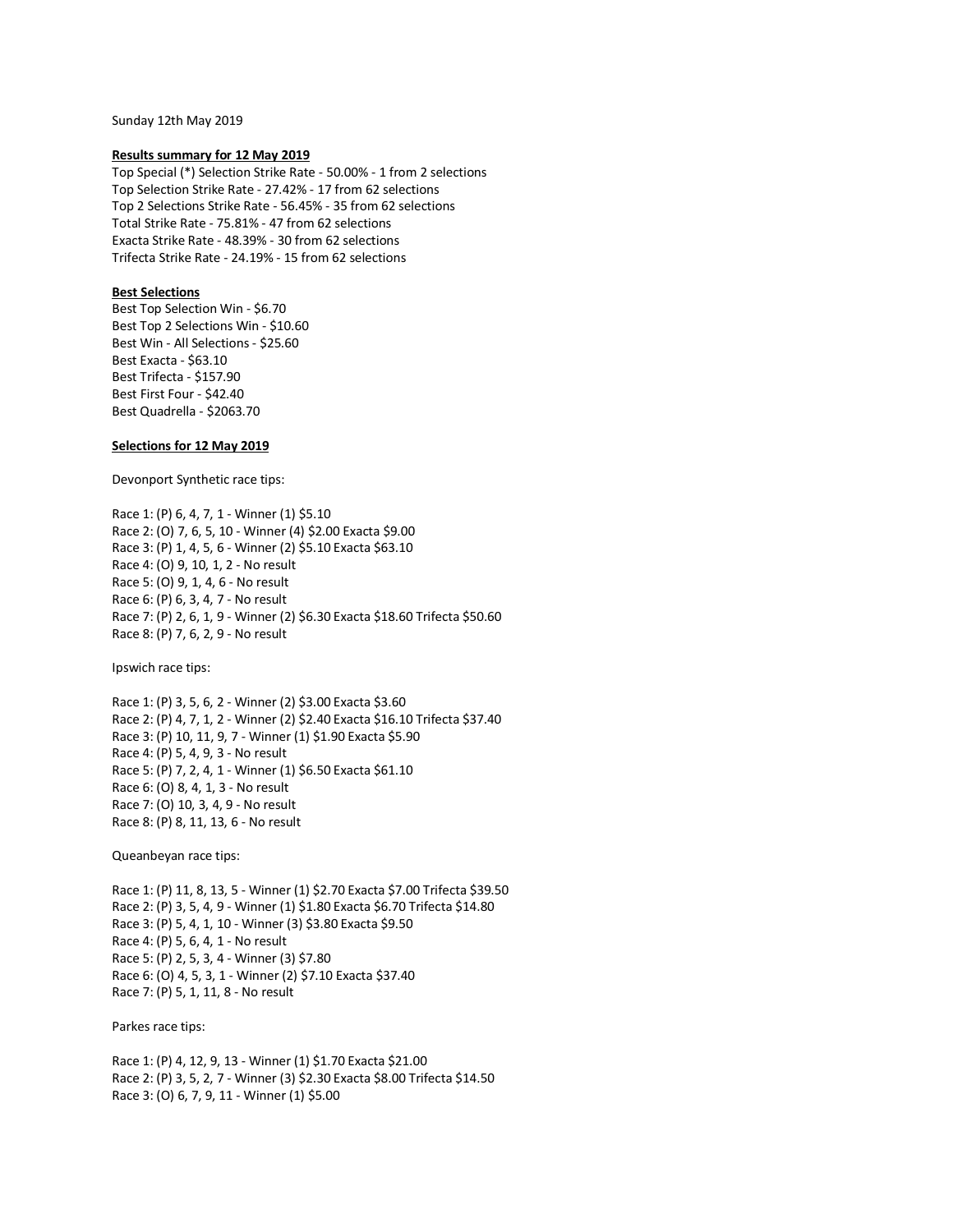Sunday 12th May 2019

**Results summary for 12 May 2019**

Top Special (*) Selection Strike Rate - 50.00% - 1 from 2 selections
Top Selection Strike Rate - 27.42% - 17 from 62 selections
Top 2 Selections Strike Rate - 56.45% - 35 from 62 selections
Total Strike Rate - 75.81% - 47 from 62 selections
Exacta Strike Rate - 48.39% - 30 from 62 selections
Trifecta Strike Rate - 24.19% - 15 from 62 selections

**Best Selections**

Best Top Selection Win - $6.70
Best Top 2 Selections Win - $10.60
Best Win - All Selections - $25.60
Best Exacta - $63.10
Best Trifecta - $157.90
Best First Four - $42.40
Best Quadrella - $2063.70

**Selections for 12 May 2019**

Devonport Synthetic race tips:

Race 1: (P) 6, 4, 7, 1 - Winner (1) $5.10
Race 2: (O) 7, 6, 5, 10 - Winner (4) $2.00 Exacta $9.00
Race 3: (P) 1, 4, 5, 6 - Winner (2) $5.10 Exacta $63.10
Race 4: (O) 9, 10, 1, 2 - No result
Race 5: (O) 9, 1, 4, 6 - No result
Race 6: (P) 6, 3, 4, 7 - No result
Race 7: (P) 2, 6, 1, 9 - Winner (2) $6.30 Exacta $18.60 Trifecta $50.60
Race 8: (P) 7, 6, 2, 9 - No result

Ipswich race tips:

Race 1: (P) 3, 5, 6, 2 - Winner (2) $3.00 Exacta $3.60
Race 2: (P) 4, 7, 1, 2 - Winner (2) $2.40 Exacta $16.10 Trifecta $37.40
Race 3: (P) 10, 11, 9, 7 - Winner (1) $1.90 Exacta $5.90
Race 4: (P) 5, 4, 9, 3 - No result
Race 5: (P) 7, 2, 4, 1 - Winner (1) $6.50 Exacta $61.10
Race 6: (O) 8, 4, 1, 3 - No result
Race 7: (O) 10, 3, 4, 9 - No result
Race 8: (P) 8, 11, 13, 6 - No result

Queanbeyan race tips:

Race 1: (P) 11, 8, 13, 5 - Winner (1) $2.70 Exacta $7.00 Trifecta $39.50
Race 2: (P) 3, 5, 4, 9 - Winner (1) $1.80 Exacta $6.70 Trifecta $14.80
Race 3: (P) 5, 4, 1, 10 - Winner (3) $3.80 Exacta $9.50
Race 4: (P) 5, 6, 4, 1 - No result
Race 5: (P) 2, 5, 3, 4 - Winner (3) $7.80
Race 6: (O) 4, 5, 3, 1 - Winner (2) $7.10 Exacta $37.40
Race 7: (P) 5, 1, 11, 8 - No result

Parkes race tips:

Race 1: (P) 4, 12, 9, 13 - Winner (1) $1.70 Exacta $21.00
Race 2: (P) 3, 5, 2, 7 - Winner (3) $2.30 Exacta $8.00 Trifecta $14.50
Race 3: (O) 6, 7, 9, 11 - Winner (1) $5.00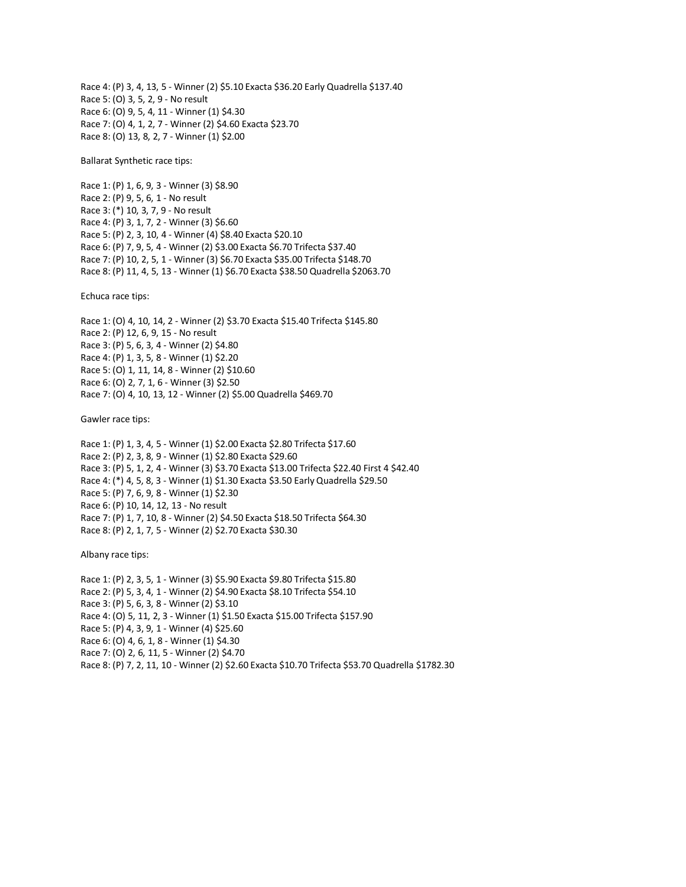Race 4: (P) 3, 4, 13, 5 - Winner (2) $5.10 Exacta $36.20 Early Quadrella $137.40
Race 5: (O) 3, 5, 2, 9 - No result
Race 6: (O) 9, 5, 4, 11 - Winner (1) $4.30
Race 7: (O) 4, 1, 2, 7 - Winner (2) $4.60 Exacta $23.70
Race 8: (O) 13, 8, 2, 7 - Winner (1) $2.00

Ballarat Synthetic race tips:

Race 1: (P) 1, 6, 9, 3 - Winner (3) $8.90
Race 2: (P) 9, 5, 6, 1 - No result
Race 3: (*) 10, 3, 7, 9 - No result
Race 4: (P) 3, 1, 7, 2 - Winner (3) $6.60
Race 5: (P) 2, 3, 10, 4 - Winner (4) $8.40 Exacta $20.10
Race 6: (P) 7, 9, 5, 4 - Winner (2) $3.00 Exacta $6.70 Trifecta $37.40
Race 7: (P) 10, 2, 5, 1 - Winner (3) $6.70 Exacta $35.00 Trifecta $148.70
Race 8: (P) 11, 4, 5, 13 - Winner (1) $6.70 Exacta $38.50 Quadrella $2063.70

Echuca race tips:

Race 1: (O) 4, 10, 14, 2 - Winner (2) $3.70 Exacta $15.40 Trifecta $145.80
Race 2: (P) 12, 6, 9, 15 - No result
Race 3: (P) 5, 6, 3, 4 - Winner (2) $4.80
Race 4: (P) 1, 3, 5, 8 - Winner (1) $2.20
Race 5: (O) 1, 11, 14, 8 - Winner (2) $10.60
Race 6: (O) 2, 7, 1, 6 - Winner (3) $2.50
Race 7: (O) 4, 10, 13, 12 - Winner (2) $5.00 Quadrella $469.70

Gawler race tips:

Race 1: (P) 1, 3, 4, 5 - Winner (1) $2.00 Exacta $2.80 Trifecta $17.60
Race 2: (P) 2, 3, 8, 9 - Winner (1) $2.80 Exacta $29.60
Race 3: (P) 5, 1, 2, 4 - Winner (3) $3.70 Exacta $13.00 Trifecta $22.40 First 4 $42.40
Race 4: (*) 4, 5, 8, 3 - Winner (1) $1.30 Exacta $3.50 Early Quadrella $29.50
Race 5: (P) 7, 6, 9, 8 - Winner (1) $2.30
Race 6: (P) 10, 14, 12, 13 - No result
Race 7: (P) 1, 7, 10, 8 - Winner (2) $4.50 Exacta $18.50 Trifecta $64.30
Race 8: (P) 2, 1, 7, 5 - Winner (2) $2.70 Exacta $30.30

Albany race tips:

Race 1: (P) 2, 3, 5, 1 - Winner (3) $5.90 Exacta $9.80 Trifecta $15.80
Race 2: (P) 5, 3, 4, 1 - Winner (2) $4.90 Exacta $8.10 Trifecta $54.10
Race 3: (P) 5, 6, 3, 8 - Winner (2) $3.10
Race 4: (O) 5, 11, 2, 3 - Winner (1) $1.50 Exacta $15.00 Trifecta $157.90
Race 5: (P) 4, 3, 9, 1 - Winner (4) $25.60
Race 6: (O) 4, 6, 1, 8 - Winner (1) $4.30
Race 7: (O) 2, 6, 11, 5 - Winner (2) $4.70
Race 8: (P) 7, 2, 11, 10 - Winner (2) $2.60 Exacta $10.70 Trifecta $53.70 Quadrella $1782.30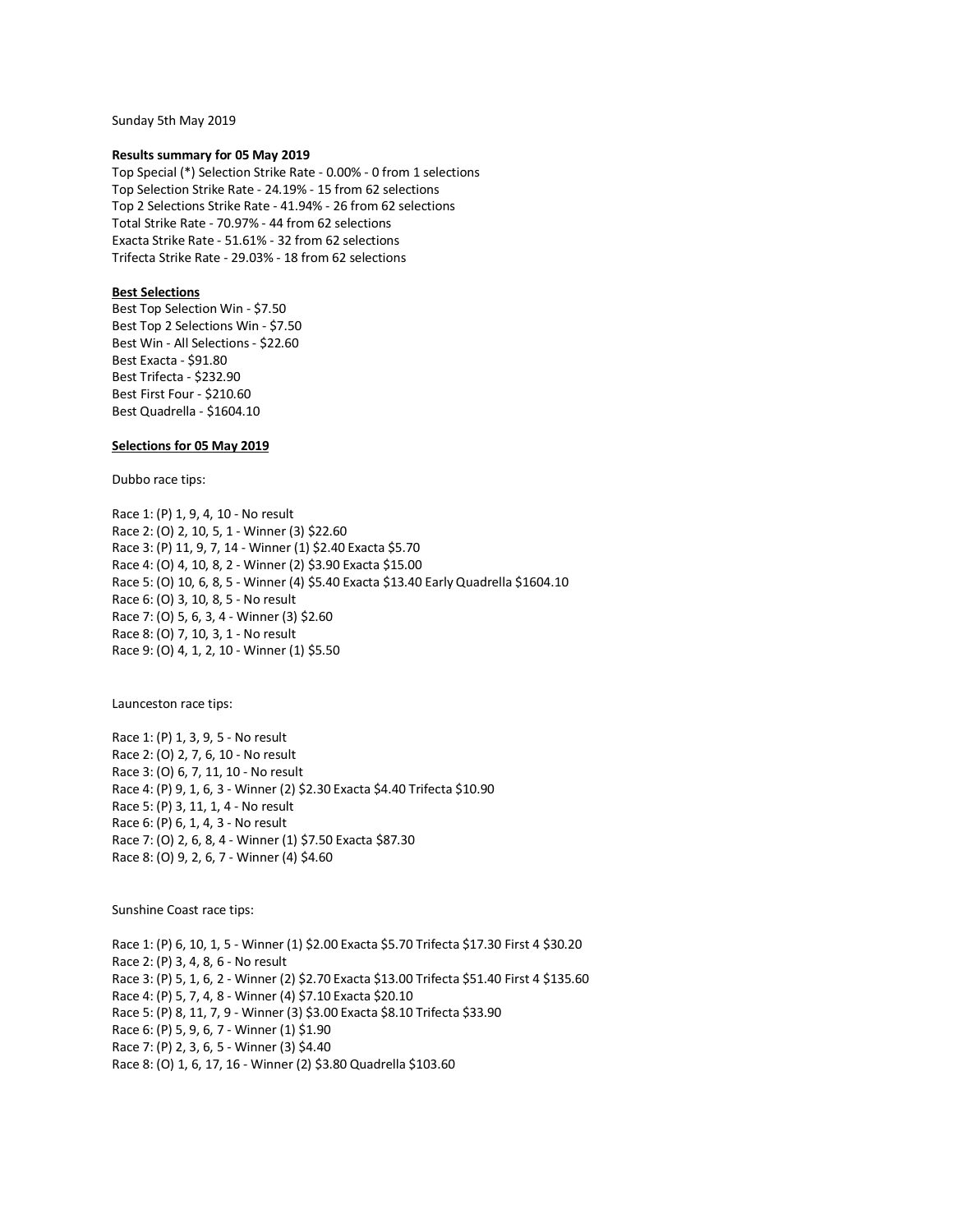Sunday 5th May 2019

**Results summary for 05 May 2019**

Top Special (*) Selection Strike Rate - 0.00% - 0 from 1 selections
Top Selection Strike Rate - 24.19% - 15 from 62 selections
Top 2 Selections Strike Rate - 41.94% - 26 from 62 selections
Total Strike Rate - 70.97% - 44 from 62 selections
Exacta Strike Rate - 51.61% - 32 from 62 selections
Trifecta Strike Rate - 29.03% - 18 from 62 selections

**Best Selections**

Best Top Selection Win - $7.50
Best Top 2 Selections Win - $7.50
Best Win - All Selections - $22.60
Best Exacta - $91.80
Best Trifecta - $232.90
Best First Four - $210.60
Best Quadrella - $1604.10

**Selections for 05 May 2019**

Dubbo race tips:

Race 1: (P) 1, 9, 4, 10 - No result
Race 2: (O) 2, 10, 5, 1 - Winner (3) $22.60
Race 3: (P) 11, 9, 7, 14 - Winner (1) $2.40 Exacta $5.70
Race 4: (O) 4, 10, 8, 2 - Winner (2) $3.90 Exacta $15.00
Race 5: (O) 10, 6, 8, 5 - Winner (4) $5.40 Exacta $13.40 Early Quadrella $1604.10
Race 6: (O) 3, 10, 8, 5 - No result
Race 7: (O) 5, 6, 3, 4 - Winner (3) $2.60
Race 8: (O) 7, 10, 3, 1 - No result
Race 9: (O) 4, 1, 2, 10 - Winner (1) $5.50

Launceston race tips:

Race 1: (P) 1, 3, 9, 5 - No result
Race 2: (O) 2, 7, 6, 10 - No result
Race 3: (O) 6, 7, 11, 10 - No result
Race 4: (P) 9, 1, 6, 3 - Winner (2) $2.30 Exacta $4.40 Trifecta $10.90
Race 5: (P) 3, 11, 1, 4 - No result
Race 6: (P) 6, 1, 4, 3 - No result
Race 7: (O) 2, 6, 8, 4 - Winner (1) $7.50 Exacta $87.30
Race 8: (O) 9, 2, 6, 7 - Winner (4) $4.60

Sunshine Coast race tips:

Race 1: (P) 6, 10, 1, 5 - Winner (1) $2.00 Exacta $5.70 Trifecta $17.30 First 4 $30.20
Race 2: (P) 3, 4, 8, 6 - No result
Race 3: (P) 5, 1, 6, 2 - Winner (2) $2.70 Exacta $13.00 Trifecta $51.40 First 4 $135.60
Race 4: (P) 5, 7, 4, 8 - Winner (4) $7.10 Exacta $20.10
Race 5: (P) 8, 11, 7, 9 - Winner (3) $3.00 Exacta $8.10 Trifecta $33.90
Race 6: (P) 5, 9, 6, 7 - Winner (1) $1.90
Race 7: (P) 2, 3, 6, 5 - Winner (3) $4.40
Race 8: (O) 1, 6, 17, 16 - Winner (2) $3.80 Quadrella $103.60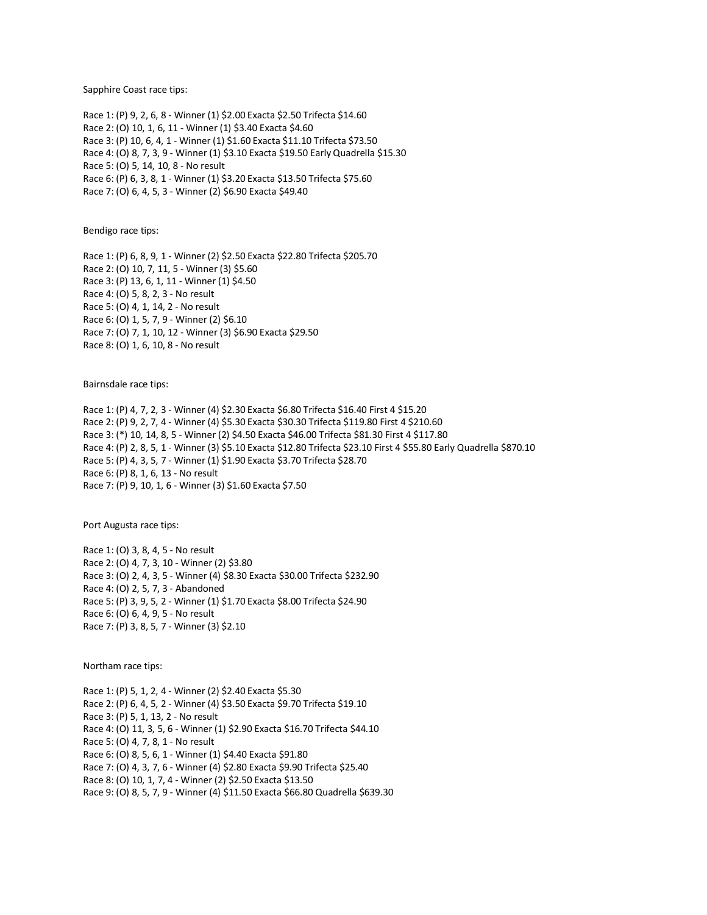Sapphire Coast race tips:

Race 1: (P) 9, 2, 6, 8 - Winner (1) $2.00 Exacta $2.50 Trifecta $14.60
Race 2: (O) 10, 1, 6, 11 - Winner (1) $3.40 Exacta $4.60
Race 3: (P) 10, 6, 4, 1 - Winner (1) $1.60 Exacta $11.10 Trifecta $73.50
Race 4: (O) 8, 7, 3, 9 - Winner (1) $3.10 Exacta $19.50 Early Quadrella $15.30
Race 5: (O) 5, 14, 10, 8 - No result
Race 6: (P) 6, 3, 8, 1 - Winner (1) $3.20 Exacta $13.50 Trifecta $75.60
Race 7: (O) 6, 4, 5, 3 - Winner (2) $6.90 Exacta $49.40

Bendigo race tips:

Race 1: (P) 6, 8, 9, 1 - Winner (2) $2.50 Exacta $22.80 Trifecta $205.70
Race 2: (O) 10, 7, 11, 5 - Winner (3) $5.60
Race 3: (P) 13, 6, 1, 11 - Winner (1) $4.50
Race 4: (O) 5, 8, 2, 3 - No result
Race 5: (O) 4, 1, 14, 2 - No result
Race 6: (O) 1, 5, 7, 9 - Winner (2) $6.10
Race 7: (O) 7, 1, 10, 12 - Winner (3) $6.90 Exacta $29.50
Race 8: (O) 1, 6, 10, 8 - No result

Bairnsdale race tips:

Race 1: (P) 4, 7, 2, 3 - Winner (4) $2.30 Exacta $6.80 Trifecta $16.40 First 4 $15.20
Race 2: (P) 9, 2, 7, 4 - Winner (4) $5.30 Exacta $30.30 Trifecta $119.80 First 4 $210.60
Race 3: (*) 10, 14, 8, 5 - Winner (2) $4.50 Exacta $46.00 Trifecta $81.30 First 4 $117.80
Race 4: (P) 2, 8, 5, 1 - Winner (3) $5.10 Exacta $12.80 Trifecta $23.10 First 4 $55.80 Early Quadrella $870.10
Race 5: (P) 4, 3, 5, 7 - Winner (1) $1.90 Exacta $3.70 Trifecta $28.70
Race 6: (P) 8, 1, 6, 13 - No result
Race 7: (P) 9, 10, 1, 6 - Winner (3) $1.60 Exacta $7.50

Port Augusta race tips:

Race 1: (O) 3, 8, 4, 5 - No result
Race 2: (O) 4, 7, 3, 10 - Winner (2) $3.80
Race 3: (O) 2, 4, 3, 5 - Winner (4) $8.30 Exacta $30.00 Trifecta $232.90
Race 4: (O) 2, 5, 7, 3 - Abandoned
Race 5: (P) 3, 9, 5, 2 - Winner (1) $1.70 Exacta $8.00 Trifecta $24.90
Race 6: (O) 6, 4, 9, 5 - No result
Race 7: (P) 3, 8, 5, 7 - Winner (3) $2.10

Northam race tips:

Race 1: (P) 5, 1, 2, 4 - Winner (2) $2.40 Exacta $5.30
Race 2: (P) 6, 4, 5, 2 - Winner (4) $3.50 Exacta $9.70 Trifecta $19.10
Race 3: (P) 5, 1, 13, 2 - No result
Race 4: (O) 11, 3, 5, 6 - Winner (1) $2.90 Exacta $16.70 Trifecta $44.10
Race 5: (O) 4, 7, 8, 1 - No result
Race 6: (O) 8, 5, 6, 1 - Winner (1) $4.40 Exacta $91.80
Race 7: (O) 4, 3, 7, 6 - Winner (4) $2.80 Exacta $9.90 Trifecta $25.40
Race 8: (O) 10, 1, 7, 4 - Winner (2) $2.50 Exacta $13.50
Race 9: (O) 8, 5, 7, 9 - Winner (4) $11.50 Exacta $66.80 Quadrella $639.30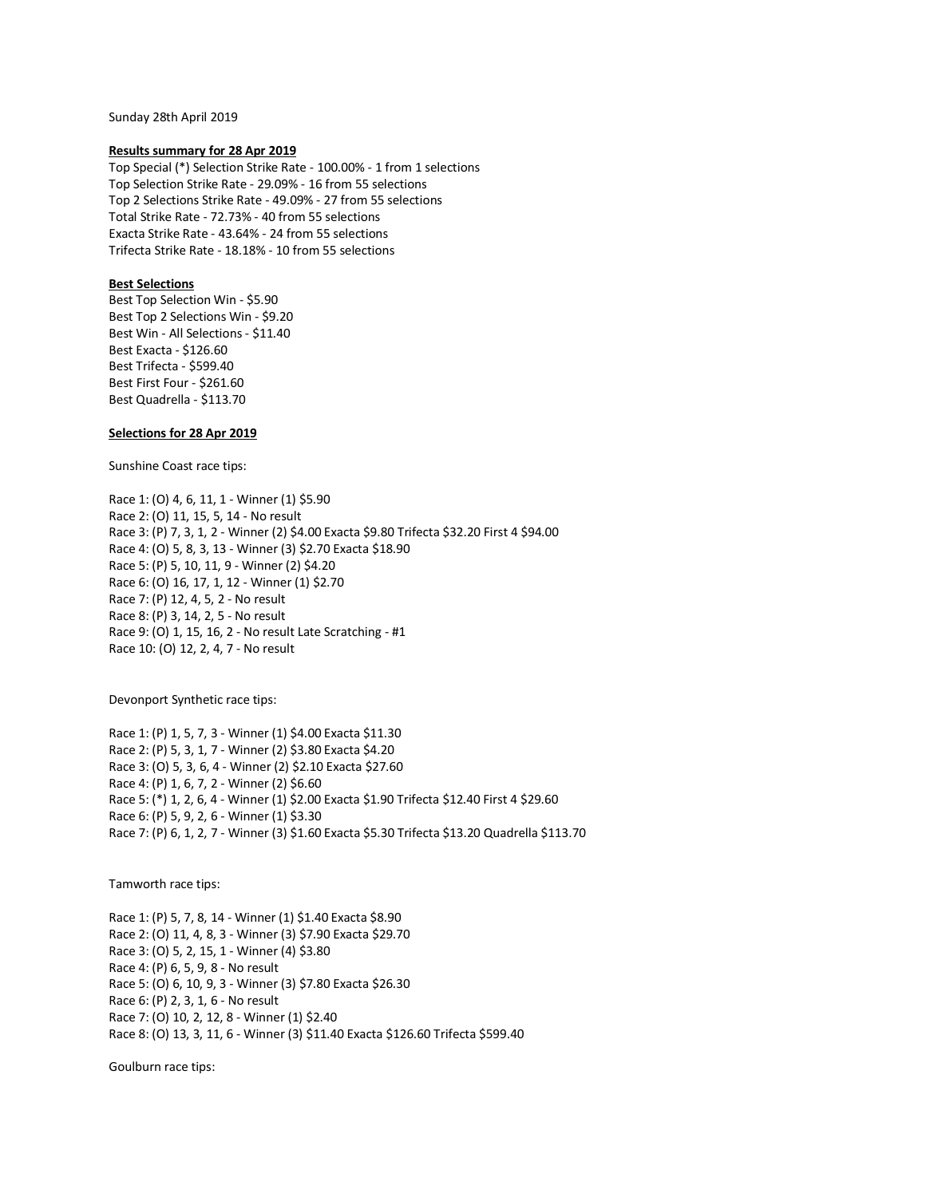Sunday 28th April 2019

**Results summary for 28 Apr 2019**

Top Special (*) Selection Strike Rate - 100.00% - 1 from 1 selections
Top Selection Strike Rate - 29.09% - 16 from 55 selections
Top 2 Selections Strike Rate - 49.09% - 27 from 55 selections
Total Strike Rate - 72.73% - 40 from 55 selections
Exacta Strike Rate - 43.64% - 24 from 55 selections
Trifecta Strike Rate - 18.18% - 10 from 55 selections

**Best Selections**

Best Top Selection Win - $5.90
Best Top 2 Selections Win - $9.20
Best Win - All Selections - $11.40
Best Exacta - $126.60
Best Trifecta - $599.40
Best First Four - $261.60
Best Quadrella - $113.70

**Selections for 28 Apr 2019**

Sunshine Coast race tips:

Race 1: (O) 4, 6, 11, 1 - Winner (1) $5.90
Race 2: (O) 11, 15, 5, 14 - No result
Race 3: (P) 7, 3, 1, 2 - Winner (2) $4.00 Exacta $9.80 Trifecta $32.20 First 4 $94.00
Race 4: (O) 5, 8, 3, 13 - Winner (3) $2.70 Exacta $18.90
Race 5: (P) 5, 10, 11, 9 - Winner (2) $4.20
Race 6: (O) 16, 17, 1, 12 - Winner (1) $2.70
Race 7: (P) 12, 4, 5, 2 - No result
Race 8: (P) 3, 14, 2, 5 - No result
Race 9: (O) 1, 15, 16, 2 - No result Late Scratching - #1
Race 10: (O) 12, 2, 4, 7 - No result

Devonport Synthetic race tips:

Race 1: (P) 1, 5, 7, 3 - Winner (1) $4.00 Exacta $11.30
Race 2: (P) 5, 3, 1, 7 - Winner (2) $3.80 Exacta $4.20
Race 3: (O) 5, 3, 6, 4 - Winner (2) $2.10 Exacta $27.60
Race 4: (P) 1, 6, 7, 2 - Winner (2) $6.60
Race 5: (*) 1, 2, 6, 4 - Winner (1) $2.00 Exacta $1.90 Trifecta $12.40 First 4 $29.60
Race 6: (P) 5, 9, 2, 6 - Winner (1) $3.30
Race 7: (P) 6, 1, 2, 7 - Winner (3) $1.60 Exacta $5.30 Trifecta $13.20 Quadrella $113.70

Tamworth race tips:

Race 1: (P) 5, 7, 8, 14 - Winner (1) $1.40 Exacta $8.90
Race 2: (O) 11, 4, 8, 3 - Winner (3) $7.90 Exacta $29.70
Race 3: (O) 5, 2, 15, 1 - Winner (4) $3.80
Race 4: (P) 6, 5, 9, 8 - No result
Race 5: (O) 6, 10, 9, 3 - Winner (3) $7.80 Exacta $26.30
Race 6: (P) 2, 3, 1, 6 - No result
Race 7: (O) 10, 2, 12, 8 - Winner (1) $2.40
Race 8: (O) 13, 3, 11, 6 - Winner (3) $11.40 Exacta $126.60 Trifecta $599.40

Goulburn race tips: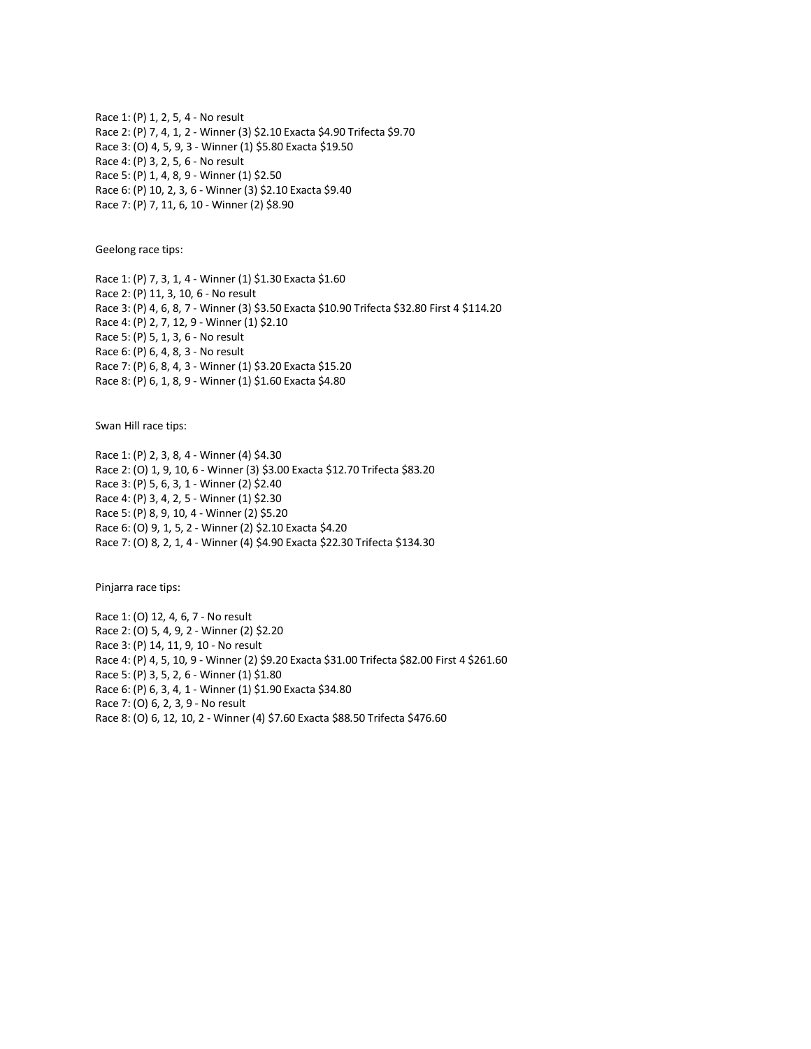Race 1: (P) 1, 2, 5, 4 - No result
Race 2: (P) 7, 4, 1, 2 - Winner (3) $2.10 Exacta $4.90 Trifecta $9.70
Race 3: (O) 4, 5, 9, 3 - Winner (1) $5.80 Exacta $19.50
Race 4: (P) 3, 2, 5, 6 - No result
Race 5: (P) 1, 4, 8, 9 - Winner (1) $2.50
Race 6: (P) 10, 2, 3, 6 - Winner (3) $2.10 Exacta $9.40
Race 7: (P) 7, 11, 6, 10 - Winner (2) $8.90

Geelong race tips:

Race 1: (P) 7, 3, 1, 4 - Winner (1) $1.30 Exacta $1.60
Race 2: (P) 11, 3, 10, 6 - No result
Race 3: (P) 4, 6, 8, 7 - Winner (3) $3.50 Exacta $10.90 Trifecta $32.80 First 4 $114.20
Race 4: (P) 2, 7, 12, 9 - Winner (1) $2.10
Race 5: (P) 5, 1, 3, 6 - No result
Race 6: (P) 6, 4, 8, 3 - No result
Race 7: (P) 6, 8, 4, 3 - Winner (1) $3.20 Exacta $15.20
Race 8: (P) 6, 1, 8, 9 - Winner (1) $1.60 Exacta $4.80

Swan Hill race tips:

Race 1: (P) 2, 3, 8, 4 - Winner (4) $4.30
Race 2: (O) 1, 9, 10, 6 - Winner (3) $3.00 Exacta $12.70 Trifecta $83.20
Race 3: (P) 5, 6, 3, 1 - Winner (2) $2.40
Race 4: (P) 3, 4, 2, 5 - Winner (1) $2.30
Race 5: (P) 8, 9, 10, 4 - Winner (2) $5.20
Race 6: (O) 9, 1, 5, 2 - Winner (2) $2.10 Exacta $4.20
Race 7: (O) 8, 2, 1, 4 - Winner (4) $4.90 Exacta $22.30 Trifecta $134.30

Pinjarra race tips:

Race 1: (O) 12, 4, 6, 7 - No result
Race 2: (O) 5, 4, 9, 2 - Winner (2) $2.20
Race 3: (P) 14, 11, 9, 10 - No result
Race 4: (P) 4, 5, 10, 9 - Winner (2) $9.20 Exacta $31.00 Trifecta $82.00 First 4 $261.60
Race 5: (P) 3, 5, 2, 6 - Winner (1) $1.80
Race 6: (P) 6, 3, 4, 1 - Winner (1) $1.90 Exacta $34.80
Race 7: (O) 6, 2, 3, 9 - No result
Race 8: (O) 6, 12, 10, 2 - Winner (4) $7.60 Exacta $88.50 Trifecta $476.60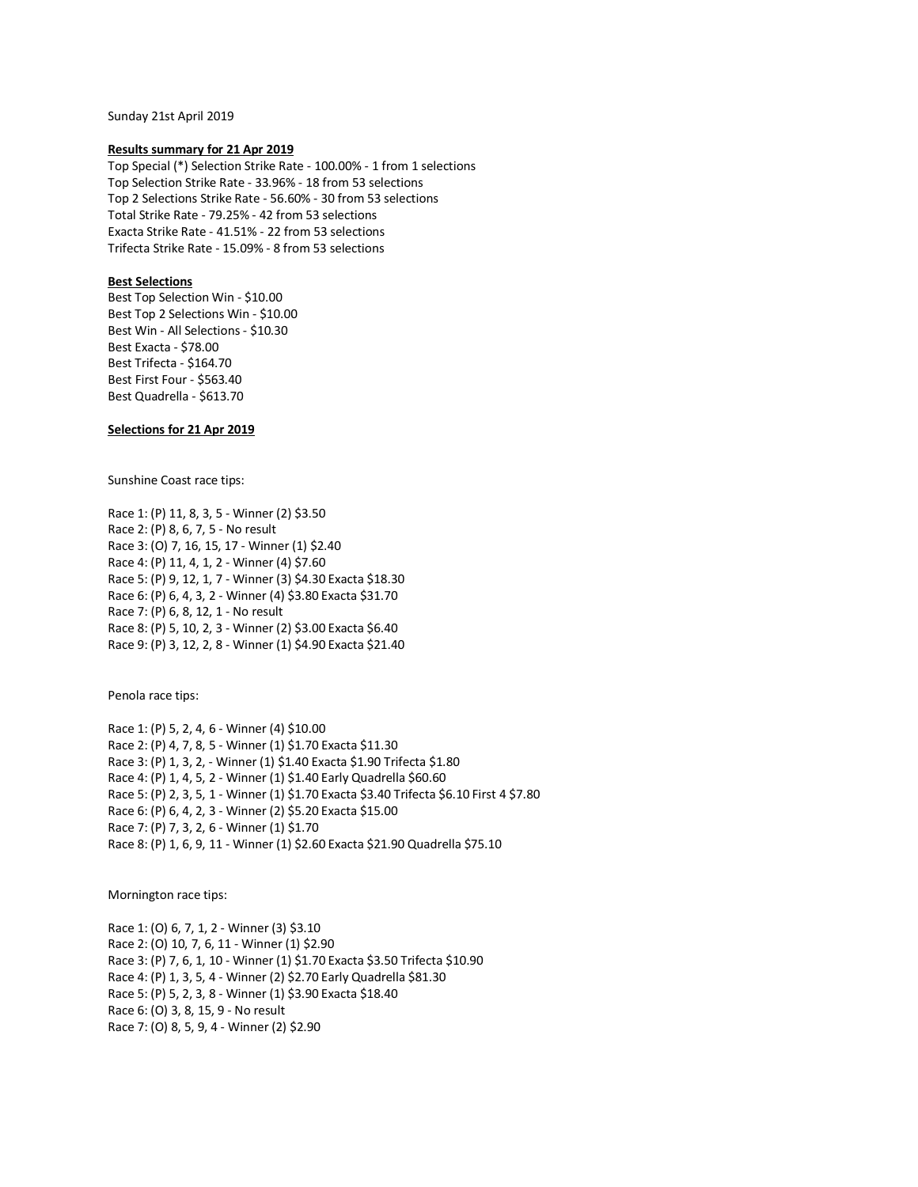Sunday 21st April 2019

**Results summary for 21 Apr 2019**

Top Special (*) Selection Strike Rate - 100.00% - 1 from 1 selections
Top Selection Strike Rate - 33.96% - 18 from 53 selections
Top 2 Selections Strike Rate - 56.60% - 30 from 53 selections
Total Strike Rate - 79.25% - 42 from 53 selections
Exacta Strike Rate - 41.51% - 22 from 53 selections
Trifecta Strike Rate - 15.09% - 8 from 53 selections

**Best Selections**

Best Top Selection Win - $10.00
Best Top 2 Selections Win - $10.00
Best Win - All Selections - $10.30
Best Exacta - $78.00
Best Trifecta - $164.70
Best First Four - $563.40
Best Quadrella - $613.70

**Selections for 21 Apr 2019**

Sunshine Coast race tips:

Race 1: (P) 11, 8, 3, 5 - Winner (2) $3.50
Race 2: (P) 8, 6, 7, 5 - No result
Race 3: (O) 7, 16, 15, 17 - Winner (1) $2.40
Race 4: (P) 11, 4, 1, 2 - Winner (4) $7.60
Race 5: (P) 9, 12, 1, 7 - Winner (3) $4.30 Exacta $18.30
Race 6: (P) 6, 4, 3, 2 - Winner (4) $3.80 Exacta $31.70
Race 7: (P) 6, 8, 12, 1 - No result
Race 8: (P) 5, 10, 2, 3 - Winner (2) $3.00 Exacta $6.40
Race 9: (P) 3, 12, 2, 8 - Winner (1) $4.90 Exacta $21.40

Penola race tips:

Race 1: (P) 5, 2, 4, 6 - Winner (4) $10.00
Race 2: (P) 4, 7, 8, 5 - Winner (1) $1.70 Exacta $11.30
Race 3: (P) 1, 3, 2, - Winner (1) $1.40 Exacta $1.90 Trifecta $1.80
Race 4: (P) 1, 4, 5, 2 - Winner (1) $1.40 Early Quadrella $60.60
Race 5: (P) 2, 3, 5, 1 - Winner (1) $1.70 Exacta $3.40 Trifecta $6.10 First 4 $7.80
Race 6: (P) 6, 4, 2, 3 - Winner (2) $5.20 Exacta $15.00
Race 7: (P) 7, 3, 2, 6 - Winner (1) $1.70
Race 8: (P) 1, 6, 9, 11 - Winner (1) $2.60 Exacta $21.90 Quadrella $75.10

Mornington race tips:

Race 1: (O) 6, 7, 1, 2 - Winner (3) $3.10
Race 2: (O) 10, 7, 6, 11 - Winner (1) $2.90
Race 3: (P) 7, 6, 1, 10 - Winner (1) $1.70 Exacta $3.50 Trifecta $10.90
Race 4: (P) 1, 3, 5, 4 - Winner (2) $2.70 Early Quadrella $81.30
Race 5: (P) 5, 2, 3, 8 - Winner (1) $3.90 Exacta $18.40
Race 6: (O) 3, 8, 15, 9 - No result
Race 7: (O) 8, 5, 9, 4 - Winner (2) $2.90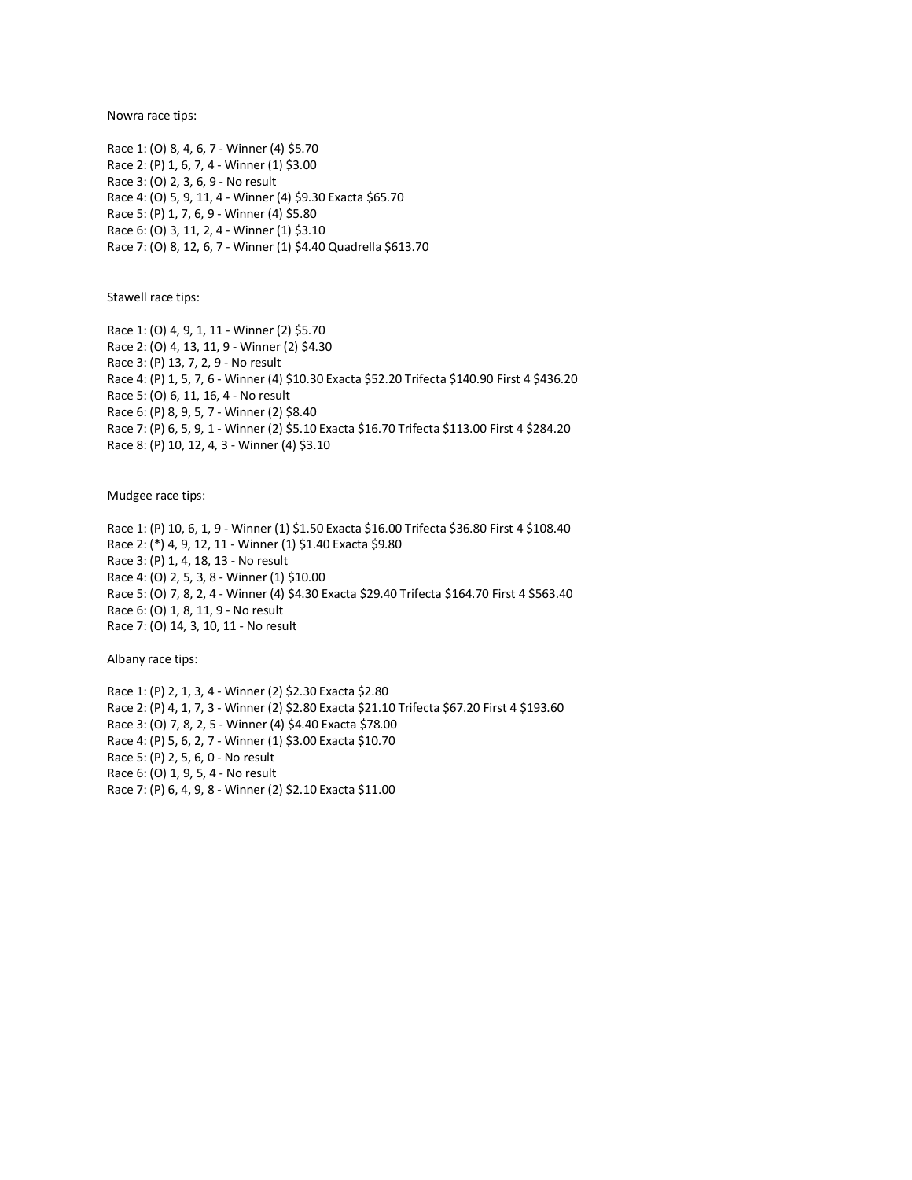Nowra race tips:

Race 1: (O) 8, 4, 6, 7 - Winner (4) $5.70
Race 2: (P) 1, 6, 7, 4 - Winner (1) $3.00
Race 3: (O) 2, 3, 6, 9 - No result
Race 4: (O) 5, 9, 11, 4 - Winner (4) $9.30 Exacta $65.70
Race 5: (P) 1, 7, 6, 9 - Winner (4) $5.80
Race 6: (O) 3, 11, 2, 4 - Winner (1) $3.10
Race 7: (O) 8, 12, 6, 7 - Winner (1) $4.40 Quadrella $613.70

Stawell race tips:

Race 1: (O) 4, 9, 1, 11 - Winner (2) $5.70
Race 2: (O) 4, 13, 11, 9 - Winner (2) $4.30
Race 3: (P) 13, 7, 2, 9 - No result
Race 4: (P) 1, 5, 7, 6 - Winner (4) $10.30 Exacta $52.20 Trifecta $140.90 First 4 $436.20
Race 5: (O) 6, 11, 16, 4 - No result
Race 6: (P) 8, 9, 5, 7 - Winner (2) $8.40
Race 7: (P) 6, 5, 9, 1 - Winner (2) $5.10 Exacta $16.70 Trifecta $113.00 First 4 $284.20
Race 8: (P) 10, 12, 4, 3 - Winner (4) $3.10

Mudgee race tips:

Race 1: (P) 10, 6, 1, 9 - Winner (1) $1.50 Exacta $16.00 Trifecta $36.80 First 4 $108.40
Race 2: (*) 4, 9, 12, 11 - Winner (1) $1.40 Exacta $9.80
Race 3: (P) 1, 4, 18, 13 - No result
Race 4: (O) 2, 5, 3, 8 - Winner (1) $10.00
Race 5: (O) 7, 8, 2, 4 - Winner (4) $4.30 Exacta $29.40 Trifecta $164.70 First 4 $563.40
Race 6: (O) 1, 8, 11, 9 - No result
Race 7: (O) 14, 3, 10, 11 - No result

Albany race tips:

Race 1: (P) 2, 1, 3, 4 - Winner (2) $2.30 Exacta $2.80
Race 2: (P) 4, 1, 7, 3 - Winner (2) $2.80 Exacta $21.10 Trifecta $67.20 First 4 $193.60
Race 3: (O) 7, 8, 2, 5 - Winner (4) $4.40 Exacta $78.00
Race 4: (P) 5, 6, 2, 7 - Winner (1) $3.00 Exacta $10.70
Race 5: (P) 2, 5, 6, 0 - No result
Race 6: (O) 1, 9, 5, 4 - No result
Race 7: (P) 6, 4, 9, 8 - Winner (2) $2.10 Exacta $11.00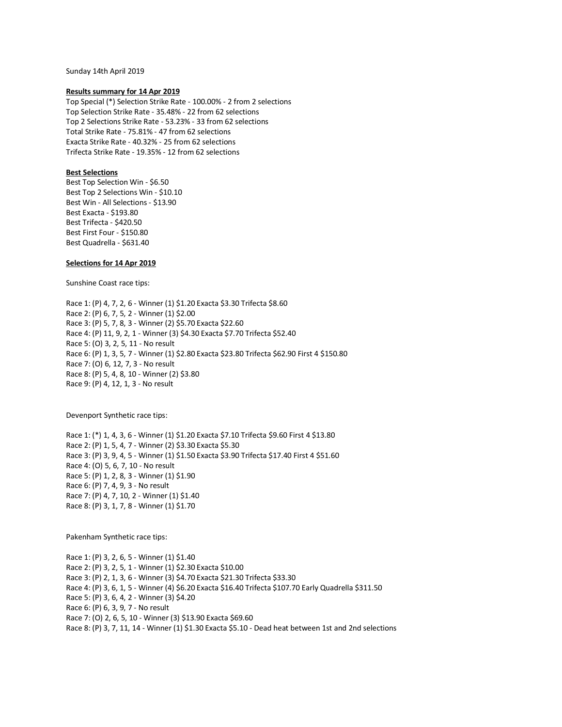Sunday 14th April 2019

**Results summary for 14 Apr 2019**

Top Special (*) Selection Strike Rate - 100.00% - 2 from 2 selections
Top Selection Strike Rate - 35.48% - 22 from 62 selections
Top 2 Selections Strike Rate - 53.23% - 33 from 62 selections
Total Strike Rate - 75.81% - 47 from 62 selections
Exacta Strike Rate - 40.32% - 25 from 62 selections
Trifecta Strike Rate - 19.35% - 12 from 62 selections

**Best Selections**

Best Top Selection Win - $6.50
Best Top 2 Selections Win - $10.10
Best Win - All Selections - $13.90
Best Exacta - $193.80
Best Trifecta - $420.50
Best First Four - $150.80
Best Quadrella - $631.40

**Selections for 14 Apr 2019**

Sunshine Coast race tips:

Race 1: (P) 4, 7, 2, 6 - Winner (1) $1.20 Exacta $3.30 Trifecta $8.60
Race 2: (P) 6, 7, 5, 2 - Winner (1) $2.00
Race 3: (P) 5, 7, 8, 3 - Winner (2) $5.70 Exacta $22.60
Race 4: (P) 11, 9, 2, 1 - Winner (3) $4.30 Exacta $7.70 Trifecta $52.40
Race 5: (O) 3, 2, 5, 11 - No result
Race 6: (P) 1, 3, 5, 7 - Winner (1) $2.80 Exacta $23.80 Trifecta $62.90 First 4 $150.80
Race 7: (O) 6, 12, 7, 3 - No result
Race 8: (P) 5, 4, 8, 10 - Winner (2) $3.80
Race 9: (P) 4, 12, 1, 3 - No result

Devenport Synthetic race tips:

Race 1: (*) 1, 4, 3, 6 - Winner (1) $1.20 Exacta $7.10 Trifecta $9.60 First 4 $13.80
Race 2: (P) 1, 5, 4, 7 - Winner (2) $3.30 Exacta $5.30
Race 3: (P) 3, 9, 4, 5 - Winner (1) $1.50 Exacta $3.90 Trifecta $17.40 First 4 $51.60
Race 4: (O) 5, 6, 7, 10 - No result
Race 5: (P) 1, 2, 8, 3 - Winner (1) $1.90
Race 6: (P) 7, 4, 9, 3 - No result
Race 7: (P) 4, 7, 10, 2 - Winner (1) $1.40
Race 8: (P) 3, 1, 7, 8 - Winner (1) $1.70

Pakenham Synthetic race tips:

Race 1: (P) 3, 2, 6, 5 - Winner (1) $1.40
Race 2: (P) 3, 2, 5, 1 - Winner (1) $2.30 Exacta $10.00
Race 3: (P) 2, 1, 3, 6 - Winner (3) $4.70 Exacta $21.30 Trifecta $33.30
Race 4: (P) 3, 6, 1, 5 - Winner (4) $6.20 Exacta $16.40 Trifecta $107.70 Early Quadrella $311.50
Race 5: (P) 3, 6, 4, 2 - Winner (3) $4.20
Race 6: (P) 6, 3, 9, 7 - No result
Race 7: (O) 2, 6, 5, 10 - Winner (3) $13.90 Exacta $69.60
Race 8: (P) 3, 7, 11, 14 - Winner (1) $1.30 Exacta $5.10 - Dead heat between 1st and 2nd selections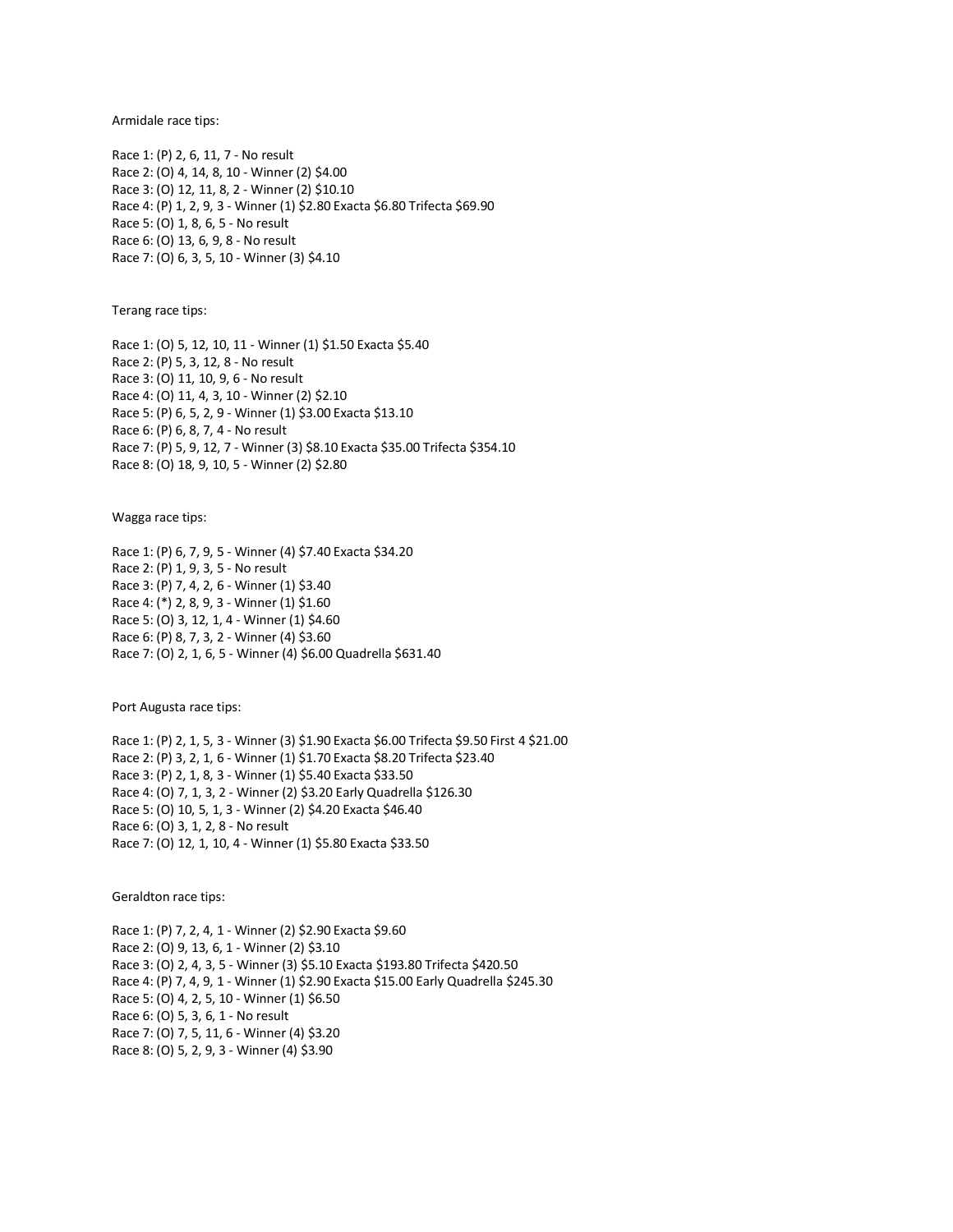Armidale race tips:

Race 1: (P) 2, 6, 11, 7 - No result
Race 2: (O) 4, 14, 8, 10 - Winner (2) $4.00
Race 3: (O) 12, 11, 8, 2 - Winner (2) $10.10
Race 4: (P) 1, 2, 9, 3 - Winner (1) $2.80 Exacta $6.80 Trifecta $69.90
Race 5: (O) 1, 8, 6, 5 - No result
Race 6: (O) 13, 6, 9, 8 - No result
Race 7: (O) 6, 3, 5, 10 - Winner (3) $4.10

Terang race tips:

Race 1: (O) 5, 12, 10, 11 - Winner (1) $1.50 Exacta $5.40
Race 2: (P) 5, 3, 12, 8 - No result
Race 3: (O) 11, 10, 9, 6 - No result
Race 4: (O) 11, 4, 3, 10 - Winner (2) $2.10
Race 5: (P) 6, 5, 2, 9 - Winner (1) $3.00 Exacta $13.10
Race 6: (P) 6, 8, 7, 4 - No result
Race 7: (P) 5, 9, 12, 7 - Winner (3) $8.10 Exacta $35.00 Trifecta $354.10
Race 8: (O) 18, 9, 10, 5 - Winner (2) $2.80

Wagga race tips:

Race 1: (P) 6, 7, 9, 5 - Winner (4) $7.40 Exacta $34.20
Race 2: (P) 1, 9, 3, 5 - No result
Race 3: (P) 7, 4, 2, 6 - Winner (1) $3.40
Race 4: (*) 2, 8, 9, 3 - Winner (1) $1.60
Race 5: (O) 3, 12, 1, 4 - Winner (1) $4.60
Race 6: (P) 8, 7, 3, 2 - Winner (4) $3.60
Race 7: (O) 2, 1, 6, 5 - Winner (4) $6.00 Quadrella $631.40

Port Augusta race tips:

Race 1: (P) 2, 1, 5, 3 - Winner (3) $1.90 Exacta $6.00 Trifecta $9.50 First 4 $21.00
Race 2: (P) 3, 2, 1, 6 - Winner (1) $1.70 Exacta $8.20 Trifecta $23.40
Race 3: (P) 2, 1, 8, 3 - Winner (1) $5.40 Exacta $33.50
Race 4: (O) 7, 1, 3, 2 - Winner (2) $3.20 Early Quadrella $126.30
Race 5: (O) 10, 5, 1, 3 - Winner (2) $4.20 Exacta $46.40
Race 6: (O) 3, 1, 2, 8 - No result
Race 7: (O) 12, 1, 10, 4 - Winner (1) $5.80 Exacta $33.50

Geraldton race tips:

Race 1: (P) 7, 2, 4, 1 - Winner (2) $2.90 Exacta $9.60
Race 2: (O) 9, 13, 6, 1 - Winner (2) $3.10
Race 3: (O) 2, 4, 3, 5 - Winner (3) $5.10 Exacta $193.80 Trifecta $420.50
Race 4: (P) 7, 4, 9, 1 - Winner (1) $2.90 Exacta $15.00 Early Quadrella $245.30
Race 5: (O) 4, 2, 5, 10 - Winner (1) $6.50
Race 6: (O) 5, 3, 6, 1 - No result
Race 7: (O) 7, 5, 11, 6 - Winner (4) $3.20
Race 8: (O) 5, 2, 9, 3 - Winner (4) $3.90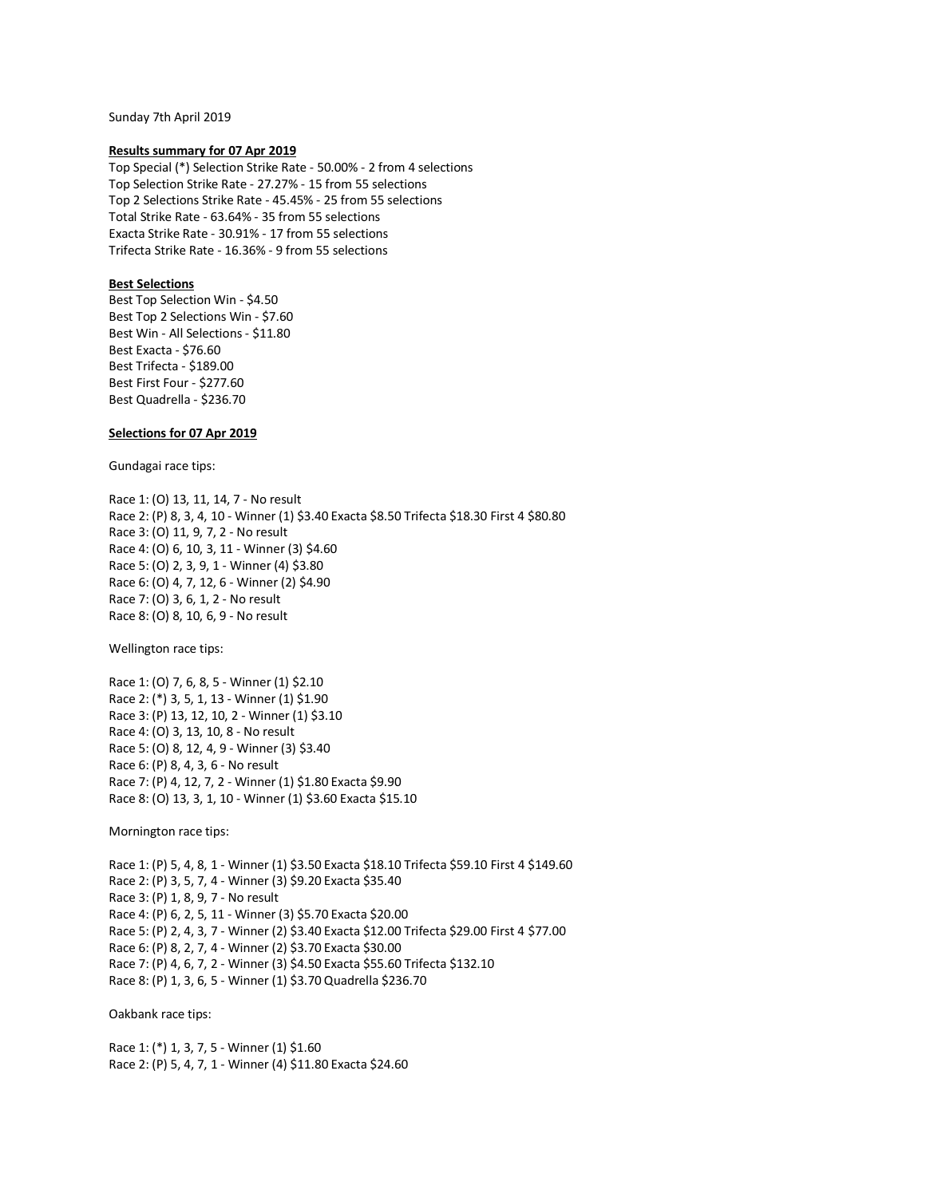Sunday 7th April 2019

**Results summary for 07 Apr 2019**

Top Special (*) Selection Strike Rate - 50.00% - 2 from 4 selections
Top Selection Strike Rate - 27.27% - 15 from 55 selections
Top 2 Selections Strike Rate - 45.45% - 25 from 55 selections
Total Strike Rate - 63.64% - 35 from 55 selections
Exacta Strike Rate - 30.91% - 17 from 55 selections
Trifecta Strike Rate - 16.36% - 9 from 55 selections

**Best Selections**

Best Top Selection Win - $4.50
Best Top 2 Selections Win - $7.60
Best Win - All Selections - $11.80
Best Exacta - $76.60
Best Trifecta - $189.00
Best First Four - $277.60
Best Quadrella - $236.70

**Selections for 07 Apr 2019**

Gundagai race tips:

Race 1: (O) 13, 11, 14, 7 - No result
Race 2: (P) 8, 3, 4, 10 - Winner (1) $3.40 Exacta $8.50 Trifecta $18.30 First 4 $80.80
Race 3: (O) 11, 9, 7, 2 - No result
Race 4: (O) 6, 10, 3, 11 - Winner (3) $4.60
Race 5: (O) 2, 3, 9, 1 - Winner (4) $3.80
Race 6: (O) 4, 7, 12, 6 - Winner (2) $4.90
Race 7: (O) 3, 6, 1, 2 - No result
Race 8: (O) 8, 10, 6, 9 - No result

Wellington race tips:

Race 1: (O) 7, 6, 8, 5 - Winner (1) $2.10
Race 2: (*) 3, 5, 1, 13 - Winner (1) $1.90
Race 3: (P) 13, 12, 10, 2 - Winner (1) $3.10
Race 4: (O) 3, 13, 10, 8 - No result
Race 5: (O) 8, 12, 4, 9 - Winner (3) $3.40
Race 6: (P) 8, 4, 3, 6 - No result
Race 7: (P) 4, 12, 7, 2 - Winner (1) $1.80 Exacta $9.90
Race 8: (O) 13, 3, 1, 10 - Winner (1) $3.60 Exacta $15.10

Mornington race tips:

Race 1: (P) 5, 4, 8, 1 - Winner (1) $3.50 Exacta $18.10 Trifecta $59.10 First 4 $149.60
Race 2: (P) 3, 5, 7, 4 - Winner (3) $9.20 Exacta $35.40
Race 3: (P) 1, 8, 9, 7 - No result
Race 4: (P) 6, 2, 5, 11 - Winner (3) $5.70 Exacta $20.00
Race 5: (P) 2, 4, 3, 7 - Winner (2) $3.40 Exacta $12.00 Trifecta $29.00 First 4 $77.00
Race 6: (P) 8, 2, 7, 4 - Winner (2) $3.70 Exacta $30.00
Race 7: (P) 4, 6, 7, 2 - Winner (3) $4.50 Exacta $55.60 Trifecta $132.10
Race 8: (P) 1, 3, 6, 5 - Winner (1) $3.70 Quadrella $236.70

Oakbank race tips:

Race 1: (*) 1, 3, 7, 5 - Winner (1) $1.60
Race 2: (P) 5, 4, 7, 1 - Winner (4) $11.80 Exacta $24.60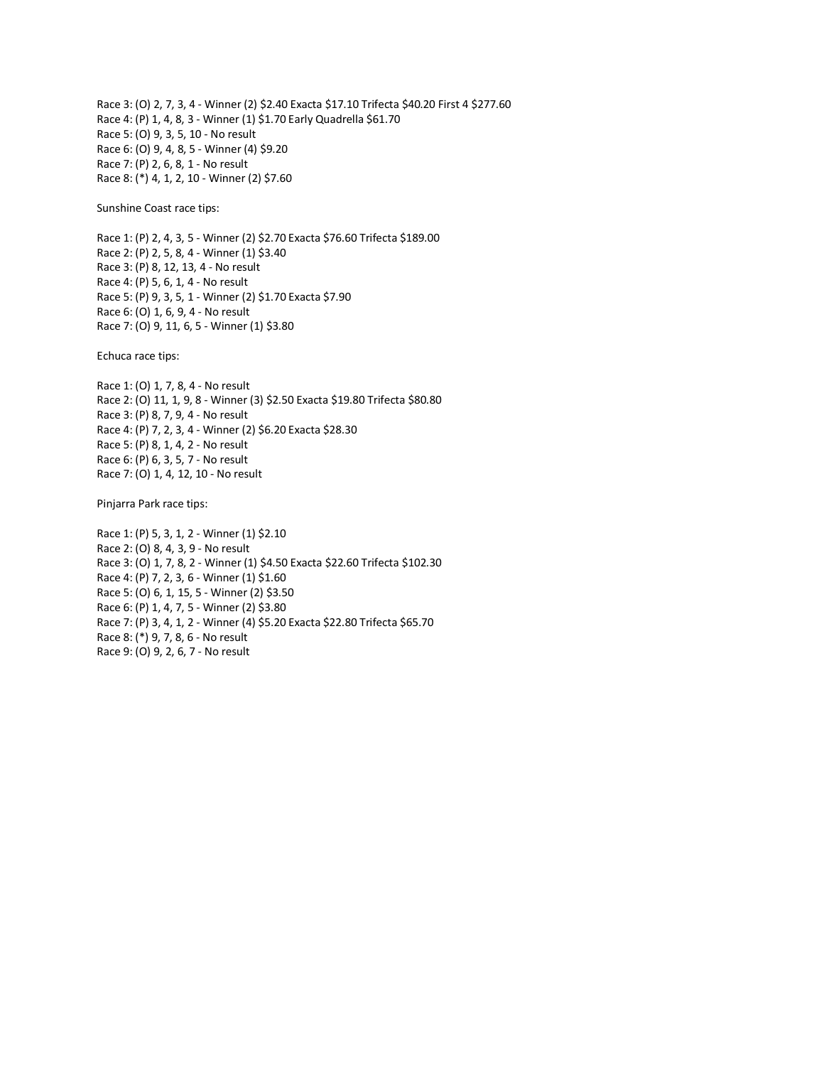Race 3: (O) 2, 7, 3, 4 - Winner (2) $2.40 Exacta $17.10 Trifecta $40.20 First 4 $277.60
Race 4: (P) 1, 4, 8, 3 - Winner (1) $1.70 Early Quadrella $61.70
Race 5: (O) 9, 3, 5, 10 - No result
Race 6: (O) 9, 4, 8, 5 - Winner (4) $9.20
Race 7: (P) 2, 6, 8, 1 - No result
Race 8: (*) 4, 1, 2, 10 - Winner (2) $7.60

Sunshine Coast race tips:

Race 1: (P) 2, 4, 3, 5 - Winner (2) $2.70 Exacta $76.60 Trifecta $189.00
Race 2: (P) 2, 5, 8, 4 - Winner (1) $3.40
Race 3: (P) 8, 12, 13, 4 - No result
Race 4: (P) 5, 6, 1, 4 - No result
Race 5: (P) 9, 3, 5, 1 - Winner (2) $1.70 Exacta $7.90
Race 6: (O) 1, 6, 9, 4 - No result
Race 7: (O) 9, 11, 6, 5 - Winner (1) $3.80

Echuca race tips:

Race 1: (O) 1, 7, 8, 4 - No result
Race 2: (O) 11, 1, 9, 8 - Winner (3) $2.50 Exacta $19.80 Trifecta $80.80
Race 3: (P) 8, 7, 9, 4 - No result
Race 4: (P) 7, 2, 3, 4 - Winner (2) $6.20 Exacta $28.30
Race 5: (P) 8, 1, 4, 2 - No result
Race 6: (P) 6, 3, 5, 7 - No result
Race 7: (O) 1, 4, 12, 10 - No result

Pinjarra Park race tips:

Race 1: (P) 5, 3, 1, 2 - Winner (1) $2.10
Race 2: (O) 8, 4, 3, 9 - No result
Race 3: (O) 1, 7, 8, 2 - Winner (1) $4.50 Exacta $22.60 Trifecta $102.30
Race 4: (P) 7, 2, 3, 6 - Winner (1) $1.60
Race 5: (O) 6, 1, 15, 5 - Winner (2) $3.50
Race 6: (P) 1, 4, 7, 5 - Winner (2) $3.80
Race 7: (P) 3, 4, 1, 2 - Winner (4) $5.20 Exacta $22.80 Trifecta $65.70
Race 8: (*) 9, 7, 8, 6 - No result
Race 9: (O) 9, 2, 6, 7 - No result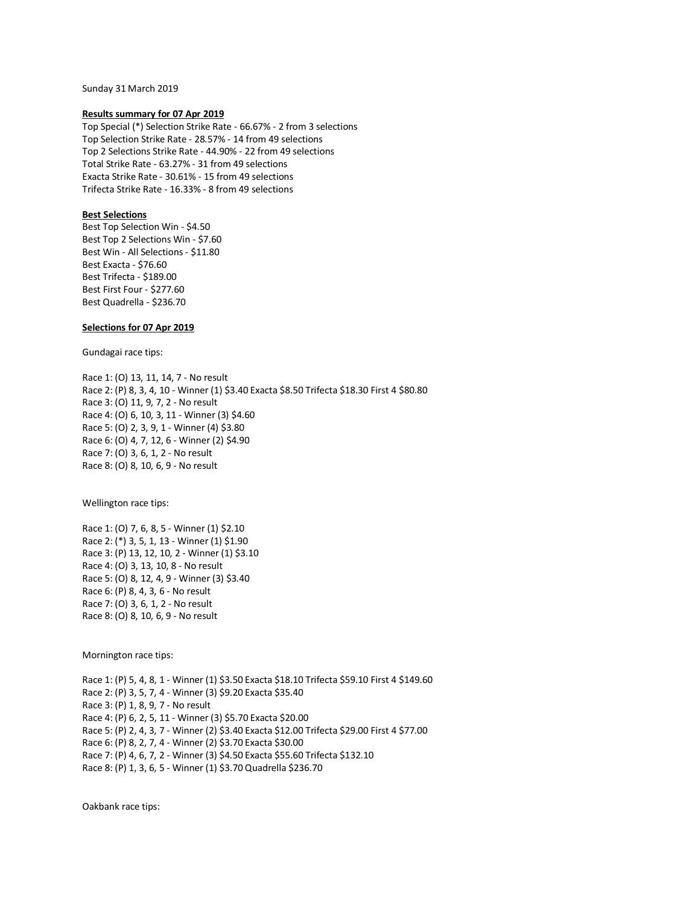Sunday 31 March 2019

**Results summary for 07 Apr 2019**

Top Special (*) Selection Strike Rate - 66.67% - 2 from 3 selections
Top Selection Strike Rate - 28.57% - 14 from 49 selections
Top 2 Selections Strike Rate - 44.90% - 22 from 49 selections
Total Strike Rate - 63.27% - 31 from 49 selections
Exacta Strike Rate - 30.61% - 15 from 49 selections
Trifecta Strike Rate - 16.33% - 8 from 49 selections

**Best Selections**

Best Top Selection Win - $4.50
Best Top 2 Selections Win - $7.60
Best Win - All Selections - $11.80
Best Exacta - $76.60
Best Trifecta - $189.00
Best First Four - $277.60
Best Quadrella - $236.70

**Selections for 07 Apr 2019**

Gundagai race tips:

Race 1: (O) 13, 11, 14, 7 - No result
Race 2: (P) 8, 3, 4, 10 - Winner (1) $3.40 Exacta $8.50 Trifecta $18.30 First 4 $80.80
Race 3: (O) 11, 9, 7, 2 - No result
Race 4: (O) 6, 10, 3, 11 - Winner (3) $4.60
Race 5: (O) 2, 3, 9, 1 - Winner (4) $3.80
Race 6: (O) 4, 7, 12, 6 - Winner (2) $4.90
Race 7: (O) 3, 6, 1, 2 - No result
Race 8: (O) 8, 10, 6, 9 - No result

Wellington race tips:

Race 1: (O) 7, 6, 8, 5 - Winner (1) $2.10
Race 2: (*) 3, 5, 1, 13 - Winner (1) $1.90
Race 3: (P) 13, 12, 10, 2 - Winner (1) $3.10
Race 4: (O) 3, 13, 10, 8 - No result
Race 5: (O) 8, 12, 4, 9 - Winner (3) $3.40
Race 6: (P) 8, 4, 3, 6 - No result
Race 7: (O) 3, 6, 1, 2 - No result
Race 8: (O) 8, 10, 6, 9 - No result

Mornington race tips:

Race 1: (P) 5, 4, 8, 1 - Winner (1) $3.50 Exacta $18.10 Trifecta $59.10 First 4 $149.60
Race 2: (P) 3, 5, 7, 4 - Winner (3) $9.20 Exacta $35.40
Race 3: (P) 1, 8, 9, 7 - No result
Race 4: (P) 6, 2, 5, 11 - Winner (3) $5.70 Exacta $20.00
Race 5: (P) 2, 4, 3, 7 - Winner (2) $3.40 Exacta $12.00 Trifecta $29.00 First 4 $77.00
Race 6: (P) 8, 2, 7, 4 - Winner (2) $3.70 Exacta $30.00
Race 7: (P) 4, 6, 7, 2 - Winner (3) $4.50 Exacta $55.60 Trifecta $132.10
Race 8: (P) 1, 3, 6, 5 - Winner (1) $3.70 Quadrella $236.70

Oakbank race tips: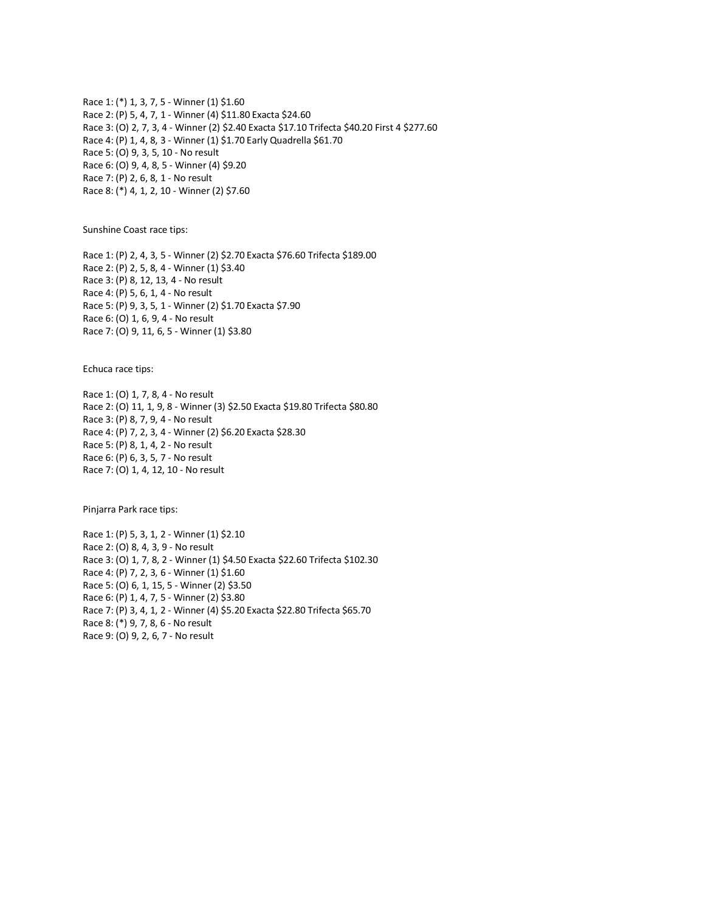Race 1: (*) 1, 3, 7, 5 - Winner (1) $1.60
Race 2: (P) 5, 4, 7, 1 - Winner (4) $11.80 Exacta $24.60
Race 3: (O) 2, 7, 3, 4 - Winner (2) $2.40 Exacta $17.10 Trifecta $40.20 First 4 $277.60
Race 4: (P) 1, 4, 8, 3 - Winner (1) $1.70 Early Quadrella $61.70
Race 5: (O) 9, 3, 5, 10 - No result
Race 6: (O) 9, 4, 8, 5 - Winner (4) $9.20
Race 7: (P) 2, 6, 8, 1 - No result
Race 8: (*) 4, 1, 2, 10 - Winner (2) $7.60

Sunshine Coast race tips:

Race 1: (P) 2, 4, 3, 5 - Winner (2) $2.70 Exacta $76.60 Trifecta $189.00
Race 2: (P) 2, 5, 8, 4 - Winner (1) $3.40
Race 3: (P) 8, 12, 13, 4 - No result
Race 4: (P) 5, 6, 1, 4 - No result
Race 5: (P) 9, 3, 5, 1 - Winner (2) $1.70 Exacta $7.90
Race 6: (O) 1, 6, 9, 4 - No result
Race 7: (O) 9, 11, 6, 5 - Winner (1) $3.80

Echuca race tips:

Race 1: (O) 1, 7, 8, 4 - No result
Race 2: (O) 11, 1, 9, 8 - Winner (3) $2.50 Exacta $19.80 Trifecta $80.80
Race 3: (P) 8, 7, 9, 4 - No result
Race 4: (P) 7, 2, 3, 4 - Winner (2) $6.20 Exacta $28.30
Race 5: (P) 8, 1, 4, 2 - No result
Race 6: (P) 6, 3, 5, 7 - No result
Race 7: (O) 1, 4, 12, 10 - No result

Pinjarra Park race tips:

Race 1: (P) 5, 3, 1, 2 - Winner (1) $2.10
Race 2: (O) 8, 4, 3, 9 - No result
Race 3: (O) 1, 7, 8, 2 - Winner (1) $4.50 Exacta $22.60 Trifecta $102.30
Race 4: (P) 7, 2, 3, 6 - Winner (1) $1.60
Race 5: (O) 6, 1, 15, 5 - Winner (2) $3.50
Race 6: (P) 1, 4, 7, 5 - Winner (2) $3.80
Race 7: (P) 3, 4, 1, 2 - Winner (4) $5.20 Exacta $22.80 Trifecta $65.70
Race 8: (*) 9, 7, 8, 6 - No result
Race 9: (O) 9, 2, 6, 7 - No result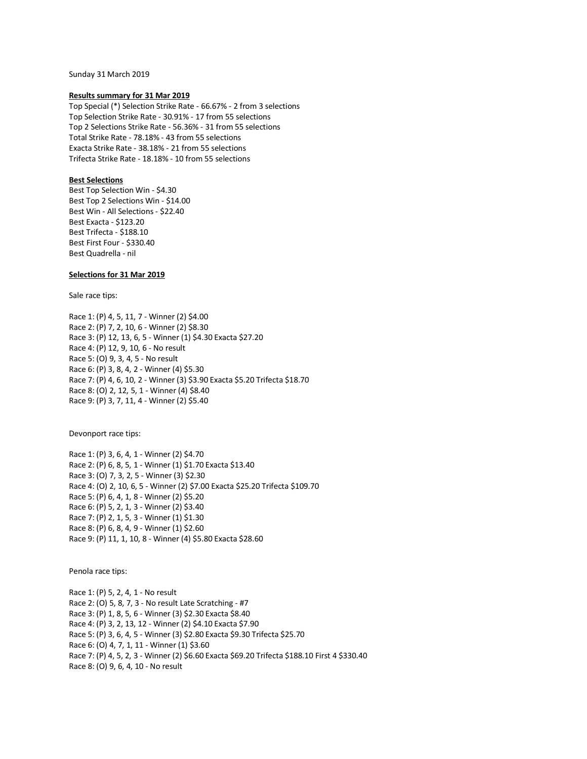Sunday 31 March 2019

**Results summary for 31 Mar 2019**

Top Special (*) Selection Strike Rate - 66.67% - 2 from 3 selections
Top Selection Strike Rate - 30.91% - 17 from 55 selections
Top 2 Selections Strike Rate - 56.36% - 31 from 55 selections
Total Strike Rate - 78.18% - 43 from 55 selections
Exacta Strike Rate - 38.18% - 21 from 55 selections
Trifecta Strike Rate - 18.18% - 10 from 55 selections

**Best Selections**

Best Top Selection Win - $4.30
Best Top 2 Selections Win - $14.00
Best Win - All Selections - $22.40
Best Exacta - $123.20
Best Trifecta - $188.10
Best First Four - $330.40
Best Quadrella - nil

**Selections for 31 Mar 2019**

Sale race tips:

Race 1: (P) 4, 5, 11, 7 - Winner (2) $4.00
Race 2: (P) 7, 2, 10, 6 - Winner (2) $8.30
Race 3: (P) 12, 13, 6, 5 - Winner (1) $4.30 Exacta $27.20
Race 4: (P) 12, 9, 10, 6 - No result
Race 5: (O) 9, 3, 4, 5 - No result
Race 6: (P) 3, 8, 4, 2 - Winner (4) $5.30
Race 7: (P) 4, 6, 10, 2 - Winner (3) $3.90 Exacta $5.20 Trifecta $18.70
Race 8: (O) 2, 12, 5, 1 - Winner (4) $8.40
Race 9: (P) 3, 7, 11, 4 - Winner (2) $5.40

Devonport race tips:

Race 1: (P) 3, 6, 4, 1 - Winner (2) $4.70
Race 2: (P) 6, 8, 5, 1 - Winner (1) $1.70 Exacta $13.40
Race 3: (O) 7, 3, 2, 5 - Winner (3) $2.30
Race 4: (O) 2, 10, 6, 5 - Winner (2) $7.00 Exacta $25.20 Trifecta $109.70
Race 5: (P) 6, 4, 1, 8 - Winner (2) $5.20
Race 6: (P) 5, 2, 1, 3 - Winner (2) $3.40
Race 7: (P) 2, 1, 5, 3 - Winner (1) $1.30
Race 8: (P) 6, 8, 4, 9 - Winner (1) $2.60
Race 9: (P) 11, 1, 10, 8 - Winner (4) $5.80 Exacta $28.60

Penola race tips:

Race 1: (P) 5, 2, 4, 1 - No result
Race 2: (O) 5, 8, 7, 3 - No result Late Scratching - #7
Race 3: (P) 1, 8, 5, 6 - Winner (3) $2.30 Exacta $8.40
Race 4: (P) 3, 2, 13, 12 - Winner (2) $4.10 Exacta $7.90
Race 5: (P) 3, 6, 4, 5 - Winner (3) $2.80 Exacta $9.30 Trifecta $25.70
Race 6: (O) 4, 7, 1, 11 - Winner (1) $3.60
Race 7: (P) 4, 5, 2, 3 - Winner (2) $6.60 Exacta $69.20 Trifecta $188.10 First 4 $330.40
Race 8: (O) 9, 6, 4, 10 - No result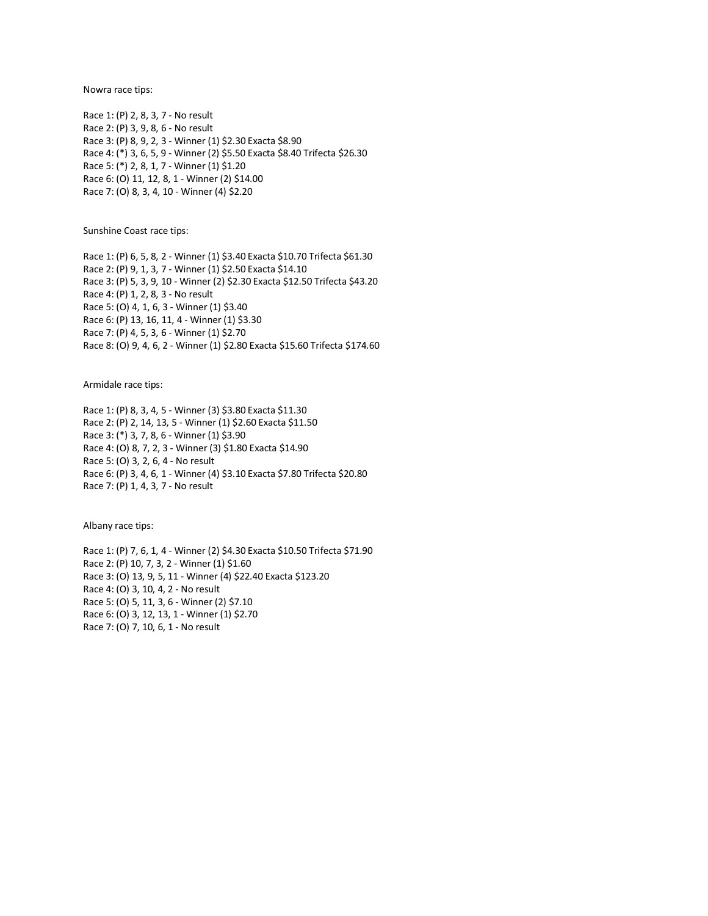Nowra race tips:

Race 1: (P) 2, 8, 3, 7 - No result
Race 2: (P) 3, 9, 8, 6 - No result
Race 3: (P) 8, 9, 2, 3 - Winner (1) $2.30 Exacta $8.90
Race 4: (*) 3, 6, 5, 9 - Winner (2) $5.50 Exacta $8.40 Trifecta $26.30
Race 5: (*) 2, 8, 1, 7 - Winner (1) $1.20
Race 6: (O) 11, 12, 8, 1 - Winner (2) $14.00
Race 7: (O) 8, 3, 4, 10 - Winner (4) $2.20

Sunshine Coast race tips:

Race 1: (P) 6, 5, 8, 2 - Winner (1) $3.40 Exacta $10.70 Trifecta $61.30
Race 2: (P) 9, 1, 3, 7 - Winner (1) $2.50 Exacta $14.10
Race 3: (P) 5, 3, 9, 10 - Winner (2) $2.30 Exacta $12.50 Trifecta $43.20
Race 4: (P) 1, 2, 8, 3 - No result
Race 5: (O) 4, 1, 6, 3 - Winner (1) $3.40
Race 6: (P) 13, 16, 11, 4 - Winner (1) $3.30
Race 7: (P) 4, 5, 3, 6 - Winner (1) $2.70
Race 8: (O) 9, 4, 6, 2 - Winner (1) $2.80 Exacta $15.60 Trifecta $174.60

Armidale race tips:

Race 1: (P) 8, 3, 4, 5 - Winner (3) $3.80 Exacta $11.30
Race 2: (P) 2, 14, 13, 5 - Winner (1) $2.60 Exacta $11.50
Race 3: (*) 3, 7, 8, 6 - Winner (1) $3.90
Race 4: (O) 8, 7, 2, 3 - Winner (3) $1.80 Exacta $14.90
Race 5: (O) 3, 2, 6, 4 - No result
Race 6: (P) 3, 4, 6, 1 - Winner (4) $3.10 Exacta $7.80 Trifecta $20.80
Race 7: (P) 1, 4, 3, 7 - No result

Albany race tips:

Race 1: (P) 7, 6, 1, 4 - Winner (2) $4.30 Exacta $10.50 Trifecta $71.90
Race 2: (P) 10, 7, 3, 2 - Winner (1) $1.60
Race 3: (O) 13, 9, 5, 11 - Winner (4) $22.40 Exacta $123.20
Race 4: (O) 3, 10, 4, 2 - No result
Race 5: (O) 5, 11, 3, 6 - Winner (2) $7.10
Race 6: (O) 3, 12, 13, 1 - Winner (1) $2.70
Race 7: (O) 7, 10, 6, 1 - No result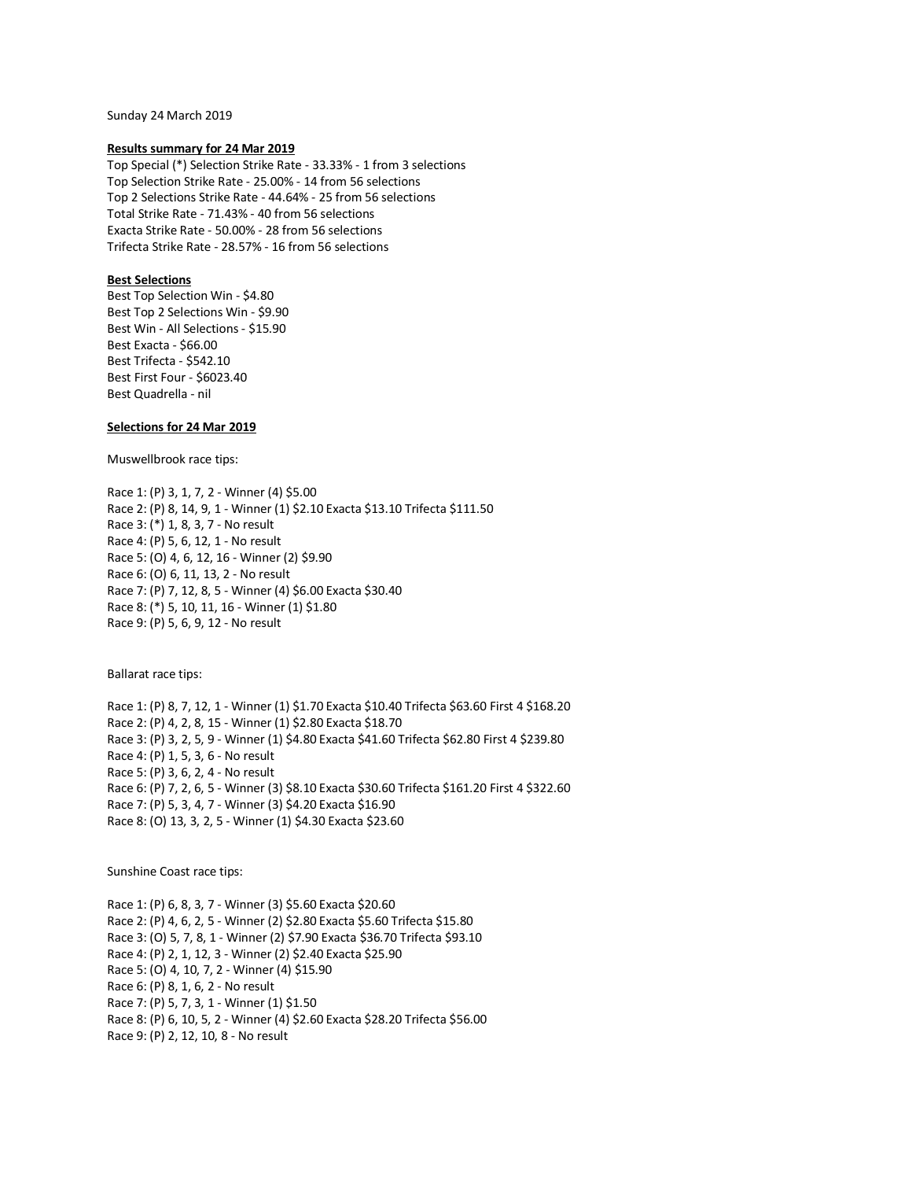Sunday 24 March 2019

**Results summary for 24 Mar 2019**

Top Special (*) Selection Strike Rate - 33.33% - 1 from 3 selections
Top Selection Strike Rate - 25.00% - 14 from 56 selections
Top 2 Selections Strike Rate - 44.64% - 25 from 56 selections
Total Strike Rate - 71.43% - 40 from 56 selections
Exacta Strike Rate - 50.00% - 28 from 56 selections
Trifecta Strike Rate - 28.57% - 16 from 56 selections

**Best Selections**

Best Top Selection Win - $4.80
Best Top 2 Selections Win - $9.90
Best Win - All Selections - $15.90
Best Exacta - $66.00
Best Trifecta - $542.10
Best First Four - $6023.40
Best Quadrella - nil

**Selections for 24 Mar 2019**

Muswellbrook race tips:

Race 1: (P) 3, 1, 7, 2 - Winner (4) $5.00
Race 2: (P) 8, 14, 9, 1 - Winner (1) $2.10 Exacta $13.10 Trifecta $111.50
Race 3: (*) 1, 8, 3, 7 - No result
Race 4: (P) 5, 6, 12, 1 - No result
Race 5: (O) 4, 6, 12, 16 - Winner (2) $9.90
Race 6: (O) 6, 11, 13, 2 - No result
Race 7: (P) 7, 12, 8, 5 - Winner (4) $6.00 Exacta $30.40
Race 8: (*) 5, 10, 11, 16 - Winner (1) $1.80
Race 9: (P) 5, 6, 9, 12 - No result

Ballarat race tips:

Race 1: (P) 8, 7, 12, 1 - Winner (1) $1.70 Exacta $10.40 Trifecta $63.60 First 4 $168.20
Race 2: (P) 4, 2, 8, 15 - Winner (1) $2.80 Exacta $18.70
Race 3: (P) 3, 2, 5, 9 - Winner (1) $4.80 Exacta $41.60 Trifecta $62.80 First 4 $239.80
Race 4: (P) 1, 5, 3, 6 - No result
Race 5: (P) 3, 6, 2, 4 - No result
Race 6: (P) 7, 2, 6, 5 - Winner (3) $8.10 Exacta $30.60 Trifecta $161.20 First 4 $322.60
Race 7: (P) 5, 3, 4, 7 - Winner (3) $4.20 Exacta $16.90
Race 8: (O) 13, 3, 2, 5 - Winner (1) $4.30 Exacta $23.60

Sunshine Coast race tips:

Race 1: (P) 6, 8, 3, 7 - Winner (3) $5.60 Exacta $20.60
Race 2: (P) 4, 6, 2, 5 - Winner (2) $2.80 Exacta $5.60 Trifecta $15.80
Race 3: (O) 5, 7, 8, 1 - Winner (2) $7.90 Exacta $36.70 Trifecta $93.10
Race 4: (P) 2, 1, 12, 3 - Winner (2) $2.40 Exacta $25.90
Race 5: (O) 4, 10, 7, 2 - Winner (4) $15.90
Race 6: (P) 8, 1, 6, 2 - No result
Race 7: (P) 5, 7, 3, 1 - Winner (1) $1.50
Race 8: (P) 6, 10, 5, 2 - Winner (4) $2.60 Exacta $28.20 Trifecta $56.00
Race 9: (P) 2, 12, 10, 8 - No result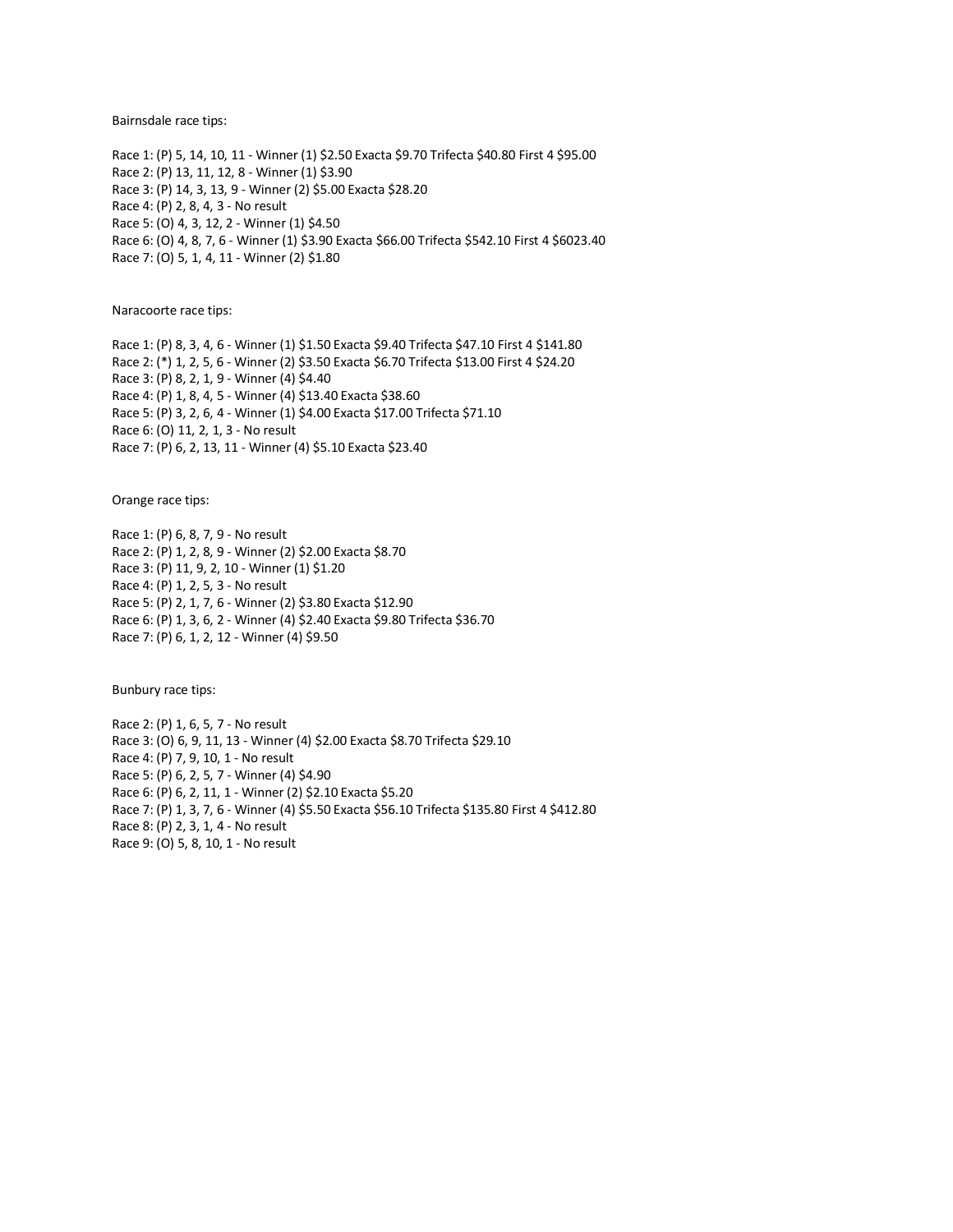Bairnsdale race tips:

Race 1: (P) 5, 14, 10, 11 - Winner (1) $2.50 Exacta $9.70 Trifecta $40.80 First 4 $95.00
Race 2: (P) 13, 11, 12, 8 - Winner (1) $3.90
Race 3: (P) 14, 3, 13, 9 - Winner (2) $5.00 Exacta $28.20
Race 4: (P) 2, 8, 4, 3 - No result
Race 5: (O) 4, 3, 12, 2 - Winner (1) $4.50
Race 6: (O) 4, 8, 7, 6 - Winner (1) $3.90 Exacta $66.00 Trifecta $542.10 First 4 $6023.40
Race 7: (O) 5, 1, 4, 11 - Winner (2) $1.80

Naracoorte race tips:

Race 1: (P) 8, 3, 4, 6 - Winner (1) $1.50 Exacta $9.40 Trifecta $47.10 First 4 $141.80
Race 2: (*) 1, 2, 5, 6 - Winner (2) $3.50 Exacta $6.70 Trifecta $13.00 First 4 $24.20
Race 3: (P) 8, 2, 1, 9 - Winner (4) $4.40
Race 4: (P) 1, 8, 4, 5 - Winner (4) $13.40 Exacta $38.60
Race 5: (P) 3, 2, 6, 4 - Winner (1) $4.00 Exacta $17.00 Trifecta $71.10
Race 6: (O) 11, 2, 1, 3 - No result
Race 7: (P) 6, 2, 13, 11 - Winner (4) $5.10 Exacta $23.40

Orange race tips:

Race 1: (P) 6, 8, 7, 9 - No result
Race 2: (P) 1, 2, 8, 9 - Winner (2) $2.00 Exacta $8.70
Race 3: (P) 11, 9, 2, 10 - Winner (1) $1.20
Race 4: (P) 1, 2, 5, 3 - No result
Race 5: (P) 2, 1, 7, 6 - Winner (2) $3.80 Exacta $12.90
Race 6: (P) 1, 3, 6, 2 - Winner (4) $2.40 Exacta $9.80 Trifecta $36.70
Race 7: (P) 6, 1, 2, 12 - Winner (4) $9.50

Bunbury race tips:

Race 2: (P) 1, 6, 5, 7 - No result
Race 3: (O) 6, 9, 11, 13 - Winner (4) $2.00 Exacta $8.70 Trifecta $29.10
Race 4: (P) 7, 9, 10, 1 - No result
Race 5: (P) 6, 2, 5, 7 - Winner (4) $4.90
Race 6: (P) 6, 2, 11, 1 - Winner (2) $2.10 Exacta $5.20
Race 7: (P) 1, 3, 7, 6 - Winner (4) $5.50 Exacta $56.10 Trifecta $135.80 First 4 $412.80
Race 8: (P) 2, 3, 1, 4 - No result
Race 9: (O) 5, 8, 10, 1 - No result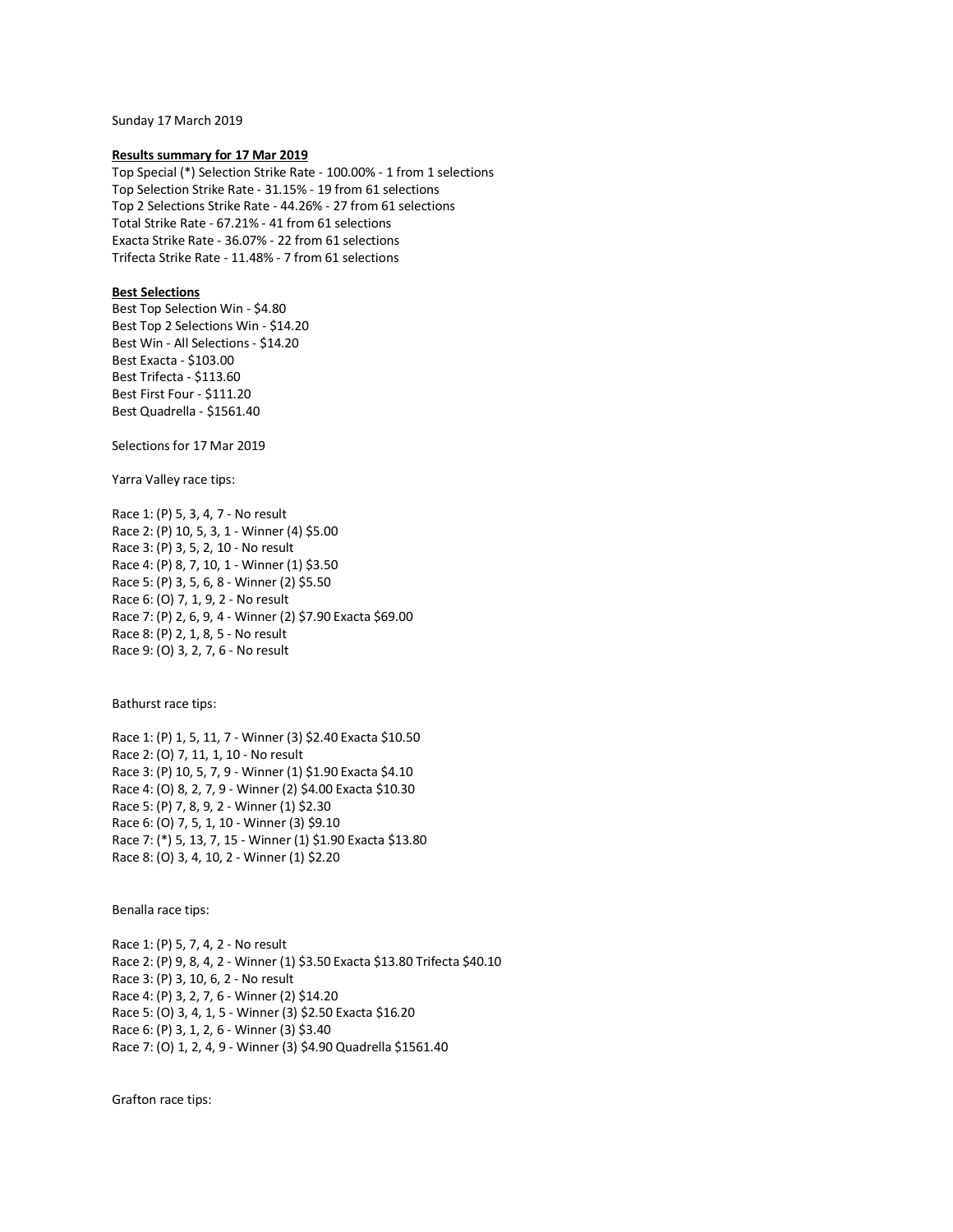Sunday 17 March 2019

**Results summary for 17 Mar 2019**

Top Special (*) Selection Strike Rate - 100.00% - 1 from 1 selections
Top Selection Strike Rate - 31.15% - 19 from 61 selections
Top 2 Selections Strike Rate - 44.26% - 27 from 61 selections
Total Strike Rate - 67.21% - 41 from 61 selections
Exacta Strike Rate - 36.07% - 22 from 61 selections
Trifecta Strike Rate - 11.48% - 7 from 61 selections

**Best Selections**

Best Top Selection Win - $4.80
Best Top 2 Selections Win - $14.20
Best Win - All Selections - $14.20
Best Exacta - $103.00
Best Trifecta - $113.60
Best First Four - $111.20
Best Quadrella - $1561.40

Selections for 17 Mar 2019

Yarra Valley race tips:

Race 1: (P) 5, 3, 4, 7 - No result
Race 2: (P) 10, 5, 3, 1 - Winner (4) $5.00
Race 3: (P) 3, 5, 2, 10 - No result
Race 4: (P) 8, 7, 10, 1 - Winner (1) $3.50
Race 5: (P) 3, 5, 6, 8 - Winner (2) $5.50
Race 6: (O) 7, 1, 9, 2 - No result
Race 7: (P) 2, 6, 9, 4 - Winner (2) $7.90 Exacta $69.00
Race 8: (P) 2, 1, 8, 5 - No result
Race 9: (O) 3, 2, 7, 6 - No result

Bathurst race tips:

Race 1: (P) 1, 5, 11, 7 - Winner (3) $2.40 Exacta $10.50
Race 2: (O) 7, 11, 1, 10 - No result
Race 3: (P) 10, 5, 7, 9 - Winner (1) $1.90 Exacta $4.10
Race 4: (O) 8, 2, 7, 9 - Winner (2) $4.00 Exacta $10.30
Race 5: (P) 7, 8, 9, 2 - Winner (1) $2.30
Race 6: (O) 7, 5, 1, 10 - Winner (3) $9.10
Race 7: (*) 5, 13, 7, 15 - Winner (1) $1.90 Exacta $13.80
Race 8: (O) 3, 4, 10, 2 - Winner (1) $2.20

Benalla race tips:

Race 1: (P) 5, 7, 4, 2 - No result
Race 2: (P) 9, 8, 4, 2 - Winner (1) $3.50 Exacta $13.80 Trifecta $40.10
Race 3: (P) 3, 10, 6, 2 - No result
Race 4: (P) 3, 2, 7, 6 - Winner (2) $14.20
Race 5: (O) 3, 4, 1, 5 - Winner (3) $2.50 Exacta $16.20
Race 6: (P) 3, 1, 2, 6 - Winner (3) $3.40
Race 7: (O) 1, 2, 4, 9 - Winner (3) $4.90 Quadrella $1561.40

Grafton race tips: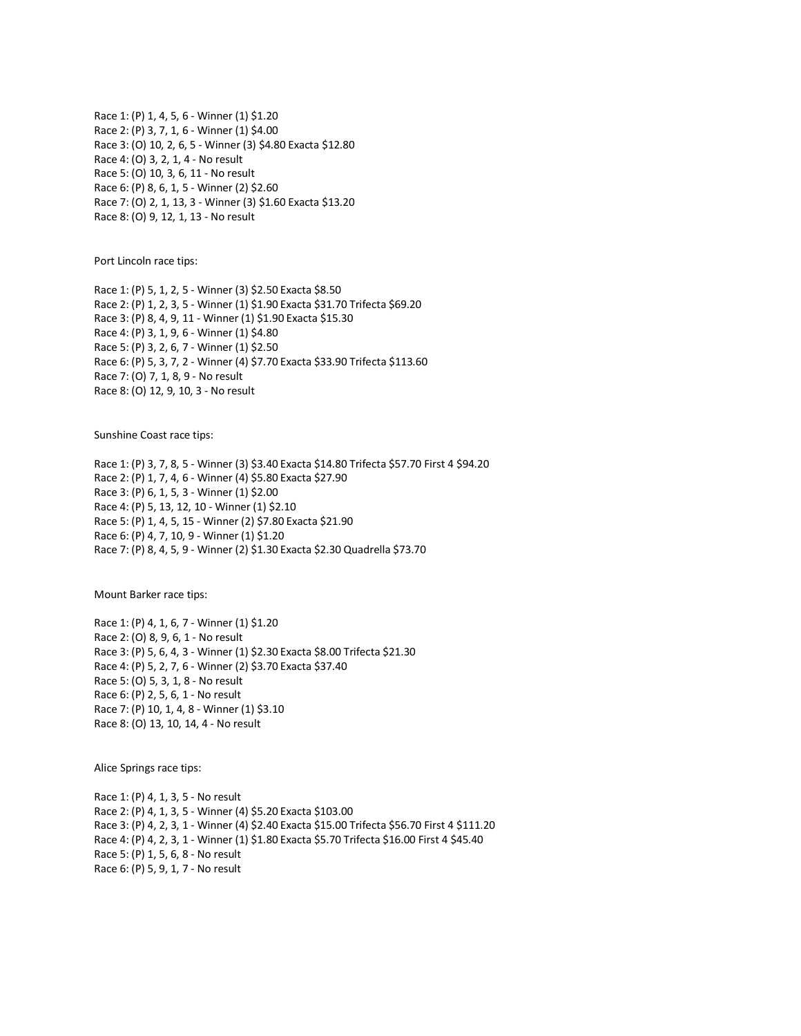Race 1: (P) 1, 4, 5, 6 - Winner (1) $1.20
Race 2: (P) 3, 7, 1, 6 - Winner (1) $4.00
Race 3: (O) 10, 2, 6, 5 - Winner (3) $4.80 Exacta $12.80
Race 4: (O) 3, 2, 1, 4 - No result
Race 5: (O) 10, 3, 6, 11 - No result
Race 6: (P) 8, 6, 1, 5 - Winner (2) $2.60
Race 7: (O) 2, 1, 13, 3 - Winner (3) $1.60 Exacta $13.20
Race 8: (O) 9, 12, 1, 13 - No result

Port Lincoln race tips:

Race 1: (P) 5, 1, 2, 5 - Winner (3) $2.50 Exacta $8.50
Race 2: (P) 1, 2, 3, 5 - Winner (1) $1.90 Exacta $31.70 Trifecta $69.20
Race 3: (P) 8, 4, 9, 11 - Winner (1) $1.90 Exacta $15.30
Race 4: (P) 3, 1, 9, 6 - Winner (1) $4.80
Race 5: (P) 3, 2, 6, 7 - Winner (1) $2.50
Race 6: (P) 5, 3, 7, 2 - Winner (4) $7.70 Exacta $33.90 Trifecta $113.60
Race 7: (O) 7, 1, 8, 9 - No result
Race 8: (O) 12, 9, 10, 3 - No result

Sunshine Coast race tips:

Race 1: (P) 3, 7, 8, 5 - Winner (3) $3.40 Exacta $14.80 Trifecta $57.70 First 4 $94.20
Race 2: (P) 1, 7, 4, 6 - Winner (4) $5.80 Exacta $27.90
Race 3: (P) 6, 1, 5, 3 - Winner (1) $2.00
Race 4: (P) 5, 13, 12, 10 - Winner (1) $2.10
Race 5: (P) 1, 4, 5, 15 - Winner (2) $7.80 Exacta $21.90
Race 6: (P) 4, 7, 10, 9 - Winner (1) $1.20
Race 7: (P) 8, 4, 5, 9 - Winner (2) $1.30 Exacta $2.30 Quadrella $73.70

Mount Barker race tips:

Race 1: (P) 4, 1, 6, 7 - Winner (1) $1.20
Race 2: (O) 8, 9, 6, 1 - No result
Race 3: (P) 5, 6, 4, 3 - Winner (1) $2.30 Exacta $8.00 Trifecta $21.30
Race 4: (P) 5, 2, 7, 6 - Winner (2) $3.70 Exacta $37.40
Race 5: (O) 5, 3, 1, 8 - No result
Race 6: (P) 2, 5, 6, 1 - No result
Race 7: (P) 10, 1, 4, 8 - Winner (1) $3.10
Race 8: (O) 13, 10, 14, 4 - No result

Alice Springs race tips:

Race 1: (P) 4, 1, 3, 5 - No result
Race 2: (P) 4, 1, 3, 5 - Winner (4) $5.20 Exacta $103.00
Race 3: (P) 4, 2, 3, 1 - Winner (4) $2.40 Exacta $15.00 Trifecta $56.70 First 4 $111.20
Race 4: (P) 4, 2, 3, 1 - Winner (1) $1.80 Exacta $5.70 Trifecta $16.00 First 4 $45.40
Race 5: (P) 1, 5, 6, 8 - No result
Race 6: (P) 5, 9, 1, 7 - No result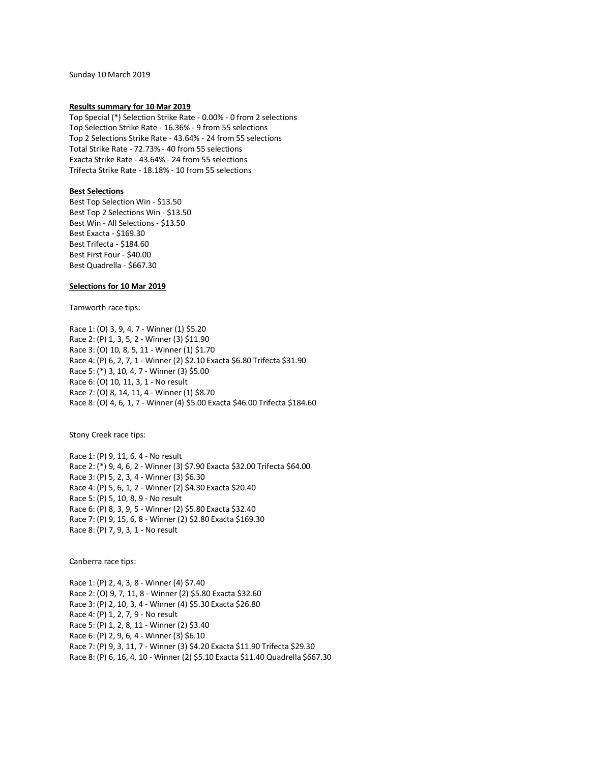Sunday 10 March 2019

**Results summary for 10 Mar 2019**

Top Special (*) Selection Strike Rate - 0.00% - 0 from 2 selections
Top Selection Strike Rate - 16.36% - 9 from 55 selections
Top 2 Selections Strike Rate - 43.64% - 24 from 55 selections
Total Strike Rate - 72.73% - 40 from 55 selections
Exacta Strike Rate - 43.64% - 24 from 55 selections
Trifecta Strike Rate - 18.18% - 10 from 55 selections

**Best Selections**

Best Top Selection Win - $13.50
Best Top 2 Selections Win - $13.50
Best Win - All Selections - $13.50
Best Exacta - $169.30
Best Trifecta - $184.60
Best First Four - $40.00
Best Quadrella - $667.30

**Selections for 10 Mar 2019**

Tamworth race tips:

Race 1: (O) 3, 9, 4, 7 - Winner (1) $5.20
Race 2: (P) 1, 3, 5, 2 - Winner (3) $11.90
Race 3: (O) 10, 8, 5, 11 - Winner (1) $1.70
Race 4: (P) 6, 2, 7, 1 - Winner (2) $2.10 Exacta $6.80 Trifecta $31.90
Race 5: (*) 3, 10, 4, 7 - Winner (3) $5.00
Race 6: (O) 10, 11, 3, 1 - No result
Race 7: (O) 8, 14, 11, 4 - Winner (1) $8.70
Race 8: (O) 4, 6, 1, 7 - Winner (4) $5.00 Exacta $46.00 Trifecta $184.60

Stony Creek race tips:

Race 1: (P) 9, 11, 6, 4 - No result
Race 2: (*) 9, 4, 6, 2 - Winner (3) $7.90 Exacta $32.00 Trifecta $64.00
Race 3: (P) 5, 2, 3, 4 - Winner (3) $6.30
Race 4: (P) 5, 6, 1, 2 - Winner (2) $4.30 Exacta $20.40
Race 5: (P) 5, 10, 8, 9 - No result
Race 6: (P) 8, 3, 9, 5 - Winner (2) $5.80 Exacta $32.40
Race 7: (P) 9, 15, 6, 8 - Winner (2) $2.80 Exacta $169.30
Race 8: (P) 7, 9, 3, 1 - No result

Canberra race tips:

Race 1: (P) 2, 4, 3, 8 - Winner (4) $7.40
Race 2: (O) 9, 7, 11, 8 - Winner (2) $5.80 Exacta $32.60
Race 3: (P) 2, 10, 3, 4 - Winner (4) $5.30 Exacta $26.80
Race 4: (P) 1, 2, 7, 9 - No result
Race 5: (P) 1, 2, 8, 11 - Winner (2) $3.40
Race 6: (P) 2, 9, 6, 4 - Winner (3) $6.10
Race 7: (P) 9, 3, 11, 7 - Winner (3) $4.20 Exacta $11.90 Trifecta $29.30
Race 8: (P) 6, 16, 4, 10 - Winner (2) $5.10 Exacta $11.40 Quadrella $667.30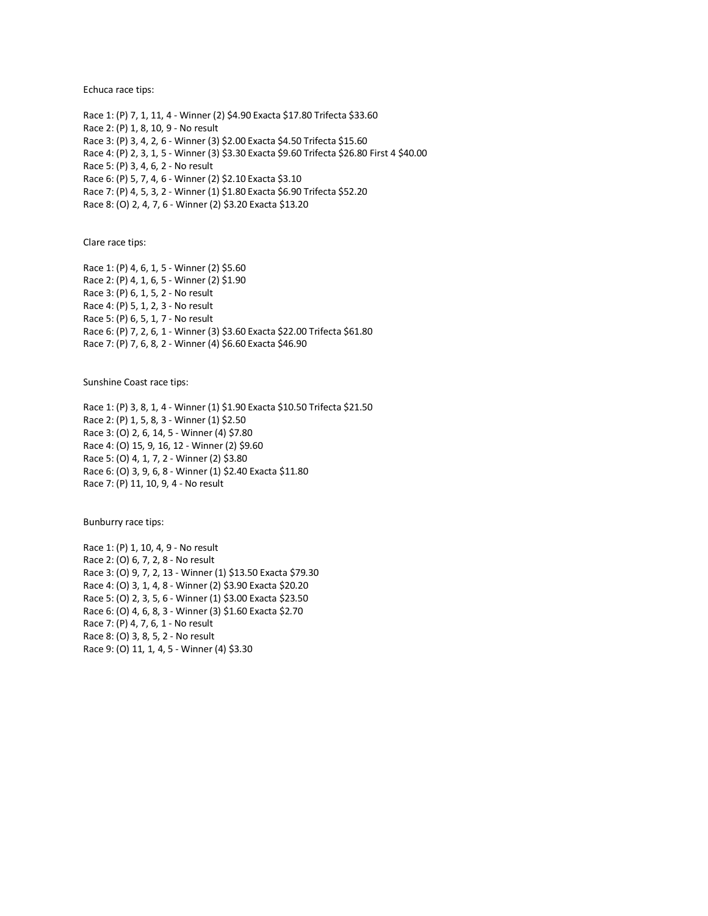Echuca race tips:

Race 1: (P) 7, 1, 11, 4 - Winner (2) $4.90 Exacta $17.80 Trifecta $33.60
Race 2: (P) 1, 8, 10, 9 - No result
Race 3: (P) 3, 4, 2, 6 - Winner (3) $2.00 Exacta $4.50 Trifecta $15.60
Race 4: (P) 2, 3, 1, 5 - Winner (3) $3.30 Exacta $9.60 Trifecta $26.80 First 4 $40.00
Race 5: (P) 3, 4, 6, 2 - No result
Race 6: (P) 5, 7, 4, 6 - Winner (2) $2.10 Exacta $3.10
Race 7: (P) 4, 5, 3, 2 - Winner (1) $1.80 Exacta $6.90 Trifecta $52.20
Race 8: (O) 2, 4, 7, 6 - Winner (2) $3.20 Exacta $13.20

Clare race tips:

Race 1: (P) 4, 6, 1, 5 - Winner (2) $5.60
Race 2: (P) 4, 1, 6, 5 - Winner (2) $1.90
Race 3: (P) 6, 1, 5, 2 - No result
Race 4: (P) 5, 1, 2, 3 - No result
Race 5: (P) 6, 5, 1, 7 - No result
Race 6: (P) 7, 2, 6, 1 - Winner (3) $3.60 Exacta $22.00 Trifecta $61.80
Race 7: (P) 7, 6, 8, 2 - Winner (4) $6.60 Exacta $46.90

Sunshine Coast race tips:

Race 1: (P) 3, 8, 1, 4 - Winner (1) $1.90 Exacta $10.50 Trifecta $21.50
Race 2: (P) 1, 5, 8, 3 - Winner (1) $2.50
Race 3: (O) 2, 6, 14, 5 - Winner (4) $7.80
Race 4: (O) 15, 9, 16, 12 - Winner (2) $9.60
Race 5: (O) 4, 1, 7, 2 - Winner (2) $3.80
Race 6: (O) 3, 9, 6, 8 - Winner (1) $2.40 Exacta $11.80
Race 7: (P) 11, 10, 9, 4 - No result

Bunburry race tips:

Race 1: (P) 1, 10, 4, 9 - No result
Race 2: (O) 6, 7, 2, 8 - No result
Race 3: (O) 9, 7, 2, 13 - Winner (1) $13.50 Exacta $79.30
Race 4: (O) 3, 1, 4, 8 - Winner (2) $3.90 Exacta $20.20
Race 5: (O) 2, 3, 5, 6 - Winner (1) $3.00 Exacta $23.50
Race 6: (O) 4, 6, 8, 3 - Winner (3) $1.60 Exacta $2.70
Race 7: (P) 4, 7, 6, 1 - No result
Race 8: (O) 3, 8, 5, 2 - No result
Race 9: (O) 11, 1, 4, 5 - Winner (4) $3.30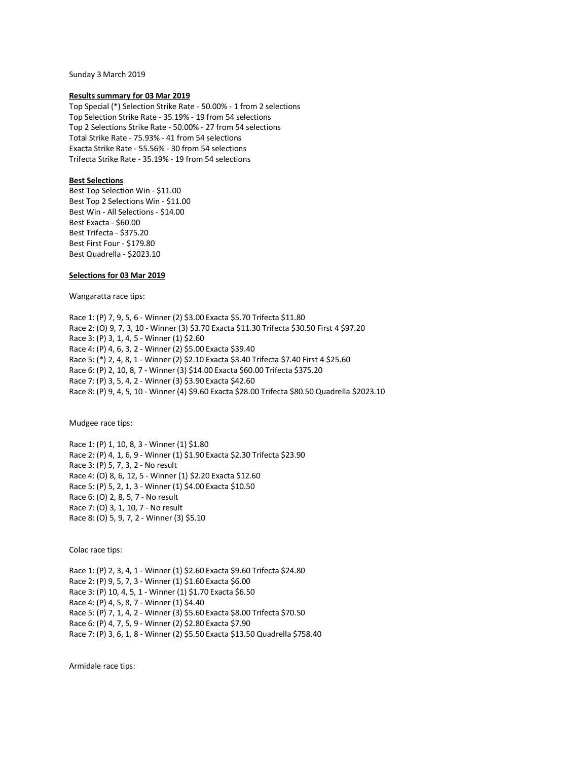Sunday 3 March 2019

**Results summary for 03 Mar 2019**

Top Special (*) Selection Strike Rate - 50.00% - 1 from 2 selections
Top Selection Strike Rate - 35.19% - 19 from 54 selections
Top 2 Selections Strike Rate - 50.00% - 27 from 54 selections
Total Strike Rate - 75.93% - 41 from 54 selections
Exacta Strike Rate - 55.56% - 30 from 54 selections
Trifecta Strike Rate - 35.19% - 19 from 54 selections

**Best Selections**

Best Top Selection Win - $11.00
Best Top 2 Selections Win - $11.00
Best Win - All Selections - $14.00
Best Exacta - $60.00
Best Trifecta - $375.20
Best First Four - $179.80
Best Quadrella - $2023.10

**Selections for 03 Mar 2019**

Wangaratta race tips:

Race 1: (P) 7, 9, 5, 6 - Winner (2) $3.00 Exacta $5.70 Trifecta $11.80
Race 2: (O) 9, 7, 3, 10 - Winner (3) $3.70 Exacta $11.30 Trifecta $30.50 First 4 $97.20
Race 3: (P) 3, 1, 4, 5 - Winner (1) $2.60
Race 4: (P) 4, 6, 3, 2 - Winner (2) $5.00 Exacta $39.40
Race 5: (*) 2, 4, 8, 1 - Winner (2) $2.10 Exacta $3.40 Trifecta $7.40 First 4 $25.60
Race 6: (P) 2, 10, 8, 7 - Winner (3) $14.00 Exacta $60.00 Trifecta $375.20
Race 7: (P) 3, 5, 4, 2 - Winner (3) $3.90 Exacta $42.60
Race 8: (P) 9, 4, 5, 10 - Winner (4) $9.60 Exacta $28.00 Trifecta $80.50 Quadrella $2023.10

Mudgee race tips:

Race 1: (P) 1, 10, 8, 3 - Winner (1) $1.80
Race 2: (P) 4, 1, 6, 9 - Winner (1) $1.90 Exacta $2.30 Trifecta $23.90
Race 3: (P) 5, 7, 3, 2 - No result
Race 4: (O) 8, 6, 12, 5 - Winner (1) $2.20 Exacta $12.60
Race 5: (P) 5, 2, 1, 3 - Winner (1) $4.00 Exacta $10.50
Race 6: (O) 2, 8, 5, 7 - No result
Race 7: (O) 3, 1, 10, 7 - No result
Race 8: (O) 5, 9, 7, 2 - Winner (3) $5.10

Colac race tips:

Race 1: (P) 2, 3, 4, 1 - Winner (1) $2.60 Exacta $9.60 Trifecta $24.80
Race 2: (P) 9, 5, 7, 3 - Winner (1) $1.60 Exacta $6.00
Race 3: (P) 10, 4, 5, 1 - Winner (1) $1.70 Exacta $6.50
Race 4: (P) 4, 5, 8, 7 - Winner (1) $4.40
Race 5: (P) 7, 1, 4, 2 - Winner (3) $5.60 Exacta $8.00 Trifecta $70.50
Race 6: (P) 4, 7, 5, 9 - Winner (2) $2.80 Exacta $7.90
Race 7: (P) 3, 6, 1, 8 - Winner (2) $5.50 Exacta $13.50 Quadrella $758.40

Armidale race tips: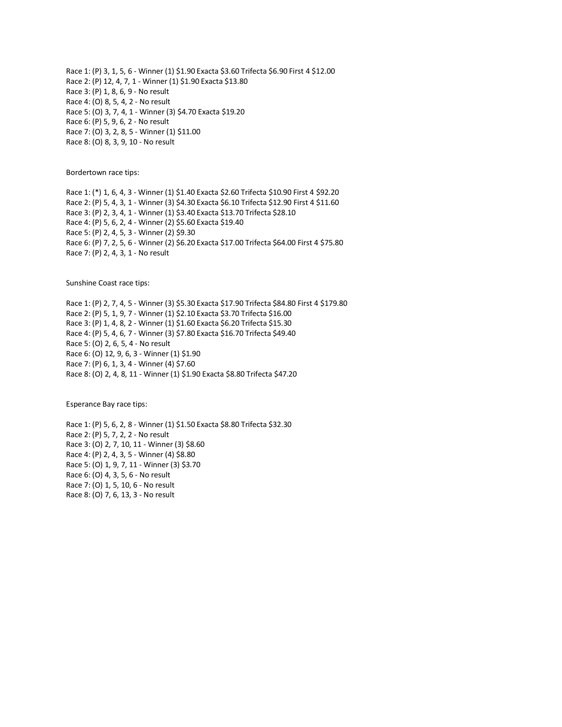Race 1: (P) 3, 1, 5, 6 - Winner (1) $1.90 Exacta $3.60 Trifecta $6.90 First 4 $12.00
Race 2: (P) 12, 4, 7, 1 - Winner (1) $1.90 Exacta $13.80
Race 3: (P) 1, 8, 6, 9 - No result
Race 4: (O) 8, 5, 4, 2 - No result
Race 5: (O) 3, 7, 4, 1 - Winner (3) $4.70 Exacta $19.20
Race 6: (P) 5, 9, 6, 2 - No result
Race 7: (O) 3, 2, 8, 5 - Winner (1) $11.00
Race 8: (O) 8, 3, 9, 10 - No result

Bordertown race tips:

Race 1: (*) 1, 6, 4, 3 - Winner (1) $1.40 Exacta $2.60 Trifecta $10.90 First 4 $92.20
Race 2: (P) 5, 4, 3, 1 - Winner (3) $4.30 Exacta $6.10 Trifecta $12.90 First 4 $11.60
Race 3: (P) 2, 3, 4, 1 - Winner (1) $3.40 Exacta $13.70 Trifecta $28.10
Race 4: (P) 5, 6, 2, 4 - Winner (2) $5.60 Exacta $19.40
Race 5: (P) 2, 4, 5, 3 - Winner (2) $9.30
Race 6: (P) 7, 2, 5, 6 - Winner (2) $6.20 Exacta $17.00 Trifecta $64.00 First 4 $75.80
Race 7: (P) 2, 4, 3, 1 - No result

Sunshine Coast race tips:

Race 1: (P) 2, 7, 4, 5 - Winner (3) $5.30 Exacta $17.90 Trifecta $84.80 First 4 $179.80
Race 2: (P) 5, 1, 9, 7 - Winner (1) $2.10 Exacta $3.70 Trifecta $16.00
Race 3: (P) 1, 4, 8, 2 - Winner (1) $1.60 Exacta $6.20 Trifecta $15.30
Race 4: (P) 5, 4, 6, 7 - Winner (3) $7.80 Exacta $16.70 Trifecta $49.40
Race 5: (O) 2, 6, 5, 4 - No result
Race 6: (O) 12, 9, 6, 3 - Winner (1) $1.90
Race 7: (P) 6, 1, 3, 4 - Winner (4) $7.60
Race 8: (O) 2, 4, 8, 11 - Winner (1) $1.90 Exacta $8.80 Trifecta $47.20

Esperance Bay race tips:

Race 1: (P) 5, 6, 2, 8 - Winner (1) $1.50 Exacta $8.80 Trifecta $32.30
Race 2: (P) 5, 7, 2, 2 - No result
Race 3: (O) 2, 7, 10, 11 - Winner (3) $8.60
Race 4: (P) 2, 4, 3, 5 - Winner (4) $8.80
Race 5: (O) 1, 9, 7, 11 - Winner (3) $3.70
Race 6: (O) 4, 3, 5, 6 - No result
Race 7: (O) 1, 5, 10, 6 - No result
Race 8: (O) 7, 6, 13, 3 - No result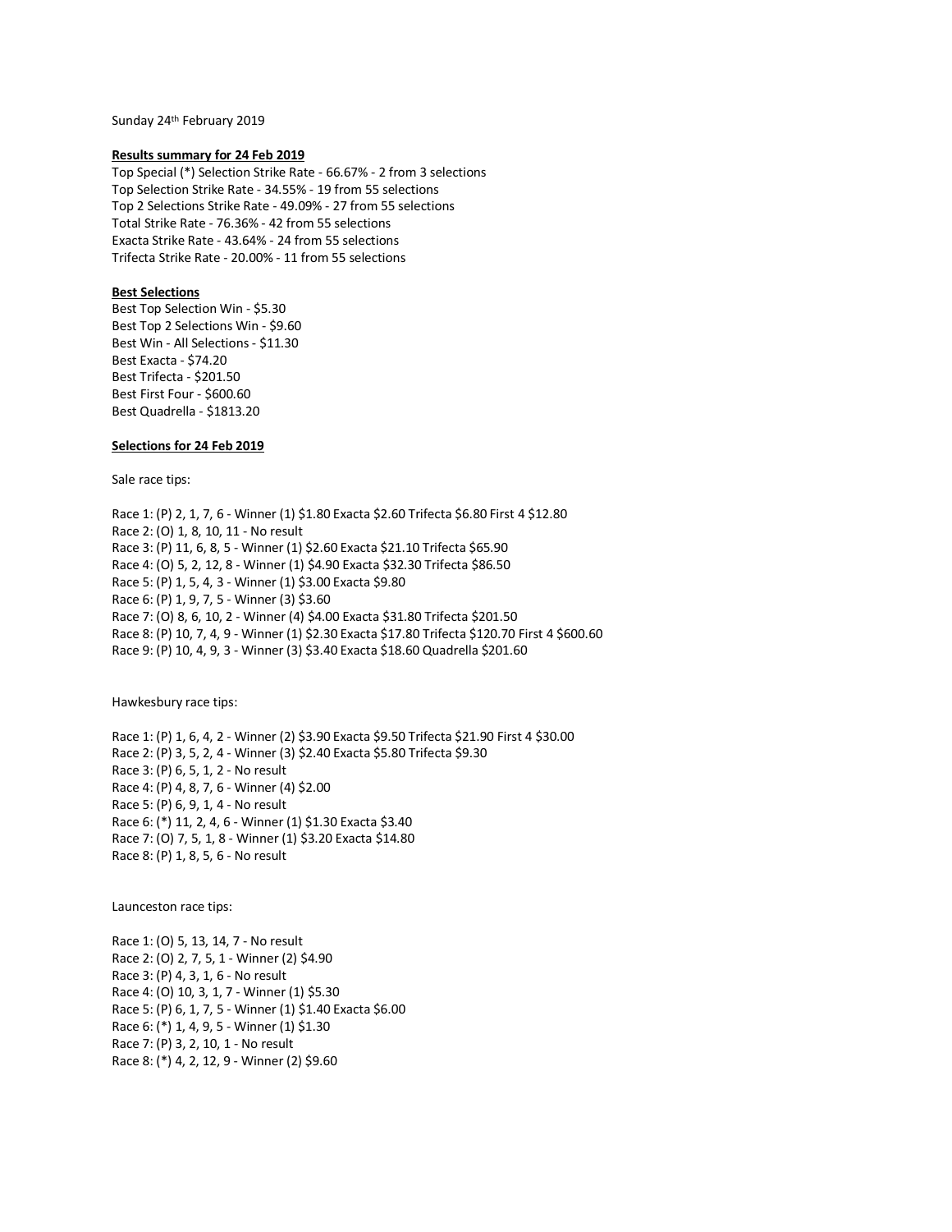Sunday 24th February 2019

**Results summary for 24 Feb 2019**

Top Special (*) Selection Strike Rate - 66.67% - 2 from 3 selections
Top Selection Strike Rate - 34.55% - 19 from 55 selections
Top 2 Selections Strike Rate - 49.09% - 27 from 55 selections
Total Strike Rate - 76.36% - 42 from 55 selections
Exacta Strike Rate - 43.64% - 24 from 55 selections
Trifecta Strike Rate - 20.00% - 11 from 55 selections

**Best Selections**

Best Top Selection Win - $5.30
Best Top 2 Selections Win - $9.60
Best Win - All Selections - $11.30
Best Exacta - $74.20
Best Trifecta - $201.50
Best First Four - $600.60
Best Quadrella - $1813.20

**Selections for 24 Feb 2019**

Sale race tips:

Race 1: (P) 2, 1, 7, 6 - Winner (1) $1.80 Exacta $2.60 Trifecta $6.80 First 4 $12.80
Race 2: (O) 1, 8, 10, 11 - No result
Race 3: (P) 11, 6, 8, 5 - Winner (1) $2.60 Exacta $21.10 Trifecta $65.90
Race 4: (O) 5, 2, 12, 8 - Winner (1) $4.90 Exacta $32.30 Trifecta $86.50
Race 5: (P) 1, 5, 4, 3 - Winner (1) $3.00 Exacta $9.80
Race 6: (P) 1, 9, 7, 5 - Winner (3) $3.60
Race 7: (O) 8, 6, 10, 2 - Winner (4) $4.00 Exacta $31.80 Trifecta $201.50
Race 8: (P) 10, 7, 4, 9 - Winner (1) $2.30 Exacta $17.80 Trifecta $120.70 First 4 $600.60
Race 9: (P) 10, 4, 9, 3 - Winner (3) $3.40 Exacta $18.60 Quadrella $201.60

Hawkesbury race tips:

Race 1: (P) 1, 6, 4, 2 - Winner (2) $3.90 Exacta $9.50 Trifecta $21.90 First 4 $30.00
Race 2: (P) 3, 5, 2, 4 - Winner (3) $2.40 Exacta $5.80 Trifecta $9.30
Race 3: (P) 6, 5, 1, 2 - No result
Race 4: (P) 4, 8, 7, 6 - Winner (4) $2.00
Race 5: (P) 6, 9, 1, 4 - No result
Race 6: (*) 11, 2, 4, 6 - Winner (1) $1.30 Exacta $3.40
Race 7: (O) 7, 5, 1, 8 - Winner (1) $3.20 Exacta $14.80
Race 8: (P) 1, 8, 5, 6 - No result

Launceston race tips:

Race 1: (O) 5, 13, 14, 7 - No result
Race 2: (O) 2, 7, 5, 1 - Winner (2) $4.90
Race 3: (P) 4, 3, 1, 6 - No result
Race 4: (O) 10, 3, 1, 7 - Winner (1) $5.30
Race 5: (P) 6, 1, 7, 5 - Winner (1) $1.40 Exacta $6.00
Race 6: (*) 1, 4, 9, 5 - Winner (1) $1.30
Race 7: (P) 3, 2, 10, 1 - No result
Race 8: (*) 4, 2, 12, 9 - Winner (2) $9.60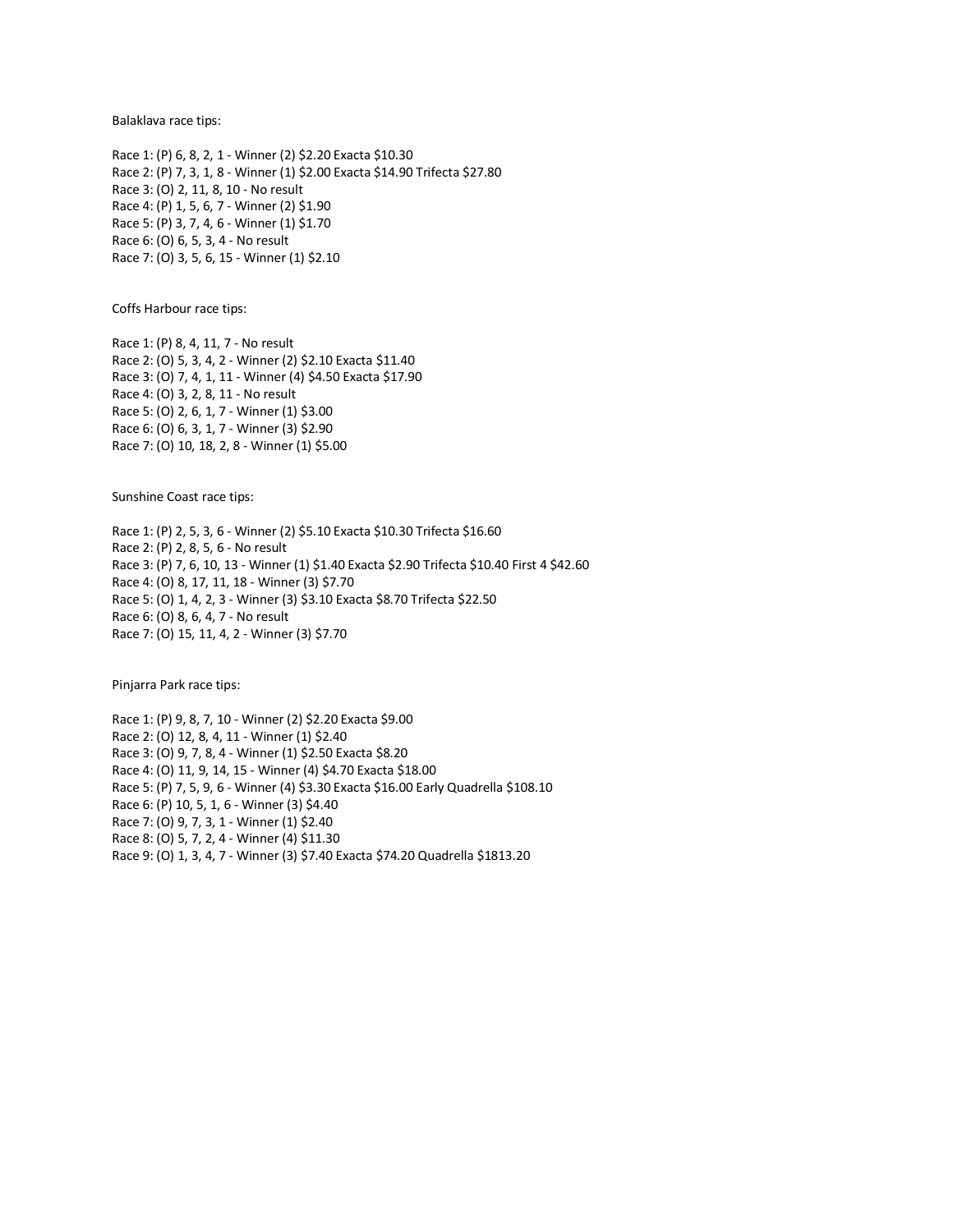Balaklava race tips:

Race 1: (P) 6, 8, 2, 1 - Winner (2) $2.20 Exacta $10.30
Race 2: (P) 7, 3, 1, 8 - Winner (1) $2.00 Exacta $14.90 Trifecta $27.80
Race 3: (O) 2, 11, 8, 10 - No result
Race 4: (P) 1, 5, 6, 7 - Winner (2) $1.90
Race 5: (P) 3, 7, 4, 6 - Winner (1) $1.70
Race 6: (O) 6, 5, 3, 4 - No result
Race 7: (O) 3, 5, 6, 15 - Winner (1) $2.10

Coffs Harbour race tips:

Race 1: (P) 8, 4, 11, 7 - No result
Race 2: (O) 5, 3, 4, 2 - Winner (2) $2.10 Exacta $11.40
Race 3: (O) 7, 4, 1, 11 - Winner (4) $4.50 Exacta $17.90
Race 4: (O) 3, 2, 8, 11 - No result
Race 5: (O) 2, 6, 1, 7 - Winner (1) $3.00
Race 6: (O) 6, 3, 1, 7 - Winner (3) $2.90
Race 7: (O) 10, 18, 2, 8 - Winner (1) $5.00

Sunshine Coast race tips:

Race 1: (P) 2, 5, 3, 6 - Winner (2) $5.10 Exacta $10.30 Trifecta $16.60
Race 2: (P) 2, 8, 5, 6 - No result
Race 3: (P) 7, 6, 10, 13 - Winner (1) $1.40 Exacta $2.90 Trifecta $10.40 First 4 $42.60
Race 4: (O) 8, 17, 11, 18 - Winner (3) $7.70
Race 5: (O) 1, 4, 2, 3 - Winner (3) $3.10 Exacta $8.70 Trifecta $22.50
Race 6: (O) 8, 6, 4, 7 - No result
Race 7: (O) 15, 11, 4, 2 - Winner (3) $7.70

Pinjarra Park race tips:

Race 1: (P) 9, 8, 7, 10 - Winner (2) $2.20 Exacta $9.00
Race 2: (O) 12, 8, 4, 11 - Winner (1) $2.40
Race 3: (O) 9, 7, 8, 4 - Winner (1) $2.50 Exacta $8.20
Race 4: (O) 11, 9, 14, 15 - Winner (4) $4.70 Exacta $18.00
Race 5: (P) 7, 5, 9, 6 - Winner (4) $3.30 Exacta $16.00 Early Quadrella $108.10
Race 6: (P) 10, 5, 1, 6 - Winner (3) $4.40
Race 7: (O) 9, 7, 3, 1 - Winner (1) $2.40
Race 8: (O) 5, 7, 2, 4 - Winner (4) $11.30
Race 9: (O) 1, 3, 4, 7 - Winner (3) $7.40 Exacta $74.20 Quadrella $1813.20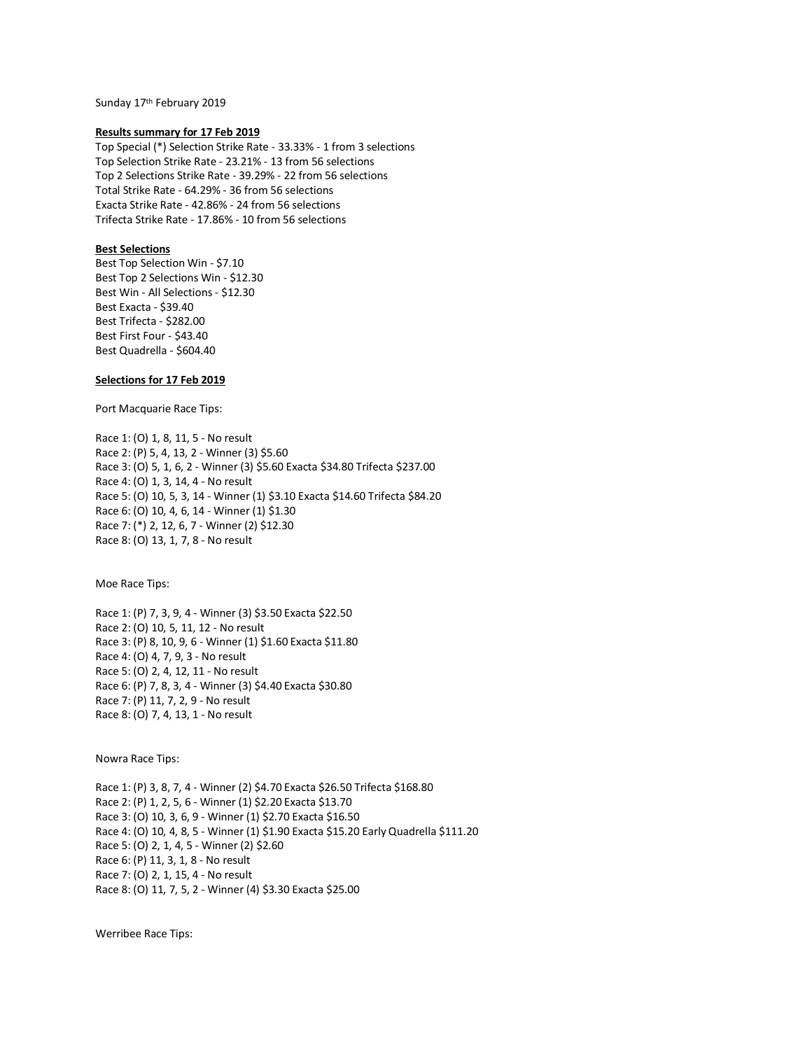Sunday 17th February 2019

**Results summary for 17 Feb 2019**

Top Special (*) Selection Strike Rate - 33.33% - 1 from 3 selections
Top Selection Strike Rate - 23.21% - 13 from 56 selections
Top 2 Selections Strike Rate - 39.29% - 22 from 56 selections
Total Strike Rate - 64.29% - 36 from 56 selections
Exacta Strike Rate - 42.86% - 24 from 56 selections
Trifecta Strike Rate - 17.86% - 10 from 56 selections

**Best Selections**

Best Top Selection Win - $7.10
Best Top 2 Selections Win - $12.30
Best Win - All Selections - $12.30
Best Exacta - $39.40
Best Trifecta - $282.00
Best First Four - $43.40
Best Quadrella - $604.40

**Selections for 17 Feb 2019**

Port Macquarie Race Tips:

Race 1: (O) 1, 8, 11, 5 - No result
Race 2: (P) 5, 4, 13, 2 - Winner (3) $5.60
Race 3: (O) 5, 1, 6, 2 - Winner (3) $5.60 Exacta $34.80 Trifecta $237.00
Race 4: (O) 1, 3, 14, 4 - No result
Race 5: (O) 10, 5, 3, 14 - Winner (1) $3.10 Exacta $14.60 Trifecta $84.20
Race 6: (O) 10, 4, 6, 14 - Winner (1) $1.30
Race 7: (*) 2, 12, 6, 7 - Winner (2) $12.30
Race 8: (O) 13, 1, 7, 8 - No result

Moe Race Tips:

Race 1: (P) 7, 3, 9, 4 - Winner (3) $3.50 Exacta $22.50
Race 2: (O) 10, 5, 11, 12 - No result
Race 3: (P) 8, 10, 9, 6 - Winner (1) $1.60 Exacta $11.80
Race 4: (O) 4, 7, 9, 3 - No result
Race 5: (O) 2, 4, 12, 11 - No result
Race 6: (P) 7, 8, 3, 4 - Winner (3) $4.40 Exacta $30.80
Race 7: (P) 11, 7, 2, 9 - No result
Race 8: (O) 7, 4, 13, 1 - No result

Nowra Race Tips:

Race 1: (P) 3, 8, 7, 4 - Winner (2) $4.70 Exacta $26.50 Trifecta $168.80
Race 2: (P) 1, 2, 5, 6 - Winner (1) $2.20 Exacta $13.70
Race 3: (O) 10, 3, 6, 9 - Winner (1) $2.70 Exacta $16.50
Race 4: (O) 10, 4, 8, 5 - Winner (1) $1.90 Exacta $15.20 Early Quadrella $111.20
Race 5: (O) 2, 1, 4, 5 - Winner (2) $2.60
Race 6: (P) 11, 3, 1, 8 - No result
Race 7: (O) 2, 1, 15, 4 - No result
Race 8: (O) 11, 7, 5, 2 - Winner (4) $3.30 Exacta $25.00

Werribee Race Tips: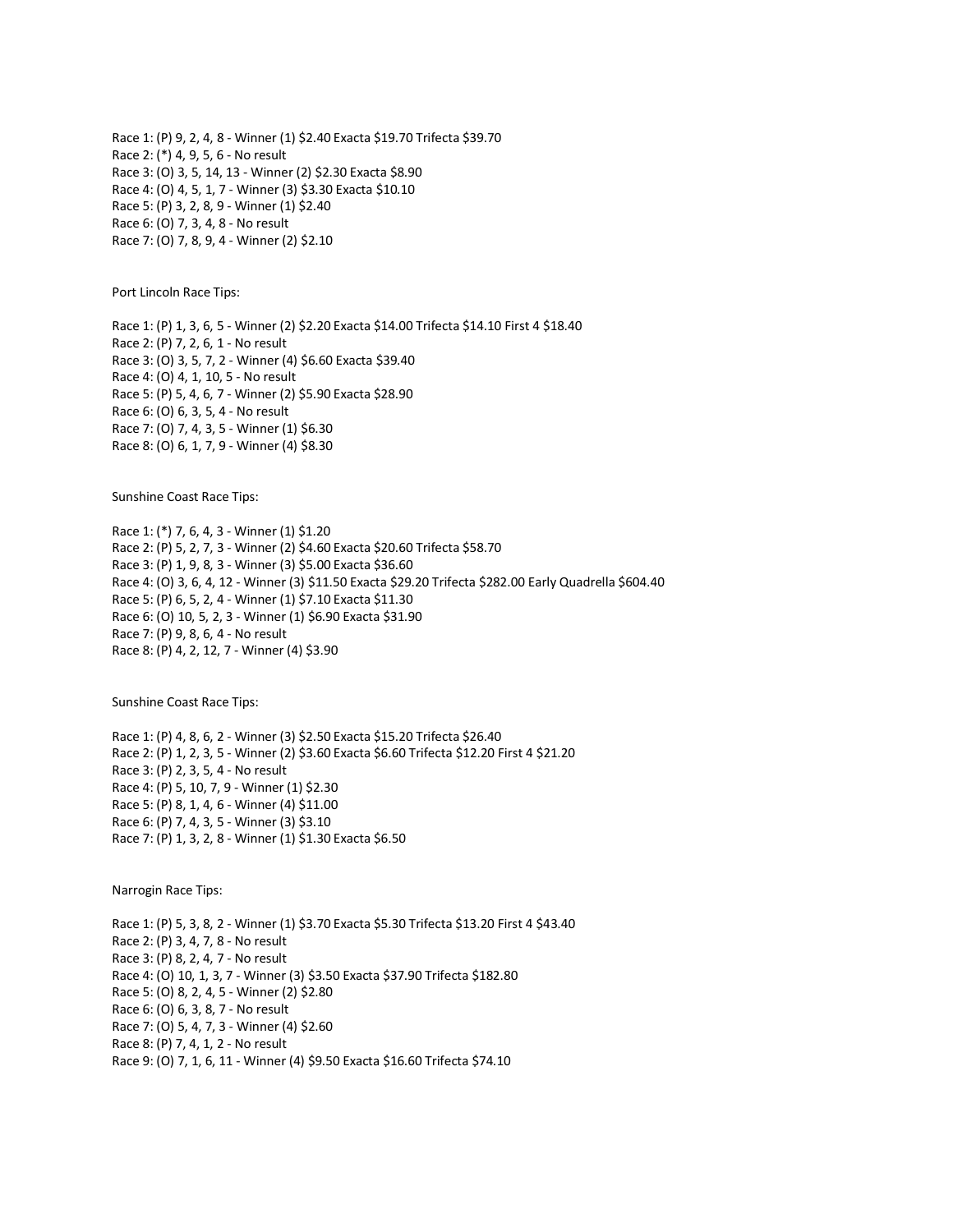Race 1: (P) 9, 2, 4, 8 - Winner (1) $2.40 Exacta $19.70 Trifecta $39.70
Race 2: (*) 4, 9, 5, 6 - No result
Race 3: (O) 3, 5, 14, 13 - Winner (2) $2.30 Exacta $8.90
Race 4: (O) 4, 5, 1, 7 - Winner (3) $3.30 Exacta $10.10
Race 5: (P) 3, 2, 8, 9 - Winner (1) $2.40
Race 6: (O) 7, 3, 4, 8 - No result
Race 7: (O) 7, 8, 9, 4 - Winner (2) $2.10

Port Lincoln Race Tips:

Race 1: (P) 1, 3, 6, 5 - Winner (2) $2.20 Exacta $14.00 Trifecta $14.10 First 4 $18.40
Race 2: (P) 7, 2, 6, 1 - No result
Race 3: (O) 3, 5, 7, 2 - Winner (4) $6.60 Exacta $39.40
Race 4: (O) 4, 1, 10, 5 - No result
Race 5: (P) 5, 4, 6, 7 - Winner (2) $5.90 Exacta $28.90
Race 6: (O) 6, 3, 5, 4 - No result
Race 7: (O) 7, 4, 3, 5 - Winner (1) $6.30
Race 8: (O) 6, 1, 7, 9 - Winner (4) $8.30

Sunshine Coast Race Tips:

Race 1: (*) 7, 6, 4, 3 - Winner (1) $1.20
Race 2: (P) 5, 2, 7, 3 - Winner (2) $4.60 Exacta $20.60 Trifecta $58.70
Race 3: (P) 1, 9, 8, 3 - Winner (3) $5.00 Exacta $36.60
Race 4: (O) 3, 6, 4, 12 - Winner (3) $11.50 Exacta $29.20 Trifecta $282.00 Early Quadrella $604.40
Race 5: (P) 6, 5, 2, 4 - Winner (1) $7.10 Exacta $11.30
Race 6: (O) 10, 5, 2, 3 - Winner (1) $6.90 Exacta $31.90
Race 7: (P) 9, 8, 6, 4 - No result
Race 8: (P) 4, 2, 12, 7 - Winner (4) $3.90

Sunshine Coast Race Tips:

Race 1: (P) 4, 8, 6, 2 - Winner (3) $2.50 Exacta $15.20 Trifecta $26.40
Race 2: (P) 1, 2, 3, 5 - Winner (2) $3.60 Exacta $6.60 Trifecta $12.20 First 4 $21.20
Race 3: (P) 2, 3, 5, 4 - No result
Race 4: (P) 5, 10, 7, 9 - Winner (1) $2.30
Race 5: (P) 8, 1, 4, 6 - Winner (4) $11.00
Race 6: (P) 7, 4, 3, 5 - Winner (3) $3.10
Race 7: (P) 1, 3, 2, 8 - Winner (1) $1.30 Exacta $6.50

Narrogin Race Tips:

Race 1: (P) 5, 3, 8, 2 - Winner (1) $3.70 Exacta $5.30 Trifecta $13.20 First 4 $43.40
Race 2: (P) 3, 4, 7, 8 - No result
Race 3: (P) 8, 2, 4, 7 - No result
Race 4: (O) 10, 1, 3, 7 - Winner (3) $3.50 Exacta $37.90 Trifecta $182.80
Race 5: (O) 8, 2, 4, 5 - Winner (2) $2.80
Race 6: (O) 6, 3, 8, 7 - No result
Race 7: (O) 5, 4, 7, 3 - Winner (4) $2.60
Race 8: (P) 7, 4, 1, 2 - No result
Race 9: (O) 7, 1, 6, 11 - Winner (4) $9.50 Exacta $16.60 Trifecta $74.10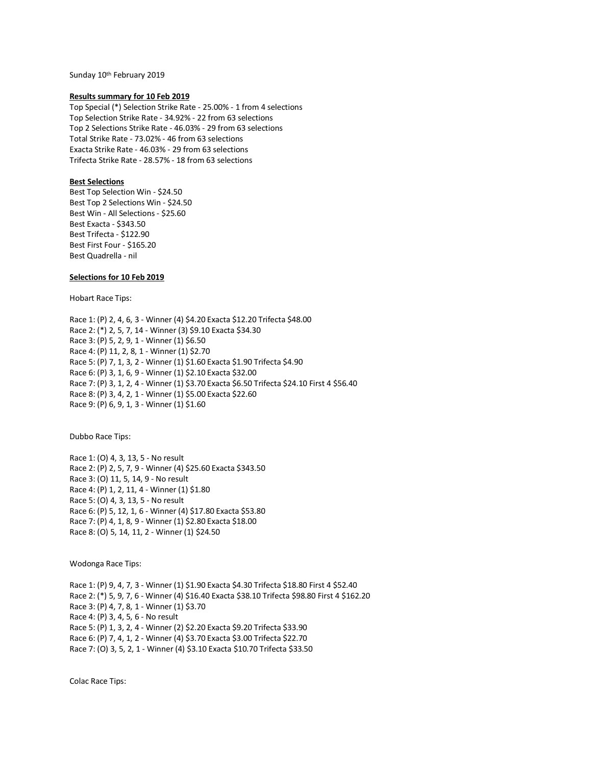Sunday 10th February 2019

**Results summary for 10 Feb 2019**

Top Special (*) Selection Strike Rate - 25.00% - 1 from 4 selections
Top Selection Strike Rate - 34.92% - 22 from 63 selections
Top 2 Selections Strike Rate - 46.03% - 29 from 63 selections
Total Strike Rate - 73.02% - 46 from 63 selections
Exacta Strike Rate - 46.03% - 29 from 63 selections
Trifecta Strike Rate - 28.57% - 18 from 63 selections

**Best Selections**

Best Top Selection Win - $24.50
Best Top 2 Selections Win - $24.50
Best Win - All Selections - $25.60
Best Exacta - $343.50
Best Trifecta - $122.90
Best First Four - $165.20
Best Quadrella - nil

**Selections for 10 Feb 2019**

Hobart Race Tips:

Race 1: (P) 2, 4, 6, 3 - Winner (4) $4.20 Exacta $12.20 Trifecta $48.00
Race 2: (*) 2, 5, 7, 14 - Winner (3) $9.10 Exacta $34.30
Race 3: (P) 5, 2, 9, 1 - Winner (1) $6.50
Race 4: (P) 11, 2, 8, 1 - Winner (1) $2.70
Race 5: (P) 7, 1, 3, 2 - Winner (1) $1.60 Exacta $1.90 Trifecta $4.90
Race 6: (P) 3, 1, 6, 9 - Winner (1) $2.10 Exacta $32.00
Race 7: (P) 3, 1, 2, 4 - Winner (1) $3.70 Exacta $6.50 Trifecta $24.10 First 4 $56.40
Race 8: (P) 3, 4, 2, 1 - Winner (1) $5.00 Exacta $22.60
Race 9: (P) 6, 9, 1, 3 - Winner (1) $1.60

Dubbo Race Tips:

Race 1: (O) 4, 3, 13, 5 - No result
Race 2: (P) 2, 5, 7, 9 - Winner (4) $25.60 Exacta $343.50
Race 3: (O) 11, 5, 14, 9 - No result
Race 4: (P) 1, 2, 11, 4 - Winner (1) $1.80
Race 5: (O) 4, 3, 13, 5 - No result
Race 6: (P) 5, 12, 1, 6 - Winner (4) $17.80 Exacta $53.80
Race 7: (P) 4, 1, 8, 9 - Winner (1) $2.80 Exacta $18.00
Race 8: (O) 5, 14, 11, 2 - Winner (1) $24.50

Wodonga Race Tips:

Race 1: (P) 9, 4, 7, 3 - Winner (1) $1.90 Exacta $4.30 Trifecta $18.80 First 4 $52.40
Race 2: (*) 5, 9, 7, 6 - Winner (4) $16.40 Exacta $38.10 Trifecta $98.80 First 4 $162.20
Race 3: (P) 4, 7, 8, 1 - Winner (1) $3.70
Race 4: (P) 3, 4, 5, 6 - No result
Race 5: (P) 1, 3, 2, 4 - Winner (2) $2.20 Exacta $9.20 Trifecta $33.90
Race 6: (P) 7, 4, 1, 2 - Winner (4) $3.70 Exacta $3.00 Trifecta $22.70
Race 7: (O) 3, 5, 2, 1 - Winner (4) $3.10 Exacta $10.70 Trifecta $33.50

Colac Race Tips: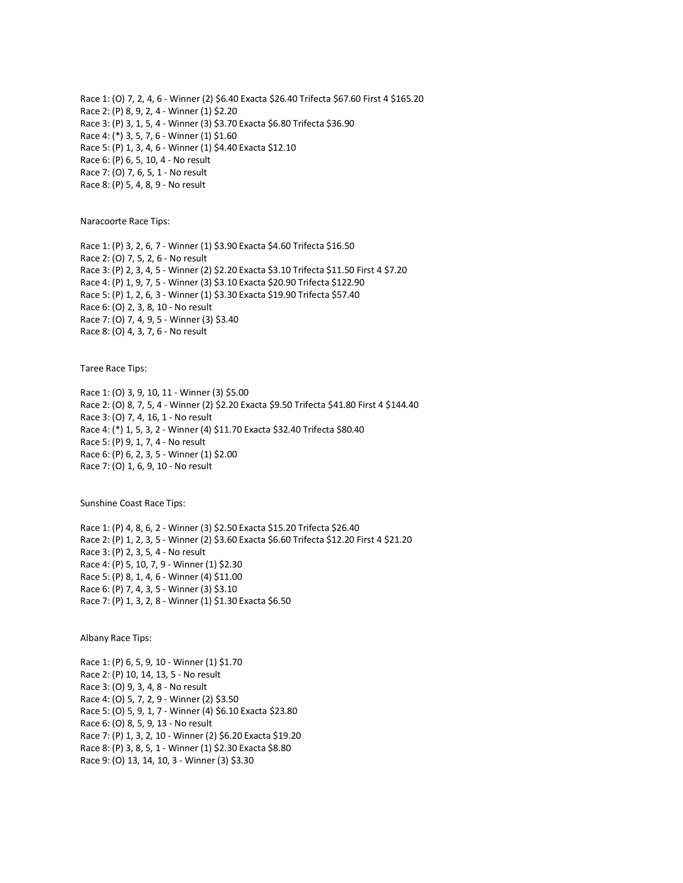Race 1: (O) 7, 2, 4, 6 - Winner (2) $6.40 Exacta $26.40 Trifecta $67.60 First 4 $165.20
Race 2: (P) 8, 9, 2, 4 - Winner (1) $2.20
Race 3: (P) 3, 1, 5, 4 - Winner (3) $3.70 Exacta $6.80 Trifecta $36.90
Race 4: (*) 3, 5, 7, 6 - Winner (1) $1.60
Race 5: (P) 1, 3, 4, 6 - Winner (1) $4.40 Exacta $12.10
Race 6: (P) 6, 5, 10, 4 - No result
Race 7: (O) 7, 6, 5, 1 - No result
Race 8: (P) 5, 4, 8, 9 - No result

Naracoorte Race Tips:

Race 1: (P) 3, 2, 6, 7 - Winner (1) $3.90 Exacta $4.60 Trifecta $16.50
Race 2: (O) 7, 5, 2, 6 - No result
Race 3: (P) 2, 3, 4, 5 - Winner (2) $2.20 Exacta $3.10 Trifecta $11.50 First 4 $7.20
Race 4: (P) 1, 9, 7, 5 - Winner (3) $3.10 Exacta $20.90 Trifecta $122.90
Race 5: (P) 1, 2, 6, 3 - Winner (1) $3.30 Exacta $19.90 Trifecta $57.40
Race 6: (O) 2, 3, 8, 10 - No result
Race 7: (O) 7, 4, 9, 5 - Winner (3) $3.40
Race 8: (O) 4, 3, 7, 6 - No result

Taree Race Tips:

Race 1: (O) 3, 9, 10, 11 - Winner (3) $5.00
Race 2: (O) 8, 7, 5, 4 - Winner (2) $2.20 Exacta $9.50 Trifecta $41.80 First 4 $144.40
Race 3: (O) 7, 4, 16, 1 - No result
Race 4: (*) 1, 5, 3, 2 - Winner (4) $11.70 Exacta $32.40 Trifecta $80.40
Race 5: (P) 9, 1, 7, 4 - No result
Race 6: (P) 6, 2, 3, 5 - Winner (1) $2.00
Race 7: (O) 1, 6, 9, 10 - No result

Sunshine Coast Race Tips:

Race 1: (P) 4, 8, 6, 2 - Winner (3) $2.50 Exacta $15.20 Trifecta $26.40
Race 2: (P) 1, 2, 3, 5 - Winner (2) $3.60 Exacta $6.60 Trifecta $12.20 First 4 $21.20
Race 3: (P) 2, 3, 5, 4 - No result
Race 4: (P) 5, 10, 7, 9 - Winner (1) $2.30
Race 5: (P) 8, 1, 4, 6 - Winner (4) $11.00
Race 6: (P) 7, 4, 3, 5 - Winner (3) $3.10
Race 7: (P) 1, 3, 2, 8 - Winner (1) $1.30 Exacta $6.50

Albany Race Tips:

Race 1: (P) 6, 5, 9, 10 - Winner (1) $1.70
Race 2: (P) 10, 14, 13, 5 - No result
Race 3: (O) 9, 3, 4, 8 - No result
Race 4: (O) 5, 7, 2, 9 - Winner (2) $3.50
Race 5: (O) 5, 9, 1, 7 - Winner (4) $6.10 Exacta $23.80
Race 6: (O) 8, 5, 9, 13 - No result
Race 7: (P) 1, 3, 2, 10 - Winner (2) $6.20 Exacta $19.20
Race 8: (P) 3, 8, 5, 1 - Winner (1) $2.30 Exacta $8.80
Race 9: (O) 13, 14, 10, 3 - Winner (3) $3.30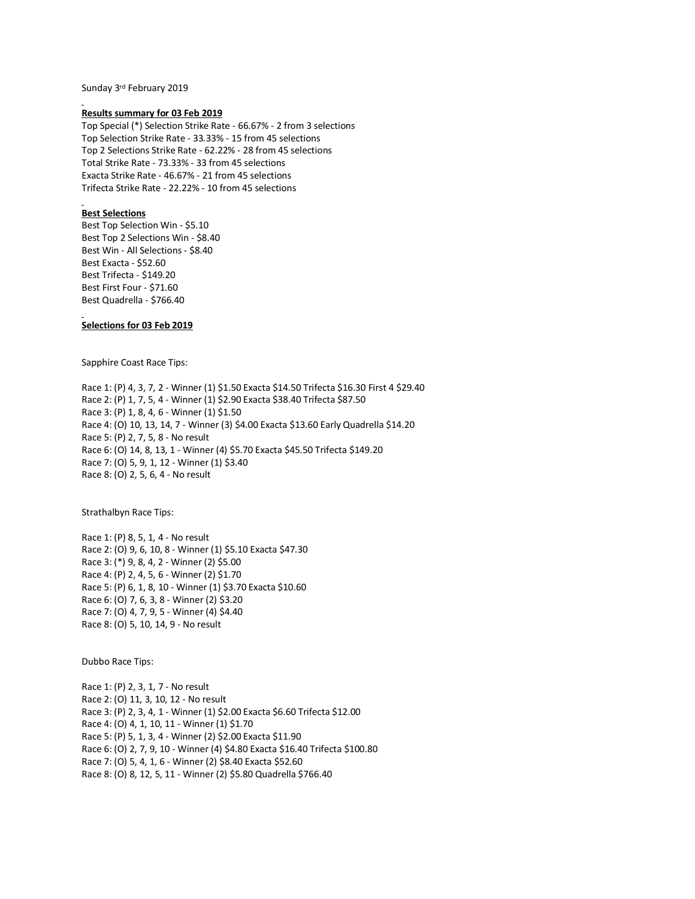Sunday 3rd February 2019

**Results summary for 03 Feb 2019**

Top Special (*) Selection Strike Rate - 66.67% - 2 from 3 selections
Top Selection Strike Rate - 33.33% - 15 from 45 selections
Top 2 Selections Strike Rate - 62.22% - 28 from 45 selections
Total Strike Rate - 73.33% - 33 from 45 selections
Exacta Strike Rate - 46.67% - 21 from 45 selections
Trifecta Strike Rate - 22.22% - 10 from 45 selections

**Best Selections**

Best Top Selection Win - $5.10
Best Top 2 Selections Win - $8.40
Best Win - All Selections - $8.40
Best Exacta - $52.60
Best Trifecta - $149.20
Best First Four - $71.60
Best Quadrella - $766.40

**Selections for 03 Feb 2019**

Sapphire Coast Race Tips:

Race 1: (P) 4, 3, 7, 2 - Winner (1) $1.50 Exacta $14.50 Trifecta $16.30 First 4 $29.40
Race 2: (P) 1, 7, 5, 4 - Winner (1) $2.90 Exacta $38.40 Trifecta $87.50
Race 3: (P) 1, 8, 4, 6 - Winner (1) $1.50
Race 4: (O) 10, 13, 14, 7 - Winner (3) $4.00 Exacta $13.60 Early Quadrella $14.20
Race 5: (P) 2, 7, 5, 8 - No result
Race 6: (O) 14, 8, 13, 1 - Winner (4) $5.70 Exacta $45.50 Trifecta $149.20
Race 7: (O) 5, 9, 1, 12 - Winner (1) $3.40
Race 8: (O) 2, 5, 6, 4 - No result

Strathalbyn Race Tips:

Race 1: (P) 8, 5, 1, 4 - No result
Race 2: (O) 9, 6, 10, 8 - Winner (1) $5.10 Exacta $47.30
Race 3: (*) 9, 8, 4, 2 - Winner (2) $5.00
Race 4: (P) 2, 4, 5, 6 - Winner (2) $1.70
Race 5: (P) 6, 1, 8, 10 - Winner (1) $3.70 Exacta $10.60
Race 6: (O) 7, 6, 3, 8 - Winner (2) $3.20
Race 7: (O) 4, 7, 9, 5 - Winner (4) $4.40
Race 8: (O) 5, 10, 14, 9 - No result

Dubbo Race Tips:

Race 1: (P) 2, 3, 1, 7 - No result
Race 2: (O) 11, 3, 10, 12 - No result
Race 3: (P) 2, 3, 4, 1 - Winner (1) $2.00 Exacta $6.60 Trifecta $12.00
Race 4: (O) 4, 1, 10, 11 - Winner (1) $1.70
Race 5: (P) 5, 1, 3, 4 - Winner (2) $2.00 Exacta $11.90
Race 6: (O) 2, 7, 9, 10 - Winner (4) $4.80 Exacta $16.40 Trifecta $100.80
Race 7: (O) 5, 4, 1, 6 - Winner (2) $8.40 Exacta $52.60
Race 8: (O) 8, 12, 5, 11 - Winner (2) $5.80 Quadrella $766.40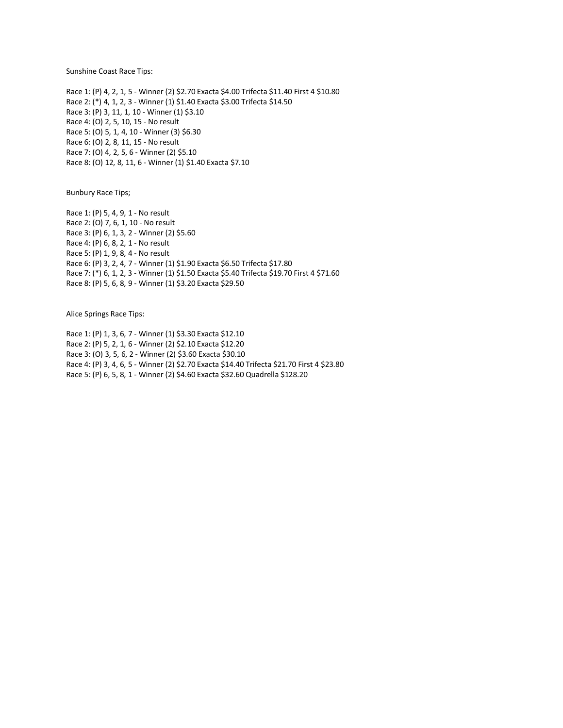Sunshine Coast Race Tips:

Race 1: (P) 4, 2, 1, 5 - Winner (2) $2.70 Exacta $4.00 Trifecta $11.40 First 4 $10.80
Race 2: (*) 4, 1, 2, 3 - Winner (1) $1.40 Exacta $3.00 Trifecta $14.50
Race 3: (P) 3, 11, 1, 10 - Winner (1) $3.10
Race 4: (O) 2, 5, 10, 15 - No result
Race 5: (O) 5, 1, 4, 10 - Winner (3) $6.30
Race 6: (O) 2, 8, 11, 15 - No result
Race 7: (O) 4, 2, 5, 6 - Winner (2) $5.10
Race 8: (O) 12, 8, 11, 6 - Winner (1) $1.40 Exacta $7.10

Bunbury Race Tips;

Race 1: (P) 5, 4, 9, 1 - No result
Race 2: (O) 7, 6, 1, 10 - No result
Race 3: (P) 6, 1, 3, 2 - Winner (2) $5.60
Race 4: (P) 6, 8, 2, 1 - No result
Race 5: (P) 1, 9, 8, 4 - No result
Race 6: (P) 3, 2, 4, 7 - Winner (1) $1.90 Exacta $6.50 Trifecta $17.80
Race 7: (*) 6, 1, 2, 3 - Winner (1) $1.50 Exacta $5.40 Trifecta $19.70 First 4 $71.60
Race 8: (P) 5, 6, 8, 9 - Winner (1) $3.20 Exacta $29.50

Alice Springs Race Tips:

Race 1: (P) 1, 3, 6, 7 - Winner (1) $3.30 Exacta $12.10
Race 2: (P) 5, 2, 1, 6 - Winner (2) $2.10 Exacta $12.20
Race 3: (O) 3, 5, 6, 2 - Winner (2) $3.60 Exacta $30.10
Race 4: (P) 3, 4, 6, 5 - Winner (2) $2.70 Exacta $14.40 Trifecta $21.70 First 4 $23.80
Race 5: (P) 6, 5, 8, 1 - Winner (2) $4.60 Exacta $32.60 Quadrella $128.20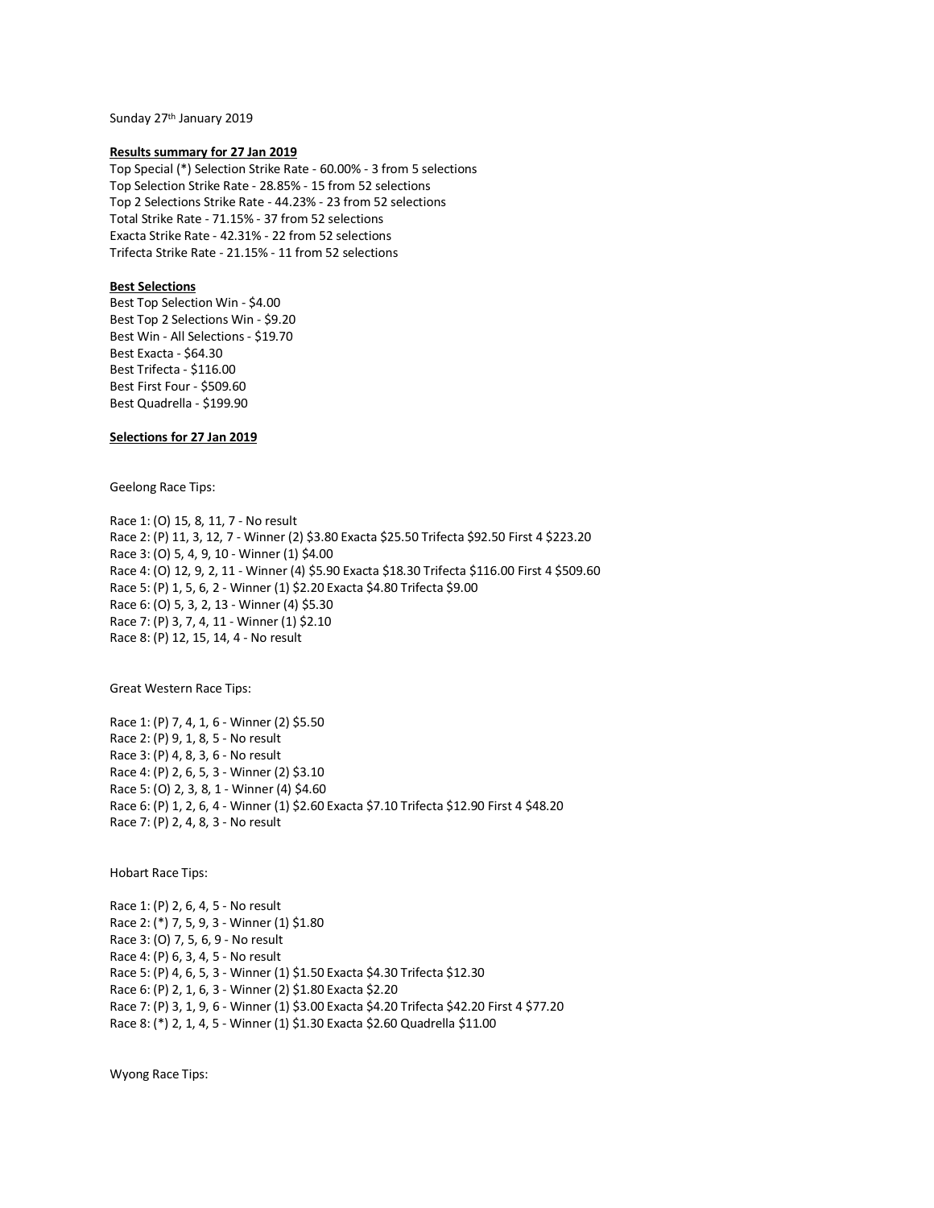Sunday 27th January 2019

**Results summary for 27 Jan 2019**

Top Special (*) Selection Strike Rate - 60.00% - 3 from 5 selections
Top Selection Strike Rate - 28.85% - 15 from 52 selections
Top 2 Selections Strike Rate - 44.23% - 23 from 52 selections
Total Strike Rate - 71.15% - 37 from 52 selections
Exacta Strike Rate - 42.31% - 22 from 52 selections
Trifecta Strike Rate - 21.15% - 11 from 52 selections

**Best Selections**

Best Top Selection Win - $4.00
Best Top 2 Selections Win - $9.20
Best Win - All Selections - $19.70
Best Exacta - $64.30
Best Trifecta - $116.00
Best First Four - $509.60
Best Quadrella - $199.90

**Selections for 27 Jan 2019**

Geelong Race Tips:

Race 1: (O) 15, 8, 11, 7 - No result
Race 2: (P) 11, 3, 12, 7 - Winner (2) $3.80 Exacta $25.50 Trifecta $92.50 First 4 $223.20
Race 3: (O) 5, 4, 9, 10 - Winner (1) $4.00
Race 4: (O) 12, 9, 2, 11 - Winner (4) $5.90 Exacta $18.30 Trifecta $116.00 First 4 $509.60
Race 5: (P) 1, 5, 6, 2 - Winner (1) $2.20 Exacta $4.80 Trifecta $9.00
Race 6: (O) 5, 3, 2, 13 - Winner (4) $5.30
Race 7: (P) 3, 7, 4, 11 - Winner (1) $2.10
Race 8: (P) 12, 15, 14, 4 - No result

Great Western Race Tips:

Race 1: (P) 7, 4, 1, 6 - Winner (2) $5.50
Race 2: (P) 9, 1, 8, 5 - No result
Race 3: (P) 4, 8, 3, 6 - No result
Race 4: (P) 2, 6, 5, 3 - Winner (2) $3.10
Race 5: (O) 2, 3, 8, 1 - Winner (4) $4.60
Race 6: (P) 1, 2, 6, 4 - Winner (1) $2.60 Exacta $7.10 Trifecta $12.90 First 4 $48.20
Race 7: (P) 2, 4, 8, 3 - No result

Hobart Race Tips:

Race 1: (P) 2, 6, 4, 5 - No result
Race 2: (*) 7, 5, 9, 3 - Winner (1) $1.80
Race 3: (O) 7, 5, 6, 9 - No result
Race 4: (P) 6, 3, 4, 5 - No result
Race 5: (P) 4, 6, 5, 3 - Winner (1) $1.50 Exacta $4.30 Trifecta $12.30
Race 6: (P) 2, 1, 6, 3 - Winner (2) $1.80 Exacta $2.20
Race 7: (P) 3, 1, 9, 6 - Winner (1) $3.00 Exacta $4.20 Trifecta $42.20 First 4 $77.20
Race 8: (*) 2, 1, 4, 5 - Winner (1) $1.30 Exacta $2.60 Quadrella $11.00

Wyong Race Tips: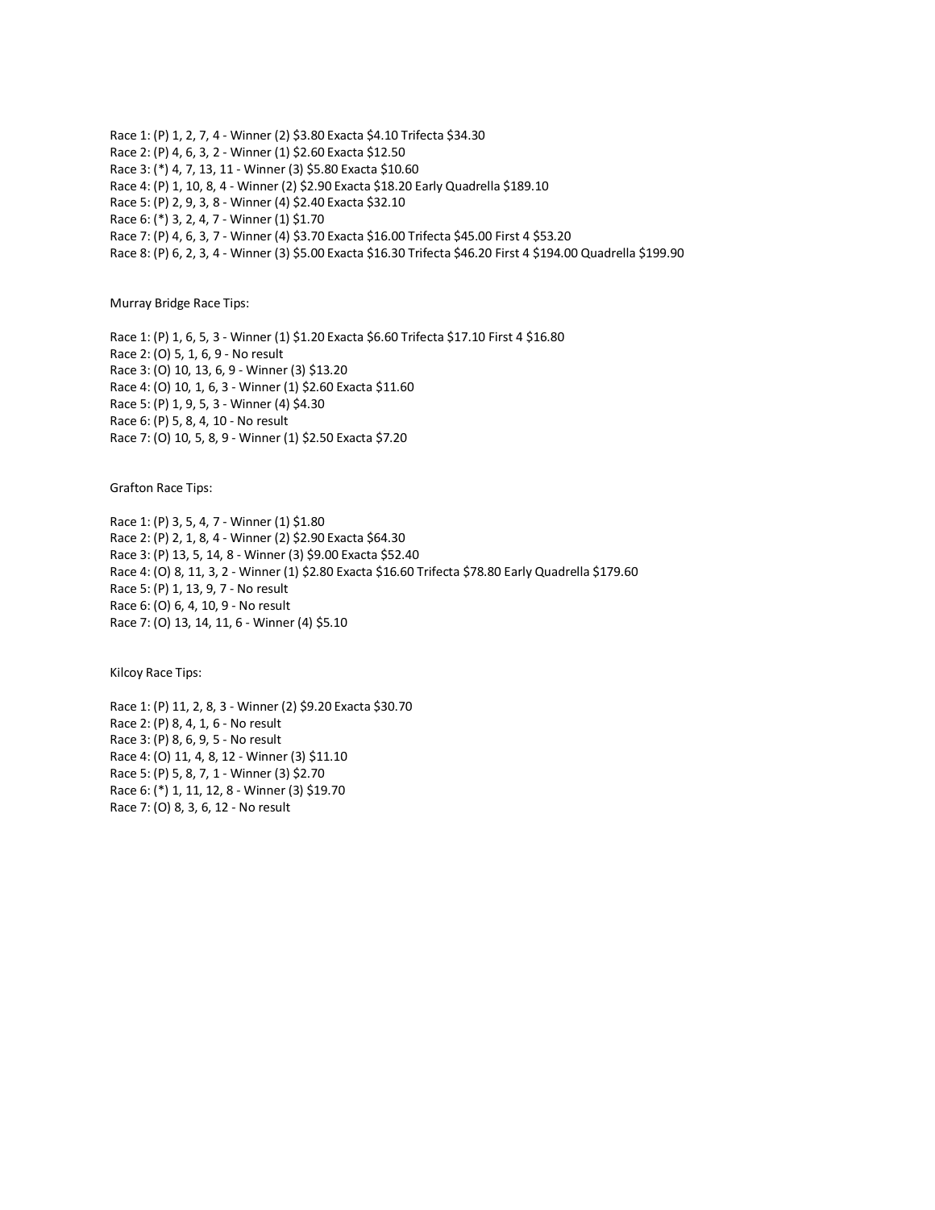Race 1: (P) 1, 2, 7, 4 - Winner (2) $3.80 Exacta $4.10 Trifecta $34.30
Race 2: (P) 4, 6, 3, 2 - Winner (1) $2.60 Exacta $12.50
Race 3: (*) 4, 7, 13, 11 - Winner (3) $5.80 Exacta $10.60
Race 4: (P) 1, 10, 8, 4 - Winner (2) $2.90 Exacta $18.20 Early Quadrella $189.10
Race 5: (P) 2, 9, 3, 8 - Winner (4) $2.40 Exacta $32.10
Race 6: (*) 3, 2, 4, 7 - Winner (1) $1.70
Race 7: (P) 4, 6, 3, 7 - Winner (4) $3.70 Exacta $16.00 Trifecta $45.00 First 4 $53.20
Race 8: (P) 6, 2, 3, 4 - Winner (3) $5.00 Exacta $16.30 Trifecta $46.20 First 4 $194.00 Quadrella $199.90

Murray Bridge Race Tips:

Race 1: (P) 1, 6, 5, 3 - Winner (1) $1.20 Exacta $6.60 Trifecta $17.10 First 4 $16.80
Race 2: (O) 5, 1, 6, 9 - No result
Race 3: (O) 10, 13, 6, 9 - Winner (3) $13.20
Race 4: (O) 10, 1, 6, 3 - Winner (1) $2.60 Exacta $11.60
Race 5: (P) 1, 9, 5, 3 - Winner (4) $4.30
Race 6: (P) 5, 8, 4, 10 - No result
Race 7: (O) 10, 5, 8, 9 - Winner (1) $2.50 Exacta $7.20

Grafton Race Tips:

Race 1: (P) 3, 5, 4, 7 - Winner (1) $1.80
Race 2: (P) 2, 1, 8, 4 - Winner (2) $2.90 Exacta $64.30
Race 3: (P) 13, 5, 14, 8 - Winner (3) $9.00 Exacta $52.40
Race 4: (O) 8, 11, 3, 2 - Winner (1) $2.80 Exacta $16.60 Trifecta $78.80 Early Quadrella $179.60
Race 5: (P) 1, 13, 9, 7 - No result
Race 6: (O) 6, 4, 10, 9 - No result
Race 7: (O) 13, 14, 11, 6 - Winner (4) $5.10

Kilcoy Race Tips:

Race 1: (P) 11, 2, 8, 3 - Winner (2) $9.20 Exacta $30.70
Race 2: (P) 8, 4, 1, 6 - No result
Race 3: (P) 8, 6, 9, 5 - No result
Race 4: (O) 11, 4, 8, 12 - Winner (3) $11.10
Race 5: (P) 5, 8, 7, 1 - Winner (3) $2.70
Race 6: (*) 1, 11, 12, 8 - Winner (3) $19.70
Race 7: (O) 8, 3, 6, 12 - No result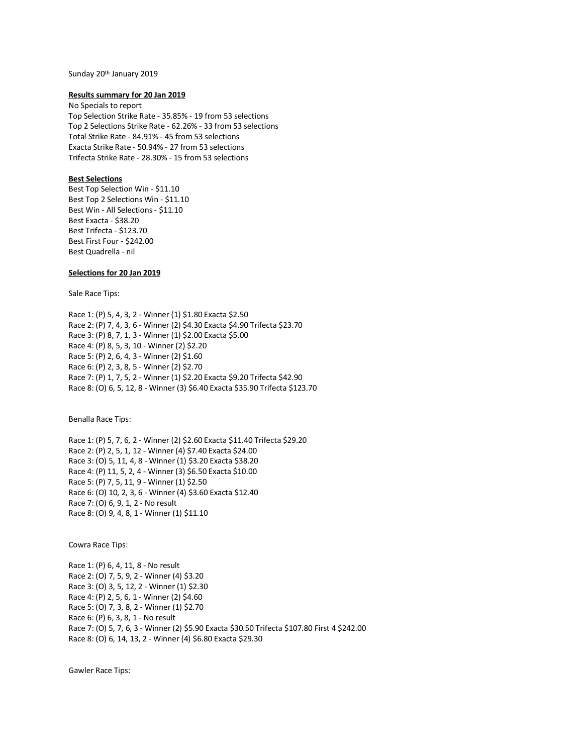Sunday 20th January 2019

**Results summary for 20 Jan 2019**

No Specials to report
Top Selection Strike Rate - 35.85% - 19 from 53 selections
Top 2 Selections Strike Rate - 62.26% - 33 from 53 selections
Total Strike Rate - 84.91% - 45 from 53 selections
Exacta Strike Rate - 50.94% - 27 from 53 selections
Trifecta Strike Rate - 28.30% - 15 from 53 selections

**Best Selections**

Best Top Selection Win - $11.10
Best Top 2 Selections Win - $11.10
Best Win - All Selections - $11.10
Best Exacta - $38.20
Best Trifecta - $123.70
Best First Four - $242.00
Best Quadrella - nil

**Selections for 20 Jan 2019**

Sale Race Tips:

Race 1: (P) 5, 4, 3, 2 - Winner (1) $1.80 Exacta $2.50
Race 2: (P) 7, 4, 3, 6 - Winner (2) $4.30 Exacta $4.90 Trifecta $23.70
Race 3: (P) 8, 7, 1, 3 - Winner (1) $2.00 Exacta $5.00
Race 4: (P) 8, 5, 3, 10 - Winner (2) $2.20
Race 5: (P) 2, 6, 4, 3 - Winner (2) $1.60
Race 6: (P) 2, 3, 8, 5 - Winner (2) $2.70
Race 7: (P) 1, 7, 5, 2 - Winner (1) $2.20 Exacta $9.20 Trifecta $42.90
Race 8: (O) 6, 5, 12, 8 - Winner (3) $6.40 Exacta $35.90 Trifecta $123.70

Benalla Race Tips:

Race 1: (P) 5, 7, 6, 2 - Winner (2) $2.60 Exacta $11.40 Trifecta $29.20
Race 2: (P) 2, 5, 1, 12 - Winner (4) $7.40 Exacta $24.00
Race 3: (O) 5, 11, 4, 8 - Winner (1) $3.20 Exacta $38.20
Race 4: (P) 11, 5, 2, 4 - Winner (3) $6.50 Exacta $10.00
Race 5: (P) 7, 5, 11, 9 - Winner (1) $2.50
Race 6: (O) 10, 2, 3, 6 - Winner (4) $3.60 Exacta $12.40
Race 7: (O) 6, 9, 1, 2 - No result
Race 8: (O) 9, 4, 8, 1 - Winner (1) $11.10

Cowra Race Tips:

Race 1: (P) 6, 4, 11, 8 - No result
Race 2: (O) 7, 5, 9, 2 - Winner (4) $3.20
Race 3: (O) 3, 5, 12, 2 - Winner (1) $2.30
Race 4: (P) 2, 5, 6, 1 - Winner (2) $4.60
Race 5: (O) 7, 3, 8, 2 - Winner (1) $2.70
Race 6: (P) 6, 3, 8, 1 - No result
Race 7: (O) 5, 7, 6, 3 - Winner (2) $5.90 Exacta $30.50 Trifecta $107.80 First 4 $242.00
Race 8: (O) 6, 14, 13, 2 - Winner (4) $6.80 Exacta $29.30

Gawler Race Tips: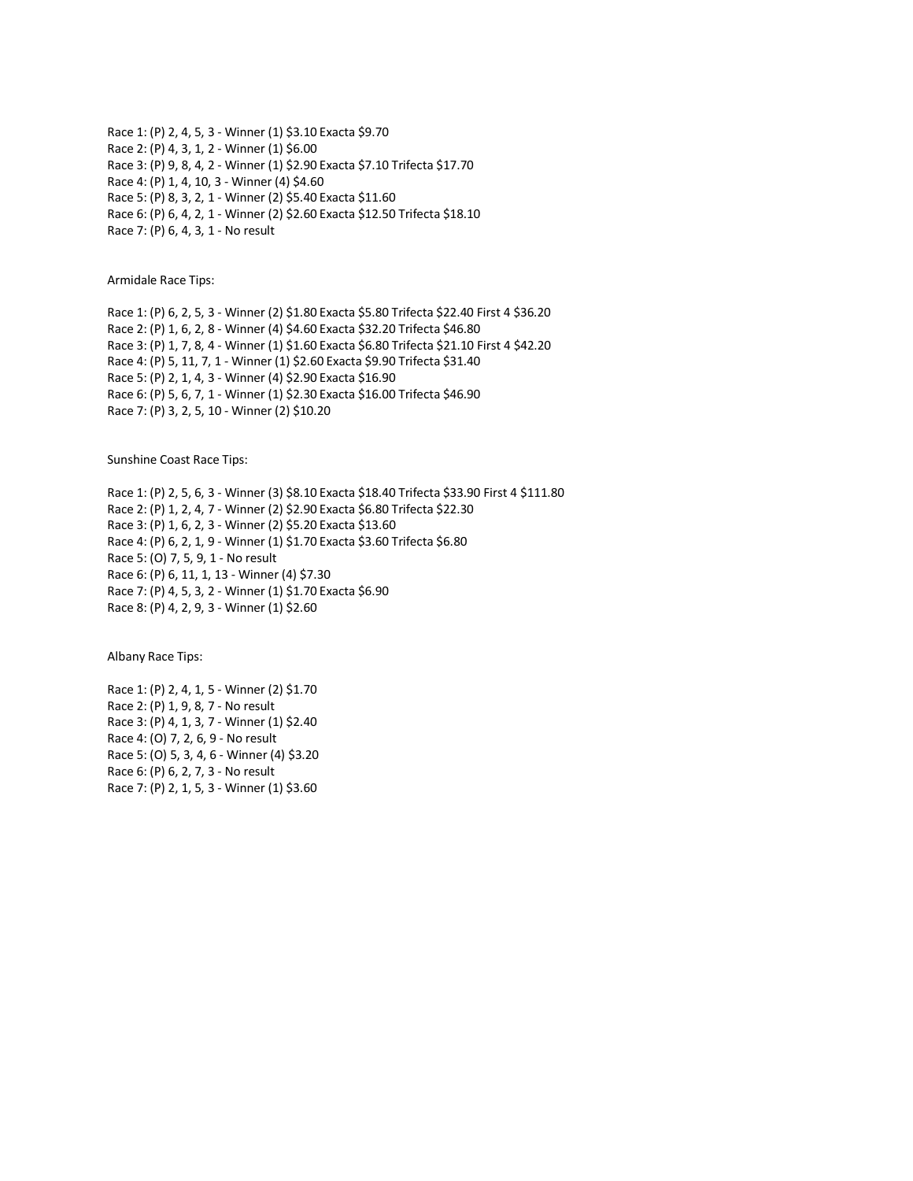Race 1: (P) 2, 4, 5, 3 - Winner (1) $3.10 Exacta $9.70
Race 2: (P) 4, 3, 1, 2 - Winner (1) $6.00
Race 3: (P) 9, 8, 4, 2 - Winner (1) $2.90 Exacta $7.10 Trifecta $17.70
Race 4: (P) 1, 4, 10, 3 - Winner (4) $4.60
Race 5: (P) 8, 3, 2, 1 - Winner (2) $5.40 Exacta $11.60
Race 6: (P) 6, 4, 2, 1 - Winner (2) $2.60 Exacta $12.50 Trifecta $18.10
Race 7: (P) 6, 4, 3, 1 - No result

Armidale Race Tips:

Race 1: (P) 6, 2, 5, 3 - Winner (2) $1.80 Exacta $5.80 Trifecta $22.40 First 4 $36.20
Race 2: (P) 1, 6, 2, 8 - Winner (4) $4.60 Exacta $32.20 Trifecta $46.80
Race 3: (P) 1, 7, 8, 4 - Winner (1) $1.60 Exacta $6.80 Trifecta $21.10 First 4 $42.20
Race 4: (P) 5, 11, 7, 1 - Winner (1) $2.60 Exacta $9.90 Trifecta $31.40
Race 5: (P) 2, 1, 4, 3 - Winner (4) $2.90 Exacta $16.90
Race 6: (P) 5, 6, 7, 1 - Winner (1) $2.30 Exacta $16.00 Trifecta $46.90
Race 7: (P) 3, 2, 5, 10 - Winner (2) $10.20

Sunshine Coast Race Tips:

Race 1: (P) 2, 5, 6, 3 - Winner (3) $8.10 Exacta $18.40 Trifecta $33.90 First 4 $111.80
Race 2: (P) 1, 2, 4, 7 - Winner (2) $2.90 Exacta $6.80 Trifecta $22.30
Race 3: (P) 1, 6, 2, 3 - Winner (2) $5.20 Exacta $13.60
Race 4: (P) 6, 2, 1, 9 - Winner (1) $1.70 Exacta $3.60 Trifecta $6.80
Race 5: (O) 7, 5, 9, 1 - No result
Race 6: (P) 6, 11, 1, 13 - Winner (4) $7.30
Race 7: (P) 4, 5, 3, 2 - Winner (1) $1.70 Exacta $6.90
Race 8: (P) 4, 2, 9, 3 - Winner (1) $2.60

Albany Race Tips:

Race 1: (P) 2, 4, 1, 5 - Winner (2) $1.70
Race 2: (P) 1, 9, 8, 7 - No result
Race 3: (P) 4, 1, 3, 7 - Winner (1) $2.40
Race 4: (O) 7, 2, 6, 9 - No result
Race 5: (O) 5, 3, 4, 6 - Winner (4) $3.20
Race 6: (P) 6, 2, 7, 3 - No result
Race 7: (P) 2, 1, 5, 3 - Winner (1) $3.60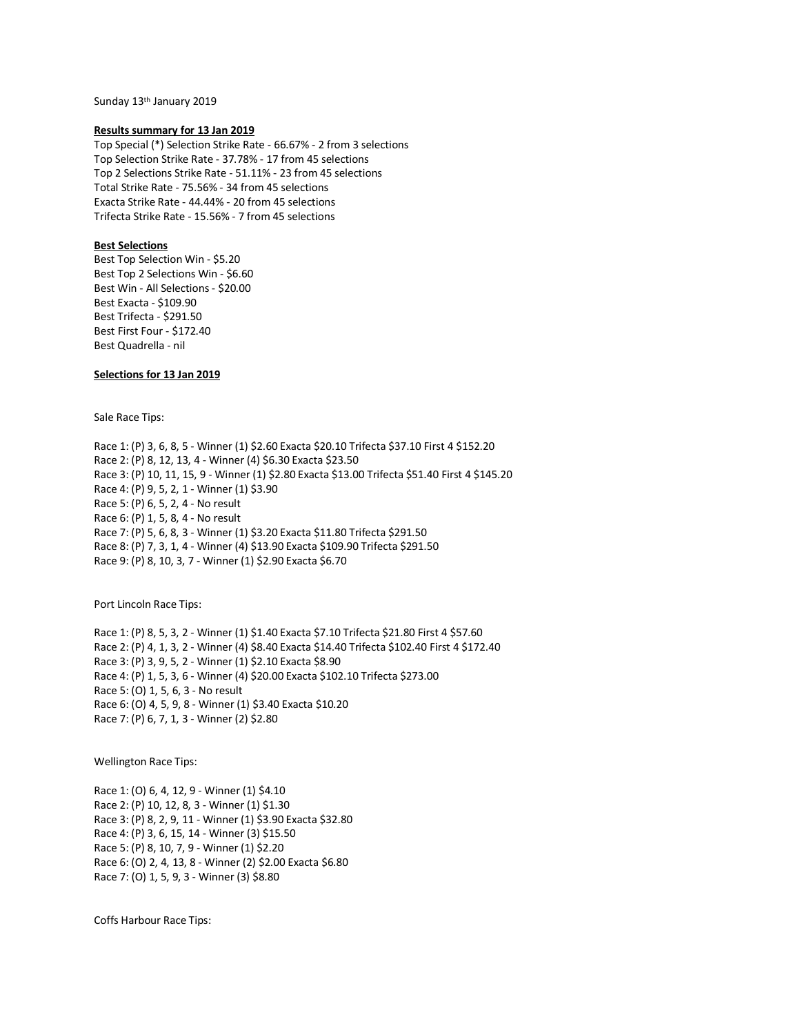Sunday 13th January 2019

**Results summary for 13 Jan 2019**

Top Special (*) Selection Strike Rate - 66.67% - 2 from 3 selections
Top Selection Strike Rate - 37.78% - 17 from 45 selections
Top 2 Selections Strike Rate - 51.11% - 23 from 45 selections
Total Strike Rate - 75.56% - 34 from 45 selections
Exacta Strike Rate - 44.44% - 20 from 45 selections
Trifecta Strike Rate - 15.56% - 7 from 45 selections

**Best Selections**

Best Top Selection Win - $5.20
Best Top 2 Selections Win - $6.60
Best Win - All Selections - $20.00
Best Exacta - $109.90
Best Trifecta - $291.50
Best First Four - $172.40
Best Quadrella - nil

**Selections for 13 Jan 2019**

Sale Race Tips:

Race 1: (P) 3, 6, 8, 5 - Winner (1) $2.60 Exacta $20.10 Trifecta $37.10 First 4 $152.20
Race 2: (P) 8, 12, 13, 4 - Winner (4) $6.30 Exacta $23.50
Race 3: (P) 10, 11, 15, 9 - Winner (1) $2.80 Exacta $13.00 Trifecta $51.40 First 4 $145.20
Race 4: (P) 9, 5, 2, 1 - Winner (1) $3.90
Race 5: (P) 6, 5, 2, 4 - No result
Race 6: (P) 1, 5, 8, 4 - No result
Race 7: (P) 5, 6, 8, 3 - Winner (1) $3.20 Exacta $11.80 Trifecta $291.50
Race 8: (P) 7, 3, 1, 4 - Winner (4) $13.90 Exacta $109.90 Trifecta $291.50
Race 9: (P) 8, 10, 3, 7 - Winner (1) $2.90 Exacta $6.70

Port Lincoln Race Tips:

Race 1: (P) 8, 5, 3, 2 - Winner (1) $1.40 Exacta $7.10 Trifecta $21.80 First 4 $57.60
Race 2: (P) 4, 1, 3, 2 - Winner (4) $8.40 Exacta $14.40 Trifecta $102.40 First 4 $172.40
Race 3: (P) 3, 9, 5, 2 - Winner (1) $2.10 Exacta $8.90
Race 4: (P) 1, 5, 3, 6 - Winner (4) $20.00 Exacta $102.10 Trifecta $273.00
Race 5: (O) 1, 5, 6, 3 - No result
Race 6: (O) 4, 5, 9, 8 - Winner (1) $3.40 Exacta $10.20
Race 7: (P) 6, 7, 1, 3 - Winner (2) $2.80

Wellington Race Tips:

Race 1: (O) 6, 4, 12, 9 - Winner (1) $4.10
Race 2: (P) 10, 12, 8, 3 - Winner (1) $1.30
Race 3: (P) 8, 2, 9, 11 - Winner (1) $3.90 Exacta $32.80
Race 4: (P) 3, 6, 15, 14 - Winner (3) $15.50
Race 5: (P) 8, 10, 7, 9 - Winner (1) $2.20
Race 6: (O) 2, 4, 13, 8 - Winner (2) $2.00 Exacta $6.80
Race 7: (O) 1, 5, 9, 3 - Winner (3) $8.80

Coffs Harbour Race Tips: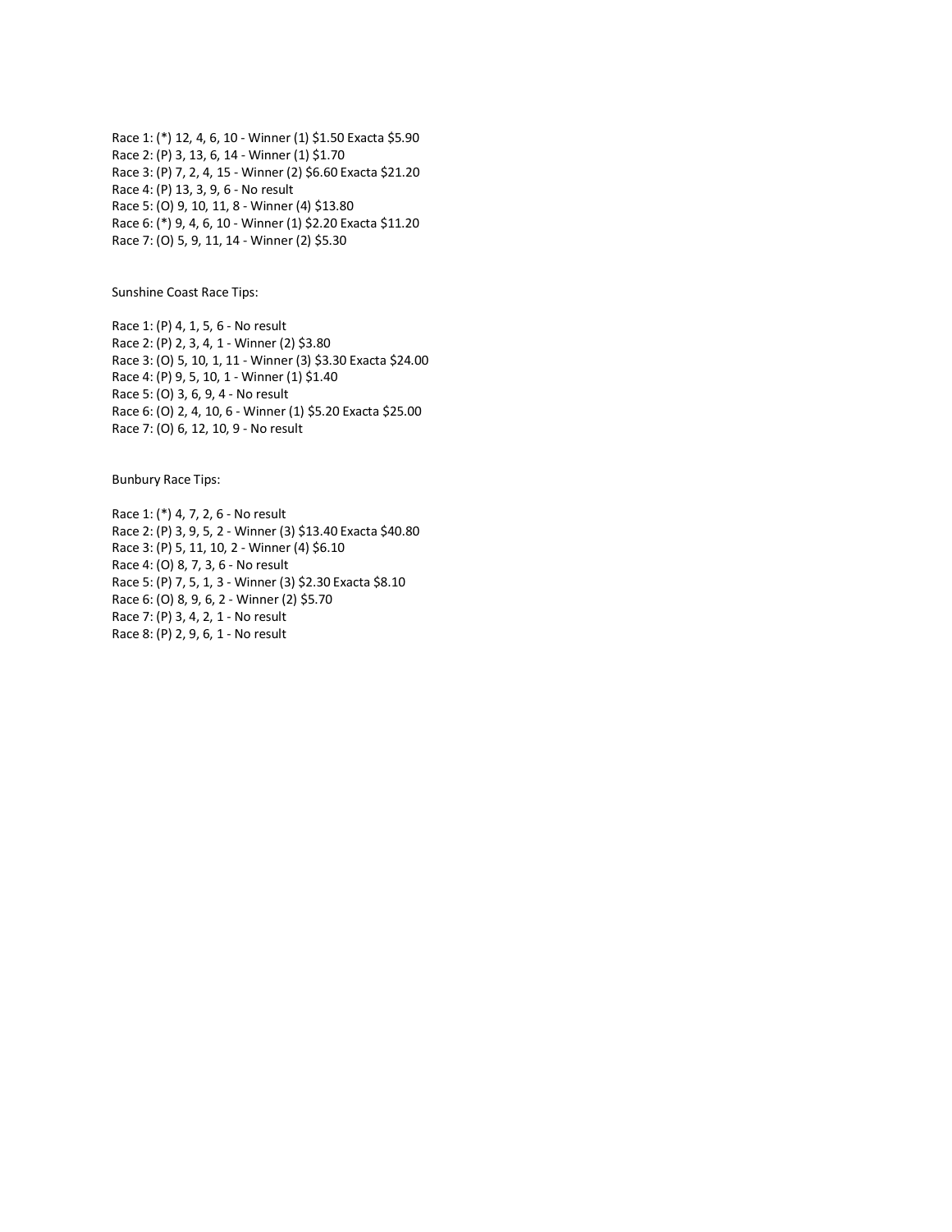Race 1: (*) 12, 4, 6, 10 - Winner (1) $1.50 Exacta $5.90
Race 2: (P) 3, 13, 6, 14 - Winner (1) $1.70
Race 3: (P) 7, 2, 4, 15 - Winner (2) $6.60 Exacta $21.20
Race 4: (P) 13, 3, 9, 6 - No result
Race 5: (O) 9, 10, 11, 8 - Winner (4) $13.80
Race 6: (*) 9, 4, 6, 10 - Winner (1) $2.20 Exacta $11.20
Race 7: (O) 5, 9, 11, 14 - Winner (2) $5.30

Sunshine Coast Race Tips:

Race 1: (P) 4, 1, 5, 6 - No result
Race 2: (P) 2, 3, 4, 1 - Winner (2) $3.80
Race 3: (O) 5, 10, 1, 11 - Winner (3) $3.30 Exacta $24.00
Race 4: (P) 9, 5, 10, 1 - Winner (1) $1.40
Race 5: (O) 3, 6, 9, 4 - No result
Race 6: (O) 2, 4, 10, 6 - Winner (1) $5.20 Exacta $25.00
Race 7: (O) 6, 12, 10, 9 - No result

Bunbury Race Tips:

Race 1: (*) 4, 7, 2, 6 - No result
Race 2: (P) 3, 9, 5, 2 - Winner (3) $13.40 Exacta $40.80
Race 3: (P) 5, 11, 10, 2 - Winner (4) $6.10
Race 4: (O) 8, 7, 3, 6 - No result
Race 5: (P) 7, 5, 1, 3 - Winner (3) $2.30 Exacta $8.10
Race 6: (O) 8, 9, 6, 2 - Winner (2) $5.70
Race 7: (P) 3, 4, 2, 1 - No result
Race 8: (P) 2, 9, 6, 1 - No result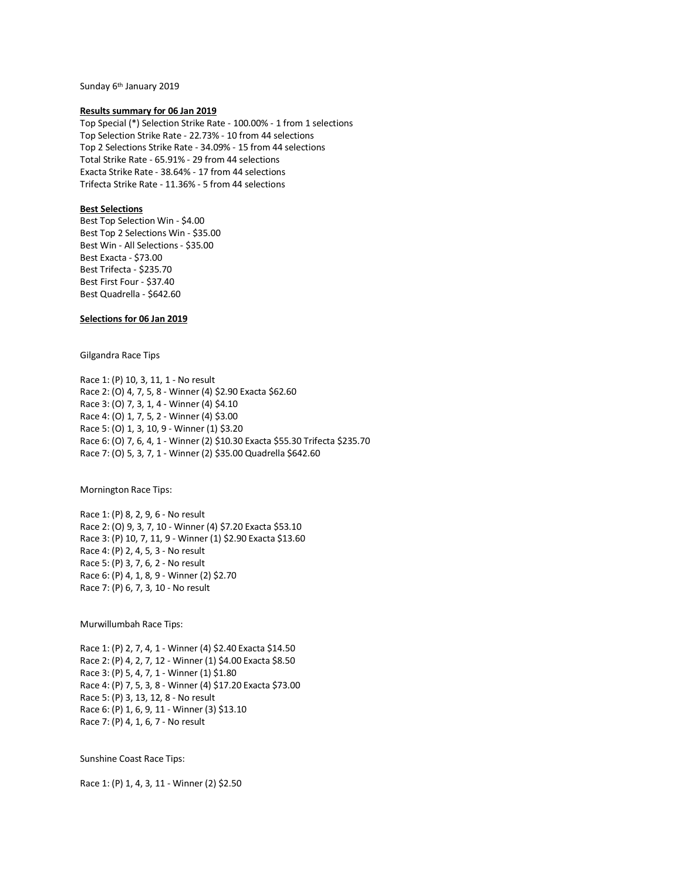Sunday 6th January 2019

**Results summary for 06 Jan 2019**

Top Special (*) Selection Strike Rate - 100.00% - 1 from 1 selections
Top Selection Strike Rate - 22.73% - 10 from 44 selections
Top 2 Selections Strike Rate - 34.09% - 15 from 44 selections
Total Strike Rate - 65.91% - 29 from 44 selections
Exacta Strike Rate - 38.64% - 17 from 44 selections
Trifecta Strike Rate - 11.36% - 5 from 44 selections

**Best Selections**

Best Top Selection Win - $4.00
Best Top 2 Selections Win - $35.00
Best Win - All Selections - $35.00
Best Exacta - $73.00
Best Trifecta - $235.70
Best First Four - $37.40
Best Quadrella - $642.60

**Selections for 06 Jan 2019**

Gilgandra Race Tips

Race 1: (P) 10, 3, 11, 1 - No result
Race 2: (O) 4, 7, 5, 8 - Winner (4) $2.90 Exacta $62.60
Race 3: (O) 7, 3, 1, 4 - Winner (4) $4.10
Race 4: (O) 1, 7, 5, 2 - Winner (4) $3.00
Race 5: (O) 1, 3, 10, 9 - Winner (1) $3.20
Race 6: (O) 7, 6, 4, 1 - Winner (2) $10.30 Exacta $55.30 Trifecta $235.70
Race 7: (O) 5, 3, 7, 1 - Winner (2) $35.00 Quadrella $642.60

Mornington Race Tips:

Race 1: (P) 8, 2, 9, 6 - No result
Race 2: (O) 9, 3, 7, 10 - Winner (4) $7.20 Exacta $53.10
Race 3: (P) 10, 7, 11, 9 - Winner (1) $2.90 Exacta $13.60
Race 4: (P) 2, 4, 5, 3 - No result
Race 5: (P) 3, 7, 6, 2 - No result
Race 6: (P) 4, 1, 8, 9 - Winner (2) $2.70
Race 7: (P) 6, 7, 3, 10 - No result

Murwillumbah Race Tips:

Race 1: (P) 2, 7, 4, 1 - Winner (4) $2.40 Exacta $14.50
Race 2: (P) 4, 2, 7, 12 - Winner (1) $4.00 Exacta $8.50
Race 3: (P) 5, 4, 7, 1 - Winner (1) $1.80
Race 4: (P) 7, 5, 3, 8 - Winner (4) $17.20 Exacta $73.00
Race 5: (P) 3, 13, 12, 8 - No result
Race 6: (P) 1, 6, 9, 11 - Winner (3) $13.10
Race 7: (P) 4, 1, 6, 7 - No result

Sunshine Coast Race Tips:

Race 1: (P) 1, 4, 3, 11 - Winner (2) $2.50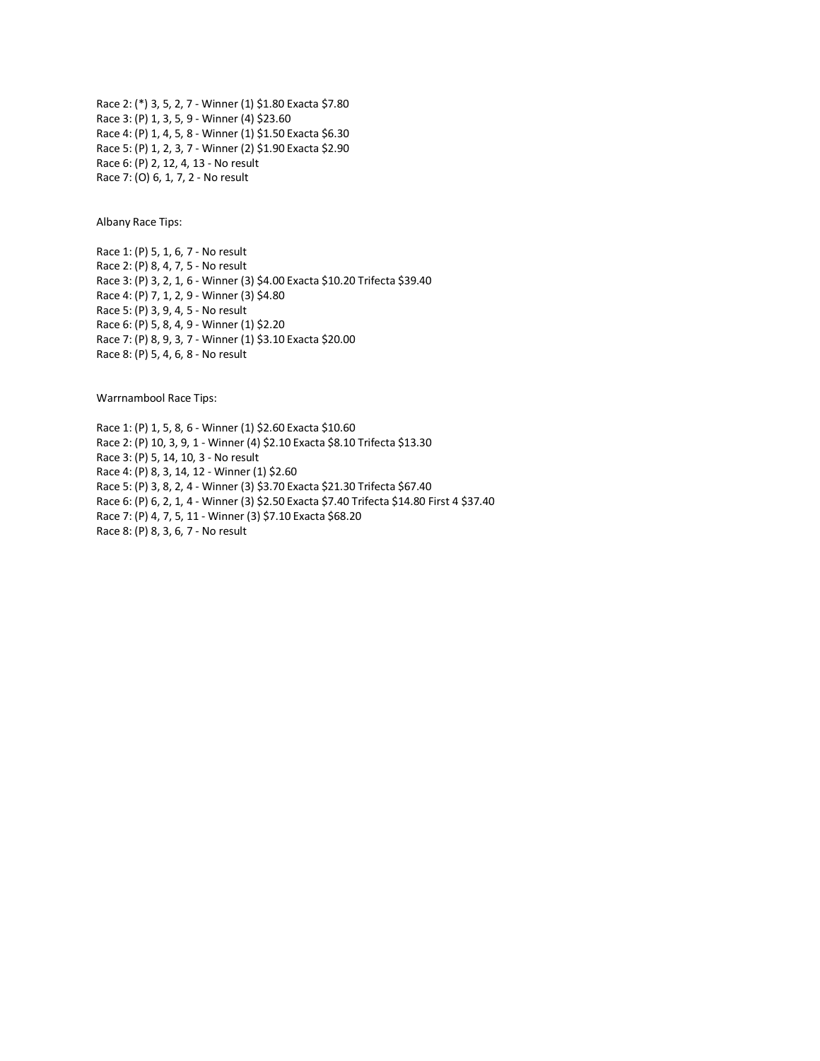Race 2: (*) 3, 5, 2, 7 - Winner (1) $1.80 Exacta $7.80
Race 3: (P) 1, 3, 5, 9 - Winner (4) $23.60
Race 4: (P) 1, 4, 5, 8 - Winner (1) $1.50 Exacta $6.30
Race 5: (P) 1, 2, 3, 7 - Winner (2) $1.90 Exacta $2.90
Race 6: (P) 2, 12, 4, 13 - No result
Race 7: (O) 6, 1, 7, 2 - No result

Albany Race Tips:

Race 1: (P) 5, 1, 6, 7 - No result
Race 2: (P) 8, 4, 7, 5 - No result
Race 3: (P) 3, 2, 1, 6 - Winner (3) $4.00 Exacta $10.20 Trifecta $39.40
Race 4: (P) 7, 1, 2, 9 - Winner (3) $4.80
Race 5: (P) 3, 9, 4, 5 - No result
Race 6: (P) 5, 8, 4, 9 - Winner (1) $2.20
Race 7: (P) 8, 9, 3, 7 - Winner (1) $3.10 Exacta $20.00
Race 8: (P) 5, 4, 6, 8 - No result

Warrnambool Race Tips:

Race 1: (P) 1, 5, 8, 6 - Winner (1) $2.60 Exacta $10.60
Race 2: (P) 10, 3, 9, 1 - Winner (4) $2.10 Exacta $8.10 Trifecta $13.30
Race 3: (P) 5, 14, 10, 3 - No result
Race 4: (P) 8, 3, 14, 12 - Winner (1) $2.60
Race 5: (P) 3, 8, 2, 4 - Winner (3) $3.70 Exacta $21.30 Trifecta $67.40
Race 6: (P) 6, 2, 1, 4 - Winner (3) $2.50 Exacta $7.40 Trifecta $14.80 First 4 $37.40
Race 7: (P) 4, 7, 5, 11 - Winner (3) $7.10 Exacta $68.20
Race 8: (P) 8, 3, 6, 7 - No result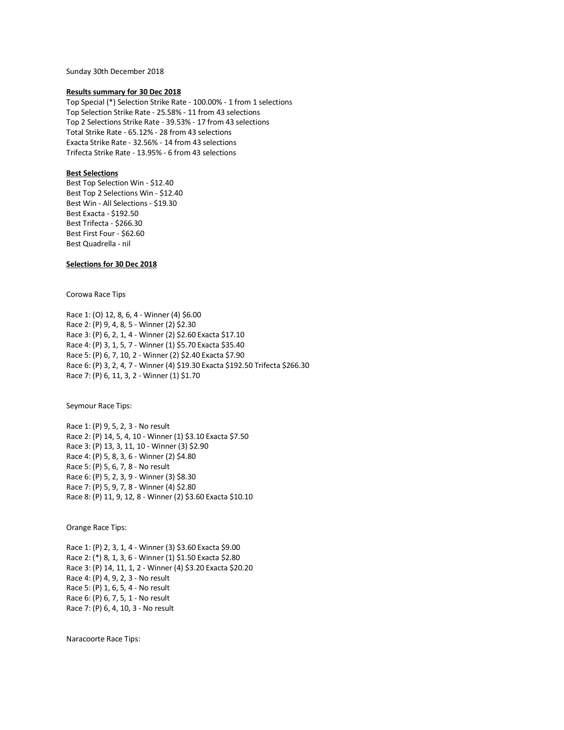Sunday 30th December 2018

**Results summary for 30 Dec 2018**

Top Special (*) Selection Strike Rate - 100.00% - 1 from 1 selections
Top Selection Strike Rate - 25.58% - 11 from 43 selections
Top 2 Selections Strike Rate - 39.53% - 17 from 43 selections
Total Strike Rate - 65.12% - 28 from 43 selections
Exacta Strike Rate - 32.56% - 14 from 43 selections
Trifecta Strike Rate - 13.95% - 6 from 43 selections

**Best Selections**

Best Top Selection Win - $12.40
Best Top 2 Selections Win - $12.40
Best Win - All Selections - $19.30
Best Exacta - $192.50
Best Trifecta - $266.30
Best First Four - $62.60
Best Quadrella - nil

**Selections for 30 Dec 2018**

Corowa Race Tips

Race 1: (O) 12, 8, 6, 4 - Winner (4) $6.00
Race 2: (P) 9, 4, 8, 5 - Winner (2) $2.30
Race 3: (P) 6, 2, 1, 4 - Winner (2) $2.60 Exacta $17.10
Race 4: (P) 3, 1, 5, 7 - Winner (1) $5.70 Exacta $35.40
Race 5: (P) 6, 7, 10, 2 - Winner (2) $2.40 Exacta $7.90
Race 6: (P) 3, 2, 4, 7 - Winner (4) $19.30 Exacta $192.50 Trifecta $266.30
Race 7: (P) 6, 11, 3, 2 - Winner (1) $1.70

Seymour Race Tips:

Race 1: (P) 9, 5, 2, 3 - No result
Race 2: (P) 14, 5, 4, 10 - Winner (1) $3.10 Exacta $7.50
Race 3: (P) 13, 3, 11, 10 - Winner (3) $2.90
Race 4: (P) 5, 8, 3, 6 - Winner (2) $4.80
Race 5: (P) 5, 6, 7, 8 - No result
Race 6: (P) 5, 2, 3, 9 - Winner (3) $8.30
Race 7: (P) 5, 9, 7, 8 - Winner (4) $2.80
Race 8: (P) 11, 9, 12, 8 - Winner (2) $3.60 Exacta $10.10

Orange Race Tips:

Race 1: (P) 2, 3, 1, 4 - Winner (3) $3.60 Exacta $9.00
Race 2: (*) 8, 1, 3, 6 - Winner (1) $1.50 Exacta $2.80
Race 3: (P) 14, 11, 1, 2 - Winner (4) $3.20 Exacta $20.20
Race 4: (P) 4, 9, 2, 3 - No result
Race 5: (P) 1, 6, 5, 4 - No result
Race 6: (P) 6, 7, 5, 1 - No result
Race 7: (P) 6, 4, 10, 3 - No result

Naracoorte Race Tips: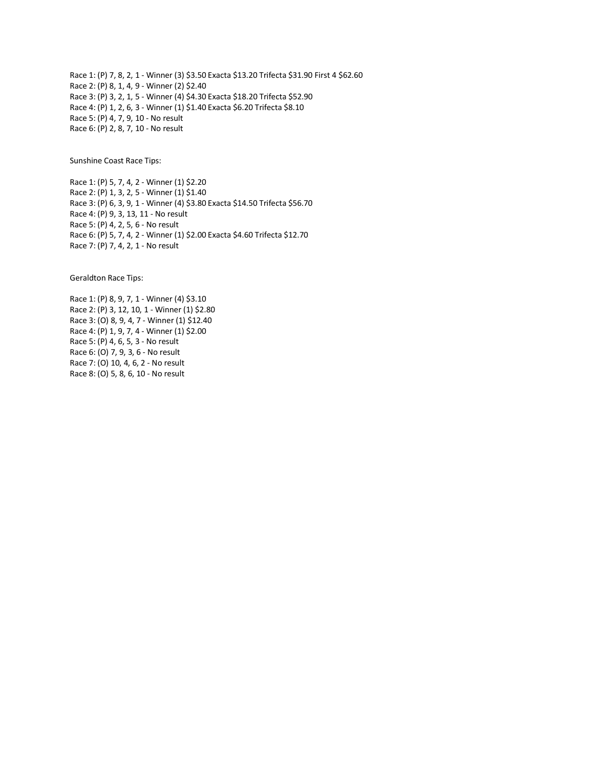Race 1: (P) 7, 8, 2, 1 - Winner (3) $3.50 Exacta $13.20 Trifecta $31.90 First 4 $62.60
Race 2: (P) 8, 1, 4, 9 - Winner (2) $2.40
Race 3: (P) 3, 2, 1, 5 - Winner (4) $4.30 Exacta $18.20 Trifecta $52.90
Race 4: (P) 1, 2, 6, 3 - Winner (1) $1.40 Exacta $6.20 Trifecta $8.10
Race 5: (P) 4, 7, 9, 10 - No result
Race 6: (P) 2, 8, 7, 10 - No result

Sunshine Coast Race Tips:

Race 1: (P) 5, 7, 4, 2 - Winner (1) $2.20
Race 2: (P) 1, 3, 2, 5 - Winner (1) $1.40
Race 3: (P) 6, 3, 9, 1 - Winner (4) $3.80 Exacta $14.50 Trifecta $56.70
Race 4: (P) 9, 3, 13, 11 - No result
Race 5: (P) 4, 2, 5, 6 - No result
Race 6: (P) 5, 7, 4, 2 - Winner (1) $2.00 Exacta $4.60 Trifecta $12.70
Race 7: (P) 7, 4, 2, 1 - No result

Geraldton Race Tips:

Race 1: (P) 8, 9, 7, 1 - Winner (4) $3.10
Race 2: (P) 3, 12, 10, 1 - Winner (1) $2.80
Race 3: (O) 8, 9, 4, 7 - Winner (1) $12.40
Race 4: (P) 1, 9, 7, 4 - Winner (1) $2.00
Race 5: (P) 4, 6, 5, 3 - No result
Race 6: (O) 7, 9, 3, 6 - No result
Race 7: (O) 10, 4, 6, 2 - No result
Race 8: (O) 5, 8, 6, 10 - No result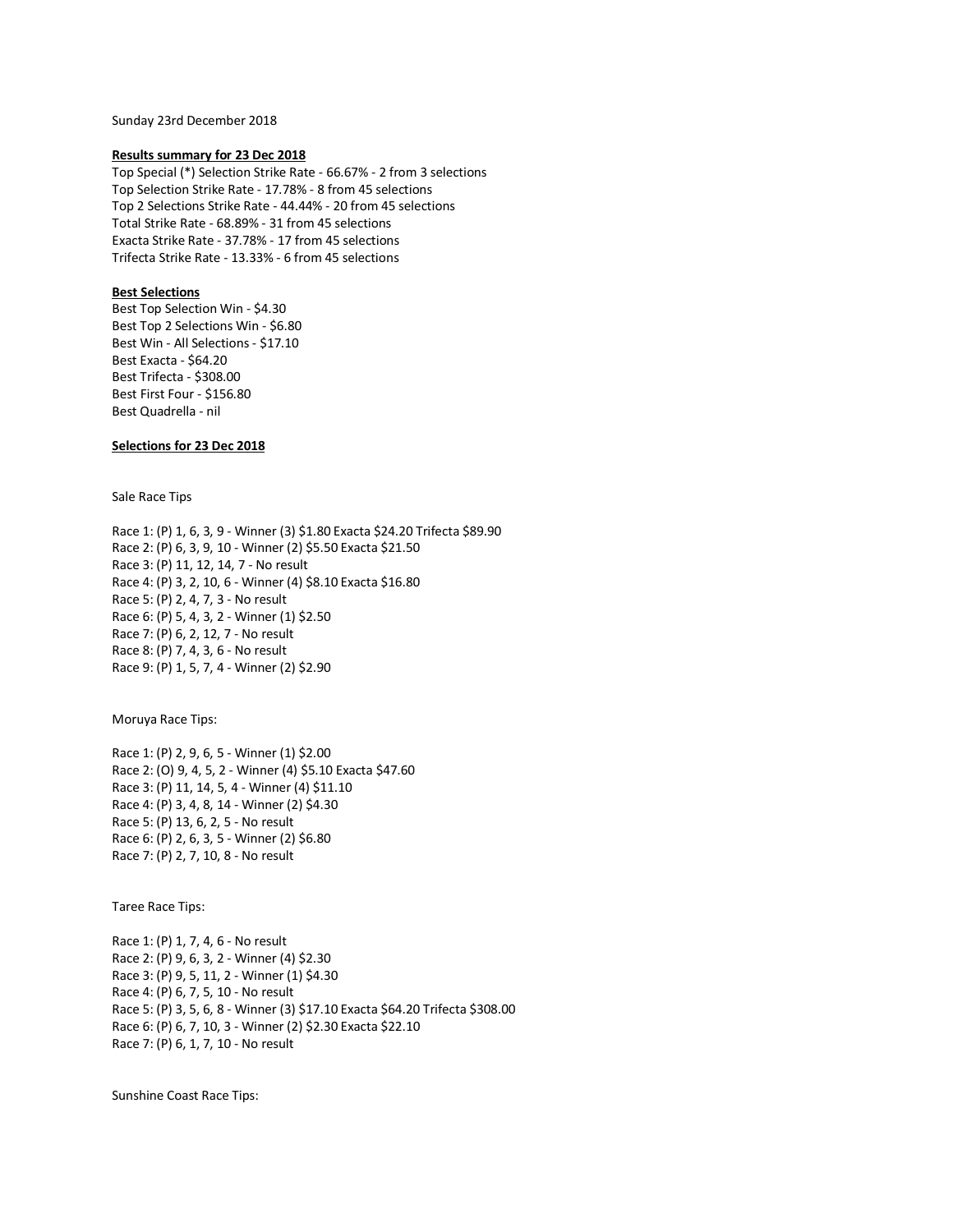Sunday 23rd December 2018

**Results summary for 23 Dec 2018**

Top Special (*) Selection Strike Rate - 66.67% - 2 from 3 selections
Top Selection Strike Rate - 17.78% - 8 from 45 selections
Top 2 Selections Strike Rate - 44.44% - 20 from 45 selections
Total Strike Rate - 68.89% - 31 from 45 selections
Exacta Strike Rate - 37.78% - 17 from 45 selections
Trifecta Strike Rate - 13.33% - 6 from 45 selections

**Best Selections**

Best Top Selection Win - $4.30
Best Top 2 Selections Win - $6.80
Best Win - All Selections - $17.10
Best Exacta - $64.20
Best Trifecta - $308.00
Best First Four - $156.80
Best Quadrella - nil

**Selections for 23 Dec 2018**

Sale Race Tips

Race 1: (P) 1, 6, 3, 9 - Winner (3) $1.80 Exacta $24.20 Trifecta $89.90
Race 2: (P) 6, 3, 9, 10 - Winner (2) $5.50 Exacta $21.50
Race 3: (P) 11, 12, 14, 7 - No result
Race 4: (P) 3, 2, 10, 6 - Winner (4) $8.10 Exacta $16.80
Race 5: (P) 2, 4, 7, 3 - No result
Race 6: (P) 5, 4, 3, 2 - Winner (1) $2.50
Race 7: (P) 6, 2, 12, 7 - No result
Race 8: (P) 7, 4, 3, 6 - No result
Race 9: (P) 1, 5, 7, 4 - Winner (2) $2.90

Moruya Race Tips:

Race 1: (P) 2, 9, 6, 5 - Winner (1) $2.00
Race 2: (O) 9, 4, 5, 2 - Winner (4) $5.10 Exacta $47.60
Race 3: (P) 11, 14, 5, 4 - Winner (4) $11.10
Race 4: (P) 3, 4, 8, 14 - Winner (2) $4.30
Race 5: (P) 13, 6, 2, 5 - No result
Race 6: (P) 2, 6, 3, 5 - Winner (2) $6.80
Race 7: (P) 2, 7, 10, 8 - No result

Taree Race Tips:

Race 1: (P) 1, 7, 4, 6 - No result
Race 2: (P) 9, 6, 3, 2 - Winner (4) $2.30
Race 3: (P) 9, 5, 11, 2 - Winner (1) $4.30
Race 4: (P) 6, 7, 5, 10 - No result
Race 5: (P) 3, 5, 6, 8 - Winner (3) $17.10 Exacta $64.20 Trifecta $308.00
Race 6: (P) 6, 7, 10, 3 - Winner (2) $2.30 Exacta $22.10
Race 7: (P) 6, 1, 7, 10 - No result

Sunshine Coast Race Tips: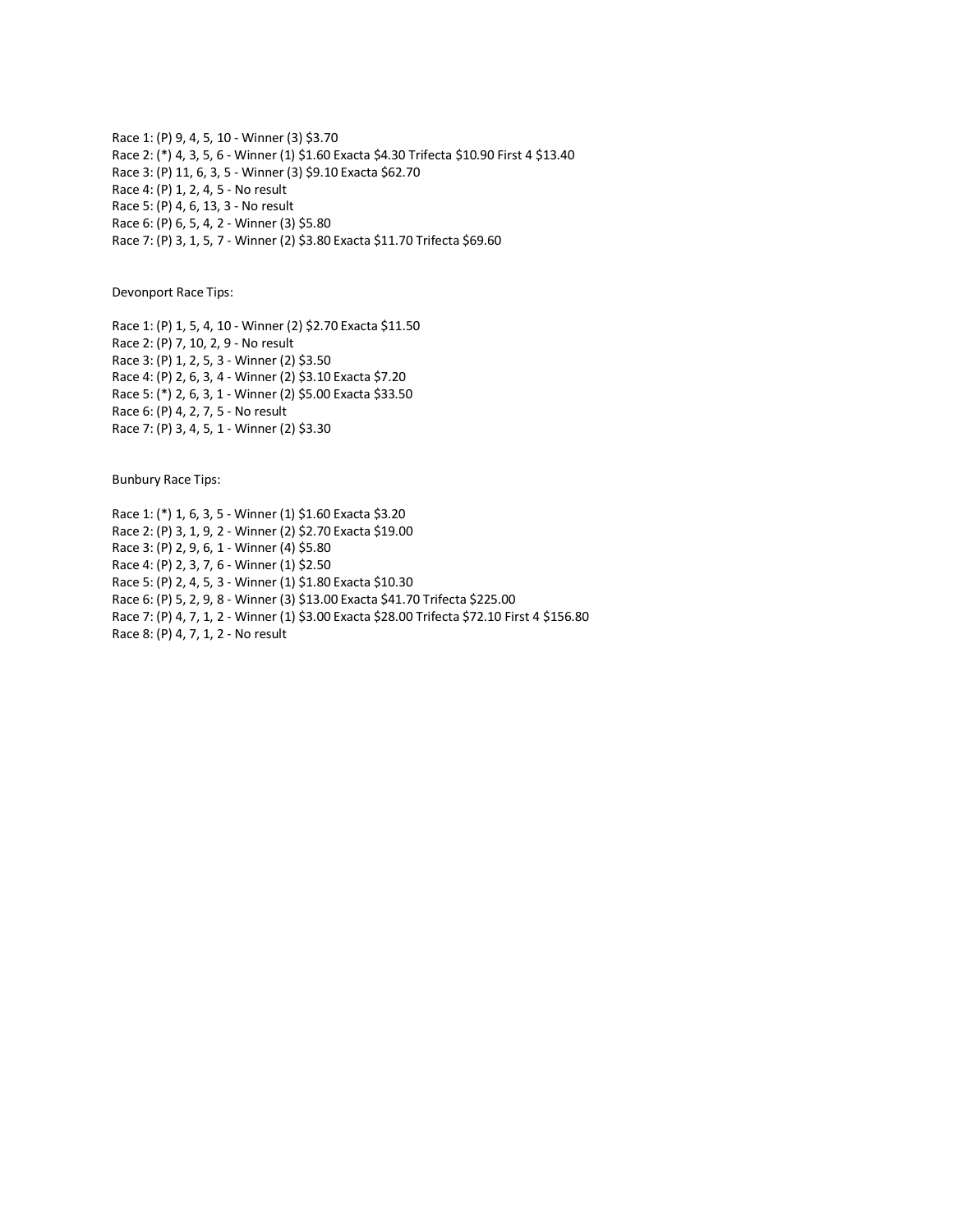Race 1: (P) 9, 4, 5, 10 - Winner (3) $3.70
Race 2: (*) 4, 3, 5, 6 - Winner (1) $1.60 Exacta $4.30 Trifecta $10.90 First 4 $13.40
Race 3: (P) 11, 6, 3, 5 - Winner (3) $9.10 Exacta $62.70
Race 4: (P) 1, 2, 4, 5 - No result
Race 5: (P) 4, 6, 13, 3 - No result
Race 6: (P) 6, 5, 4, 2 - Winner (3) $5.80
Race 7: (P) 3, 1, 5, 7 - Winner (2) $3.80 Exacta $11.70 Trifecta $69.60

Devonport Race Tips:

Race 1: (P) 1, 5, 4, 10 - Winner (2) $2.70 Exacta $11.50
Race 2: (P) 7, 10, 2, 9 - No result
Race 3: (P) 1, 2, 5, 3 - Winner (2) $3.50
Race 4: (P) 2, 6, 3, 4 - Winner (2) $3.10 Exacta $7.20
Race 5: (*) 2, 6, 3, 1 - Winner (2) $5.00 Exacta $33.50
Race 6: (P) 4, 2, 7, 5 - No result
Race 7: (P) 3, 4, 5, 1 - Winner (2) $3.30

Bunbury Race Tips:

Race 1: (*) 1, 6, 3, 5 - Winner (1) $1.60 Exacta $3.20
Race 2: (P) 3, 1, 9, 2 - Winner (2) $2.70 Exacta $19.00
Race 3: (P) 2, 9, 6, 1 - Winner (4) $5.80
Race 4: (P) 2, 3, 7, 6 - Winner (1) $2.50
Race 5: (P) 2, 4, 5, 3 - Winner (1) $1.80 Exacta $10.30
Race 6: (P) 5, 2, 9, 8 - Winner (3) $13.00 Exacta $41.70 Trifecta $225.00
Race 7: (P) 4, 7, 1, 2 - Winner (1) $3.00 Exacta $28.00 Trifecta $72.10 First 4 $156.80
Race 8: (P) 4, 7, 1, 2 - No result